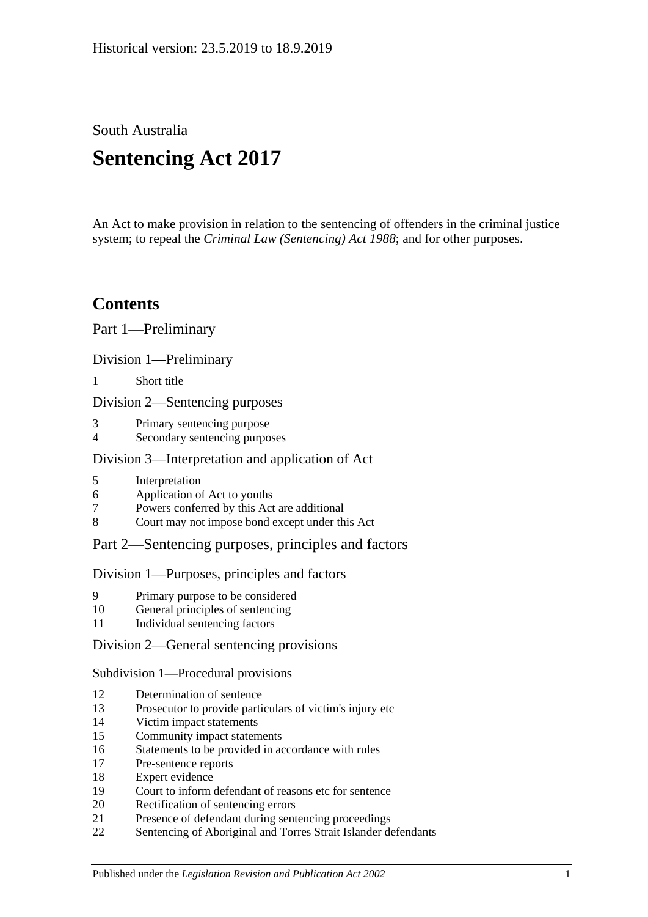Historical version: 23.5.2019 to 18.9.2019

South Australia

# Sentencing Act 2017

An Act to make provision in relation to the sentencing of offenders in the criminal justice system; to repeal the *Criminal Law (Sentencing) Act 1988*; and for other purposes.

---

## Contents

Part 1—Preliminary

Division 1—Preliminary

1 Short title

Division 2—Sentencing purposes

3 Primary sentencing purpose
4 Secondary sentencing purposes

Division 3—Interpretation and application of Act

5 Interpretation
6 Application of Act to youths
7 Powers conferred by this Act are additional
8 Court may not impose bond except under this Act

Part 2—Sentencing purposes, principles and factors

Division 1—Purposes, principles and factors

9 Primary purpose to be considered
10 General principles of sentencing
11 Individual sentencing factors

Division 2—General sentencing provisions

Subdivision 1—Procedural provisions

12 Determination of sentence
13 Prosecutor to provide particulars of victim's injury etc
14 Victim impact statements
15 Community impact statements
16 Statements to be provided in accordance with rules
17 Pre-sentence reports
18 Expert evidence
19 Court to inform defendant of reasons etc for sentence
20 Rectification of sentencing errors
21 Presence of defendant during sentencing proceedings
22 Sentencing of Aboriginal and Torres Strait Islander defendants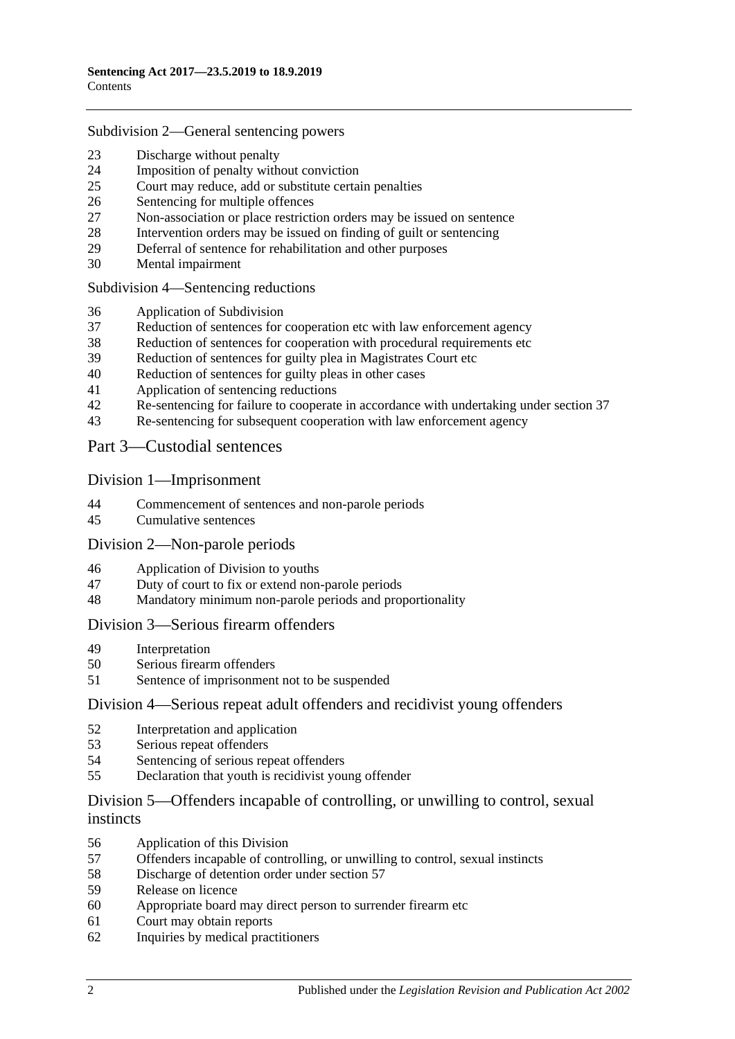Subdivision 2—General sentencing powers

23 Discharge without penalty
24 Imposition of penalty without conviction
25 Court may reduce, add or substitute certain penalties
26 Sentencing for multiple offences
27 Non-association or place restriction orders may be issued on sentence
28 Intervention orders may be issued on finding of guilt or sentencing
29 Deferral of sentence for rehabilitation and other purposes
30 Mental impairment

Subdivision 4—Sentencing reductions

36 Application of Subdivision
37 Reduction of sentences for cooperation etc with law enforcement agency
38 Reduction of sentences for cooperation with procedural requirements etc
39 Reduction of sentences for guilty plea in Magistrates Court etc
40 Reduction of sentences for guilty pleas in other cases
41 Application of sentencing reductions
42 Re-sentencing for failure to cooperate in accordance with undertaking under section 37
43 Re-sentencing for subsequent cooperation with law enforcement agency

## Part 3—Custodial sentences

### Division 1—Imprisonment

44 Commencement of sentences and non-parole periods
45 Cumulative sentences

### Division 2—Non-parole periods

46 Application of Division to youths
47 Duty of court to fix or extend non-parole periods
48 Mandatory minimum non-parole periods and proportionality

### Division 3—Serious firearm offenders

49 Interpretation
50 Serious firearm offenders
51 Sentence of imprisonment not to be suspended

### Division 4—Serious repeat adult offenders and recidivist young offenders

52 Interpretation and application
53 Serious repeat offenders
54 Sentencing of serious repeat offenders
55 Declaration that youth is recidivist young offender

### Division 5—Offenders incapable of controlling, or unwilling to control, sexual instincts

56 Application of this Division
57 Offenders incapable of controlling, or unwilling to control, sexual instincts
58 Discharge of detention order under section 57
59 Release on licence
60 Appropriate board may direct person to surrender firearm etc
61 Court may obtain reports
62 Inquiries by medical practitioners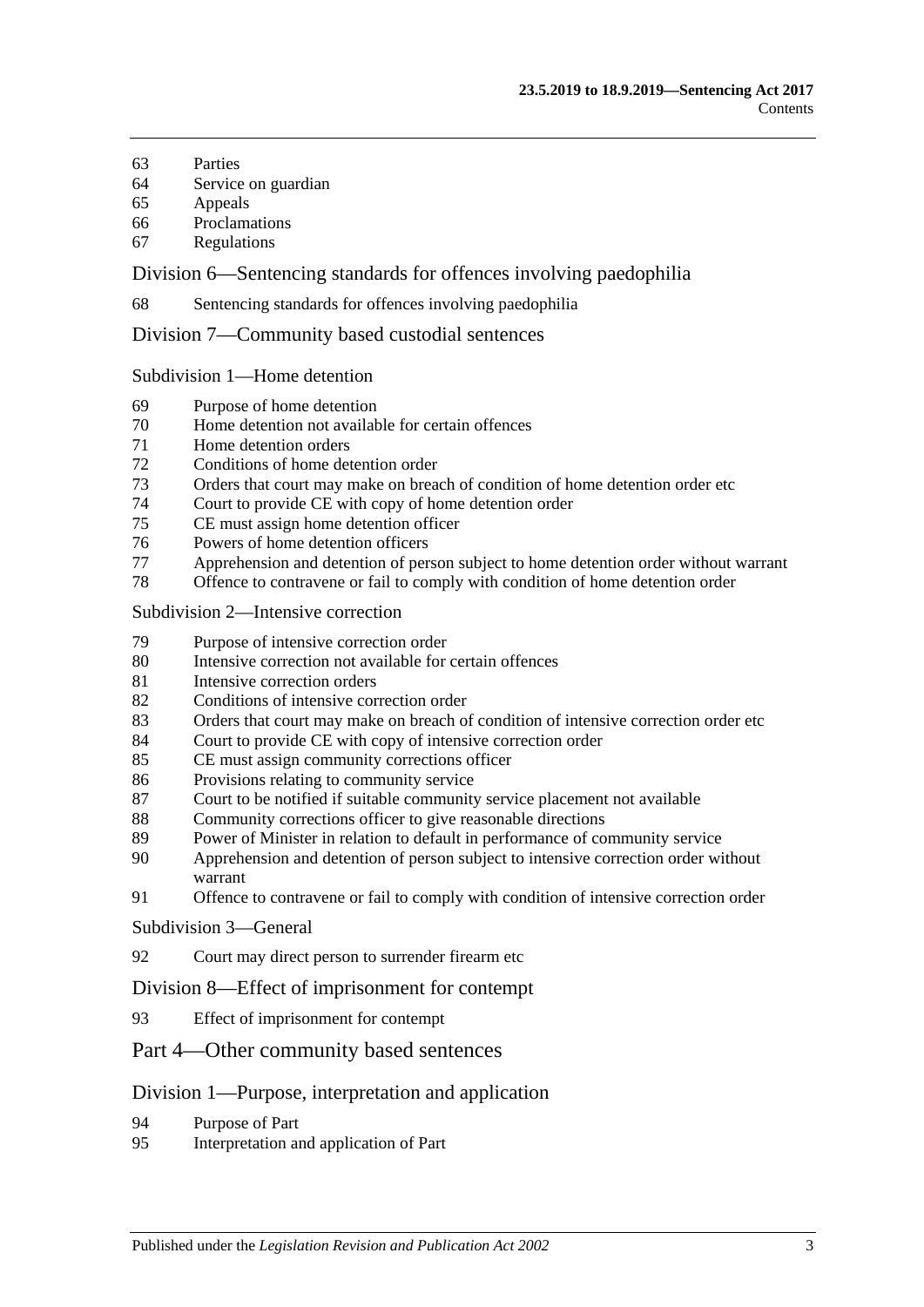63 Parties
64 Service on guardian
65 Appeals
66 Proclamations
67 Regulations

## Division 6—Sentencing standards for offences involving paedophilia

68 Sentencing standards for offences involving paedophilia

## Division 7—Community based custodial sentences

### Subdivision 1—Home detention

69 Purpose of home detention
70 Home detention not available for certain offences
71 Home detention orders
72 Conditions of home detention order
73 Orders that court may make on breach of condition of home detention order etc
74 Court to provide CE with copy of home detention order
75 CE must assign home detention officer
76 Powers of home detention officers
77 Apprehension and detention of person subject to home detention order without warrant
78 Offence to contravene or fail to comply with condition of home detention order

### Subdivision 2—Intensive correction

79 Purpose of intensive correction order
80 Intensive correction not available for certain offences
81 Intensive correction orders
82 Conditions of intensive correction order
83 Orders that court may make on breach of condition of intensive correction order etc
84 Court to provide CE with copy of intensive correction order
85 CE must assign community corrections officer
86 Provisions relating to community service
87 Court to be notified if suitable community service placement not available
88 Community corrections officer to give reasonable directions
89 Power of Minister in relation to default in performance of community service
90 Apprehension and detention of person subject to intensive correction order without warrant
91 Offence to contravene or fail to comply with condition of intensive correction order

### Subdivision 3—General

92 Court may direct person to surrender firearm etc

## Division 8—Effect of imprisonment for contempt

93 Effect of imprisonment for contempt

# Part 4—Other community based sentences

## Division 1—Purpose, interpretation and application

94 Purpose of Part
95 Interpretation and application of Part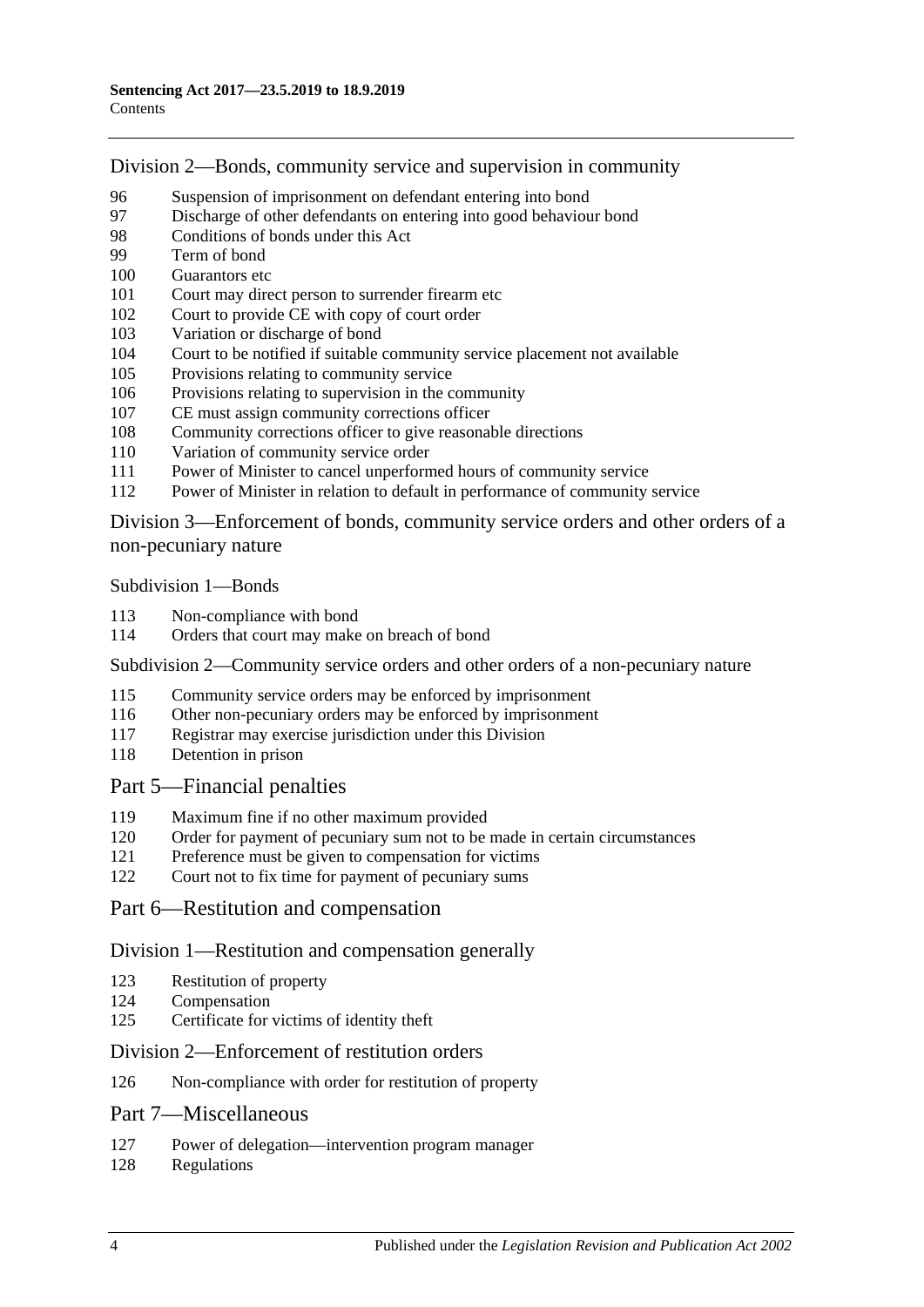## Division 2—Bonds, community service and supervision in community

96 Suspension of imprisonment on defendant entering into bond
97 Discharge of other defendants on entering into good behaviour bond
98 Conditions of bonds under this Act
99 Term of bond
100 Guarantors etc
101 Court may direct person to surrender firearm etc
102 Court to provide CE with copy of court order
103 Variation or discharge of bond
104 Court to be notified if suitable community service placement not available
105 Provisions relating to community service
106 Provisions relating to supervision in the community
107 CE must assign community corrections officer
108 Community corrections officer to give reasonable directions
110 Variation of community service order
111 Power of Minister to cancel unperformed hours of community service
112 Power of Minister in relation to default in performance of community service

## Division 3—Enforcement of bonds, community service orders and other orders of a non-pecuniary nature

### Subdivision 1—Bonds

113 Non-compliance with bond
114 Orders that court may make on breach of bond

### Subdivision 2—Community service orders and other orders of a non-pecuniary nature

115 Community service orders may be enforced by imprisonment
116 Other non-pecuniary orders may be enforced by imprisonment
117 Registrar may exercise jurisdiction under this Division
118 Detention in prison

# Part 5—Financial penalties

119 Maximum fine if no other maximum provided
120 Order for payment of pecuniary sum not to be made in certain circumstances
121 Preference must be given to compensation for victims
122 Court not to fix time for payment of pecuniary sums

# Part 6—Restitution and compensation

## Division 1—Restitution and compensation generally

123 Restitution of property
124 Compensation
125 Certificate for victims of identity theft

## Division 2—Enforcement of restitution orders

126 Non-compliance with order for restitution of property

# Part 7—Miscellaneous

127 Power of delegation—intervention program manager
128 Regulations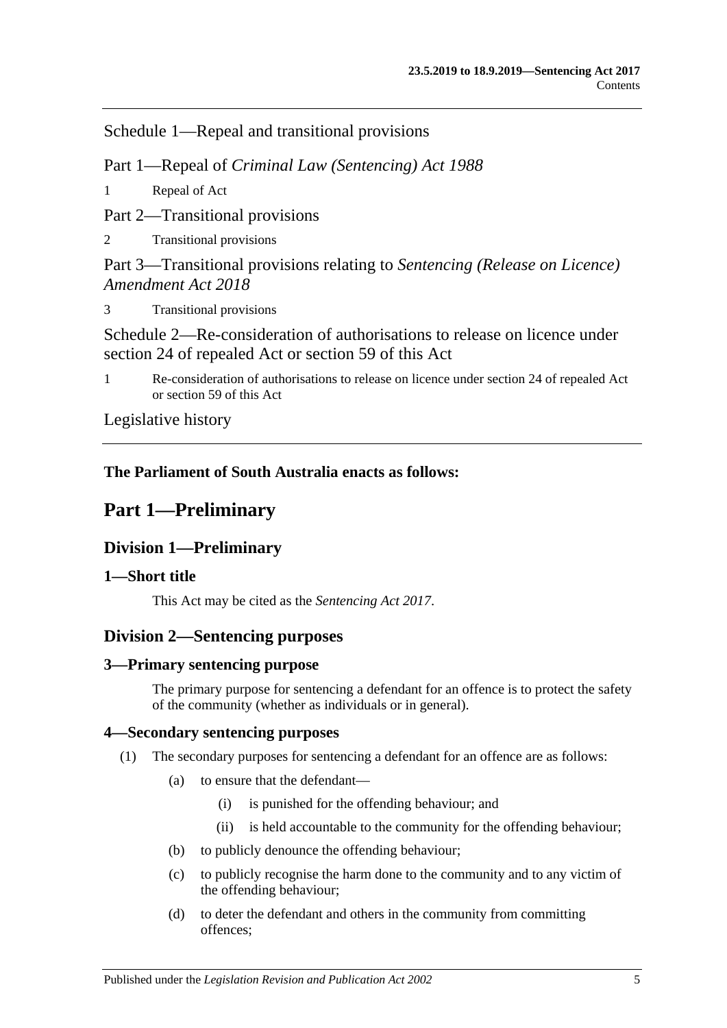Schedule 1—Repeal and transitional provisions

Part 1—Repeal of *Criminal Law (Sentencing) Act 1988*

1 Repeal of Act

Part 2—Transitional provisions

2 Transitional provisions

Part 3—Transitional provisions relating to *Sentencing (Release on Licence) Amendment Act 2018*

3 Transitional provisions

Schedule 2—Re-consideration of authorisations to release on licence under section 24 of repealed Act or section 59 of this Act

1 Re-consideration of authorisations to release on licence under section 24 of repealed Act or section 59 of this Act

Legislative history

**The Parliament of South Australia enacts as follows:**

# Part 1—Preliminary

## Division 1—Preliminary

### 1—Short title

This Act may be cited as the *Sentencing Act 2017*.

## Division 2—Sentencing purposes

### 3—Primary sentencing purpose

The primary purpose for sentencing a defendant for an offence is to protect the safety of the community (whether as individuals or in general).

### 4—Secondary sentencing purposes

(1) The secondary purposes for sentencing a defendant for an offence are as follows:

(a) to ensure that the defendant—

(i) is punished for the offending behaviour; and

(ii) is held accountable to the community for the offending behaviour;

(b) to publicly denounce the offending behaviour;

(c) to publicly recognise the harm done to the community and to any victim of the offending behaviour;

(d) to deter the defendant and others in the community from committing offences;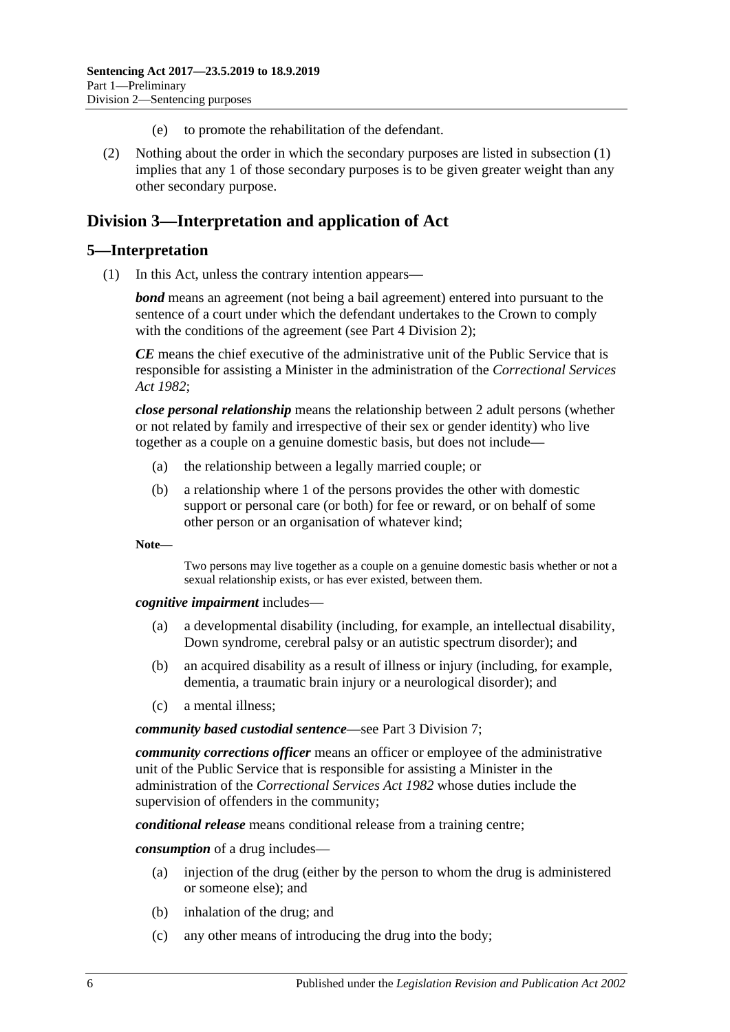(e) to promote the rehabilitation of the defendant.

(2) Nothing about the order in which the secondary purposes are listed in subsection (1) implies that any 1 of those secondary purposes is to be given greater weight than any other secondary purpose.

## Division 3—Interpretation and application of Act

### 5—Interpretation

(1) In this Act, unless the contrary intention appears—

***bond*** means an agreement (not being a bail agreement) entered into pursuant to the sentence of a court under which the defendant undertakes to the Crown to comply with the conditions of the agreement (see Part 4 Division 2);

***CE*** means the chief executive of the administrative unit of the Public Service that is responsible for assisting a Minister in the administration of the *Correctional Services Act 1982*;

***close personal relationship*** means the relationship between 2 adult persons (whether or not related by family and irrespective of their sex or gender identity) who live together as a couple on a genuine domestic basis, but does not include—

(a) the relationship between a legally married couple; or

(b) a relationship where 1 of the persons provides the other with domestic support or personal care (or both) for fee or reward, or on behalf of some other person or an organisation of whatever kind;

**Note—**

Two persons may live together as a couple on a genuine domestic basis whether or not a sexual relationship exists, or has ever existed, between them.

***cognitive impairment*** includes—

(a) a developmental disability (including, for example, an intellectual disability, Down syndrome, cerebral palsy or an autistic spectrum disorder); and

(b) an acquired disability as a result of illness or injury (including, for example, dementia, a traumatic brain injury or a neurological disorder); and

(c) a mental illness;

***community based custodial sentence***—see Part 3 Division 7;

***community corrections officer*** means an officer or employee of the administrative unit of the Public Service that is responsible for assisting a Minister in the administration of the *Correctional Services Act 1982* whose duties include the supervision of offenders in the community;

***conditional release*** means conditional release from a training centre;

***consumption*** of a drug includes—

(a) injection of the drug (either by the person to whom the drug is administered or someone else); and

(b) inhalation of the drug; and

(c) any other means of introducing the drug into the body;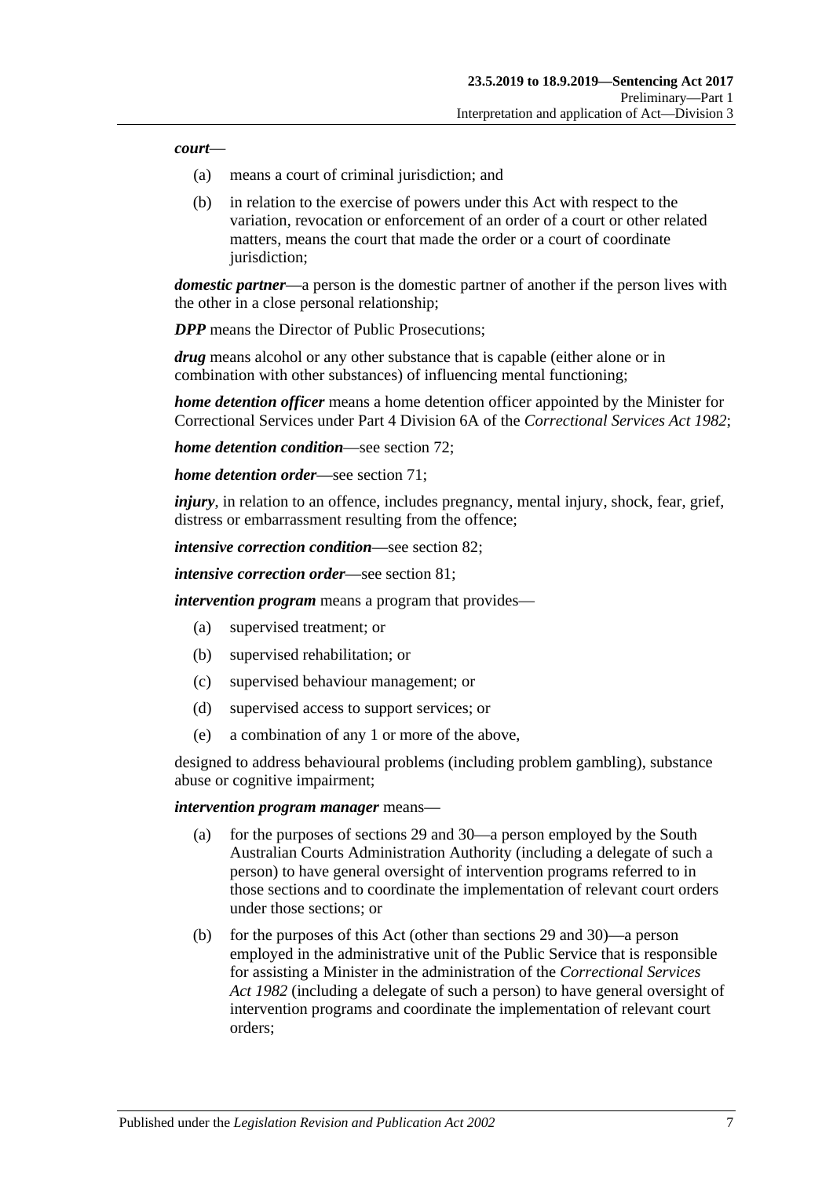***court***—

(a) means a court of criminal jurisdiction; and

(b) in relation to the exercise of powers under this Act with respect to the variation, revocation or enforcement of an order of a court or other related matters, means the court that made the order or a court of coordinate jurisdiction;

***domestic partner***—a person is the domestic partner of another if the person lives with the other in a close personal relationship;

***DPP*** means the Director of Public Prosecutions;

***drug*** means alcohol or any other substance that is capable (either alone or in combination with other substances) of influencing mental functioning;

***home detention officer*** means a home detention officer appointed by the Minister for Correctional Services under Part 4 Division 6A of the *Correctional Services Act 1982*;

***home detention condition***—see section 72;

***home detention order***—see section 71;

***injury***, in relation to an offence, includes pregnancy, mental injury, shock, fear, grief, distress or embarrassment resulting from the offence;

***intensive correction condition***—see section 82;

***intensive correction order***—see section 81;

***intervention program*** means a program that provides—

(a) supervised treatment; or

(b) supervised rehabilitation; or

(c) supervised behaviour management; or

(d) supervised access to support services; or

(e) a combination of any 1 or more of the above,

designed to address behavioural problems (including problem gambling), substance abuse or cognitive impairment;

***intervention program manager*** means—

(a) for the purposes of sections 29 and 30—a person employed by the South Australian Courts Administration Authority (including a delegate of such a person) to have general oversight of intervention programs referred to in those sections and to coordinate the implementation of relevant court orders under those sections; or

(b) for the purposes of this Act (other than sections 29 and 30)—a person employed in the administrative unit of the Public Service that is responsible for assisting a Minister in the administration of the *Correctional Services Act 1982* (including a delegate of such a person) to have general oversight of intervention programs and coordinate the implementation of relevant court orders;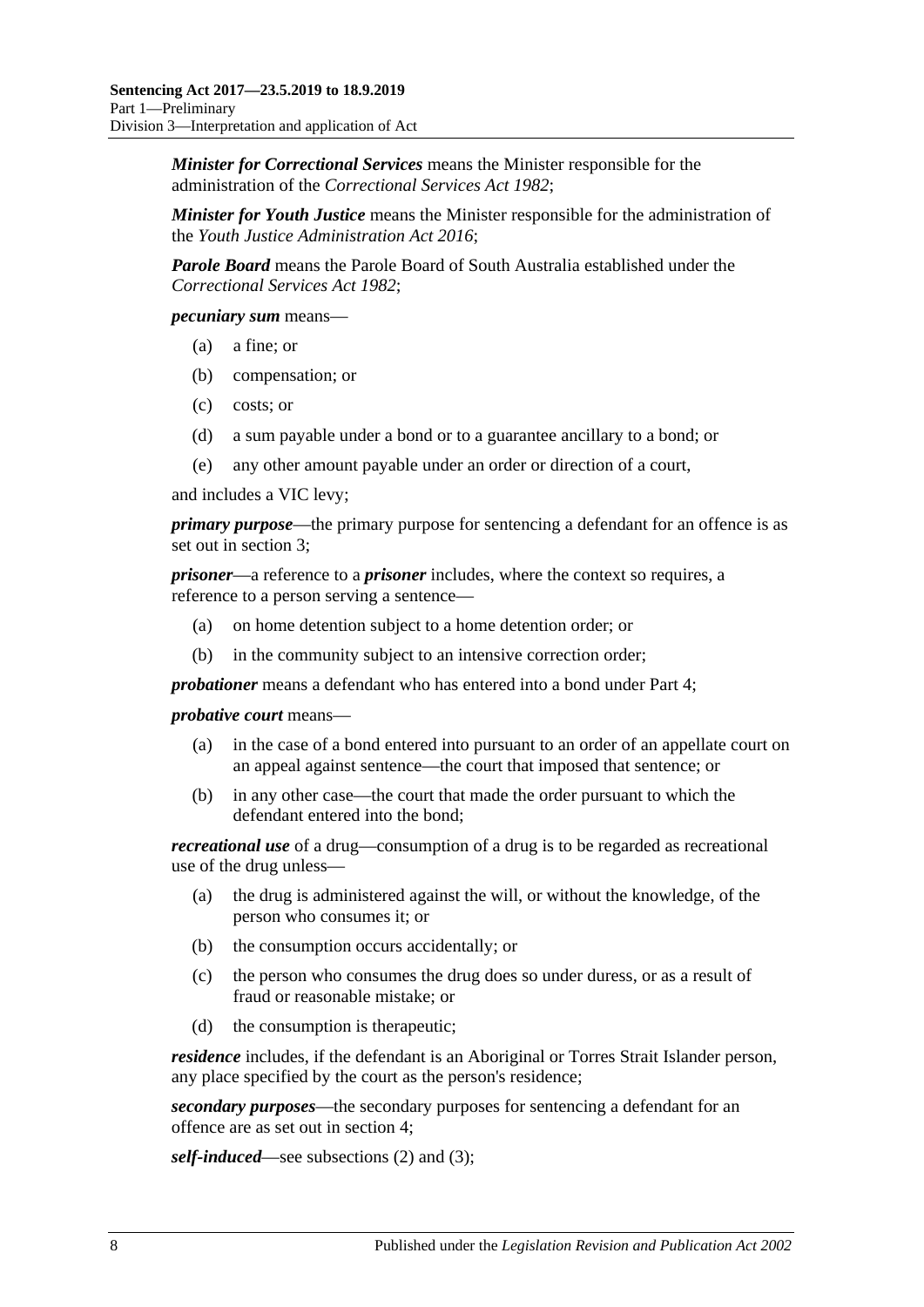***Minister for Correctional Services*** means the Minister responsible for the administration of the *Correctional Services Act 1982*;

***Minister for Youth Justice*** means the Minister responsible for the administration of the *Youth Justice Administration Act 2016*;

***Parole Board*** means the Parole Board of South Australia established under the *Correctional Services Act 1982*;

***pecuniary sum*** means—

- (a) a fine; or
- (b) compensation; or
- (c) costs; or
- (d) a sum payable under a bond or to a guarantee ancillary to a bond; or
- (e) any other amount payable under an order or direction of a court,

and includes a VIC levy;

***primary purpose***—the primary purpose for sentencing a defendant for an offence is as set out in section 3;

***prisoner***—a reference to a ***prisoner*** includes, where the context so requires, a reference to a person serving a sentence—

- (a) on home detention subject to a home detention order; or
- (b) in the community subject to an intensive correction order;

***probationer*** means a defendant who has entered into a bond under Part 4;

***probative court*** means—

- (a) in the case of a bond entered into pursuant to an order of an appellate court on an appeal against sentence—the court that imposed that sentence; or
- (b) in any other case—the court that made the order pursuant to which the defendant entered into the bond;

***recreational use*** of a drug—consumption of a drug is to be regarded as recreational use of the drug unless—

- (a) the drug is administered against the will, or without the knowledge, of the person who consumes it; or
- (b) the consumption occurs accidentally; or
- (c) the person who consumes the drug does so under duress, or as a result of fraud or reasonable mistake; or
- (d) the consumption is therapeutic;

***residence*** includes, if the defendant is an Aboriginal or Torres Strait Islander person, any place specified by the court as the person's residence;

***secondary purposes***—the secondary purposes for sentencing a defendant for an offence are as set out in section 4;

***self-induced***—see subsections (2) and (3);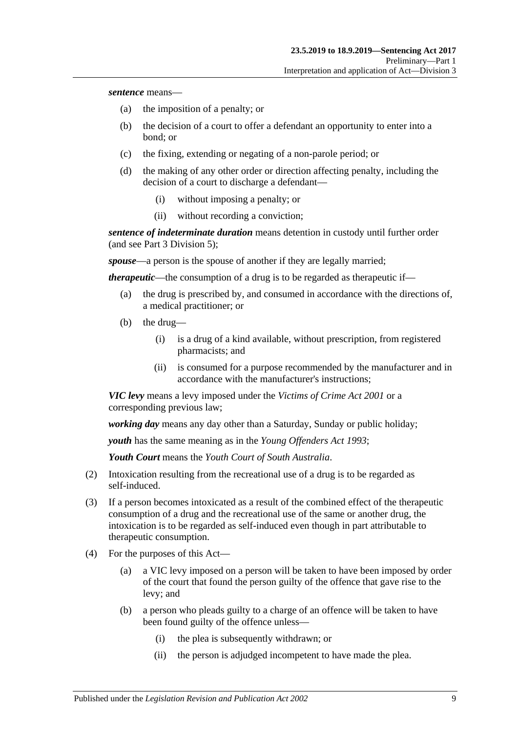***sentence*** means—

- (a) the imposition of a penalty; or
- (b) the decision of a court to offer a defendant an opportunity to enter into a bond; or
- (c) the fixing, extending or negating of a non-parole period; or
- (d) the making of any other order or direction affecting penalty, including the decision of a court to discharge a defendant—
    - (i) without imposing a penalty; or
    - (ii) without recording a conviction;

***sentence of indeterminate duration*** means detention in custody until further order (and see Part 3 Division 5);

***spouse***—a person is the spouse of another if they are legally married;

***therapeutic***—the consumption of a drug is to be regarded as therapeutic if—

- (a) the drug is prescribed by, and consumed in accordance with the directions of, a medical practitioner; or
- (b) the drug—
    - (i) is a drug of a kind available, without prescription, from registered pharmacists; and
    - (ii) is consumed for a purpose recommended by the manufacturer and in accordance with the manufacturer's instructions;

***VIC levy*** means a levy imposed under the *Victims of Crime Act 2001* or a corresponding previous law;

***working day*** means any day other than a Saturday, Sunday or public holiday;

***youth*** has the same meaning as in the *Young Offenders Act 1993*;

***Youth Court*** means the *Youth Court of South Australia*.

(2) Intoxication resulting from the recreational use of a drug is to be regarded as self-induced.

(3) If a person becomes intoxicated as a result of the combined effect of the therapeutic consumption of a drug and the recreational use of the same or another drug, the intoxication is to be regarded as self-induced even though in part attributable to therapeutic consumption.

(4) For the purposes of this Act—

- (a) a VIC levy imposed on a person will be taken to have been imposed by order of the court that found the person guilty of the offence that gave rise to the levy; and
- (b) a person who pleads guilty to a charge of an offence will be taken to have been found guilty of the offence unless—
    - (i) the plea is subsequently withdrawn; or
    - (ii) the person is adjudged incompetent to have made the plea.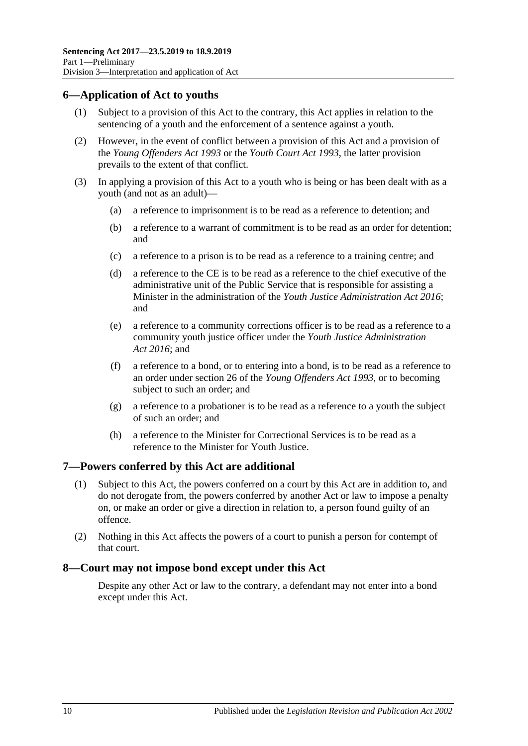## 6—Application of Act to youths

(1) Subject to a provision of this Act to the contrary, this Act applies in relation to the sentencing of a youth and the enforcement of a sentence against a youth.

(2) However, in the event of conflict between a provision of this Act and a provision of the *Young Offenders Act 1993* or the *Youth Court Act 1993*, the latter provision prevails to the extent of that conflict.

(3) In applying a provision of this Act to a youth who is being or has been dealt with as a youth (and not as an adult)—

- (a) a reference to imprisonment is to be read as a reference to detention; and
- (b) a reference to a warrant of commitment is to be read as an order for detention; and
- (c) a reference to a prison is to be read as a reference to a training centre; and
- (d) a reference to the CE is to be read as a reference to the chief executive of the administrative unit of the Public Service that is responsible for assisting a Minister in the administration of the *Youth Justice Administration Act 2016*; and
- (e) a reference to a community corrections officer is to be read as a reference to a community youth justice officer under the *Youth Justice Administration Act 2016*; and
- (f) a reference to a bond, or to entering into a bond, is to be read as a reference to an order under section 26 of the *Young Offenders Act 1993*, or to becoming subject to such an order; and
- (g) a reference to a probationer is to be read as a reference to a youth the subject of such an order; and
- (h) a reference to the Minister for Correctional Services is to be read as a reference to the Minister for Youth Justice.

## 7—Powers conferred by this Act are additional

(1) Subject to this Act, the powers conferred on a court by this Act are in addition to, and do not derogate from, the powers conferred by another Act or law to impose a penalty on, or make an order or give a direction in relation to, a person found guilty of an offence.

(2) Nothing in this Act affects the powers of a court to punish a person for contempt of that court.

## 8—Court may not impose bond except under this Act

Despite any other Act or law to the contrary, a defendant may not enter into a bond except under this Act.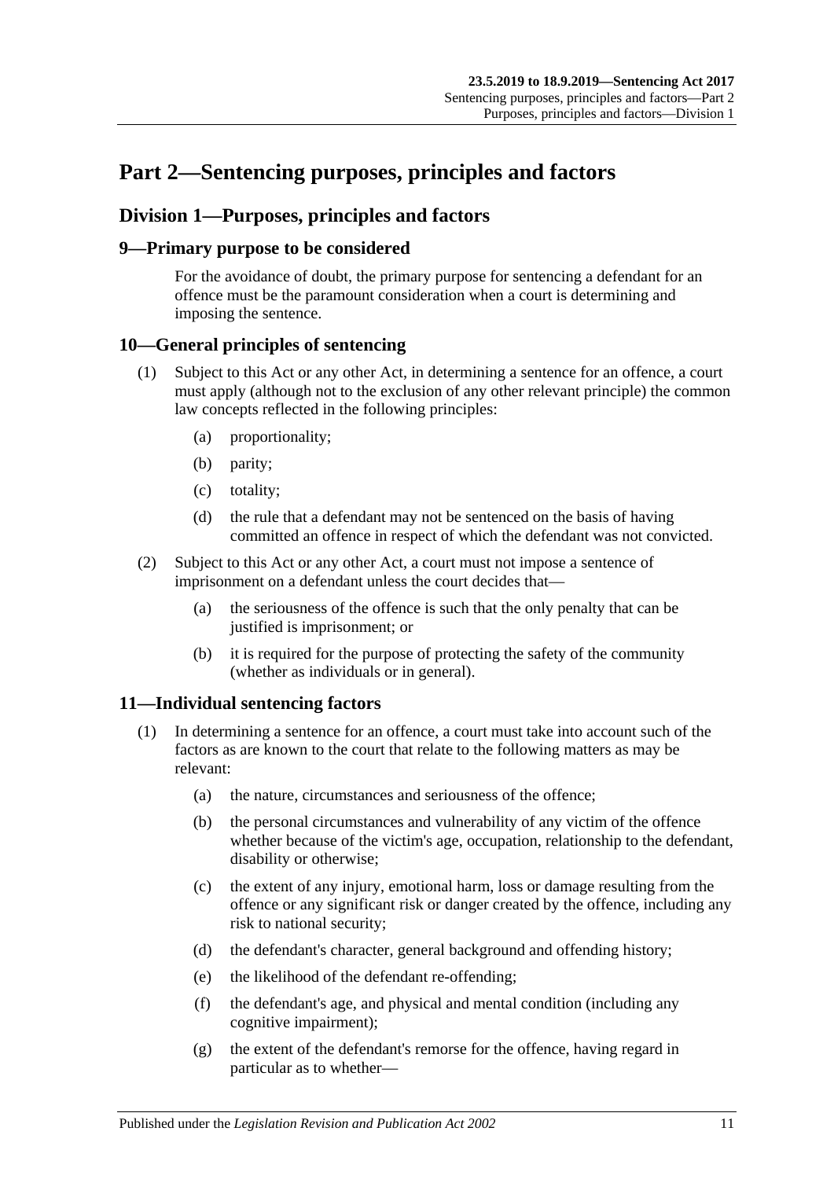# Part 2—Sentencing purposes, principles and factors

## Division 1—Purposes, principles and factors

### 9—Primary purpose to be considered

For the avoidance of doubt, the primary purpose for sentencing a defendant for an offence must be the paramount consideration when a court is determining and imposing the sentence.

### 10—General principles of sentencing

(1) Subject to this Act or any other Act, in determining a sentence for an offence, a court must apply (although not to the exclusion of any other relevant principle) the common law concepts reflected in the following principles:

- (a) proportionality;
- (b) parity;
- (c) totality;
- (d) the rule that a defendant may not be sentenced on the basis of having committed an offence in respect of which the defendant was not convicted.

(2) Subject to this Act or any other Act, a court must not impose a sentence of imprisonment on a defendant unless the court decides that—

- (a) the seriousness of the offence is such that the only penalty that can be justified is imprisonment; or
- (b) it is required for the purpose of protecting the safety of the community (whether as individuals or in general).

### 11—Individual sentencing factors

(1) In determining a sentence for an offence, a court must take into account such of the factors as are known to the court that relate to the following matters as may be relevant:

- (a) the nature, circumstances and seriousness of the offence;
- (b) the personal circumstances and vulnerability of any victim of the offence whether because of the victim's age, occupation, relationship to the defendant, disability or otherwise;
- (c) the extent of any injury, emotional harm, loss or damage resulting from the offence or any significant risk or danger created by the offence, including any risk to national security;
- (d) the defendant's character, general background and offending history;
- (e) the likelihood of the defendant re-offending;
- (f) the defendant's age, and physical and mental condition (including any cognitive impairment);
- (g) the extent of the defendant's remorse for the offence, having regard in particular as to whether—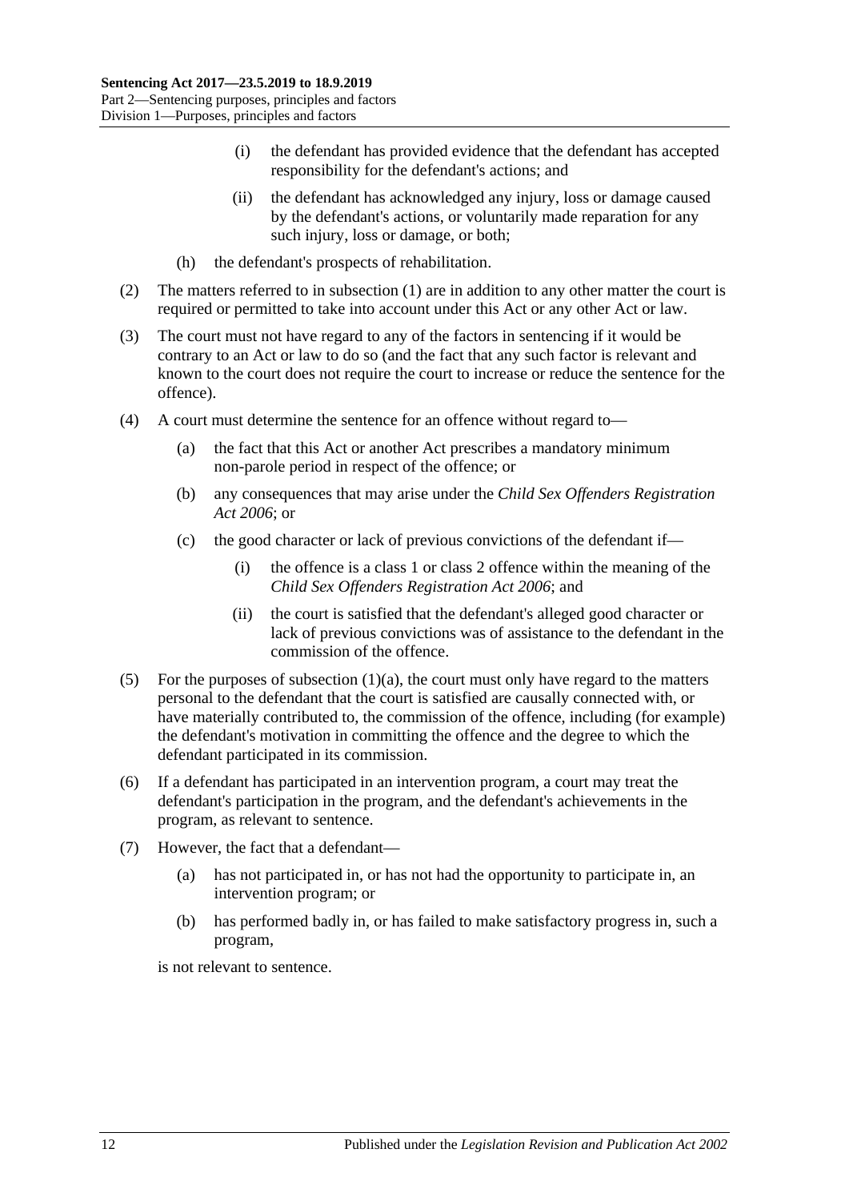(i) the defendant has provided evidence that the defendant has accepted responsibility for the defendant's actions; and

(ii) the defendant has acknowledged any injury, loss or damage caused by the defendant's actions, or voluntarily made reparation for any such injury, loss or damage, or both;

(h) the defendant's prospects of rehabilitation.

(2) The matters referred to in subsection (1) are in addition to any other matter the court is required or permitted to take into account under this Act or any other Act or law.

(3) The court must not have regard to any of the factors in sentencing if it would be contrary to an Act or law to do so (and the fact that any such factor is relevant and known to the court does not require the court to increase or reduce the sentence for the offence).

(4) A court must determine the sentence for an offence without regard to—

(a) the fact that this Act or another Act prescribes a mandatory minimum non-parole period in respect of the offence; or

(b) any consequences that may arise under the *Child Sex Offenders Registration Act 2006*; or

(c) the good character or lack of previous convictions of the defendant if—

(i) the offence is a class 1 or class 2 offence within the meaning of the *Child Sex Offenders Registration Act 2006*; and

(ii) the court is satisfied that the defendant's alleged good character or lack of previous convictions was of assistance to the defendant in the commission of the offence.

(5) For the purposes of subsection (1)(a), the court must only have regard to the matters personal to the defendant that the court is satisfied are causally connected with, or have materially contributed to, the commission of the offence, including (for example) the defendant's motivation in committing the offence and the degree to which the defendant participated in its commission.

(6) If a defendant has participated in an intervention program, a court may treat the defendant's participation in the program, and the defendant's achievements in the program, as relevant to sentence.

(7) However, the fact that a defendant—

(a) has not participated in, or has not had the opportunity to participate in, an intervention program; or

(b) has performed badly in, or has failed to make satisfactory progress in, such a program,

is not relevant to sentence.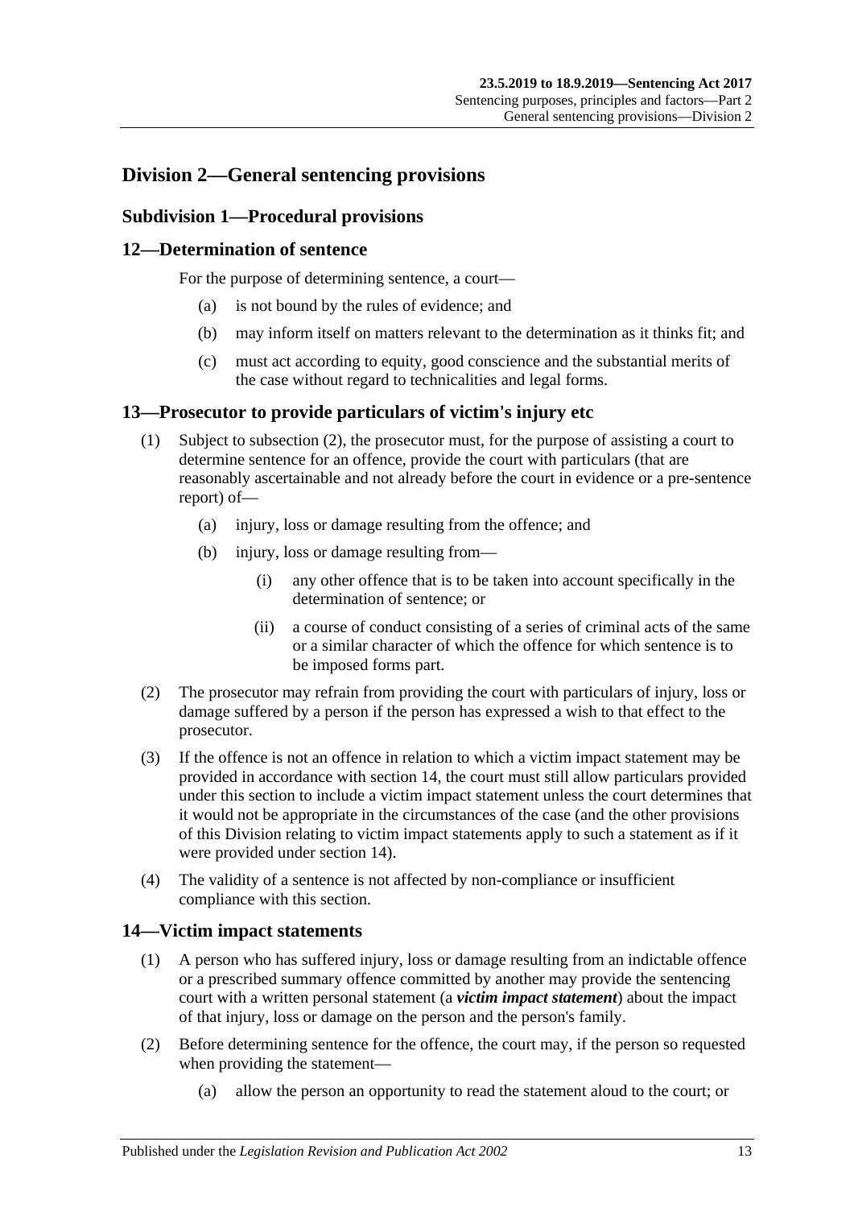## Division 2—General sentencing provisions

### Subdivision 1—Procedural provisions

#### 12—Determination of sentence

For the purpose of determining sentence, a court—

(a) is not bound by the rules of evidence; and

(b) may inform itself on matters relevant to the determination as it thinks fit; and

(c) must act according to equity, good conscience and the substantial merits of the case without regard to technicalities and legal forms.

#### 13—Prosecutor to provide particulars of victim's injury etc

(1) Subject to subsection (2), the prosecutor must, for the purpose of assisting a court to determine sentence for an offence, provide the court with particulars (that are reasonably ascertainable and not already before the court in evidence or a pre-sentence report) of—

(a) injury, loss or damage resulting from the offence; and

(b) injury, loss or damage resulting from—

(i) any other offence that is to be taken into account specifically in the determination of sentence; or

(ii) a course of conduct consisting of a series of criminal acts of the same or a similar character of which the offence for which sentence is to be imposed forms part.

(2) The prosecutor may refrain from providing the court with particulars of injury, loss or damage suffered by a person if the person has expressed a wish to that effect to the prosecutor.

(3) If the offence is not an offence in relation to which a victim impact statement may be provided in accordance with section 14, the court must still allow particulars provided under this section to include a victim impact statement unless the court determines that it would not be appropriate in the circumstances of the case (and the other provisions of this Division relating to victim impact statements apply to such a statement as if it were provided under section 14).

(4) The validity of a sentence is not affected by non-compliance or insufficient compliance with this section.

#### 14—Victim impact statements

(1) A person who has suffered injury, loss or damage resulting from an indictable offence or a prescribed summary offence committed by another may provide the sentencing court with a written personal statement (a ***victim impact statement***) about the impact of that injury, loss or damage on the person and the person's family.

(2) Before determining sentence for the offence, the court may, if the person so requested when providing the statement—

(a) allow the person an opportunity to read the statement aloud to the court; or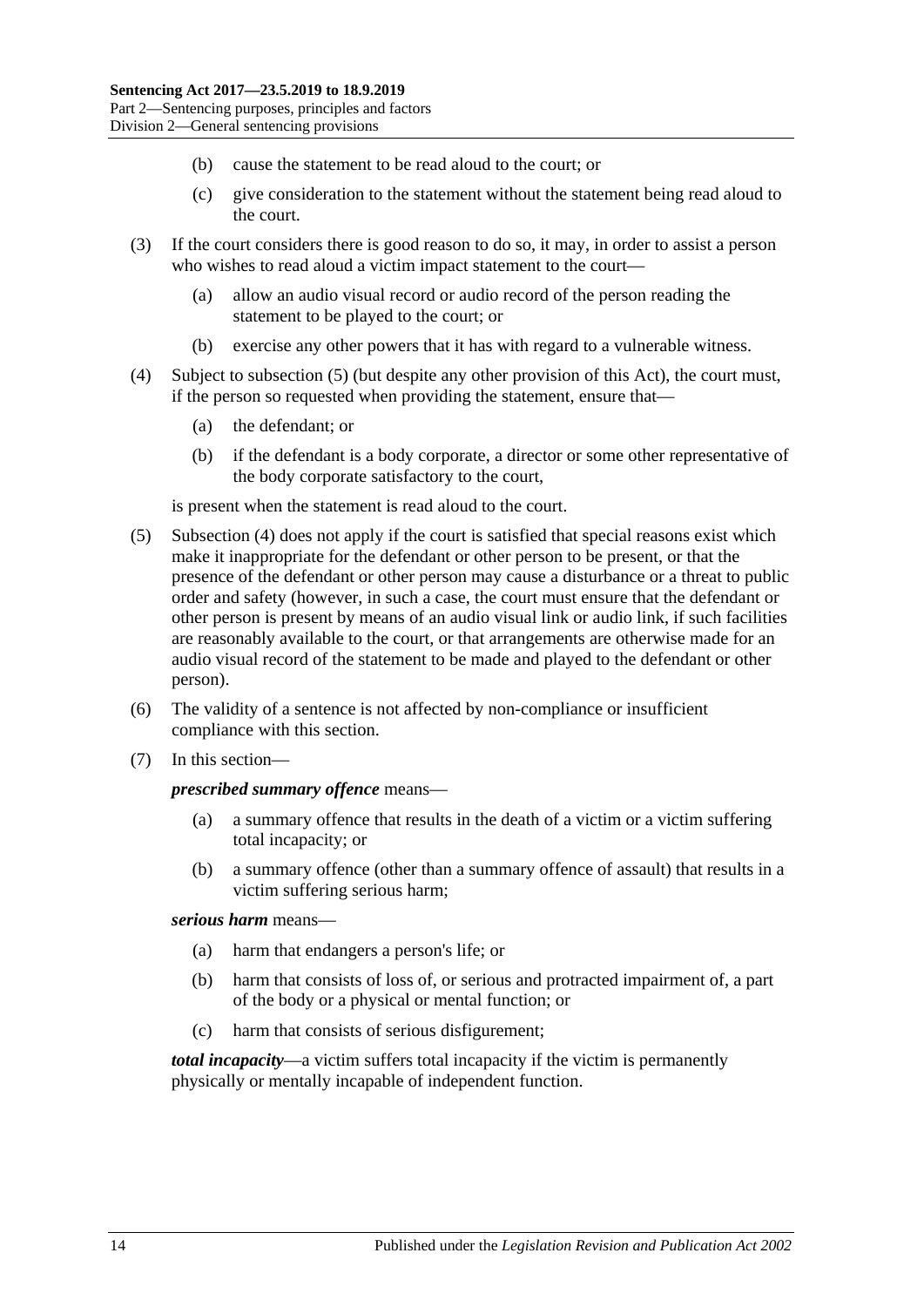(b) cause the statement to be read aloud to the court; or

(c) give consideration to the statement without the statement being read aloud to the court.

(3) If the court considers there is good reason to do so, it may, in order to assist a person who wishes to read aloud a victim impact statement to the court—

(a) allow an audio visual record or audio record of the person reading the statement to be played to the court; or

(b) exercise any other powers that it has with regard to a vulnerable witness.

(4) Subject to subsection (5) (but despite any other provision of this Act), the court must, if the person so requested when providing the statement, ensure that—

(a) the defendant; or

(b) if the defendant is a body corporate, a director or some other representative of the body corporate satisfactory to the court,

is present when the statement is read aloud to the court.

(5) Subsection (4) does not apply if the court is satisfied that special reasons exist which make it inappropriate for the defendant or other person to be present, or that the presence of the defendant or other person may cause a disturbance or a threat to public order and safety (however, in such a case, the court must ensure that the defendant or other person is present by means of an audio visual link or audio link, if such facilities are reasonably available to the court, or that arrangements are otherwise made for an audio visual record of the statement to be made and played to the defendant or other person).

(6) The validity of a sentence is not affected by non-compliance or insufficient compliance with this section.

(7) In this section—

***prescribed summary offence*** means—

(a) a summary offence that results in the death of a victim or a victim suffering total incapacity; or

(b) a summary offence (other than a summary offence of assault) that results in a victim suffering serious harm;

***serious harm*** means—

(a) harm that endangers a person's life; or

(b) harm that consists of loss of, or serious and protracted impairment of, a part of the body or a physical or mental function; or

(c) harm that consists of serious disfigurement;

***total incapacity***—a victim suffers total incapacity if the victim is permanently physically or mentally incapable of independent function.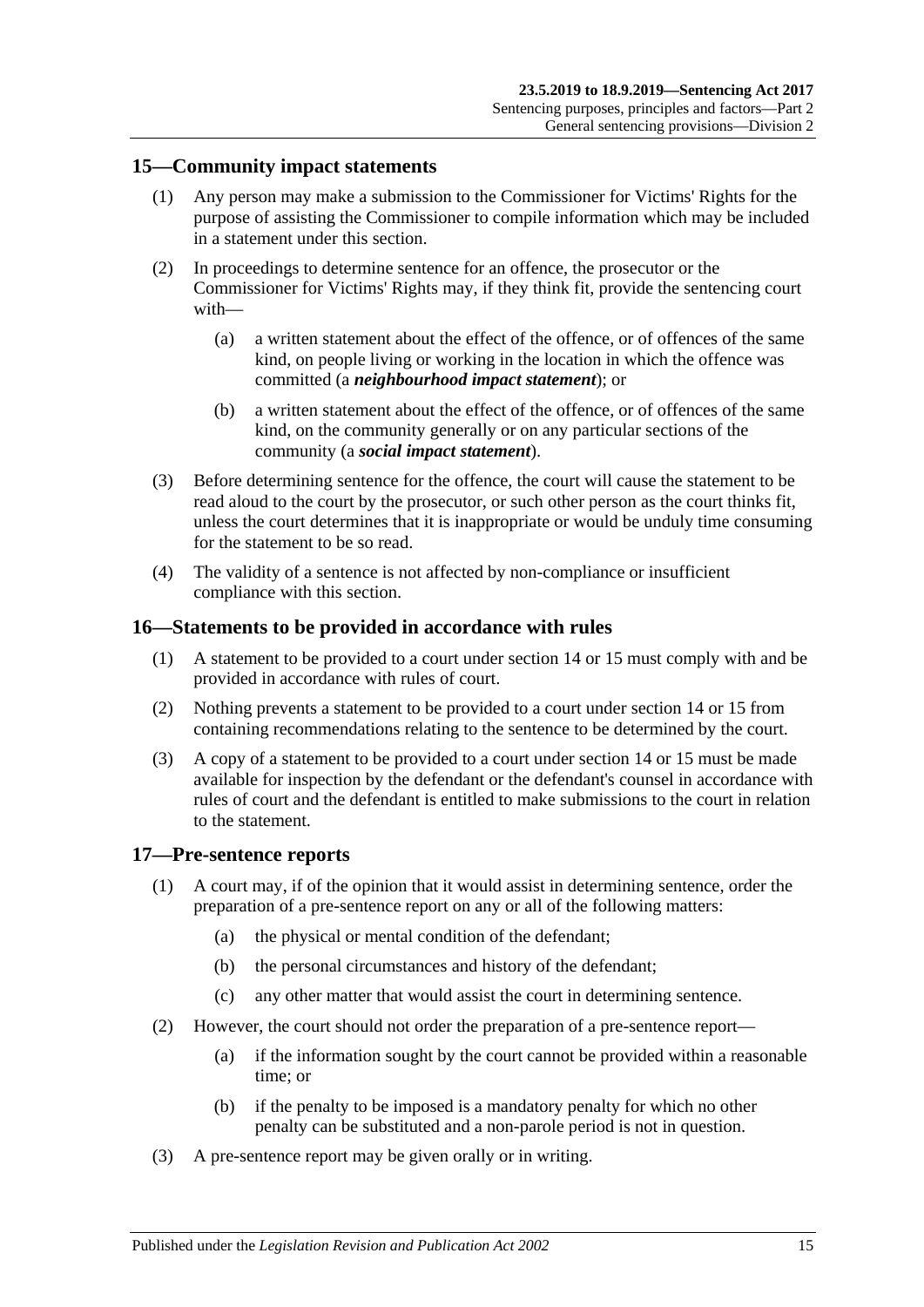## 15—Community impact statements

(1) Any person may make a submission to the Commissioner for Victims' Rights for the purpose of assisting the Commissioner to compile information which may be included in a statement under this section.

(2) In proceedings to determine sentence for an offence, the prosecutor or the Commissioner for Victims' Rights may, if they think fit, provide the sentencing court with—

(a) a written statement about the effect of the offence, or of offences of the same kind, on people living or working in the location in which the offence was committed (a ***neighbourhood impact statement***); or

(b) a written statement about the effect of the offence, or of offences of the same kind, on the community generally or on any particular sections of the community (a ***social impact statement***).

(3) Before determining sentence for the offence, the court will cause the statement to be read aloud to the court by the prosecutor, or such other person as the court thinks fit, unless the court determines that it is inappropriate or would be unduly time consuming for the statement to be so read.

(4) The validity of a sentence is not affected by non-compliance or insufficient compliance with this section.

## 16—Statements to be provided in accordance with rules

(1) A statement to be provided to a court under section 14 or 15 must comply with and be provided in accordance with rules of court.

(2) Nothing prevents a statement to be provided to a court under section 14 or 15 from containing recommendations relating to the sentence to be determined by the court.

(3) A copy of a statement to be provided to a court under section 14 or 15 must be made available for inspection by the defendant or the defendant's counsel in accordance with rules of court and the defendant is entitled to make submissions to the court in relation to the statement.

## 17—Pre-sentence reports

(1) A court may, if of the opinion that it would assist in determining sentence, order the preparation of a pre-sentence report on any or all of the following matters:

(a) the physical or mental condition of the defendant;

(b) the personal circumstances and history of the defendant;

(c) any other matter that would assist the court in determining sentence.

(2) However, the court should not order the preparation of a pre-sentence report—

(a) if the information sought by the court cannot be provided within a reasonable time; or

(b) if the penalty to be imposed is a mandatory penalty for which no other penalty can be substituted and a non-parole period is not in question.

(3) A pre-sentence report may be given orally or in writing.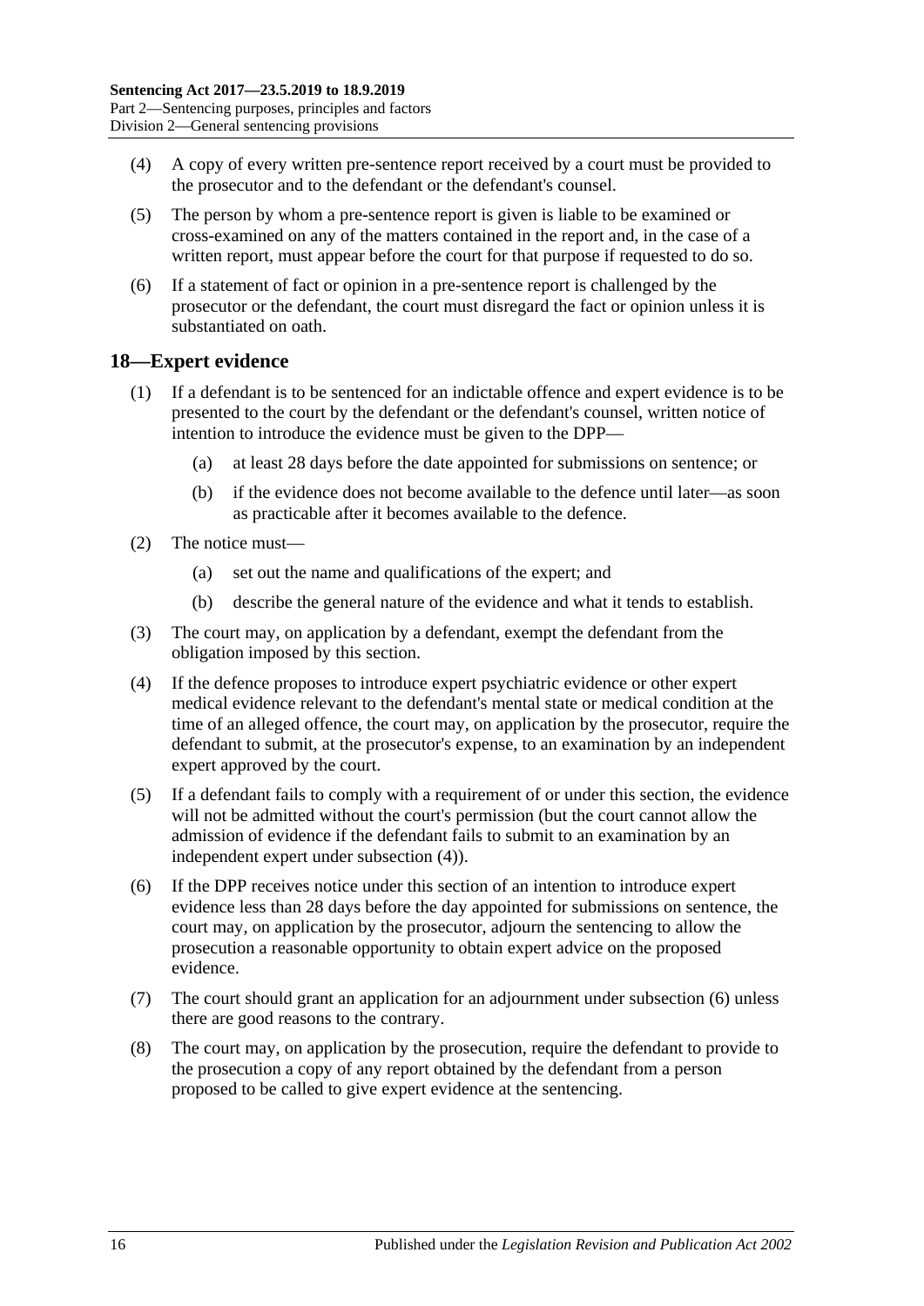(4) A copy of every written pre-sentence report received by a court must be provided to the prosecutor and to the defendant or the defendant's counsel.

(5) The person by whom a pre-sentence report is given is liable to be examined or cross-examined on any of the matters contained in the report and, in the case of a written report, must appear before the court for that purpose if requested to do so.

(6) If a statement of fact or opinion in a pre-sentence report is challenged by the prosecutor or the defendant, the court must disregard the fact or opinion unless it is substantiated on oath.

## 18—Expert evidence

(1) If a defendant is to be sentenced for an indictable offence and expert evidence is to be presented to the court by the defendant or the defendant's counsel, written notice of intention to introduce the evidence must be given to the DPP—

(a) at least 28 days before the date appointed for submissions on sentence; or

(b) if the evidence does not become available to the defence until later—as soon as practicable after it becomes available to the defence.

(2) The notice must—

(a) set out the name and qualifications of the expert; and

(b) describe the general nature of the evidence and what it tends to establish.

(3) The court may, on application by a defendant, exempt the defendant from the obligation imposed by this section.

(4) If the defence proposes to introduce expert psychiatric evidence or other expert medical evidence relevant to the defendant's mental state or medical condition at the time of an alleged offence, the court may, on application by the prosecutor, require the defendant to submit, at the prosecutor's expense, to an examination by an independent expert approved by the court.

(5) If a defendant fails to comply with a requirement of or under this section, the evidence will not be admitted without the court's permission (but the court cannot allow the admission of evidence if the defendant fails to submit to an examination by an independent expert under subsection (4)).

(6) If the DPP receives notice under this section of an intention to introduce expert evidence less than 28 days before the day appointed for submissions on sentence, the court may, on application by the prosecutor, adjourn the sentencing to allow the prosecution a reasonable opportunity to obtain expert advice on the proposed evidence.

(7) The court should grant an application for an adjournment under subsection (6) unless there are good reasons to the contrary.

(8) The court may, on application by the prosecution, require the defendant to provide to the prosecution a copy of any report obtained by the defendant from a person proposed to be called to give expert evidence at the sentencing.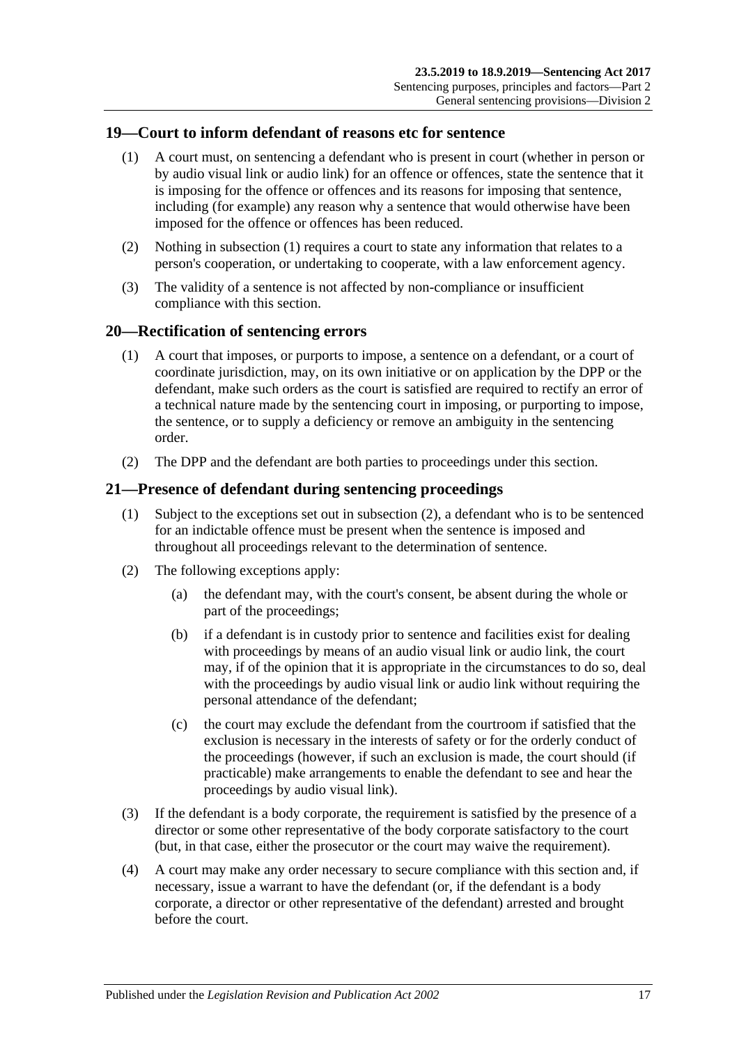## 19—Court to inform defendant of reasons etc for sentence

(1) A court must, on sentencing a defendant who is present in court (whether in person or by audio visual link or audio link) for an offence or offences, state the sentence that it is imposing for the offence or offences and its reasons for imposing that sentence, including (for example) any reason why a sentence that would otherwise have been imposed for the offence or offences has been reduced.

(2) Nothing in subsection (1) requires a court to state any information that relates to a person's cooperation, or undertaking to cooperate, with a law enforcement agency.

(3) The validity of a sentence is not affected by non-compliance or insufficient compliance with this section.

## 20—Rectification of sentencing errors

(1) A court that imposes, or purports to impose, a sentence on a defendant, or a court of coordinate jurisdiction, may, on its own initiative or on application by the DPP or the defendant, make such orders as the court is satisfied are required to rectify an error of a technical nature made by the sentencing court in imposing, or purporting to impose, the sentence, or to supply a deficiency or remove an ambiguity in the sentencing order.

(2) The DPP and the defendant are both parties to proceedings under this section.

## 21—Presence of defendant during sentencing proceedings

(1) Subject to the exceptions set out in subsection (2), a defendant who is to be sentenced for an indictable offence must be present when the sentence is imposed and throughout all proceedings relevant to the determination of sentence.

(2) The following exceptions apply:

(a) the defendant may, with the court's consent, be absent during the whole or part of the proceedings;

(b) if a defendant is in custody prior to sentence and facilities exist for dealing with proceedings by means of an audio visual link or audio link, the court may, if of the opinion that it is appropriate in the circumstances to do so, deal with the proceedings by audio visual link or audio link without requiring the personal attendance of the defendant;

(c) the court may exclude the defendant from the courtroom if satisfied that the exclusion is necessary in the interests of safety or for the orderly conduct of the proceedings (however, if such an exclusion is made, the court should (if practicable) make arrangements to enable the defendant to see and hear the proceedings by audio visual link).

(3) If the defendant is a body corporate, the requirement is satisfied by the presence of a director or some other representative of the body corporate satisfactory to the court (but, in that case, either the prosecutor or the court may waive the requirement).

(4) A court may make any order necessary to secure compliance with this section and, if necessary, issue a warrant to have the defendant (or, if the defendant is a body corporate, a director or other representative of the defendant) arrested and brought before the court.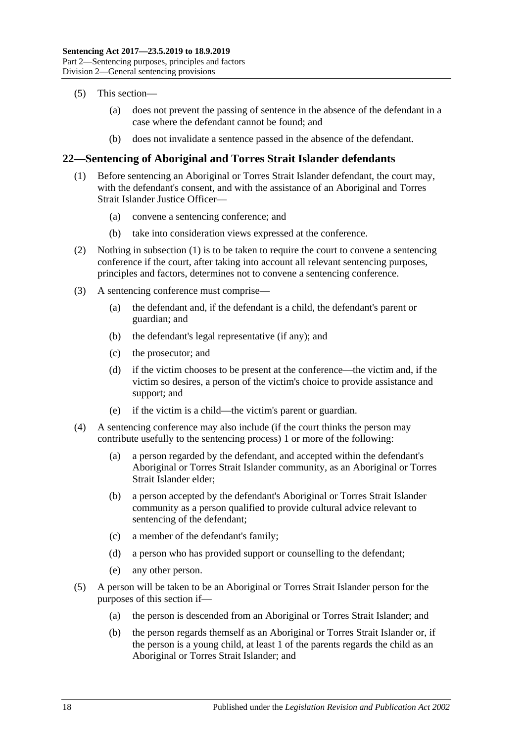(5) This section—

(a) does not prevent the passing of sentence in the absence of the defendant in a case where the defendant cannot be found; and

(b) does not invalidate a sentence passed in the absence of the defendant.

## 22—Sentencing of Aboriginal and Torres Strait Islander defendants

(1) Before sentencing an Aboriginal or Torres Strait Islander defendant, the court may, with the defendant's consent, and with the assistance of an Aboriginal and Torres Strait Islander Justice Officer—

(a) convene a sentencing conference; and

(b) take into consideration views expressed at the conference.

(2) Nothing in subsection (1) is to be taken to require the court to convene a sentencing conference if the court, after taking into account all relevant sentencing purposes, principles and factors, determines not to convene a sentencing conference.

(3) A sentencing conference must comprise—

(a) the defendant and, if the defendant is a child, the defendant's parent or guardian; and

(b) the defendant's legal representative (if any); and

(c) the prosecutor; and

(d) if the victim chooses to be present at the conference—the victim and, if the victim so desires, a person of the victim's choice to provide assistance and support; and

(e) if the victim is a child—the victim's parent or guardian.

(4) A sentencing conference may also include (if the court thinks the person may contribute usefully to the sentencing process) 1 or more of the following:

(a) a person regarded by the defendant, and accepted within the defendant's Aboriginal or Torres Strait Islander community, as an Aboriginal or Torres Strait Islander elder;

(b) a person accepted by the defendant's Aboriginal or Torres Strait Islander community as a person qualified to provide cultural advice relevant to sentencing of the defendant;

(c) a member of the defendant's family;

(d) a person who has provided support or counselling to the defendant;

(e) any other person.

(5) A person will be taken to be an Aboriginal or Torres Strait Islander person for the purposes of this section if—

(a) the person is descended from an Aboriginal or Torres Strait Islander; and

(b) the person regards themself as an Aboriginal or Torres Strait Islander or, if the person is a young child, at least 1 of the parents regards the child as an Aboriginal or Torres Strait Islander; and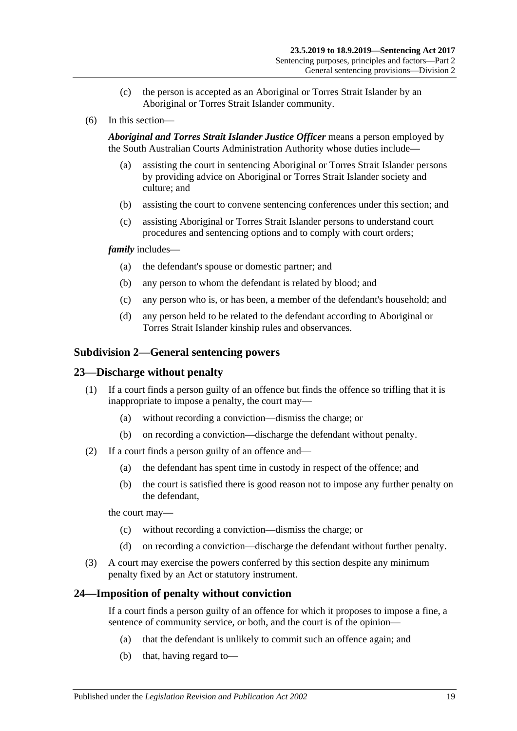(c) the person is accepted as an Aboriginal or Torres Strait Islander by an Aboriginal or Torres Strait Islander community.

(6) In this section—

***Aboriginal and Torres Strait Islander Justice Officer*** means a person employed by the South Australian Courts Administration Authority whose duties include—

(a) assisting the court in sentencing Aboriginal or Torres Strait Islander persons by providing advice on Aboriginal or Torres Strait Islander society and culture; and

(b) assisting the court to convene sentencing conferences under this section; and

(c) assisting Aboriginal or Torres Strait Islander persons to understand court procedures and sentencing options and to comply with court orders;

***family*** includes—

(a) the defendant's spouse or domestic partner; and

(b) any person to whom the defendant is related by blood; and

(c) any person who is, or has been, a member of the defendant's household; and

(d) any person held to be related to the defendant according to Aboriginal or Torres Strait Islander kinship rules and observances.

## Subdivision 2—General sentencing powers

## 23—Discharge without penalty

(1) If a court finds a person guilty of an offence but finds the offence so trifling that it is inappropriate to impose a penalty, the court may—

(a) without recording a conviction—dismiss the charge; or

(b) on recording a conviction—discharge the defendant without penalty.

(2) If a court finds a person guilty of an offence and—

(a) the defendant has spent time in custody in respect of the offence; and

(b) the court is satisfied there is good reason not to impose any further penalty on the defendant,

the court may—

(c) without recording a conviction—dismiss the charge; or

(d) on recording a conviction—discharge the defendant without further penalty.

(3) A court may exercise the powers conferred by this section despite any minimum penalty fixed by an Act or statutory instrument.

## 24—Imposition of penalty without conviction

If a court finds a person guilty of an offence for which it proposes to impose a fine, a sentence of community service, or both, and the court is of the opinion—

(a) that the defendant is unlikely to commit such an offence again; and

(b) that, having regard to—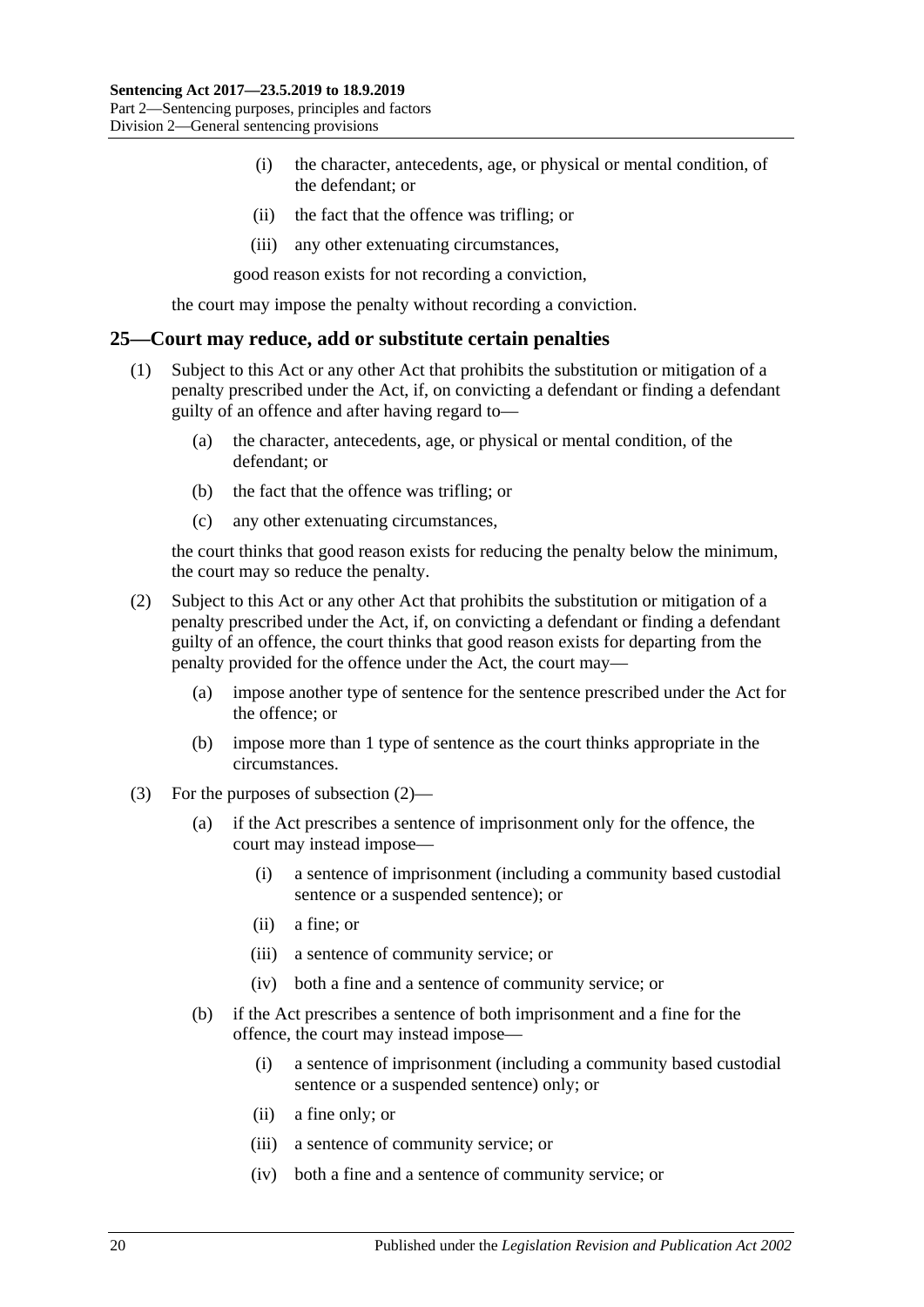(i) the character, antecedents, age, or physical or mental condition, of the defendant; or

(ii) the fact that the offence was trifling; or

(iii) any other extenuating circumstances,

good reason exists for not recording a conviction,

the court may impose the penalty without recording a conviction.

## 25—Court may reduce, add or substitute certain penalties

(1) Subject to this Act or any other Act that prohibits the substitution or mitigation of a penalty prescribed under the Act, if, on convicting a defendant or finding a defendant guilty of an offence and after having regard to—

(a) the character, antecedents, age, or physical or mental condition, of the defendant; or

(b) the fact that the offence was trifling; or

(c) any other extenuating circumstances,

the court thinks that good reason exists for reducing the penalty below the minimum, the court may so reduce the penalty.

(2) Subject to this Act or any other Act that prohibits the substitution or mitigation of a penalty prescribed under the Act, if, on convicting a defendant or finding a defendant guilty of an offence, the court thinks that good reason exists for departing from the penalty provided for the offence under the Act, the court may—

(a) impose another type of sentence for the sentence prescribed under the Act for the offence; or

(b) impose more than 1 type of sentence as the court thinks appropriate in the circumstances.

(3) For the purposes of subsection (2)—

(a) if the Act prescribes a sentence of imprisonment only for the offence, the court may instead impose—

(i) a sentence of imprisonment (including a community based custodial sentence or a suspended sentence); or

(ii) a fine; or

(iii) a sentence of community service; or

(iv) both a fine and a sentence of community service; or

(b) if the Act prescribes a sentence of both imprisonment and a fine for the offence, the court may instead impose—

(i) a sentence of imprisonment (including a community based custodial sentence or a suspended sentence) only; or

(ii) a fine only; or

(iii) a sentence of community service; or

(iv) both a fine and a sentence of community service; or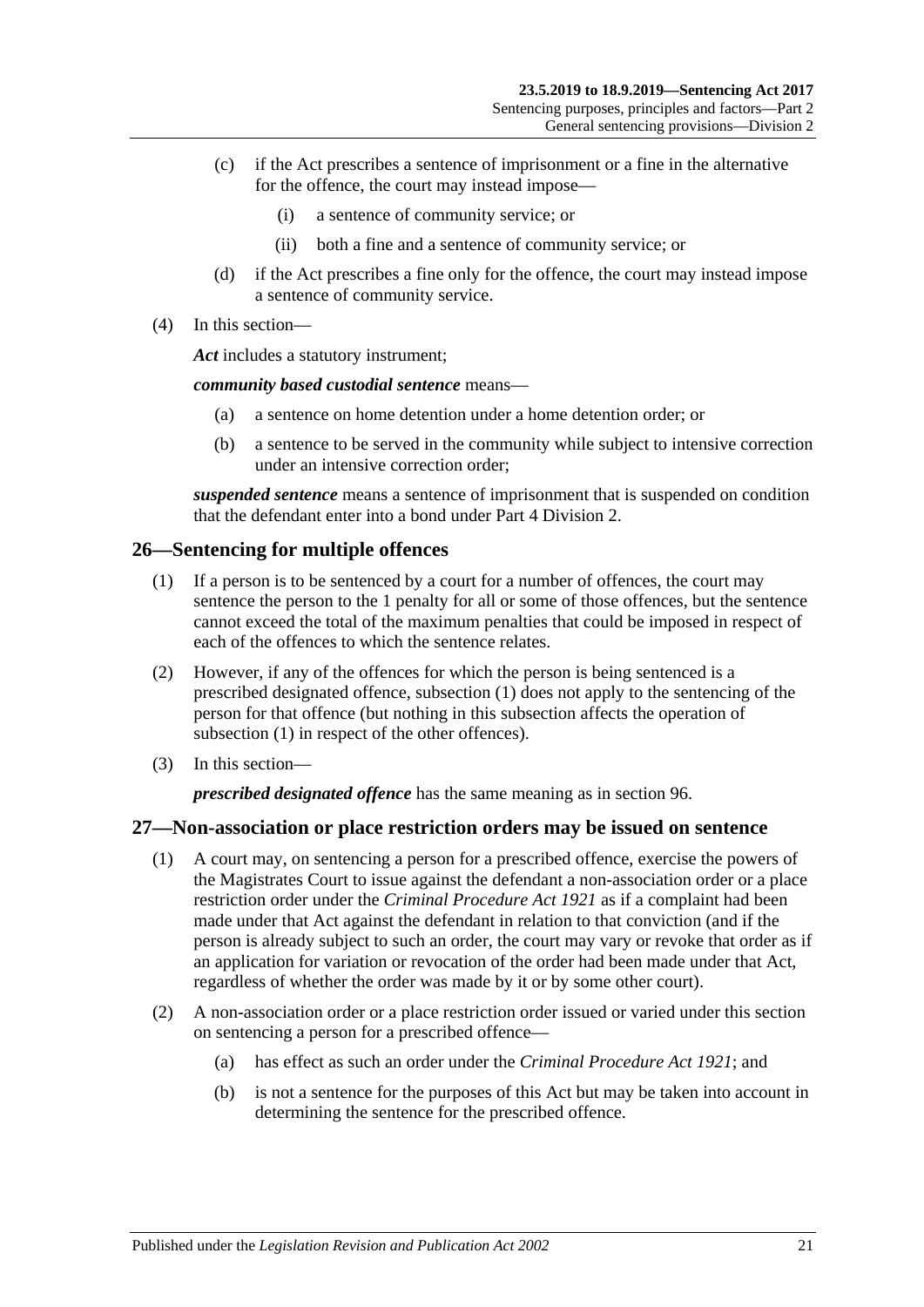(c) if the Act prescribes a sentence of imprisonment or a fine in the alternative for the offence, the court may instead impose—

(i) a sentence of community service; or

(ii) both a fine and a sentence of community service; or

(d) if the Act prescribes a fine only for the offence, the court may instead impose a sentence of community service.

(4) In this section—

***Act*** includes a statutory instrument;

***community based custodial sentence*** means—

(a) a sentence on home detention under a home detention order; or

(b) a sentence to be served in the community while subject to intensive correction under an intensive correction order;

***suspended sentence*** means a sentence of imprisonment that is suspended on condition that the defendant enter into a bond under Part 4 Division 2.

## 26—Sentencing for multiple offences

(1) If a person is to be sentenced by a court for a number of offences, the court may sentence the person to the 1 penalty for all or some of those offences, but the sentence cannot exceed the total of the maximum penalties that could be imposed in respect of each of the offences to which the sentence relates.

(2) However, if any of the offences for which the person is being sentenced is a prescribed designated offence, subsection (1) does not apply to the sentencing of the person for that offence (but nothing in this subsection affects the operation of subsection (1) in respect of the other offences).

(3) In this section—

***prescribed designated offence*** has the same meaning as in section 96.

## 27—Non-association or place restriction orders may be issued on sentence

(1) A court may, on sentencing a person for a prescribed offence, exercise the powers of the Magistrates Court to issue against the defendant a non-association order or a place restriction order under the *Criminal Procedure Act 1921* as if a complaint had been made under that Act against the defendant in relation to that conviction (and if the person is already subject to such an order, the court may vary or revoke that order as if an application for variation or revocation of the order had been made under that Act, regardless of whether the order was made by it or by some other court).

(2) A non-association order or a place restriction order issued or varied under this section on sentencing a person for a prescribed offence—

(a) has effect as such an order under the *Criminal Procedure Act 1921*; and

(b) is not a sentence for the purposes of this Act but may be taken into account in determining the sentence for the prescribed offence.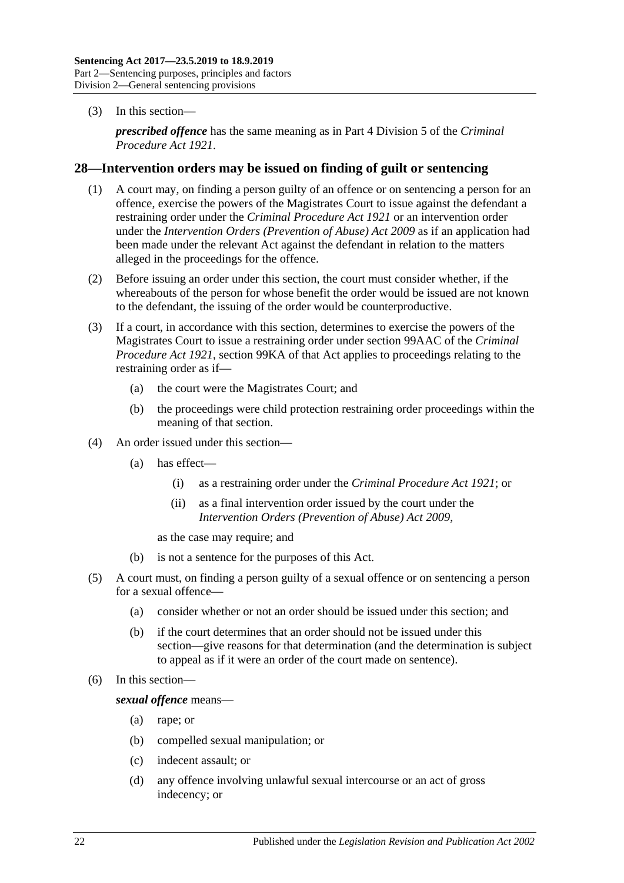(3) In this section—

***prescribed offence*** has the same meaning as in Part 4 Division 5 of the *Criminal Procedure Act 1921*.

## 28—Intervention orders may be issued on finding of guilt or sentencing

(1) A court may, on finding a person guilty of an offence or on sentencing a person for an offence, exercise the powers of the Magistrates Court to issue against the defendant a restraining order under the *Criminal Procedure Act 1921* or an intervention order under the *Intervention Orders (Prevention of Abuse) Act 2009* as if an application had been made under the relevant Act against the defendant in relation to the matters alleged in the proceedings for the offence.

(2) Before issuing an order under this section, the court must consider whether, if the whereabouts of the person for whose benefit the order would be issued are not known to the defendant, the issuing of the order would be counterproductive.

(3) If a court, in accordance with this section, determines to exercise the powers of the Magistrates Court to issue a restraining order under section 99AAC of the *Criminal Procedure Act 1921*, section 99KA of that Act applies to proceedings relating to the restraining order as if—

- (a) the court were the Magistrates Court; and
- (b) the proceedings were child protection restraining order proceedings within the meaning of that section.

(4) An order issued under this section—

- (a) has effect—
  - (i) as a restraining order under the *Criminal Procedure Act 1921*; or
  - (ii) as a final intervention order issued by the court under the *Intervention Orders (Prevention of Abuse) Act 2009*,

  as the case may require; and
- (b) is not a sentence for the purposes of this Act.

(5) A court must, on finding a person guilty of a sexual offence or on sentencing a person for a sexual offence—

- (a) consider whether or not an order should be issued under this section; and
- (b) if the court determines that an order should not be issued under this section—give reasons for that determination (and the determination is subject to appeal as if it were an order of the court made on sentence).

(6) In this section—

***sexual offence*** means—

- (a) rape; or
- (b) compelled sexual manipulation; or
- (c) indecent assault; or
- (d) any offence involving unlawful sexual intercourse or an act of gross indecency; or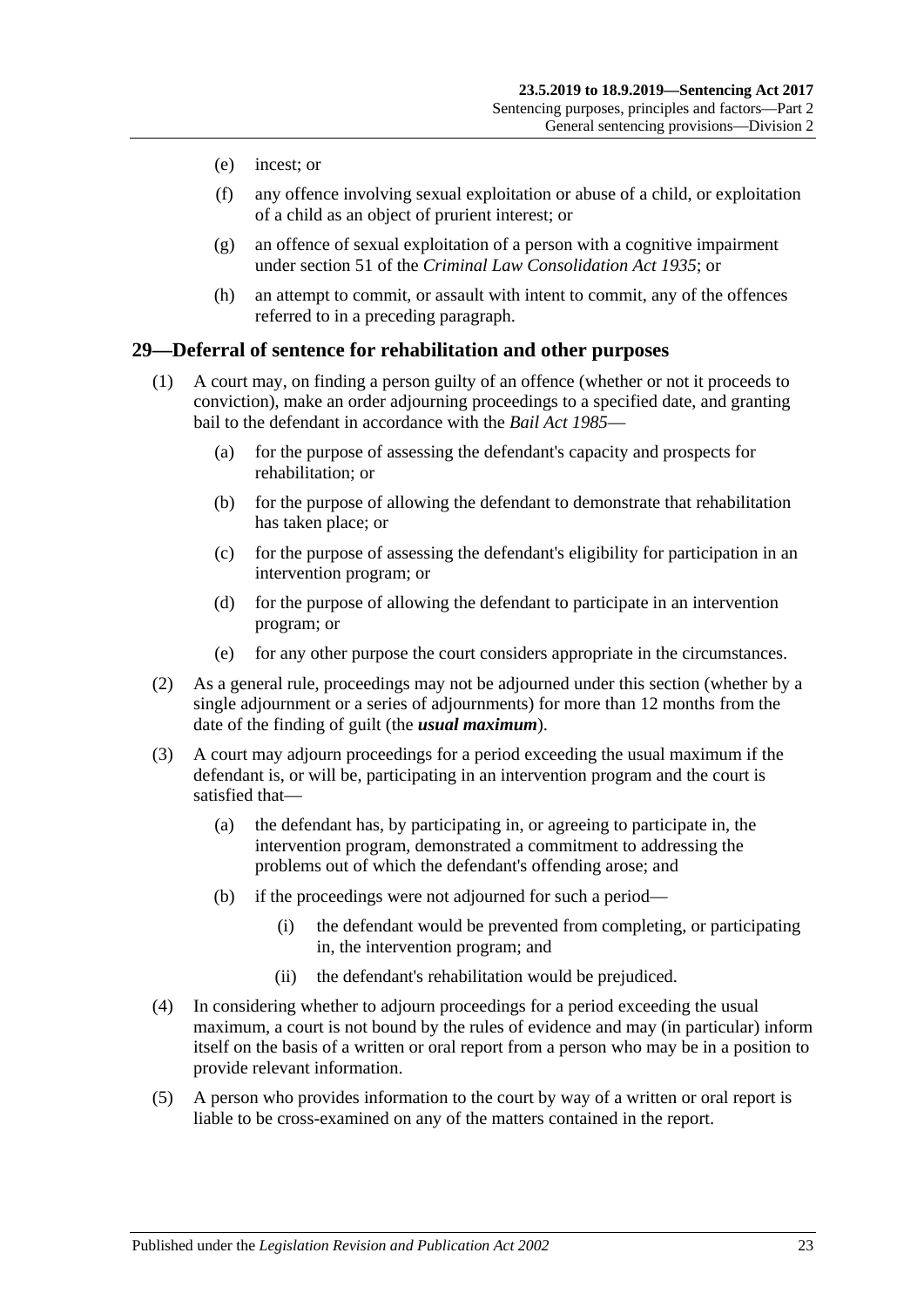(e) incest; or

(f) any offence involving sexual exploitation or abuse of a child, or exploitation of a child as an object of prurient interest; or

(g) an offence of sexual exploitation of a person with a cognitive impairment under section 51 of the *Criminal Law Consolidation Act 1935*; or

(h) an attempt to commit, or assault with intent to commit, any of the offences referred to in a preceding paragraph.

## 29—Deferral of sentence for rehabilitation and other purposes

(1) A court may, on finding a person guilty of an offence (whether or not it proceeds to conviction), make an order adjourning proceedings to a specified date, and granting bail to the defendant in accordance with the *Bail Act 1985*—

- (a) for the purpose of assessing the defendant's capacity and prospects for rehabilitation; or
- (b) for the purpose of allowing the defendant to demonstrate that rehabilitation has taken place; or
- (c) for the purpose of assessing the defendant's eligibility for participation in an intervention program; or
- (d) for the purpose of allowing the defendant to participate in an intervention program; or
- (e) for any other purpose the court considers appropriate in the circumstances.

(2) As a general rule, proceedings may not be adjourned under this section (whether by a single adjournment or a series of adjournments) for more than 12 months from the date of the finding of guilt (the ***usual maximum***).

(3) A court may adjourn proceedings for a period exceeding the usual maximum if the defendant is, or will be, participating in an intervention program and the court is satisfied that—

- (a) the defendant has, by participating in, or agreeing to participate in, the intervention program, demonstrated a commitment to addressing the problems out of which the defendant's offending arose; and
- (b) if the proceedings were not adjourned for such a period—
  - (i) the defendant would be prevented from completing, or participating in, the intervention program; and
  - (ii) the defendant's rehabilitation would be prejudiced.

(4) In considering whether to adjourn proceedings for a period exceeding the usual maximum, a court is not bound by the rules of evidence and may (in particular) inform itself on the basis of a written or oral report from a person who may be in a position to provide relevant information.

(5) A person who provides information to the court by way of a written or oral report is liable to be cross-examined on any of the matters contained in the report.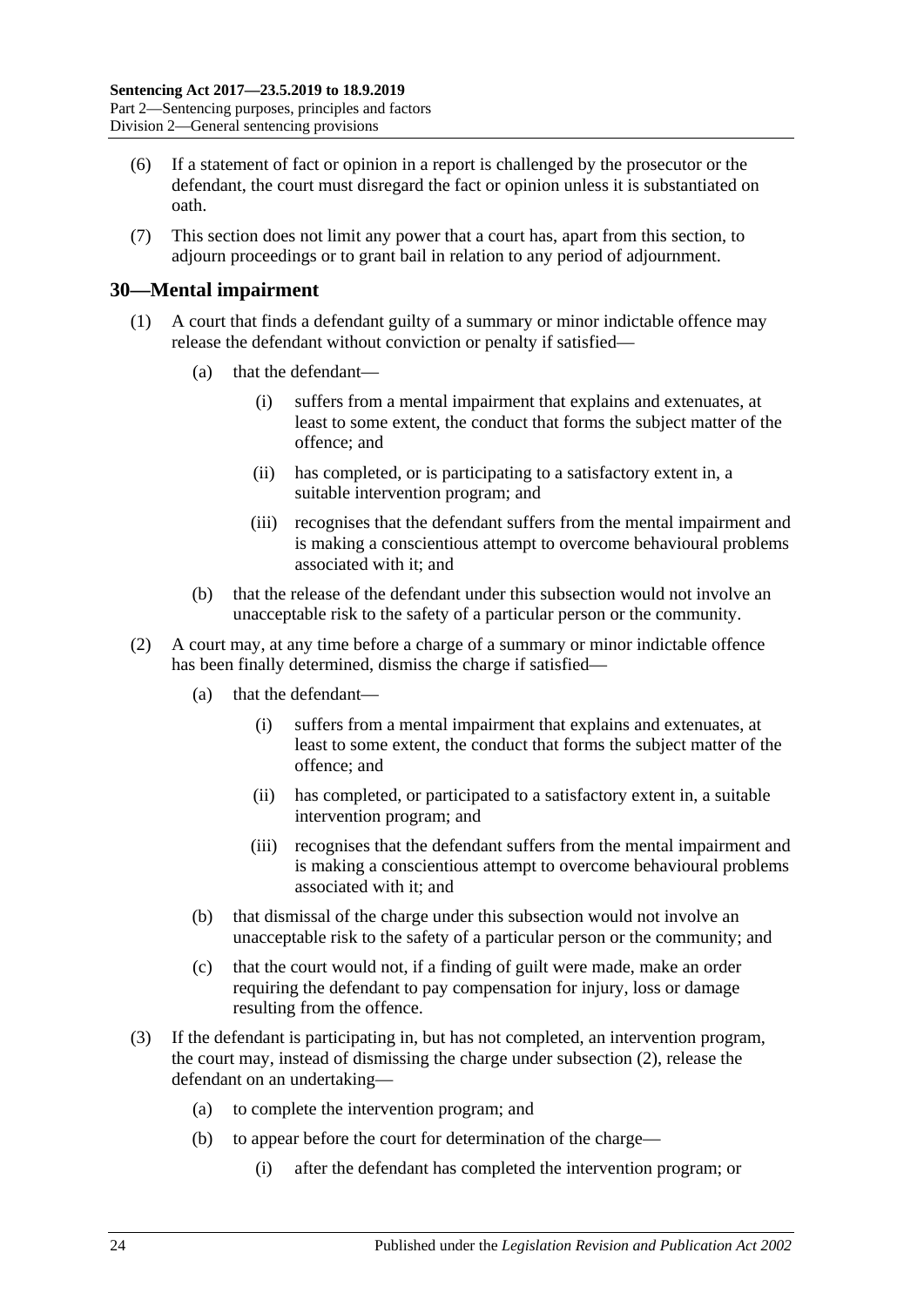(6) If a statement of fact or opinion in a report is challenged by the prosecutor or the defendant, the court must disregard the fact or opinion unless it is substantiated on oath.

(7) This section does not limit any power that a court has, apart from this section, to adjourn proceedings or to grant bail in relation to any period of adjournment.

## 30—Mental impairment

(1) A court that finds a defendant guilty of a summary or minor indictable offence may release the defendant without conviction or penalty if satisfied—

(a) that the defendant—

(i) suffers from a mental impairment that explains and extenuates, at least to some extent, the conduct that forms the subject matter of the offence; and

(ii) has completed, or is participating to a satisfactory extent in, a suitable intervention program; and

(iii) recognises that the defendant suffers from the mental impairment and is making a conscientious attempt to overcome behavioural problems associated with it; and

(b) that the release of the defendant under this subsection would not involve an unacceptable risk to the safety of a particular person or the community.

(2) A court may, at any time before a charge of a summary or minor indictable offence has been finally determined, dismiss the charge if satisfied—

(a) that the defendant—

(i) suffers from a mental impairment that explains and extenuates, at least to some extent, the conduct that forms the subject matter of the offence; and

(ii) has completed, or participated to a satisfactory extent in, a suitable intervention program; and

(iii) recognises that the defendant suffers from the mental impairment and is making a conscientious attempt to overcome behavioural problems associated with it; and

(b) that dismissal of the charge under this subsection would not involve an unacceptable risk to the safety of a particular person or the community; and

(c) that the court would not, if a finding of guilt were made, make an order requiring the defendant to pay compensation for injury, loss or damage resulting from the offence.

(3) If the defendant is participating in, but has not completed, an intervention program, the court may, instead of dismissing the charge under subsection (2), release the defendant on an undertaking—

(a) to complete the intervention program; and

(b) to appear before the court for determination of the charge—

(i) after the defendant has completed the intervention program; or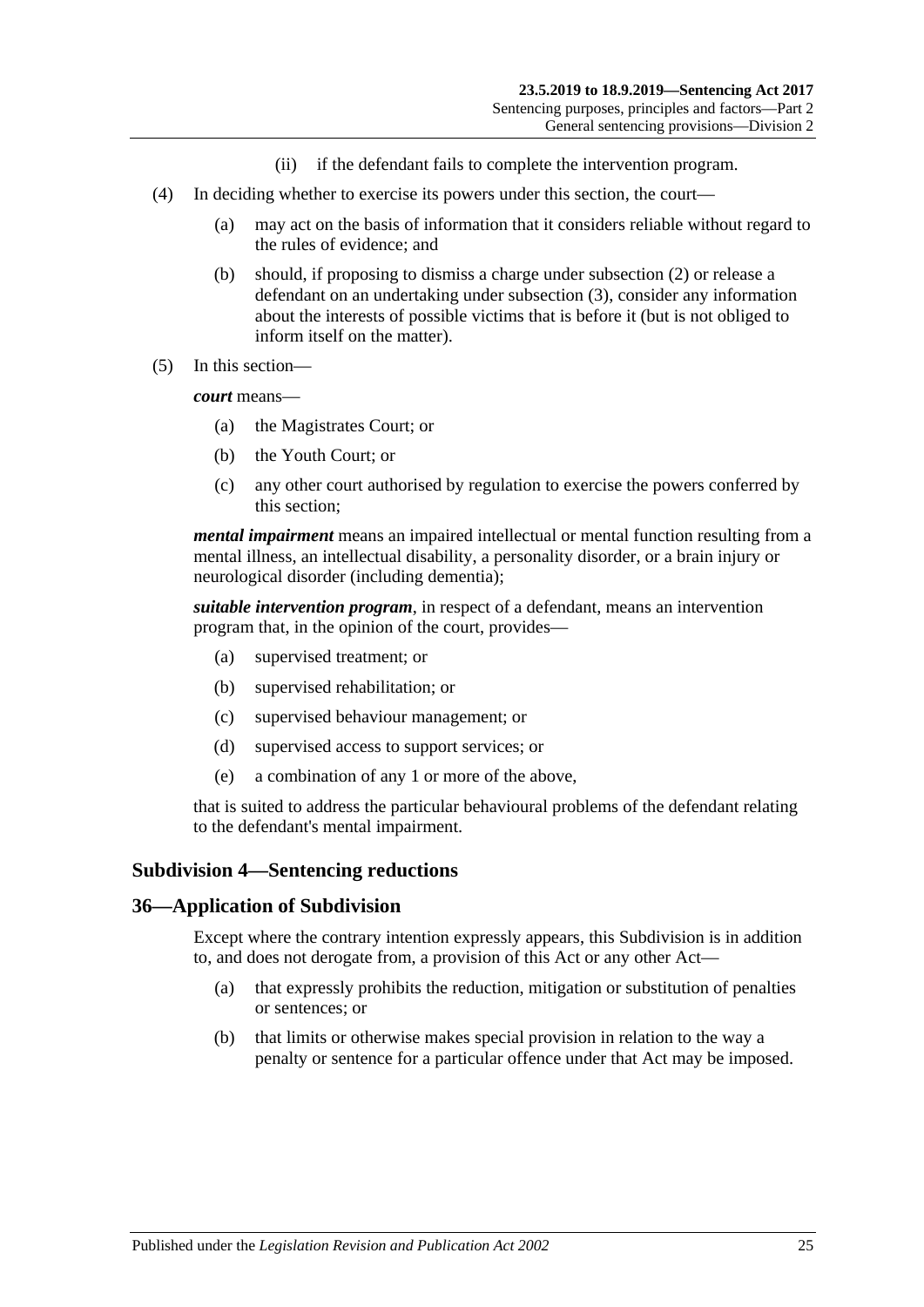(ii) if the defendant fails to complete the intervention program.

(4) In deciding whether to exercise its powers under this section, the court—

(a) may act on the basis of information that it considers reliable without regard to the rules of evidence; and

(b) should, if proposing to dismiss a charge under subsection (2) or release a defendant on an undertaking under subsection (3), consider any information about the interests of possible victims that is before it (but is not obliged to inform itself on the matter).

(5) In this section—

***court*** means—

(a) the Magistrates Court; or

(b) the Youth Court; or

(c) any other court authorised by regulation to exercise the powers conferred by this section;

***mental impairment*** means an impaired intellectual or mental function resulting from a mental illness, an intellectual disability, a personality disorder, or a brain injury or neurological disorder (including dementia);

***suitable intervention program***, in respect of a defendant, means an intervention program that, in the opinion of the court, provides—

(a) supervised treatment; or

(b) supervised rehabilitation; or

(c) supervised behaviour management; or

(d) supervised access to support services; or

(e) a combination of any 1 or more of the above,

that is suited to address the particular behavioural problems of the defendant relating to the defendant's mental impairment.

### Subdivision 4—Sentencing reductions

### 36—Application of Subdivision

Except where the contrary intention expressly appears, this Subdivision is in addition to, and does not derogate from, a provision of this Act or any other Act—

(a) that expressly prohibits the reduction, mitigation or substitution of penalties or sentences; or

(b) that limits or otherwise makes special provision in relation to the way a penalty or sentence for a particular offence under that Act may be imposed.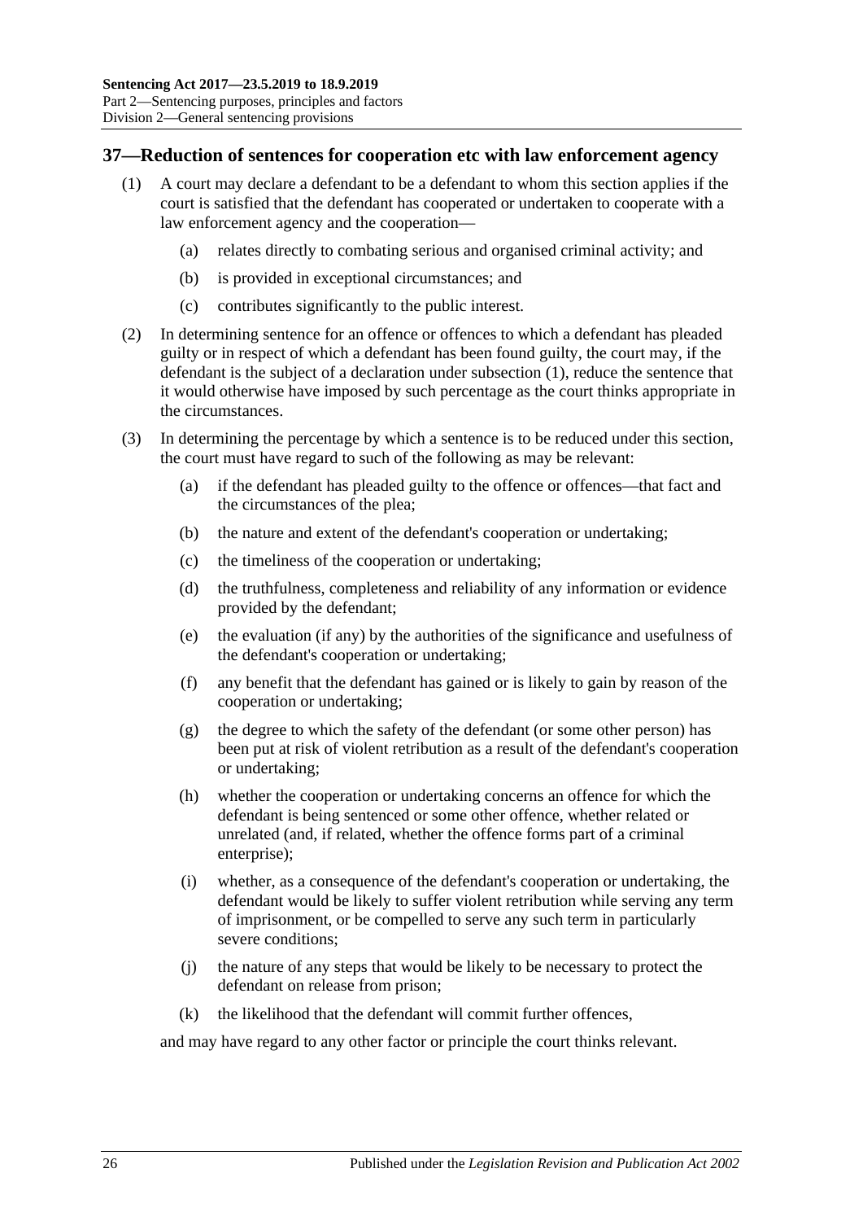## 37—Reduction of sentences for cooperation etc with law enforcement agency

(1) A court may declare a defendant to be a defendant to whom this section applies if the court is satisfied that the defendant has cooperated or undertaken to cooperate with a law enforcement agency and the cooperation—

(a) relates directly to combating serious and organised criminal activity; and

(b) is provided in exceptional circumstances; and

(c) contributes significantly to the public interest.

(2) In determining sentence for an offence or offences to which a defendant has pleaded guilty or in respect of which a defendant has been found guilty, the court may, if the defendant is the subject of a declaration under subsection (1), reduce the sentence that it would otherwise have imposed by such percentage as the court thinks appropriate in the circumstances.

(3) In determining the percentage by which a sentence is to be reduced under this section, the court must have regard to such of the following as may be relevant:

(a) if the defendant has pleaded guilty to the offence or offences—that fact and the circumstances of the plea;

(b) the nature and extent of the defendant's cooperation or undertaking;

(c) the timeliness of the cooperation or undertaking;

(d) the truthfulness, completeness and reliability of any information or evidence provided by the defendant;

(e) the evaluation (if any) by the authorities of the significance and usefulness of the defendant's cooperation or undertaking;

(f) any benefit that the defendant has gained or is likely to gain by reason of the cooperation or undertaking;

(g) the degree to which the safety of the defendant (or some other person) has been put at risk of violent retribution as a result of the defendant's cooperation or undertaking;

(h) whether the cooperation or undertaking concerns an offence for which the defendant is being sentenced or some other offence, whether related or unrelated (and, if related, whether the offence forms part of a criminal enterprise);

(i) whether, as a consequence of the defendant's cooperation or undertaking, the defendant would be likely to suffer violent retribution while serving any term of imprisonment, or be compelled to serve any such term in particularly severe conditions;

(j) the nature of any steps that would be likely to be necessary to protect the defendant on release from prison;

(k) the likelihood that the defendant will commit further offences,

and may have regard to any other factor or principle the court thinks relevant.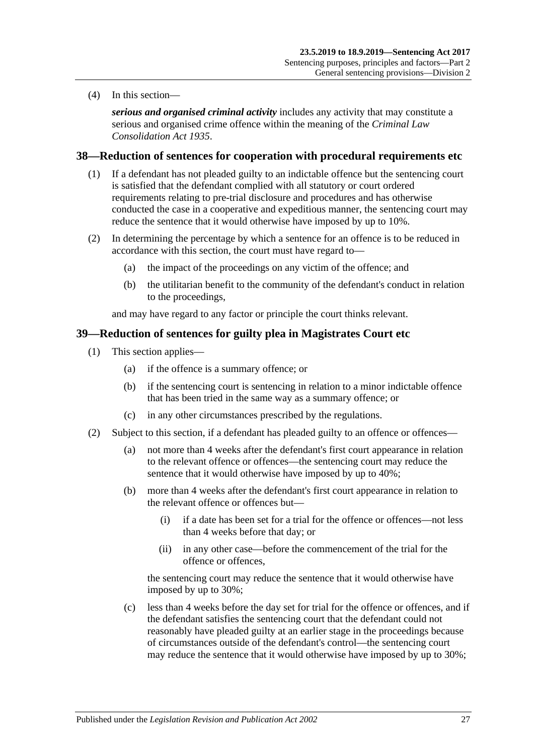(4) In this section—

***serious and organised criminal activity*** includes any activity that may constitute a serious and organised crime offence within the meaning of the *Criminal Law Consolidation Act 1935*.

## 38—Reduction of sentences for cooperation with procedural requirements etc

(1) If a defendant has not pleaded guilty to an indictable offence but the sentencing court is satisfied that the defendant complied with all statutory or court ordered requirements relating to pre-trial disclosure and procedures and has otherwise conducted the case in a cooperative and expeditious manner, the sentencing court may reduce the sentence that it would otherwise have imposed by up to 10%.

(2) In determining the percentage by which a sentence for an offence is to be reduced in accordance with this section, the court must have regard to—

- (a) the impact of the proceedings on any victim of the offence; and
- (b) the utilitarian benefit to the community of the defendant's conduct in relation to the proceedings,

and may have regard to any factor or principle the court thinks relevant.

## 39—Reduction of sentences for guilty plea in Magistrates Court etc

(1) This section applies—

- (a) if the offence is a summary offence; or
- (b) if the sentencing court is sentencing in relation to a minor indictable offence that has been tried in the same way as a summary offence; or
- (c) in any other circumstances prescribed by the regulations.

(2) Subject to this section, if a defendant has pleaded guilty to an offence or offences—

- (a) not more than 4 weeks after the defendant's first court appearance in relation to the relevant offence or offences—the sentencing court may reduce the sentence that it would otherwise have imposed by up to 40%;
- (b) more than 4 weeks after the defendant's first court appearance in relation to the relevant offence or offences but—
  - (i) if a date has been set for a trial for the offence or offences—not less than 4 weeks before that day; or
  - (ii) in any other case—before the commencement of the trial for the offence or offences,

  the sentencing court may reduce the sentence that it would otherwise have imposed by up to 30%;
- (c) less than 4 weeks before the day set for trial for the offence or offences, and if the defendant satisfies the sentencing court that the defendant could not reasonably have pleaded guilty at an earlier stage in the proceedings because of circumstances outside of the defendant's control—the sentencing court may reduce the sentence that it would otherwise have imposed by up to 30%;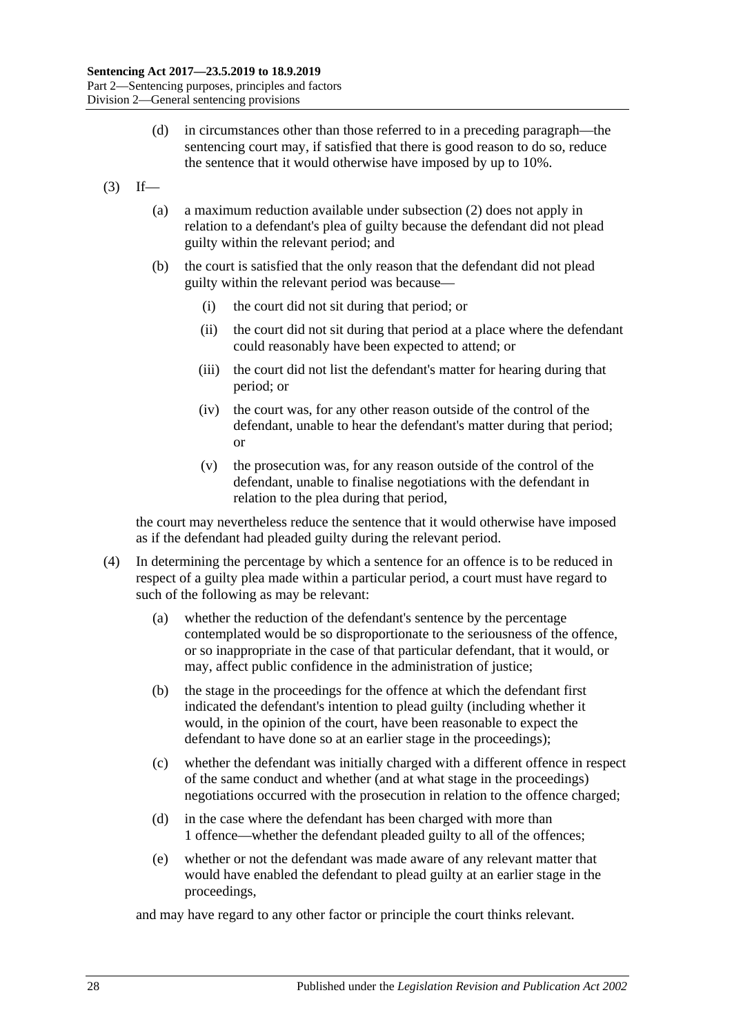(d) in circumstances other than those referred to in a preceding paragraph—the sentencing court may, if satisfied that there is good reason to do so, reduce the sentence that it would otherwise have imposed by up to 10%.

(3) If—

(a) a maximum reduction available under subsection (2) does not apply in relation to a defendant's plea of guilty because the defendant did not plead guilty within the relevant period; and

(b) the court is satisfied that the only reason that the defendant did not plead guilty within the relevant period was because—

(i) the court did not sit during that period; or

(ii) the court did not sit during that period at a place where the defendant could reasonably have been expected to attend; or

(iii) the court did not list the defendant's matter for hearing during that period; or

(iv) the court was, for any other reason outside of the control of the defendant, unable to hear the defendant's matter during that period; or

(v) the prosecution was, for any reason outside of the control of the defendant, unable to finalise negotiations with the defendant in relation to the plea during that period,

the court may nevertheless reduce the sentence that it would otherwise have imposed as if the defendant had pleaded guilty during the relevant period.

(4) In determining the percentage by which a sentence for an offence is to be reduced in respect of a guilty plea made within a particular period, a court must have regard to such of the following as may be relevant:

(a) whether the reduction of the defendant's sentence by the percentage contemplated would be so disproportionate to the seriousness of the offence, or so inappropriate in the case of that particular defendant, that it would, or may, affect public confidence in the administration of justice;

(b) the stage in the proceedings for the offence at which the defendant first indicated the defendant's intention to plead guilty (including whether it would, in the opinion of the court, have been reasonable to expect the defendant to have done so at an earlier stage in the proceedings);

(c) whether the defendant was initially charged with a different offence in respect of the same conduct and whether (and at what stage in the proceedings) negotiations occurred with the prosecution in relation to the offence charged;

(d) in the case where the defendant has been charged with more than 1 offence—whether the defendant pleaded guilty to all of the offences;

(e) whether or not the defendant was made aware of any relevant matter that would have enabled the defendant to plead guilty at an earlier stage in the proceedings,

and may have regard to any other factor or principle the court thinks relevant.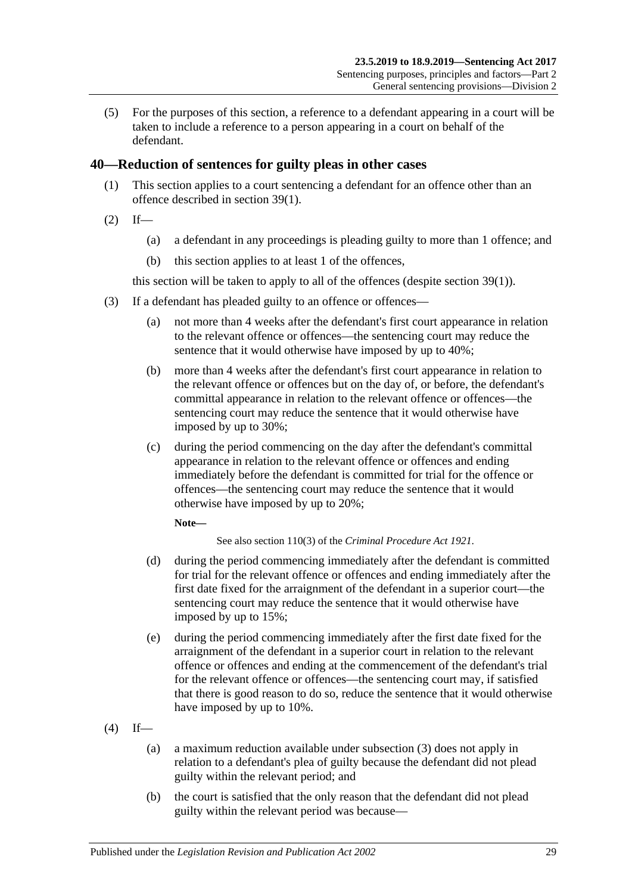(5) For the purposes of this section, a reference to a defendant appearing in a court will be taken to include a reference to a person appearing in a court on behalf of the defendant.

## 40—Reduction of sentences for guilty pleas in other cases

(1) This section applies to a court sentencing a defendant for an offence other than an offence described in section 39(1).

(2) If—

(a) a defendant in any proceedings is pleading guilty to more than 1 offence; and

(b) this section applies to at least 1 of the offences,

this section will be taken to apply to all of the offences (despite section 39(1)).

(3) If a defendant has pleaded guilty to an offence or offences—

(a) not more than 4 weeks after the defendant's first court appearance in relation to the relevant offence or offences—the sentencing court may reduce the sentence that it would otherwise have imposed by up to 40%;

(b) more than 4 weeks after the defendant's first court appearance in relation to the relevant offence or offences but on the day of, or before, the defendant's committal appearance in relation to the relevant offence or offences—the sentencing court may reduce the sentence that it would otherwise have imposed by up to 30%;

(c) during the period commencing on the day after the defendant's committal appearance in relation to the relevant offence or offences and ending immediately before the defendant is committed for trial for the offence or offences—the sentencing court may reduce the sentence that it would otherwise have imposed by up to 20%;

**Note—**

See also section 110(3) of the *Criminal Procedure Act 1921*.

(d) during the period commencing immediately after the defendant is committed for trial for the relevant offence or offences and ending immediately after the first date fixed for the arraignment of the defendant in a superior court—the sentencing court may reduce the sentence that it would otherwise have imposed by up to 15%;

(e) during the period commencing immediately after the first date fixed for the arraignment of the defendant in a superior court in relation to the relevant offence or offences and ending at the commencement of the defendant's trial for the relevant offence or offences—the sentencing court may, if satisfied that there is good reason to do so, reduce the sentence that it would otherwise have imposed by up to 10%.

(4) If—

(a) a maximum reduction available under subsection (3) does not apply in relation to a defendant's plea of guilty because the defendant did not plead guilty within the relevant period; and

(b) the court is satisfied that the only reason that the defendant did not plead guilty within the relevant period was because—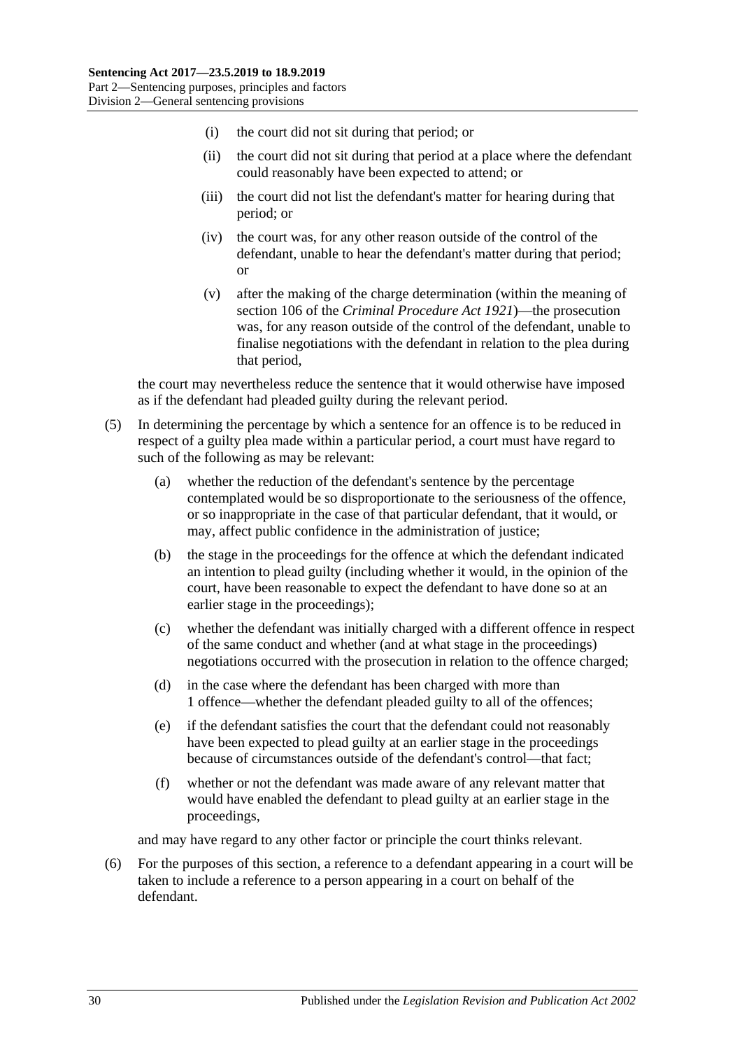(i) the court did not sit during that period; or

(ii) the court did not sit during that period at a place where the defendant could reasonably have been expected to attend; or

(iii) the court did not list the defendant's matter for hearing during that period; or

(iv) the court was, for any other reason outside of the control of the defendant, unable to hear the defendant's matter during that period; or

(v) after the making of the charge determination (within the meaning of section 106 of the *Criminal Procedure Act 1921*)—the prosecution was, for any reason outside of the control of the defendant, unable to finalise negotiations with the defendant in relation to the plea during that period,

the court may nevertheless reduce the sentence that it would otherwise have imposed as if the defendant had pleaded guilty during the relevant period.

(5) In determining the percentage by which a sentence for an offence is to be reduced in respect of a guilty plea made within a particular period, a court must have regard to such of the following as may be relevant:

(a) whether the reduction of the defendant's sentence by the percentage contemplated would be so disproportionate to the seriousness of the offence, or so inappropriate in the case of that particular defendant, that it would, or may, affect public confidence in the administration of justice;

(b) the stage in the proceedings for the offence at which the defendant indicated an intention to plead guilty (including whether it would, in the opinion of the court, have been reasonable to expect the defendant to have done so at an earlier stage in the proceedings);

(c) whether the defendant was initially charged with a different offence in respect of the same conduct and whether (and at what stage in the proceedings) negotiations occurred with the prosecution in relation to the offence charged;

(d) in the case where the defendant has been charged with more than 1 offence—whether the defendant pleaded guilty to all of the offences;

(e) if the defendant satisfies the court that the defendant could not reasonably have been expected to plead guilty at an earlier stage in the proceedings because of circumstances outside of the defendant's control—that fact;

(f) whether or not the defendant was made aware of any relevant matter that would have enabled the defendant to plead guilty at an earlier stage in the proceedings,

and may have regard to any other factor or principle the court thinks relevant.

(6) For the purposes of this section, a reference to a defendant appearing in a court will be taken to include a reference to a person appearing in a court on behalf of the defendant.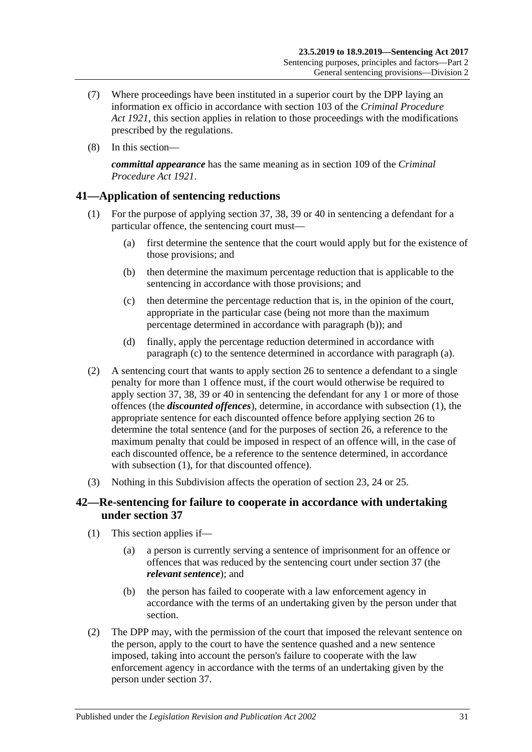(7) Where proceedings have been instituted in a superior court by the DPP laying an information ex officio in accordance with section 103 of the *Criminal Procedure Act 1921*, this section applies in relation to those proceedings with the modifications prescribed by the regulations.

(8) In this section—

***committal appearance*** has the same meaning as in section 109 of the *Criminal Procedure Act 1921*.

## 41—Application of sentencing reductions

(1) For the purpose of applying section 37, 38, 39 or 40 in sentencing a defendant for a particular offence, the sentencing court must—

- (a) first determine the sentence that the court would apply but for the existence of those provisions; and
- (b) then determine the maximum percentage reduction that is applicable to the sentencing in accordance with those provisions; and
- (c) then determine the percentage reduction that is, in the opinion of the court, appropriate in the particular case (being not more than the maximum percentage determined in accordance with paragraph (b)); and
- (d) finally, apply the percentage reduction determined in accordance with paragraph (c) to the sentence determined in accordance with paragraph (a).

(2) A sentencing court that wants to apply section 26 to sentence a defendant to a single penalty for more than 1 offence must, if the court would otherwise be required to apply section 37, 38, 39 or 40 in sentencing the defendant for any 1 or more of those offences (the ***discounted offences***), determine, in accordance with subsection (1), the appropriate sentence for each discounted offence before applying section 26 to determine the total sentence (and for the purposes of section 26, a reference to the maximum penalty that could be imposed in respect of an offence will, in the case of each discounted offence, be a reference to the sentence determined, in accordance with subsection (1), for that discounted offence).

(3) Nothing in this Subdivision affects the operation of section 23, 24 or 25.

## 42—Re-sentencing for failure to cooperate in accordance with undertaking under section 37

(1) This section applies if—

- (a) a person is currently serving a sentence of imprisonment for an offence or offences that was reduced by the sentencing court under section 37 (the ***relevant sentence***); and
- (b) the person has failed to cooperate with a law enforcement agency in accordance with the terms of an undertaking given by the person under that section.

(2) The DPP may, with the permission of the court that imposed the relevant sentence on the person, apply to the court to have the sentence quashed and a new sentence imposed, taking into account the person's failure to cooperate with the law enforcement agency in accordance with the terms of an undertaking given by the person under section 37.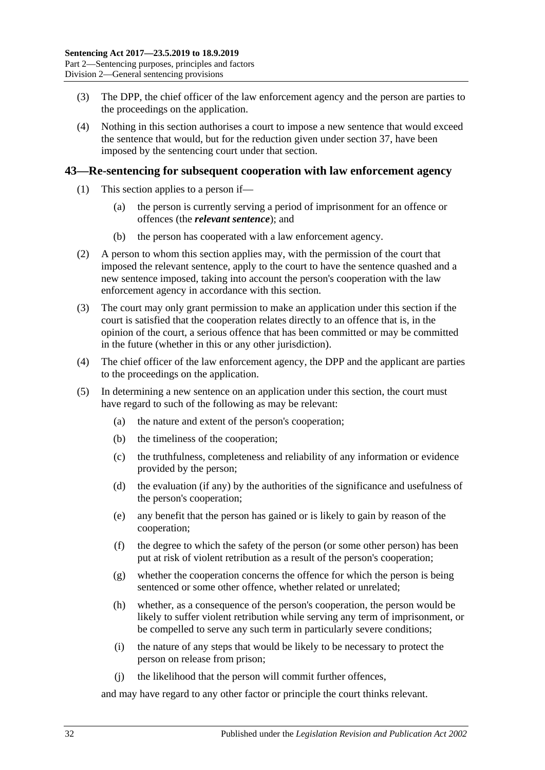(3) The DPP, the chief officer of the law enforcement agency and the person are parties to the proceedings on the application.

(4) Nothing in this section authorises a court to impose a new sentence that would exceed the sentence that would, but for the reduction given under section 37, have been imposed by the sentencing court under that section.

## 43—Re-sentencing for subsequent cooperation with law enforcement agency

(1) This section applies to a person if—

(a) the person is currently serving a period of imprisonment for an offence or offences (the ***relevant sentence***); and

(b) the person has cooperated with a law enforcement agency.

(2) A person to whom this section applies may, with the permission of the court that imposed the relevant sentence, apply to the court to have the sentence quashed and a new sentence imposed, taking into account the person's cooperation with the law enforcement agency in accordance with this section.

(3) The court may only grant permission to make an application under this section if the court is satisfied that the cooperation relates directly to an offence that is, in the opinion of the court, a serious offence that has been committed or may be committed in the future (whether in this or any other jurisdiction).

(4) The chief officer of the law enforcement agency, the DPP and the applicant are parties to the proceedings on the application.

(5) In determining a new sentence on an application under this section, the court must have regard to such of the following as may be relevant:

(a) the nature and extent of the person's cooperation;

(b) the timeliness of the cooperation;

(c) the truthfulness, completeness and reliability of any information or evidence provided by the person;

(d) the evaluation (if any) by the authorities of the significance and usefulness of the person's cooperation;

(e) any benefit that the person has gained or is likely to gain by reason of the cooperation;

(f) the degree to which the safety of the person (or some other person) has been put at risk of violent retribution as a result of the person's cooperation;

(g) whether the cooperation concerns the offence for which the person is being sentenced or some other offence, whether related or unrelated;

(h) whether, as a consequence of the person's cooperation, the person would be likely to suffer violent retribution while serving any term of imprisonment, or be compelled to serve any such term in particularly severe conditions;

(i) the nature of any steps that would be likely to be necessary to protect the person on release from prison;

(j) the likelihood that the person will commit further offences,

and may have regard to any other factor or principle the court thinks relevant.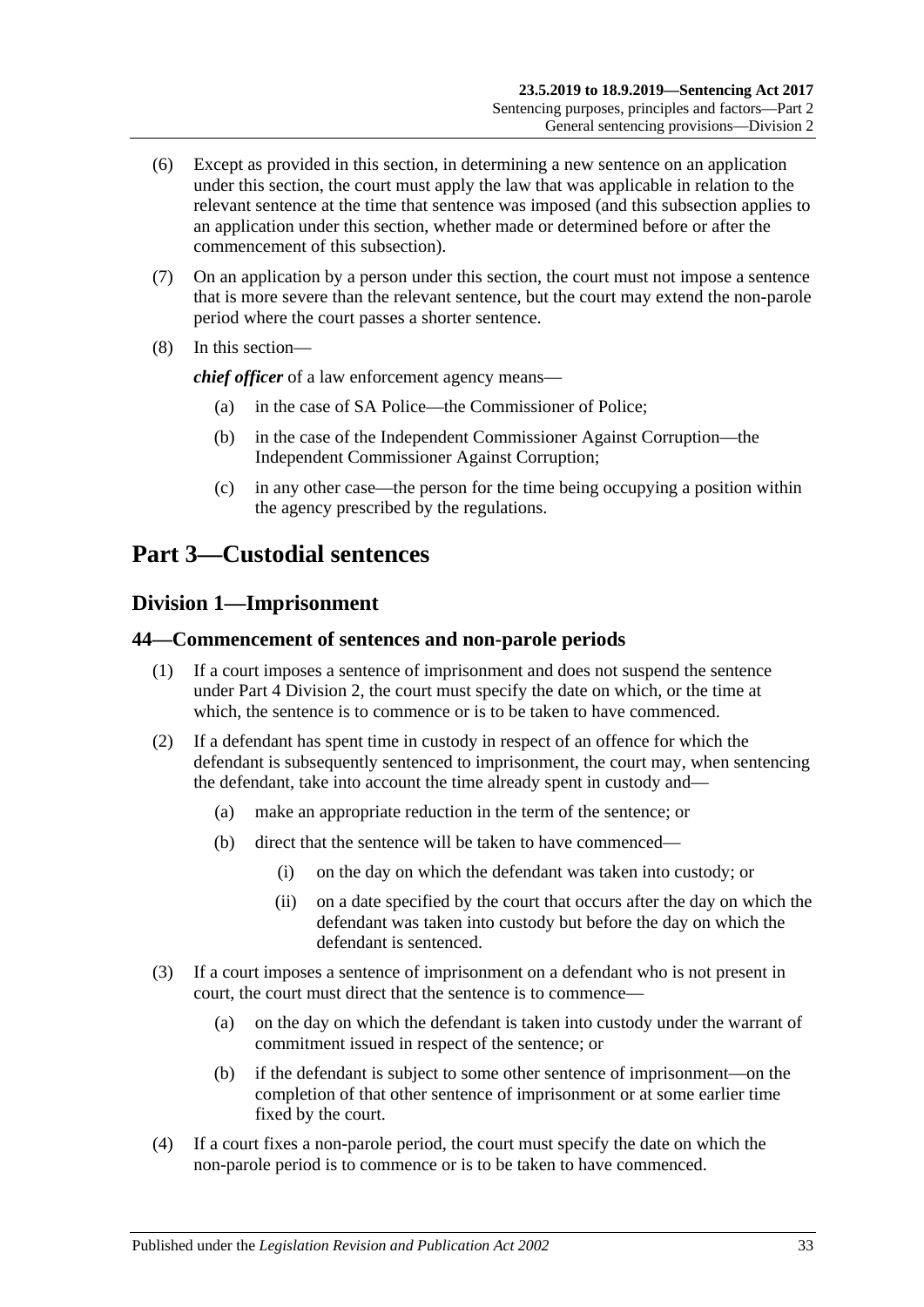(6) Except as provided in this section, in determining a new sentence on an application under this section, the court must apply the law that was applicable in relation to the relevant sentence at the time that sentence was imposed (and this subsection applies to an application under this section, whether made or determined before or after the commencement of this subsection).

(7) On an application by a person under this section, the court must not impose a sentence that is more severe than the relevant sentence, but the court may extend the non-parole period where the court passes a shorter sentence.

(8) In this section—

***chief officer*** of a law enforcement agency means—

  (a) in the case of SA Police—the Commissioner of Police;

  (b) in the case of the Independent Commissioner Against Corruption—the Independent Commissioner Against Corruption;

  (c) in any other case—the person for the time being occupying a position within the agency prescribed by the regulations.

# Part 3—Custodial sentences

## Division 1—Imprisonment

### 44—Commencement of sentences and non-parole periods

(1) If a court imposes a sentence of imprisonment and does not suspend the sentence under Part 4 Division 2, the court must specify the date on which, or the time at which, the sentence is to commence or is to be taken to have commenced.

(2) If a defendant has spent time in custody in respect of an offence for which the defendant is subsequently sentenced to imprisonment, the court may, when sentencing the defendant, take into account the time already spent in custody and—

  (a) make an appropriate reduction in the term of the sentence; or

  (b) direct that the sentence will be taken to have commenced—

    (i) on the day on which the defendant was taken into custody; or

    (ii) on a date specified by the court that occurs after the day on which the defendant was taken into custody but before the day on which the defendant is sentenced.

(3) If a court imposes a sentence of imprisonment on a defendant who is not present in court, the court must direct that the sentence is to commence—

  (a) on the day on which the defendant is taken into custody under the warrant of commitment issued in respect of the sentence; or

  (b) if the defendant is subject to some other sentence of imprisonment—on the completion of that other sentence of imprisonment or at some earlier time fixed by the court.

(4) If a court fixes a non-parole period, the court must specify the date on which the non-parole period is to commence or is to be taken to have commenced.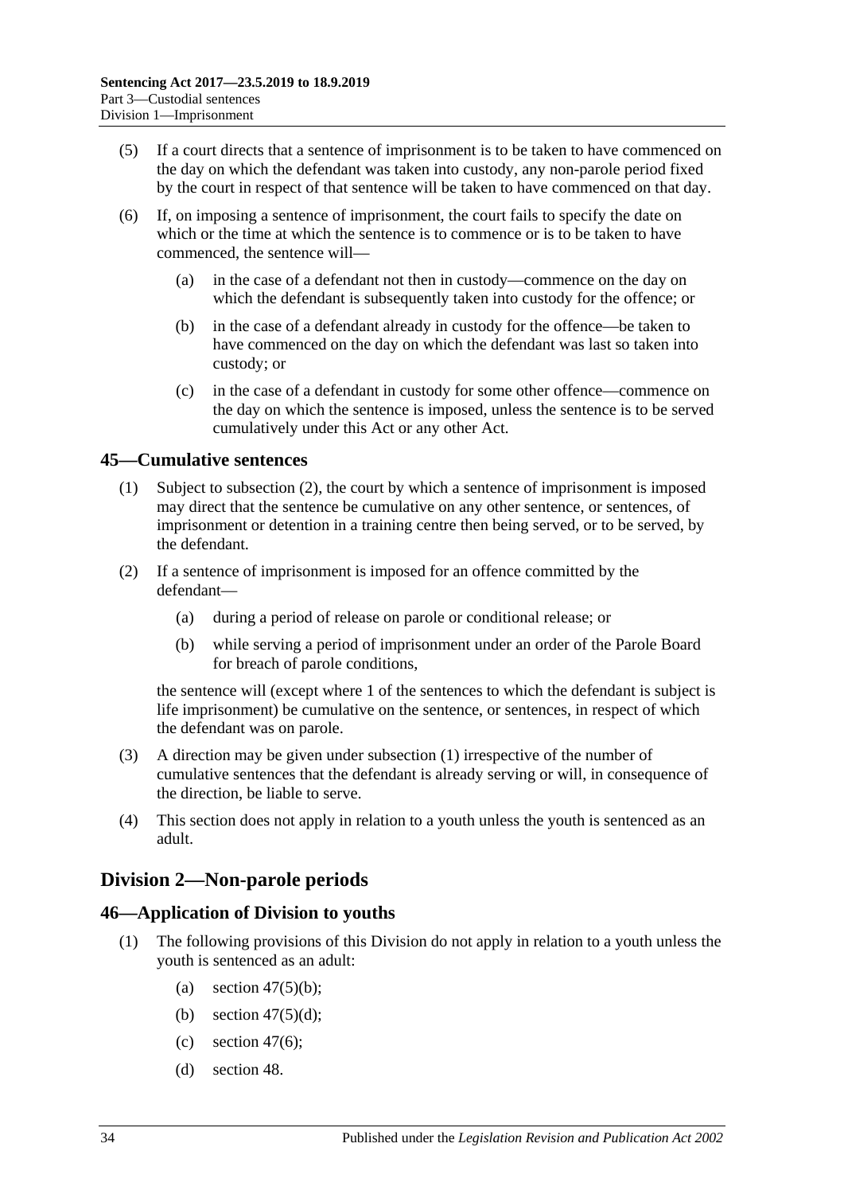(5) If a court directs that a sentence of imprisonment is to be taken to have commenced on the day on which the defendant was taken into custody, any non-parole period fixed by the court in respect of that sentence will be taken to have commenced on that day.

(6) If, on imposing a sentence of imprisonment, the court fails to specify the date on which or the time at which the sentence is to commence or is to be taken to have commenced, the sentence will—

(a) in the case of a defendant not then in custody—commence on the day on which the defendant is subsequently taken into custody for the offence; or

(b) in the case of a defendant already in custody for the offence—be taken to have commenced on the day on which the defendant was last so taken into custody; or

(c) in the case of a defendant in custody for some other offence—commence on the day on which the sentence is imposed, unless the sentence is to be served cumulatively under this Act or any other Act.

## 45—Cumulative sentences

(1) Subject to subsection (2), the court by which a sentence of imprisonment is imposed may direct that the sentence be cumulative on any other sentence, or sentences, of imprisonment or detention in a training centre then being served, or to be served, by the defendant.

(2) If a sentence of imprisonment is imposed for an offence committed by the defendant—

(a) during a period of release on parole or conditional release; or

(b) while serving a period of imprisonment under an order of the Parole Board for breach of parole conditions,

the sentence will (except where 1 of the sentences to which the defendant is subject is life imprisonment) be cumulative on the sentence, or sentences, in respect of which the defendant was on parole.

(3) A direction may be given under subsection (1) irrespective of the number of cumulative sentences that the defendant is already serving or will, in consequence of the direction, be liable to serve.

(4) This section does not apply in relation to a youth unless the youth is sentenced as an adult.

# Division 2—Non-parole periods

## 46—Application of Division to youths

(1) The following provisions of this Division do not apply in relation to a youth unless the youth is sentenced as an adult:

(a) section 47(5)(b);

(b) section 47(5)(d);

(c) section 47(6);

(d) section 48.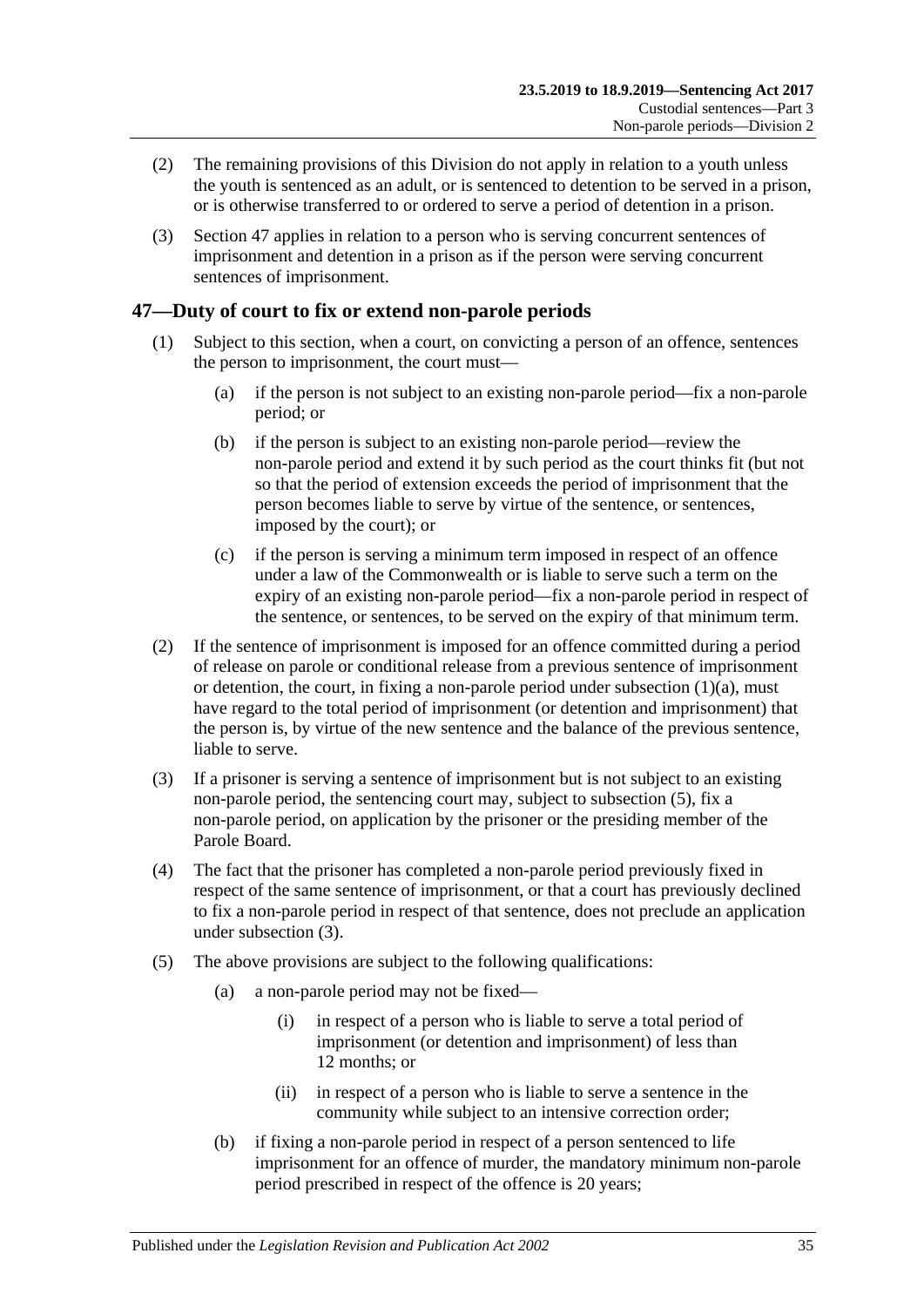(2) The remaining provisions of this Division do not apply in relation to a youth unless the youth is sentenced as an adult, or is sentenced to detention to be served in a prison, or is otherwise transferred to or ordered to serve a period of detention in a prison.

(3) Section 47 applies in relation to a person who is serving concurrent sentences of imprisonment and detention in a prison as if the person were serving concurrent sentences of imprisonment.

## 47—Duty of court to fix or extend non-parole periods

(1) Subject to this section, when a court, on convicting a person of an offence, sentences the person to imprisonment, the court must—

- (a) if the person is not subject to an existing non-parole period—fix a non-parole period; or
- (b) if the person is subject to an existing non-parole period—review the non-parole period and extend it by such period as the court thinks fit (but not so that the period of extension exceeds the period of imprisonment that the person becomes liable to serve by virtue of the sentence, or sentences, imposed by the court); or
- (c) if the person is serving a minimum term imposed in respect of an offence under a law of the Commonwealth or is liable to serve such a term on the expiry of an existing non-parole period—fix a non-parole period in respect of the sentence, or sentences, to be served on the expiry of that minimum term.

(2) If the sentence of imprisonment is imposed for an offence committed during a period of release on parole or conditional release from a previous sentence of imprisonment or detention, the court, in fixing a non-parole period under subsection (1)(a), must have regard to the total period of imprisonment (or detention and imprisonment) that the person is, by virtue of the new sentence and the balance of the previous sentence, liable to serve.

(3) If a prisoner is serving a sentence of imprisonment but is not subject to an existing non-parole period, the sentencing court may, subject to subsection (5), fix a non-parole period, on application by the prisoner or the presiding member of the Parole Board.

(4) The fact that the prisoner has completed a non-parole period previously fixed in respect of the same sentence of imprisonment, or that a court has previously declined to fix a non-parole period in respect of that sentence, does not preclude an application under subsection (3).

(5) The above provisions are subject to the following qualifications:

- (a) a non-parole period may not be fixed—
  - (i) in respect of a person who is liable to serve a total period of imprisonment (or detention and imprisonment) of less than 12 months; or
  - (ii) in respect of a person who is liable to serve a sentence in the community while subject to an intensive correction order;
- (b) if fixing a non-parole period in respect of a person sentenced to life imprisonment for an offence of murder, the mandatory minimum non-parole period prescribed in respect of the offence is 20 years;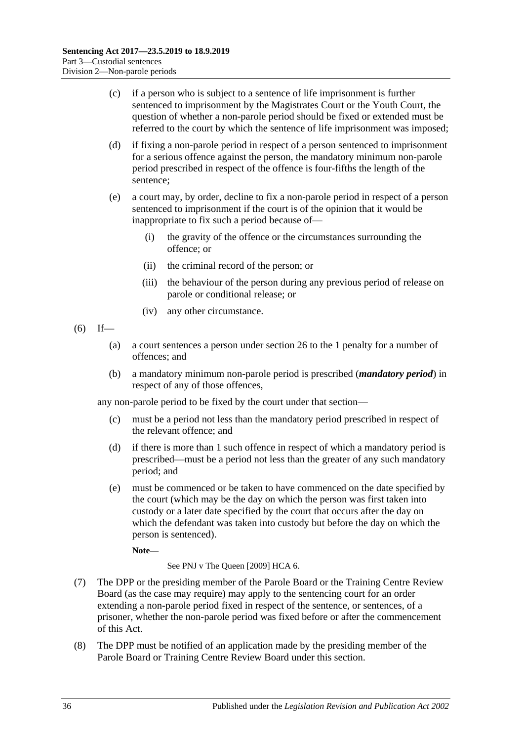(c) if a person who is subject to a sentence of life imprisonment is further sentenced to imprisonment by the Magistrates Court or the Youth Court, the question of whether a non-parole period should be fixed or extended must be referred to the court by which the sentence of life imprisonment was imposed;

(d) if fixing a non-parole period in respect of a person sentenced to imprisonment for a serious offence against the person, the mandatory minimum non-parole period prescribed in respect of the offence is four-fifths the length of the sentence;

(e) a court may, by order, decline to fix a non-parole period in respect of a person sentenced to imprisonment if the court is of the opinion that it would be inappropriate to fix such a period because of—

(i) the gravity of the offence or the circumstances surrounding the offence; or

(ii) the criminal record of the person; or

(iii) the behaviour of the person during any previous period of release on parole or conditional release; or

(iv) any other circumstance.

(6) If—

(a) a court sentences a person under section 26 to the 1 penalty for a number of offences; and

(b) a mandatory minimum non-parole period is prescribed (***mandatory period***) in respect of any of those offences,

any non-parole period to be fixed by the court under that section—

(c) must be a period not less than the mandatory period prescribed in respect of the relevant offence; and

(d) if there is more than 1 such offence in respect of which a mandatory period is prescribed—must be a period not less than the greater of any such mandatory period; and

(e) must be commenced or be taken to have commenced on the date specified by the court (which may be the day on which the person was first taken into custody or a later date specified by the court that occurs after the day on which the defendant was taken into custody but before the day on which the person is sentenced).

**Note—**

See PNJ v The Queen [2009] HCA 6.

(7) The DPP or the presiding member of the Parole Board or the Training Centre Review Board (as the case may require) may apply to the sentencing court for an order extending a non-parole period fixed in respect of the sentence, or sentences, of a prisoner, whether the non-parole period was fixed before or after the commencement of this Act.

(8) The DPP must be notified of an application made by the presiding member of the Parole Board or Training Centre Review Board under this section.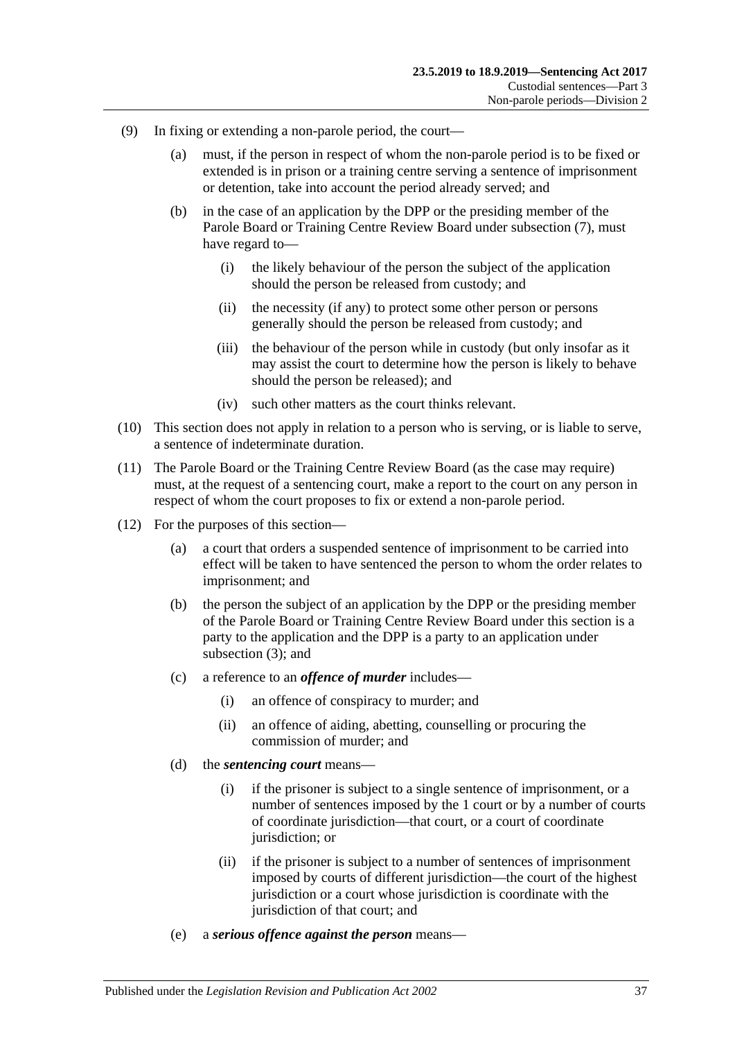(9) In fixing or extending a non-parole period, the court—

(a) must, if the person in respect of whom the non-parole period is to be fixed or extended is in prison or a training centre serving a sentence of imprisonment or detention, take into account the period already served; and

(b) in the case of an application by the DPP or the presiding member of the Parole Board or Training Centre Review Board under subsection (7), must have regard to—

(i) the likely behaviour of the person the subject of the application should the person be released from custody; and

(ii) the necessity (if any) to protect some other person or persons generally should the person be released from custody; and

(iii) the behaviour of the person while in custody (but only insofar as it may assist the court to determine how the person is likely to behave should the person be released); and

(iv) such other matters as the court thinks relevant.

(10) This section does not apply in relation to a person who is serving, or is liable to serve, a sentence of indeterminate duration.

(11) The Parole Board or the Training Centre Review Board (as the case may require) must, at the request of a sentencing court, make a report to the court on any person in respect of whom the court proposes to fix or extend a non-parole period.

(12) For the purposes of this section—

(a) a court that orders a suspended sentence of imprisonment to be carried into effect will be taken to have sentenced the person to whom the order relates to imprisonment; and

(b) the person the subject of an application by the DPP or the presiding member of the Parole Board or Training Centre Review Board under this section is a party to the application and the DPP is a party to an application under subsection (3); and

(c) a reference to an ***offence of murder*** includes—

(i) an offence of conspiracy to murder; and

(ii) an offence of aiding, abetting, counselling or procuring the commission of murder; and

(d) the ***sentencing court*** means—

(i) if the prisoner is subject to a single sentence of imprisonment, or a number of sentences imposed by the 1 court or by a number of courts of coordinate jurisdiction—that court, or a court of coordinate jurisdiction; or

(ii) if the prisoner is subject to a number of sentences of imprisonment imposed by courts of different jurisdiction—the court of the highest jurisdiction or a court whose jurisdiction is coordinate with the jurisdiction of that court; and

(e) a ***serious offence against the person*** means—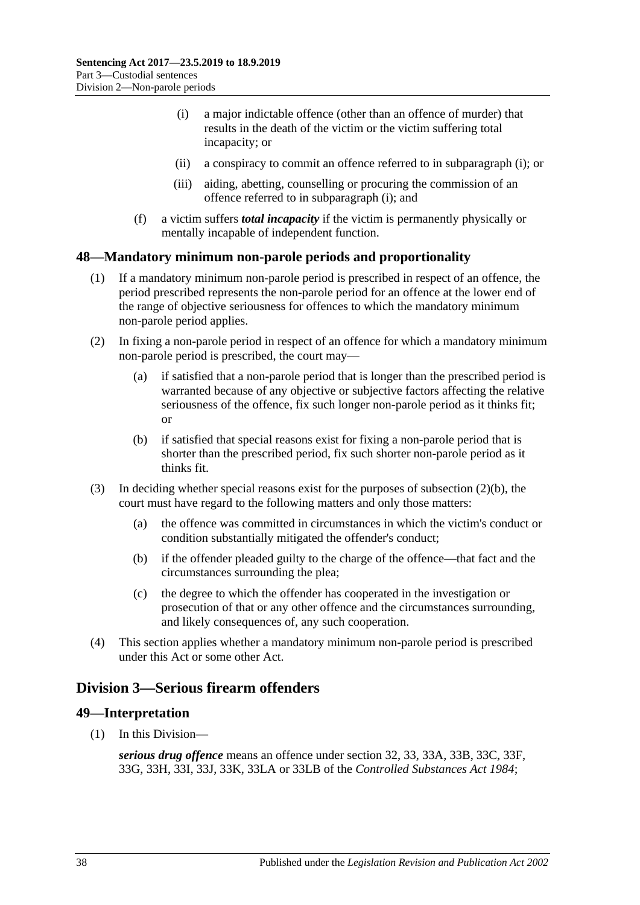- (i) a major indictable offence (other than an offence of murder) that results in the death of the victim or the victim suffering total incapacity; or
- (ii) a conspiracy to commit an offence referred to in subparagraph (i); or
- (iii) aiding, abetting, counselling or procuring the commission of an offence referred to in subparagraph (i); and

(f) a victim suffers ***total incapacity*** if the victim is permanently physically or mentally incapable of independent function.

## 48—Mandatory minimum non-parole periods and proportionality

(1) If a mandatory minimum non-parole period is prescribed in respect of an offence, the period prescribed represents the non-parole period for an offence at the lower end of the range of objective seriousness for offences to which the mandatory minimum non-parole period applies.

(2) In fixing a non-parole period in respect of an offence for which a mandatory minimum non-parole period is prescribed, the court may—

- (a) if satisfied that a non-parole period that is longer than the prescribed period is warranted because of any objective or subjective factors affecting the relative seriousness of the offence, fix such longer non-parole period as it thinks fit; or
- (b) if satisfied that special reasons exist for fixing a non-parole period that is shorter than the prescribed period, fix such shorter non-parole period as it thinks fit.

(3) In deciding whether special reasons exist for the purposes of subsection (2)(b), the court must have regard to the following matters and only those matters:

- (a) the offence was committed in circumstances in which the victim's conduct or condition substantially mitigated the offender's conduct;
- (b) if the offender pleaded guilty to the charge of the offence—that fact and the circumstances surrounding the plea;
- (c) the degree to which the offender has cooperated in the investigation or prosecution of that or any other offence and the circumstances surrounding, and likely consequences of, any such cooperation.

(4) This section applies whether a mandatory minimum non-parole period is prescribed under this Act or some other Act.

# Division 3—Serious firearm offenders

## 49—Interpretation

(1) In this Division—

***serious drug offence*** means an offence under section 32, 33, 33A, 33B, 33C, 33F, 33G, 33H, 33I, 33J, 33K, 33LA or 33LB of the *Controlled Substances Act 1984*;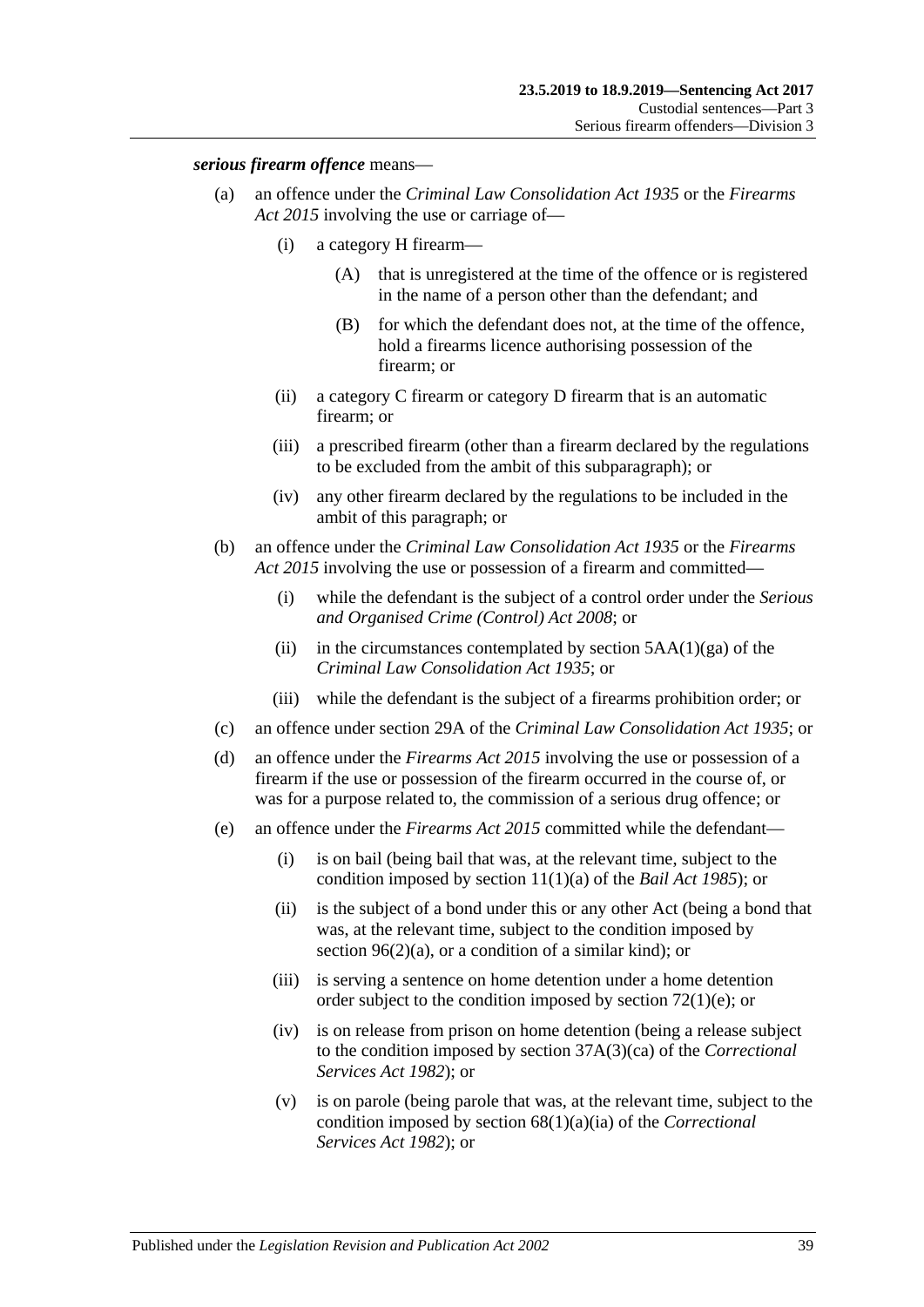***serious firearm offence*** means—

- (a) an offence under the *Criminal Law Consolidation Act 1935* or the *Firearms Act 2015* involving the use or carriage of—
  - (i) a category H firearm—
    - (A) that is unregistered at the time of the offence or is registered in the name of a person other than the defendant; and
    - (B) for which the defendant does not, at the time of the offence, hold a firearms licence authorising possession of the firearm; or
  - (ii) a category C firearm or category D firearm that is an automatic firearm; or
  - (iii) a prescribed firearm (other than a firearm declared by the regulations to be excluded from the ambit of this subparagraph); or
  - (iv) any other firearm declared by the regulations to be included in the ambit of this paragraph; or
- (b) an offence under the *Criminal Law Consolidation Act 1935* or the *Firearms Act 2015* involving the use or possession of a firearm and committed—
  - (i) while the defendant is the subject of a control order under the *Serious and Organised Crime (Control) Act 2008*; or
  - (ii) in the circumstances contemplated by section 5AA(1)(ga) of the *Criminal Law Consolidation Act 1935*; or
  - (iii) while the defendant is the subject of a firearms prohibition order; or
- (c) an offence under section 29A of the *Criminal Law Consolidation Act 1935*; or
- (d) an offence under the *Firearms Act 2015* involving the use or possession of a firearm if the use or possession of the firearm occurred in the course of, or was for a purpose related to, the commission of a serious drug offence; or
- (e) an offence under the *Firearms Act 2015* committed while the defendant—
  - (i) is on bail (being bail that was, at the relevant time, subject to the condition imposed by section 11(1)(a) of the *Bail Act 1985*); or
  - (ii) is the subject of a bond under this or any other Act (being a bond that was, at the relevant time, subject to the condition imposed by section 96(2)(a), or a condition of a similar kind); or
  - (iii) is serving a sentence on home detention under a home detention order subject to the condition imposed by section 72(1)(e); or
  - (iv) is on release from prison on home detention (being a release subject to the condition imposed by section 37A(3)(ca) of the *Correctional Services Act 1982*); or
  - (v) is on parole (being parole that was, at the relevant time, subject to the condition imposed by section 68(1)(a)(ia) of the *Correctional Services Act 1982*); or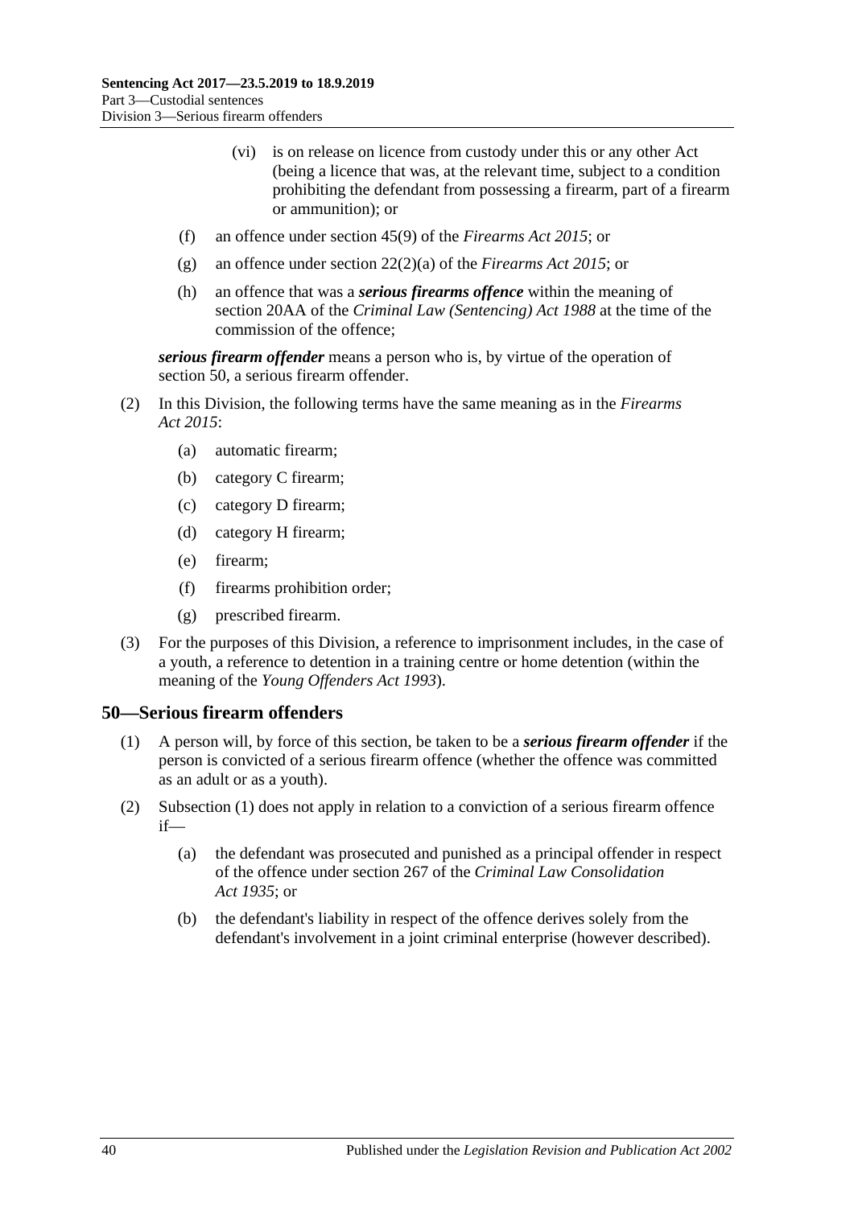(vi) is on release on licence from custody under this or any other Act (being a licence that was, at the relevant time, subject to a condition prohibiting the defendant from possessing a firearm, part of a firearm or ammunition); or

(f) an offence under section 45(9) of the *Firearms Act 2015*; or

(g) an offence under section 22(2)(a) of the *Firearms Act 2015*; or

(h) an offence that was a ***serious firearms offence*** within the meaning of section 20AA of the *Criminal Law (Sentencing) Act 1988* at the time of the commission of the offence;

***serious firearm offender*** means a person who is, by virtue of the operation of section 50, a serious firearm offender.

(2) In this Division, the following terms have the same meaning as in the *Firearms Act 2015*:

(a) automatic firearm;

(b) category C firearm;

(c) category D firearm;

(d) category H firearm;

(e) firearm;

(f) firearms prohibition order;

(g) prescribed firearm.

(3) For the purposes of this Division, a reference to imprisonment includes, in the case of a youth, a reference to detention in a training centre or home detention (within the meaning of the *Young Offenders Act 1993*).

## 50—Serious firearm offenders

(1) A person will, by force of this section, be taken to be a ***serious firearm offender*** if the person is convicted of a serious firearm offence (whether the offence was committed as an adult or as a youth).

(2) Subsection (1) does not apply in relation to a conviction of a serious firearm offence if—

(a) the defendant was prosecuted and punished as a principal offender in respect of the offence under section 267 of the *Criminal Law Consolidation Act 1935*; or

(b) the defendant's liability in respect of the offence derives solely from the defendant's involvement in a joint criminal enterprise (however described).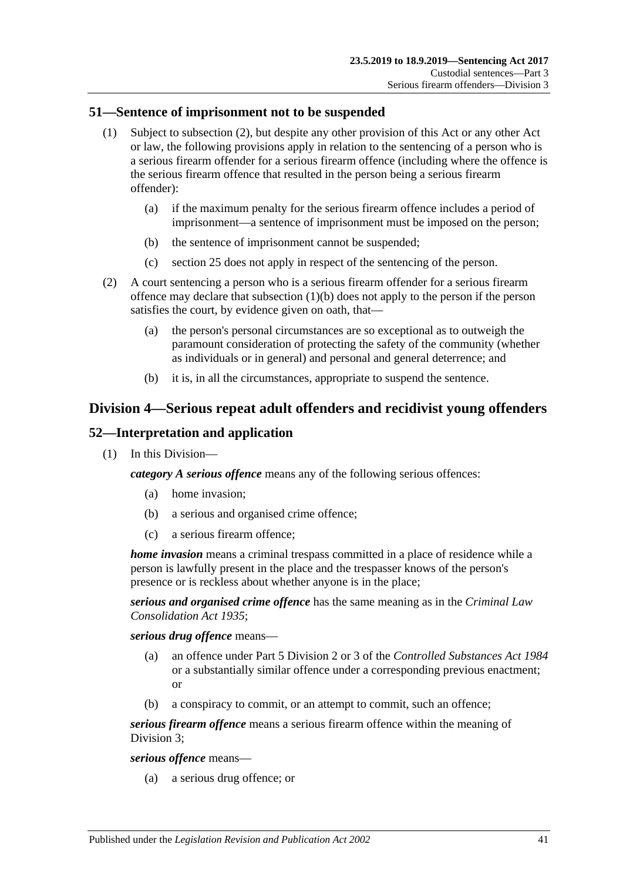## 51—Sentence of imprisonment not to be suspended

(1) Subject to subsection (2), but despite any other provision of this Act or any other Act or law, the following provisions apply in relation to the sentencing of a person who is a serious firearm offender for a serious firearm offence (including where the offence is the serious firearm offence that resulted in the person being a serious firearm offender):

(a) if the maximum penalty for the serious firearm offence includes a period of imprisonment—a sentence of imprisonment must be imposed on the person;

(b) the sentence of imprisonment cannot be suspended;

(c) section 25 does not apply in respect of the sentencing of the person.

(2) A court sentencing a person who is a serious firearm offender for a serious firearm offence may declare that subsection (1)(b) does not apply to the person if the person satisfies the court, by evidence given on oath, that—

(a) the person's personal circumstances are so exceptional as to outweigh the paramount consideration of protecting the safety of the community (whether as individuals or in general) and personal and general deterrence; and

(b) it is, in all the circumstances, appropriate to suspend the sentence.

# Division 4—Serious repeat adult offenders and recidivist young offenders

## 52—Interpretation and application

(1) In this Division—

***category A serious offence*** means any of the following serious offences:

(a) home invasion;

(b) a serious and organised crime offence;

(c) a serious firearm offence;

***home invasion*** means a criminal trespass committed in a place of residence while a person is lawfully present in the place and the trespasser knows of the person's presence or is reckless about whether anyone is in the place;

***serious and organised crime offence*** has the same meaning as in the *Criminal Law Consolidation Act 1935*;

***serious drug offence*** means—

(a) an offence under Part 5 Division 2 or 3 of the *Controlled Substances Act 1984* or a substantially similar offence under a corresponding previous enactment; or

(b) a conspiracy to commit, or an attempt to commit, such an offence;

***serious firearm offence*** means a serious firearm offence within the meaning of Division 3;

***serious offence*** means—

(a) a serious drug offence; or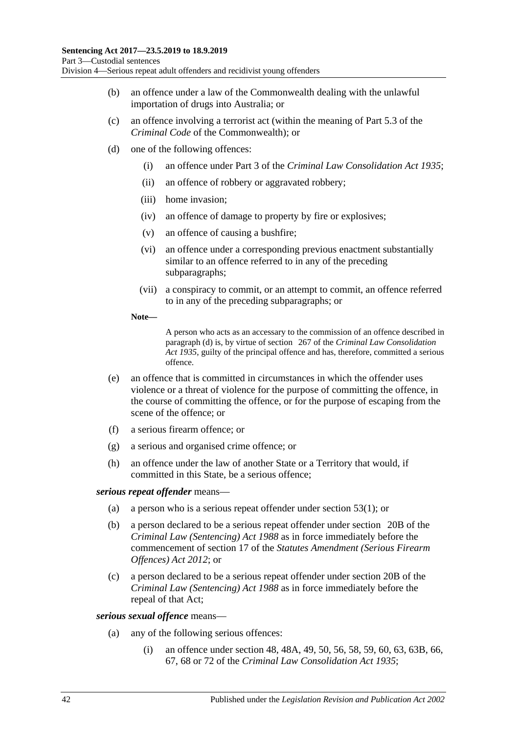(b) an offence under a law of the Commonwealth dealing with the unlawful importation of drugs into Australia; or

(c) an offence involving a terrorist act (within the meaning of Part 5.3 of the *Criminal Code* of the Commonwealth); or

(d) one of the following offences:

(i) an offence under Part 3 of the *Criminal Law Consolidation Act 1935*;

(ii) an offence of robbery or aggravated robbery;

(iii) home invasion;

(iv) an offence of damage to property by fire or explosives;

(v) an offence of causing a bushfire;

(vi) an offence under a corresponding previous enactment substantially similar to an offence referred to in any of the preceding subparagraphs;

(vii) a conspiracy to commit, or an attempt to commit, an offence referred to in any of the preceding subparagraphs; or

**Note—**

A person who acts as an accessary to the commission of an offence described in paragraph (d) is, by virtue of section 267 of the *Criminal Law Consolidation Act 1935*, guilty of the principal offence and has, therefore, committed a serious offence.

(e) an offence that is committed in circumstances in which the offender uses violence or a threat of violence for the purpose of committing the offence, in the course of committing the offence, or for the purpose of escaping from the scene of the offence; or

(f) a serious firearm offence; or

(g) a serious and organised crime offence; or

(h) an offence under the law of another State or a Territory that would, if committed in this State, be a serious offence;

***serious repeat offender*** means—

(a) a person who is a serious repeat offender under section 53(1); or

(b) a person declared to be a serious repeat offender under section 20B of the *Criminal Law (Sentencing) Act 1988* as in force immediately before the commencement of section 17 of the *Statutes Amendment (Serious Firearm Offences) Act 2012*; or

(c) a person declared to be a serious repeat offender under section 20B of the *Criminal Law (Sentencing) Act 1988* as in force immediately before the repeal of that Act;

***serious sexual offence*** means—

(a) any of the following serious offences:

(i) an offence under section 48, 48A, 49, 50, 56, 58, 59, 60, 63, 63B, 66, 67, 68 or 72 of the *Criminal Law Consolidation Act 1935*;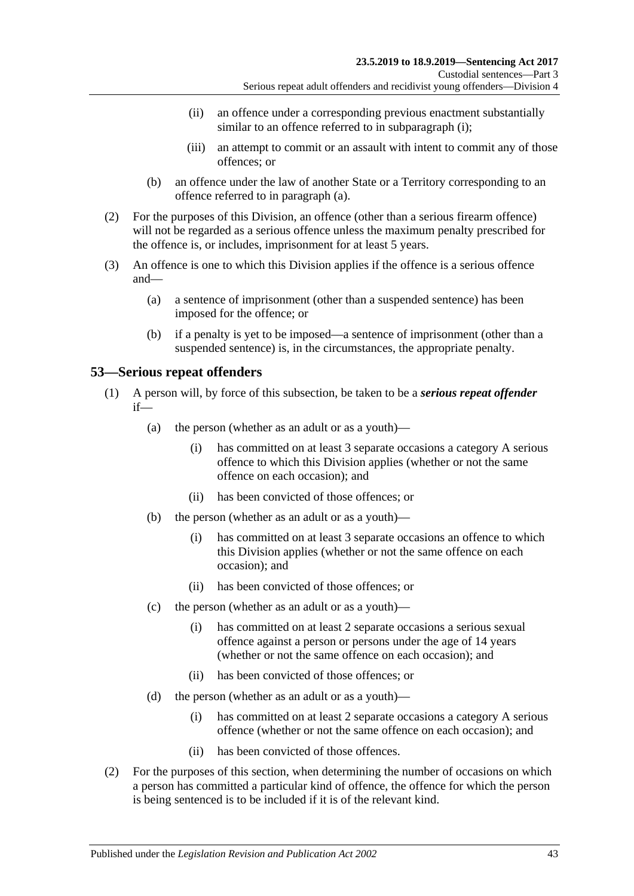(ii) an offence under a corresponding previous enactment substantially similar to an offence referred to in subparagraph (i);

(iii) an attempt to commit or an assault with intent to commit any of those offences; or

(b) an offence under the law of another State or a Territory corresponding to an offence referred to in paragraph (a).

(2) For the purposes of this Division, an offence (other than a serious firearm offence) will not be regarded as a serious offence unless the maximum penalty prescribed for the offence is, or includes, imprisonment for at least 5 years.

(3) An offence is one to which this Division applies if the offence is a serious offence and—

(a) a sentence of imprisonment (other than a suspended sentence) has been imposed for the offence; or

(b) if a penalty is yet to be imposed—a sentence of imprisonment (other than a suspended sentence) is, in the circumstances, the appropriate penalty.

## 53—Serious repeat offenders

(1) A person will, by force of this subsection, be taken to be a ***serious repeat offender*** if—

(a) the person (whether as an adult or as a youth)—

(i) has committed on at least 3 separate occasions a category A serious offence to which this Division applies (whether or not the same offence on each occasion); and

(ii) has been convicted of those offences; or

(b) the person (whether as an adult or as a youth)—

(i) has committed on at least 3 separate occasions an offence to which this Division applies (whether or not the same offence on each occasion); and

(ii) has been convicted of those offences; or

(c) the person (whether as an adult or as a youth)—

(i) has committed on at least 2 separate occasions a serious sexual offence against a person or persons under the age of 14 years (whether or not the same offence on each occasion); and

(ii) has been convicted of those offences; or

(d) the person (whether as an adult or as a youth)—

(i) has committed on at least 2 separate occasions a category A serious offence (whether or not the same offence on each occasion); and

(ii) has been convicted of those offences.

(2) For the purposes of this section, when determining the number of occasions on which a person has committed a particular kind of offence, the offence for which the person is being sentenced is to be included if it is of the relevant kind.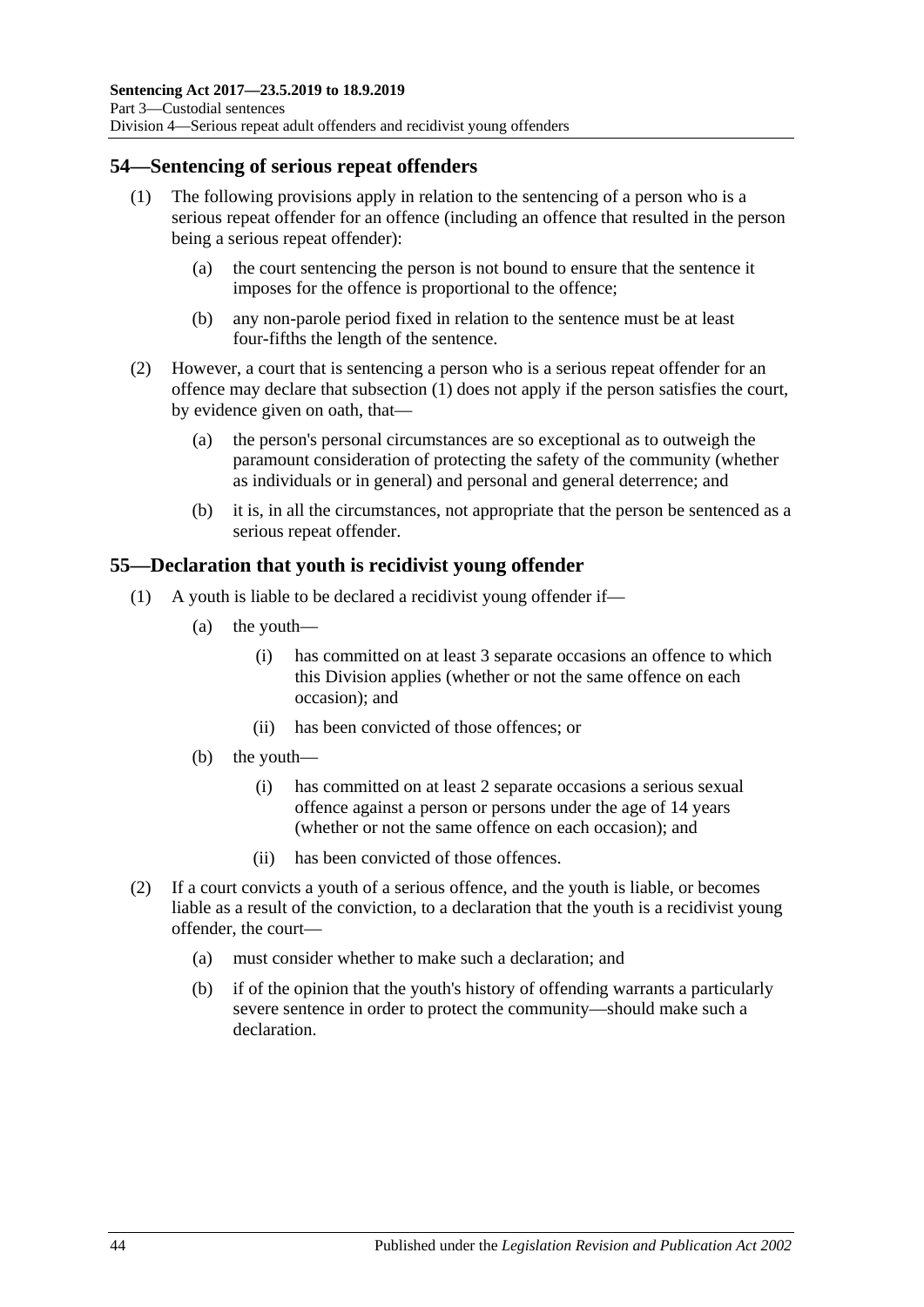## 54—Sentencing of serious repeat offenders

(1) The following provisions apply in relation to the sentencing of a person who is a serious repeat offender for an offence (including an offence that resulted in the person being a serious repeat offender):

   (a) the court sentencing the person is not bound to ensure that the sentence it imposes for the offence is proportional to the offence;

   (b) any non-parole period fixed in relation to the sentence must be at least four-fifths the length of the sentence.

(2) However, a court that is sentencing a person who is a serious repeat offender for an offence may declare that subsection (1) does not apply if the person satisfies the court, by evidence given on oath, that—

   (a) the person's personal circumstances are so exceptional as to outweigh the paramount consideration of protecting the safety of the community (whether as individuals or in general) and personal and general deterrence; and

   (b) it is, in all the circumstances, not appropriate that the person be sentenced as a serious repeat offender.

## 55—Declaration that youth is recidivist young offender

(1) A youth is liable to be declared a recidivist young offender if—

   (a) the youth—

      (i) has committed on at least 3 separate occasions an offence to which this Division applies (whether or not the same offence on each occasion); and

      (ii) has been convicted of those offences; or

   (b) the youth—

      (i) has committed on at least 2 separate occasions a serious sexual offence against a person or persons under the age of 14 years (whether or not the same offence on each occasion); and

      (ii) has been convicted of those offences.

(2) If a court convicts a youth of a serious offence, and the youth is liable, or becomes liable as a result of the conviction, to a declaration that the youth is a recidivist young offender, the court—

   (a) must consider whether to make such a declaration; and

   (b) if of the opinion that the youth's history of offending warrants a particularly severe sentence in order to protect the community—should make such a declaration.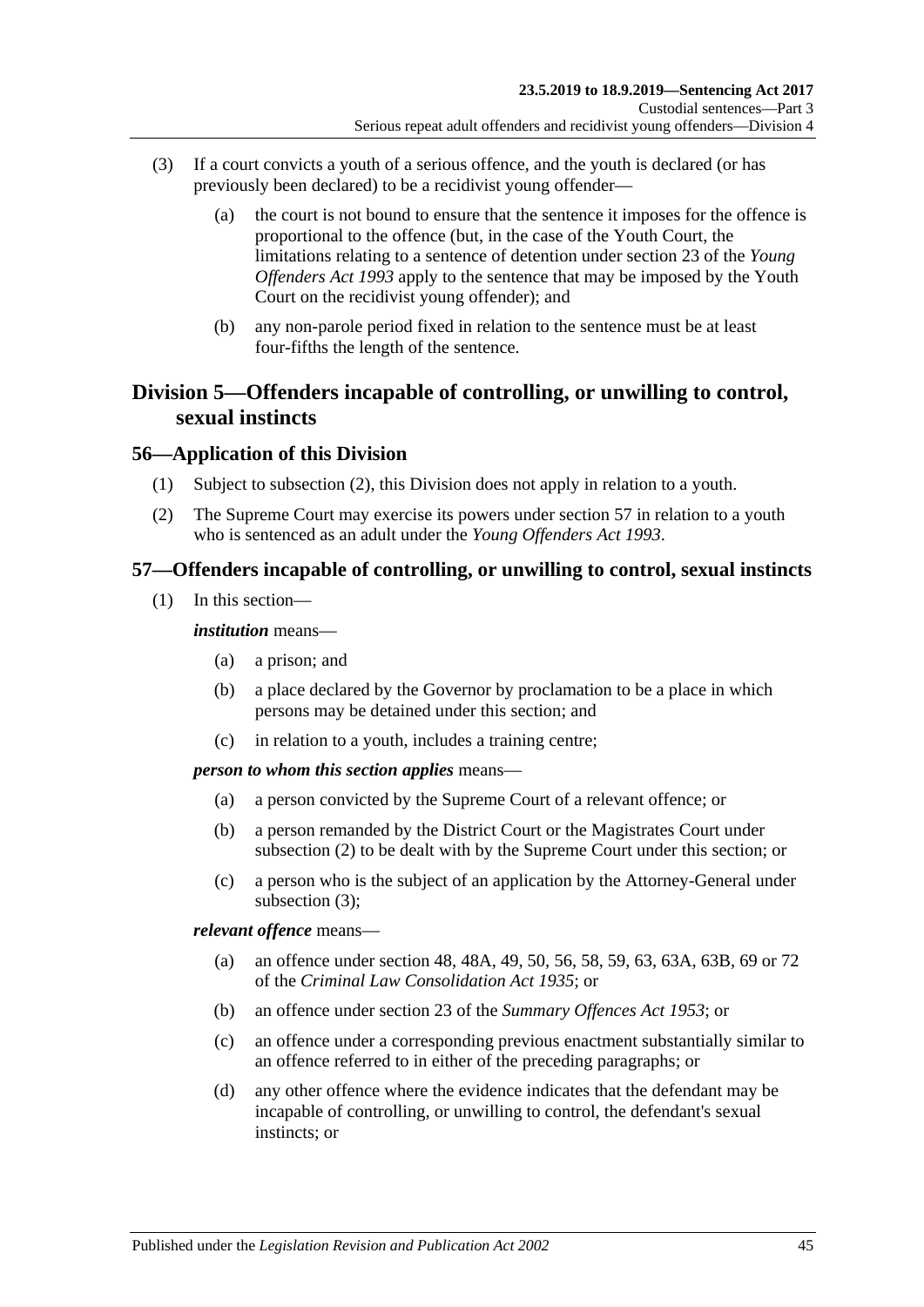(3) If a court convicts a youth of a serious offence, and the youth is declared (or has previously been declared) to be a recidivist young offender—

(a) the court is not bound to ensure that the sentence it imposes for the offence is proportional to the offence (but, in the case of the Youth Court, the limitations relating to a sentence of detention under section 23 of the *Young Offenders Act 1993* apply to the sentence that may be imposed by the Youth Court on the recidivist young offender); and

(b) any non-parole period fixed in relation to the sentence must be at least four-fifths the length of the sentence.

## Division 5—Offenders incapable of controlling, or unwilling to control, sexual instincts

### 56—Application of this Division

(1) Subject to subsection (2), this Division does not apply in relation to a youth.

(2) The Supreme Court may exercise its powers under section 57 in relation to a youth who is sentenced as an adult under the *Young Offenders Act 1993*.

### 57—Offenders incapable of controlling, or unwilling to control, sexual instincts

(1) In this section—

***institution*** means—

(a) a prison; and

(b) a place declared by the Governor by proclamation to be a place in which persons may be detained under this section; and

(c) in relation to a youth, includes a training centre;

***person to whom this section applies*** means—

(a) a person convicted by the Supreme Court of a relevant offence; or

(b) a person remanded by the District Court or the Magistrates Court under subsection (2) to be dealt with by the Supreme Court under this section; or

(c) a person who is the subject of an application by the Attorney-General under subsection (3);

***relevant offence*** means—

(a) an offence under section 48, 48A, 49, 50, 56, 58, 59, 63, 63A, 63B, 69 or 72 of the *Criminal Law Consolidation Act 1935*; or

(b) an offence under section 23 of the *Summary Offences Act 1953*; or

(c) an offence under a corresponding previous enactment substantially similar to an offence referred to in either of the preceding paragraphs; or

(d) any other offence where the evidence indicates that the defendant may be incapable of controlling, or unwilling to control, the defendant's sexual instincts; or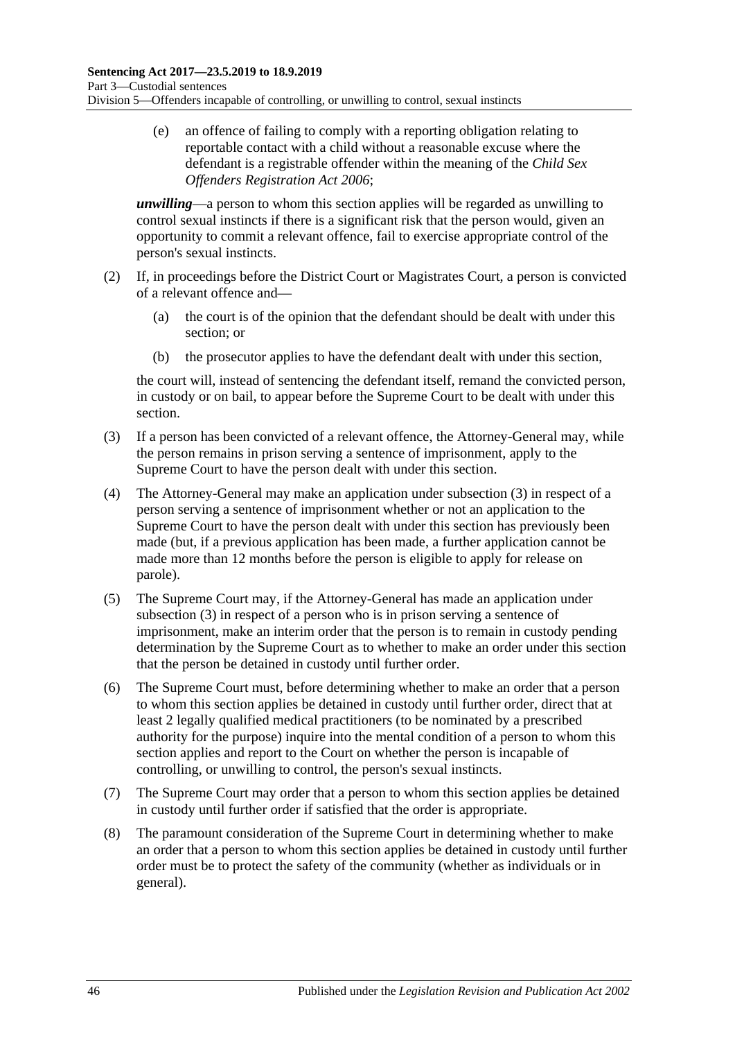(e) an offence of failing to comply with a reporting obligation relating to reportable contact with a child without a reasonable excuse where the defendant is a registrable offender within the meaning of the *Child Sex Offenders Registration Act 2006*;

***unwilling***—a person to whom this section applies will be regarded as unwilling to control sexual instincts if there is a significant risk that the person would, given an opportunity to commit a relevant offence, fail to exercise appropriate control of the person's sexual instincts.

(2) If, in proceedings before the District Court or Magistrates Court, a person is convicted of a relevant offence and—

(a) the court is of the opinion that the defendant should be dealt with under this section; or

(b) the prosecutor applies to have the defendant dealt with under this section,

the court will, instead of sentencing the defendant itself, remand the convicted person, in custody or on bail, to appear before the Supreme Court to be dealt with under this section.

(3) If a person has been convicted of a relevant offence, the Attorney-General may, while the person remains in prison serving a sentence of imprisonment, apply to the Supreme Court to have the person dealt with under this section.

(4) The Attorney-General may make an application under subsection (3) in respect of a person serving a sentence of imprisonment whether or not an application to the Supreme Court to have the person dealt with under this section has previously been made (but, if a previous application has been made, a further application cannot be made more than 12 months before the person is eligible to apply for release on parole).

(5) The Supreme Court may, if the Attorney-General has made an application under subsection (3) in respect of a person who is in prison serving a sentence of imprisonment, make an interim order that the person is to remain in custody pending determination by the Supreme Court as to whether to make an order under this section that the person be detained in custody until further order.

(6) The Supreme Court must, before determining whether to make an order that a person to whom this section applies be detained in custody until further order, direct that at least 2 legally qualified medical practitioners (to be nominated by a prescribed authority for the purpose) inquire into the mental condition of a person to whom this section applies and report to the Court on whether the person is incapable of controlling, or unwilling to control, the person's sexual instincts.

(7) The Supreme Court may order that a person to whom this section applies be detained in custody until further order if satisfied that the order is appropriate.

(8) The paramount consideration of the Supreme Court in determining whether to make an order that a person to whom this section applies be detained in custody until further order must be to protect the safety of the community (whether as individuals or in general).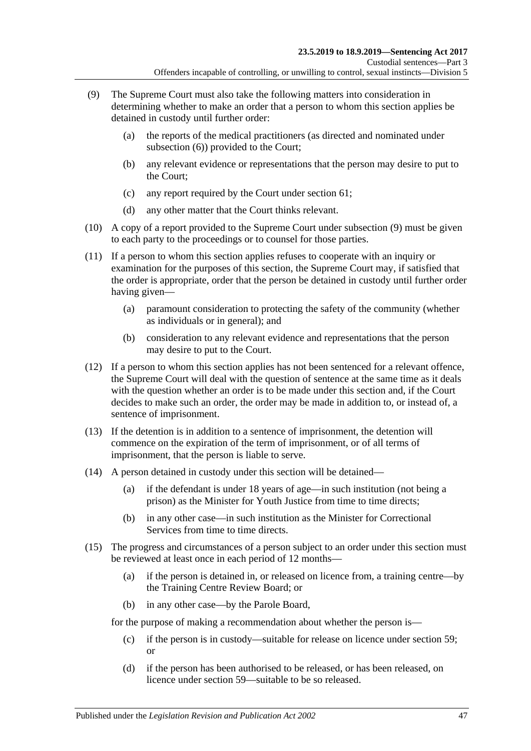(9) The Supreme Court must also take the following matters into consideration in determining whether to make an order that a person to whom this section applies be detained in custody until further order:

   (a) the reports of the medical practitioners (as directed and nominated under subsection (6)) provided to the Court;

   (b) any relevant evidence or representations that the person may desire to put to the Court;

   (c) any report required by the Court under section 61;

   (d) any other matter that the Court thinks relevant.

(10) A copy of a report provided to the Supreme Court under subsection (9) must be given to each party to the proceedings or to counsel for those parties.

(11) If a person to whom this section applies refuses to cooperate with an inquiry or examination for the purposes of this section, the Supreme Court may, if satisfied that the order is appropriate, order that the person be detained in custody until further order having given—

   (a) paramount consideration to protecting the safety of the community (whether as individuals or in general); and

   (b) consideration to any relevant evidence and representations that the person may desire to put to the Court.

(12) If a person to whom this section applies has not been sentenced for a relevant offence, the Supreme Court will deal with the question of sentence at the same time as it deals with the question whether an order is to be made under this section and, if the Court decides to make such an order, the order may be made in addition to, or instead of, a sentence of imprisonment.

(13) If the detention is in addition to a sentence of imprisonment, the detention will commence on the expiration of the term of imprisonment, or of all terms of imprisonment, that the person is liable to serve.

(14) A person detained in custody under this section will be detained—

   (a) if the defendant is under 18 years of age—in such institution (not being a prison) as the Minister for Youth Justice from time to time directs;

   (b) in any other case—in such institution as the Minister for Correctional Services from time to time directs.

(15) The progress and circumstances of a person subject to an order under this section must be reviewed at least once in each period of 12 months—

   (a) if the person is detained in, or released on licence from, a training centre—by the Training Centre Review Board; or

   (b) in any other case—by the Parole Board,

   for the purpose of making a recommendation about whether the person is—

   (c) if the person is in custody—suitable for release on licence under section 59; or

   (d) if the person has been authorised to be released, or has been released, on licence under section 59—suitable to be so released.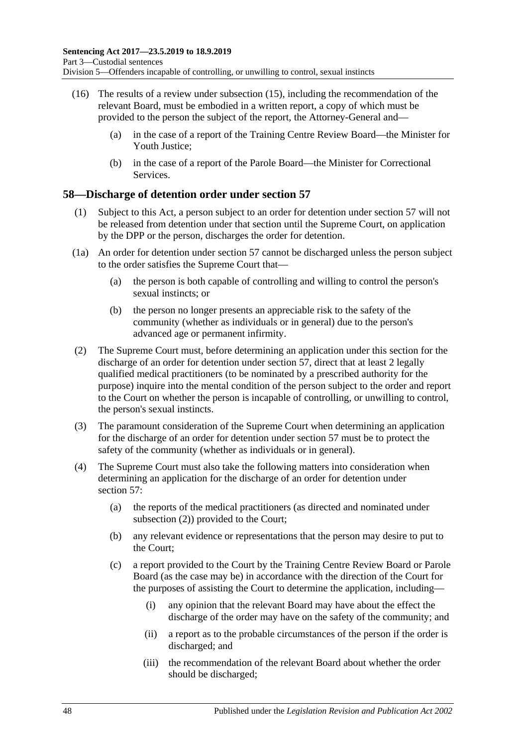(16) The results of a review under subsection (15), including the recommendation of the relevant Board, must be embodied in a written report, a copy of which must be provided to the person the subject of the report, the Attorney-General and—

(a) in the case of a report of the Training Centre Review Board—the Minister for Youth Justice;

(b) in the case of a report of the Parole Board—the Minister for Correctional Services.

## 58—Discharge of detention order under section 57

(1) Subject to this Act, a person subject to an order for detention under section 57 will not be released from detention under that section until the Supreme Court, on application by the DPP or the person, discharges the order for detention.

(1a) An order for detention under section 57 cannot be discharged unless the person subject to the order satisfies the Supreme Court that—

(a) the person is both capable of controlling and willing to control the person's sexual instincts; or

(b) the person no longer presents an appreciable risk to the safety of the community (whether as individuals or in general) due to the person's advanced age or permanent infirmity.

(2) The Supreme Court must, before determining an application under this section for the discharge of an order for detention under section 57, direct that at least 2 legally qualified medical practitioners (to be nominated by a prescribed authority for the purpose) inquire into the mental condition of the person subject to the order and report to the Court on whether the person is incapable of controlling, or unwilling to control, the person's sexual instincts.

(3) The paramount consideration of the Supreme Court when determining an application for the discharge of an order for detention under section 57 must be to protect the safety of the community (whether as individuals or in general).

(4) The Supreme Court must also take the following matters into consideration when determining an application for the discharge of an order for detention under section 57:

(a) the reports of the medical practitioners (as directed and nominated under subsection (2)) provided to the Court;

(b) any relevant evidence or representations that the person may desire to put to the Court;

(c) a report provided to the Court by the Training Centre Review Board or Parole Board (as the case may be) in accordance with the direction of the Court for the purposes of assisting the Court to determine the application, including—

(i) any opinion that the relevant Board may have about the effect the discharge of the order may have on the safety of the community; and

(ii) a report as to the probable circumstances of the person if the order is discharged; and

(iii) the recommendation of the relevant Board about whether the order should be discharged;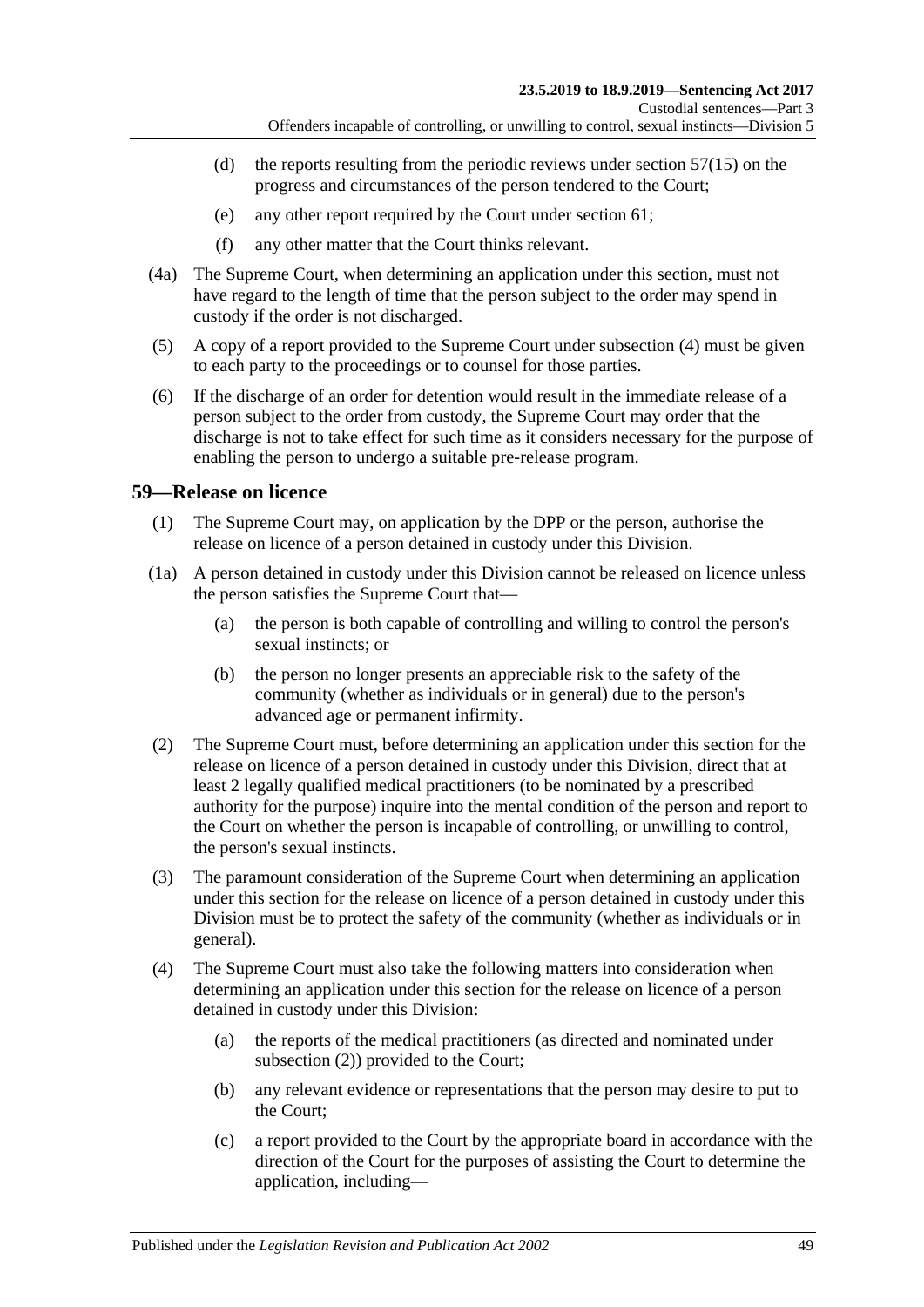(d) the reports resulting from the periodic reviews under section 57(15) on the progress and circumstances of the person tendered to the Court;

(e) any other report required by the Court under section 61;

(f) any other matter that the Court thinks relevant.

(4a) The Supreme Court, when determining an application under this section, must not have regard to the length of time that the person subject to the order may spend in custody if the order is not discharged.

(5) A copy of a report provided to the Supreme Court under subsection (4) must be given to each party to the proceedings or to counsel for those parties.

(6) If the discharge of an order for detention would result in the immediate release of a person subject to the order from custody, the Supreme Court may order that the discharge is not to take effect for such time as it considers necessary for the purpose of enabling the person to undergo a suitable pre-release program.

## 59—Release on licence

(1) The Supreme Court may, on application by the DPP or the person, authorise the release on licence of a person detained in custody under this Division.

(1a) A person detained in custody under this Division cannot be released on licence unless the person satisfies the Supreme Court that—

(a) the person is both capable of controlling and willing to control the person's sexual instincts; or

(b) the person no longer presents an appreciable risk to the safety of the community (whether as individuals or in general) due to the person's advanced age or permanent infirmity.

(2) The Supreme Court must, before determining an application under this section for the release on licence of a person detained in custody under this Division, direct that at least 2 legally qualified medical practitioners (to be nominated by a prescribed authority for the purpose) inquire into the mental condition of the person and report to the Court on whether the person is incapable of controlling, or unwilling to control, the person's sexual instincts.

(3) The paramount consideration of the Supreme Court when determining an application under this section for the release on licence of a person detained in custody under this Division must be to protect the safety of the community (whether as individuals or in general).

(4) The Supreme Court must also take the following matters into consideration when determining an application under this section for the release on licence of a person detained in custody under this Division:

(a) the reports of the medical practitioners (as directed and nominated under subsection (2)) provided to the Court;

(b) any relevant evidence or representations that the person may desire to put to the Court;

(c) a report provided to the Court by the appropriate board in accordance with the direction of the Court for the purposes of assisting the Court to determine the application, including—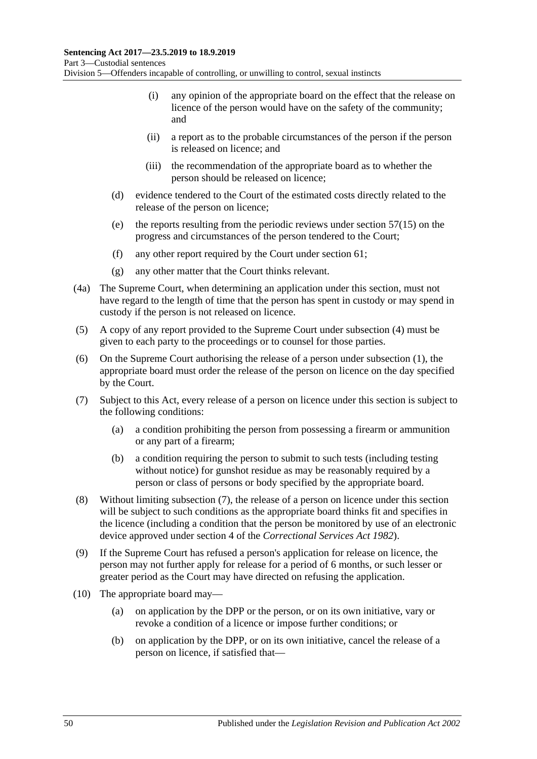(i) any opinion of the appropriate board on the effect that the release on licence of the person would have on the safety of the community; and

(ii) a report as to the probable circumstances of the person if the person is released on licence; and

(iii) the recommendation of the appropriate board as to whether the person should be released on licence;

(d) evidence tendered to the Court of the estimated costs directly related to the release of the person on licence;

(e) the reports resulting from the periodic reviews under section 57(15) on the progress and circumstances of the person tendered to the Court;

(f) any other report required by the Court under section 61;

(g) any other matter that the Court thinks relevant.

(4a) The Supreme Court, when determining an application under this section, must not have regard to the length of time that the person has spent in custody or may spend in custody if the person is not released on licence.

(5) A copy of any report provided to the Supreme Court under subsection (4) must be given to each party to the proceedings or to counsel for those parties.

(6) On the Supreme Court authorising the release of a person under subsection (1), the appropriate board must order the release of the person on licence on the day specified by the Court.

(7) Subject to this Act, every release of a person on licence under this section is subject to the following conditions:

(a) a condition prohibiting the person from possessing a firearm or ammunition or any part of a firearm;

(b) a condition requiring the person to submit to such tests (including testing without notice) for gunshot residue as may be reasonably required by a person or class of persons or body specified by the appropriate board.

(8) Without limiting subsection (7), the release of a person on licence under this section will be subject to such conditions as the appropriate board thinks fit and specifies in the licence (including a condition that the person be monitored by use of an electronic device approved under section 4 of the *Correctional Services Act 1982*).

(9) If the Supreme Court has refused a person's application for release on licence, the person may not further apply for release for a period of 6 months, or such lesser or greater period as the Court may have directed on refusing the application.

(10) The appropriate board may—

(a) on application by the DPP or the person, or on its own initiative, vary or revoke a condition of a licence or impose further conditions; or

(b) on application by the DPP, or on its own initiative, cancel the release of a person on licence, if satisfied that—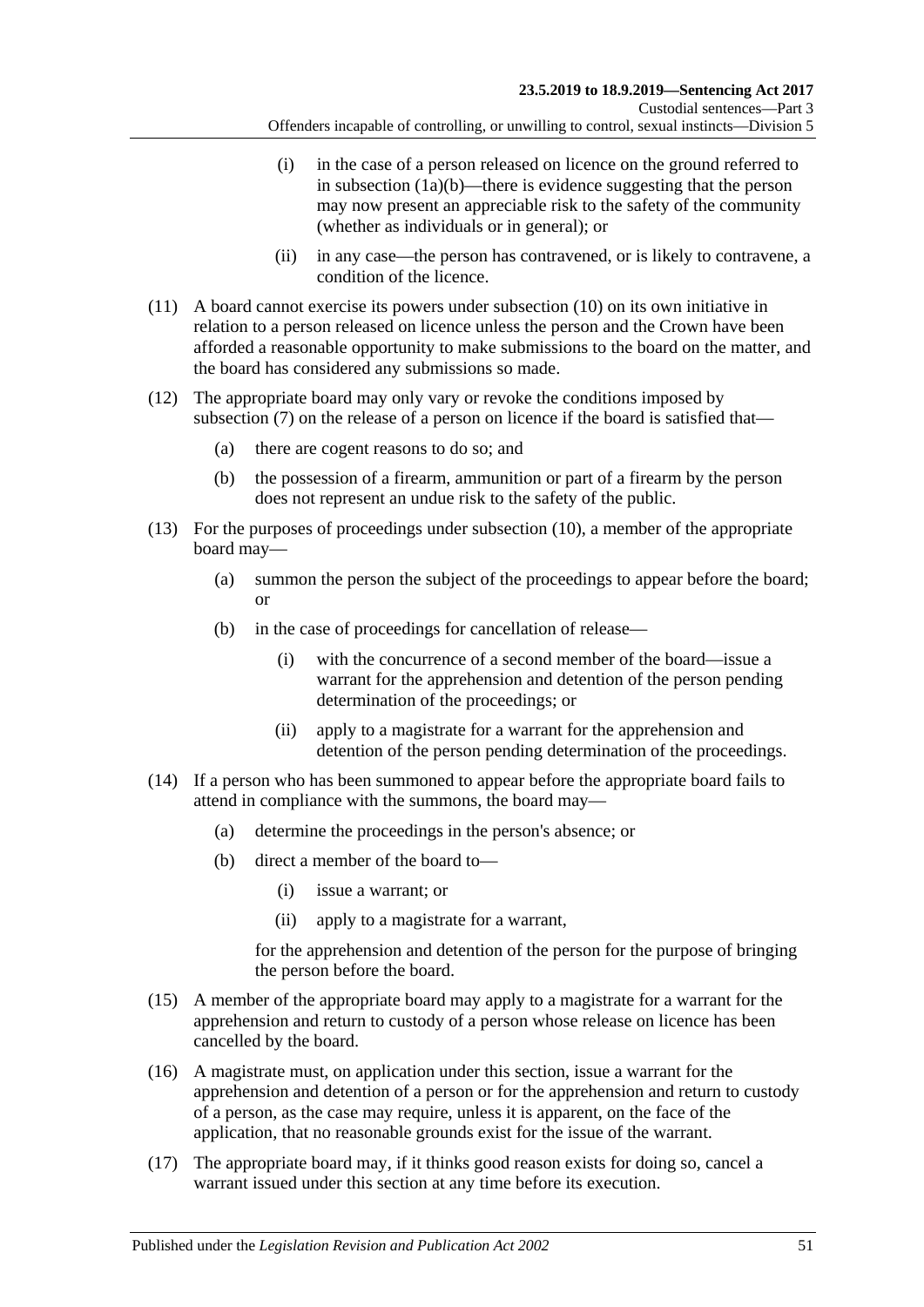(i) in the case of a person released on licence on the ground referred to in subsection (1a)(b)—there is evidence suggesting that the person may now present an appreciable risk to the safety of the community (whether as individuals or in general); or

(ii) in any case—the person has contravened, or is likely to contravene, a condition of the licence.

(11) A board cannot exercise its powers under subsection (10) on its own initiative in relation to a person released on licence unless the person and the Crown have been afforded a reasonable opportunity to make submissions to the board on the matter, and the board has considered any submissions so made.

(12) The appropriate board may only vary or revoke the conditions imposed by subsection (7) on the release of a person on licence if the board is satisfied that—

(a) there are cogent reasons to do so; and

(b) the possession of a firearm, ammunition or part of a firearm by the person does not represent an undue risk to the safety of the public.

(13) For the purposes of proceedings under subsection (10), a member of the appropriate board may—

(a) summon the person the subject of the proceedings to appear before the board; or

(b) in the case of proceedings for cancellation of release—

(i) with the concurrence of a second member of the board—issue a warrant for the apprehension and detention of the person pending determination of the proceedings; or

(ii) apply to a magistrate for a warrant for the apprehension and detention of the person pending determination of the proceedings.

(14) If a person who has been summoned to appear before the appropriate board fails to attend in compliance with the summons, the board may—

(a) determine the proceedings in the person's absence; or

(b) direct a member of the board to—

(i) issue a warrant; or

(ii) apply to a magistrate for a warrant,

for the apprehension and detention of the person for the purpose of bringing the person before the board.

(15) A member of the appropriate board may apply to a magistrate for a warrant for the apprehension and return to custody of a person whose release on licence has been cancelled by the board.

(16) A magistrate must, on application under this section, issue a warrant for the apprehension and detention of a person or for the apprehension and return to custody of a person, as the case may require, unless it is apparent, on the face of the application, that no reasonable grounds exist for the issue of the warrant.

(17) The appropriate board may, if it thinks good reason exists for doing so, cancel a warrant issued under this section at any time before its execution.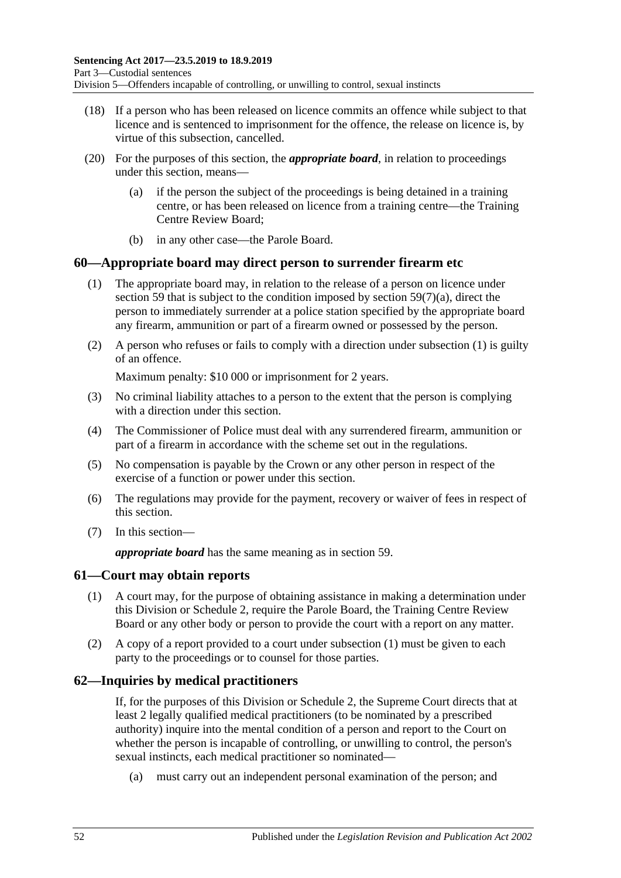(18) If a person who has been released on licence commits an offence while subject to that licence and is sentenced to imprisonment for the offence, the release on licence is, by virtue of this subsection, cancelled.

(20) For the purposes of this section, the ***appropriate board***, in relation to proceedings under this section, means—

(a) if the person the subject of the proceedings is being detained in a training centre, or has been released on licence from a training centre—the Training Centre Review Board;

(b) in any other case—the Parole Board.

## 60—Appropriate board may direct person to surrender firearm etc

(1) The appropriate board may, in relation to the release of a person on licence under section 59 that is subject to the condition imposed by section 59(7)(a), direct the person to immediately surrender at a police station specified by the appropriate board any firearm, ammunition or part of a firearm owned or possessed by the person.

(2) A person who refuses or fails to comply with a direction under subsection (1) is guilty of an offence.

Maximum penalty: $10 000 or imprisonment for 2 years.

(3) No criminal liability attaches to a person to the extent that the person is complying with a direction under this section.

(4) The Commissioner of Police must deal with any surrendered firearm, ammunition or part of a firearm in accordance with the scheme set out in the regulations.

(5) No compensation is payable by the Crown or any other person in respect of the exercise of a function or power under this section.

(6) The regulations may provide for the payment, recovery or waiver of fees in respect of this section.

(7) In this section—

***appropriate board*** has the same meaning as in section 59.

## 61—Court may obtain reports

(1) A court may, for the purpose of obtaining assistance in making a determination under this Division or Schedule 2, require the Parole Board, the Training Centre Review Board or any other body or person to provide the court with a report on any matter.

(2) A copy of a report provided to a court under subsection (1) must be given to each party to the proceedings or to counsel for those parties.

## 62—Inquiries by medical practitioners

If, for the purposes of this Division or Schedule 2, the Supreme Court directs that at least 2 legally qualified medical practitioners (to be nominated by a prescribed authority) inquire into the mental condition of a person and report to the Court on whether the person is incapable of controlling, or unwilling to control, the person's sexual instincts, each medical practitioner so nominated—

(a) must carry out an independent personal examination of the person; and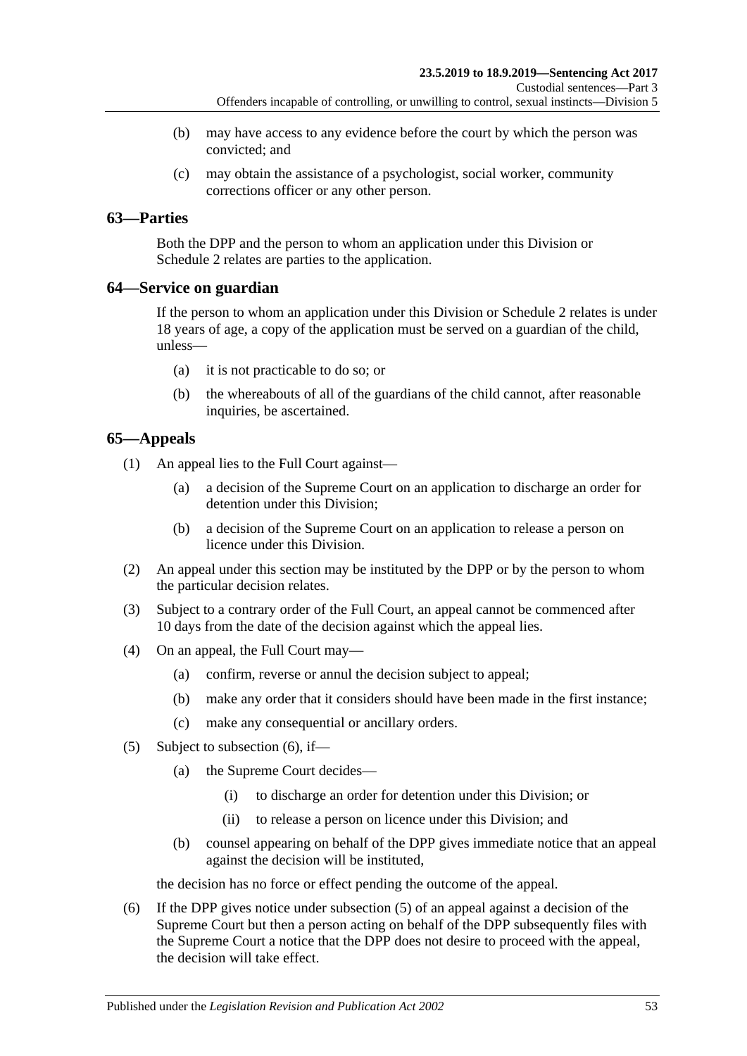(b) may have access to any evidence before the court by which the person was convicted; and

(c) may obtain the assistance of a psychologist, social worker, community corrections officer or any other person.

## 63—Parties

Both the DPP and the person to whom an application under this Division or Schedule 2 relates are parties to the application.

## 64—Service on guardian

If the person to whom an application under this Division or Schedule 2 relates is under 18 years of age, a copy of the application must be served on a guardian of the child, unless—

(a) it is not practicable to do so; or

(b) the whereabouts of all of the guardians of the child cannot, after reasonable inquiries, be ascertained.

## 65—Appeals

(1) An appeal lies to the Full Court against—

(a) a decision of the Supreme Court on an application to discharge an order for detention under this Division;

(b) a decision of the Supreme Court on an application to release a person on licence under this Division.

(2) An appeal under this section may be instituted by the DPP or by the person to whom the particular decision relates.

(3) Subject to a contrary order of the Full Court, an appeal cannot be commenced after 10 days from the date of the decision against which the appeal lies.

(4) On an appeal, the Full Court may—

(a) confirm, reverse or annul the decision subject to appeal;

(b) make any order that it considers should have been made in the first instance;

(c) make any consequential or ancillary orders.

(5) Subject to subsection (6), if—

(a) the Supreme Court decides—

(i) to discharge an order for detention under this Division; or

(ii) to release a person on licence under this Division; and

(b) counsel appearing on behalf of the DPP gives immediate notice that an appeal against the decision will be instituted,

the decision has no force or effect pending the outcome of the appeal.

(6) If the DPP gives notice under subsection (5) of an appeal against a decision of the Supreme Court but then a person acting on behalf of the DPP subsequently files with the Supreme Court a notice that the DPP does not desire to proceed with the appeal, the decision will take effect.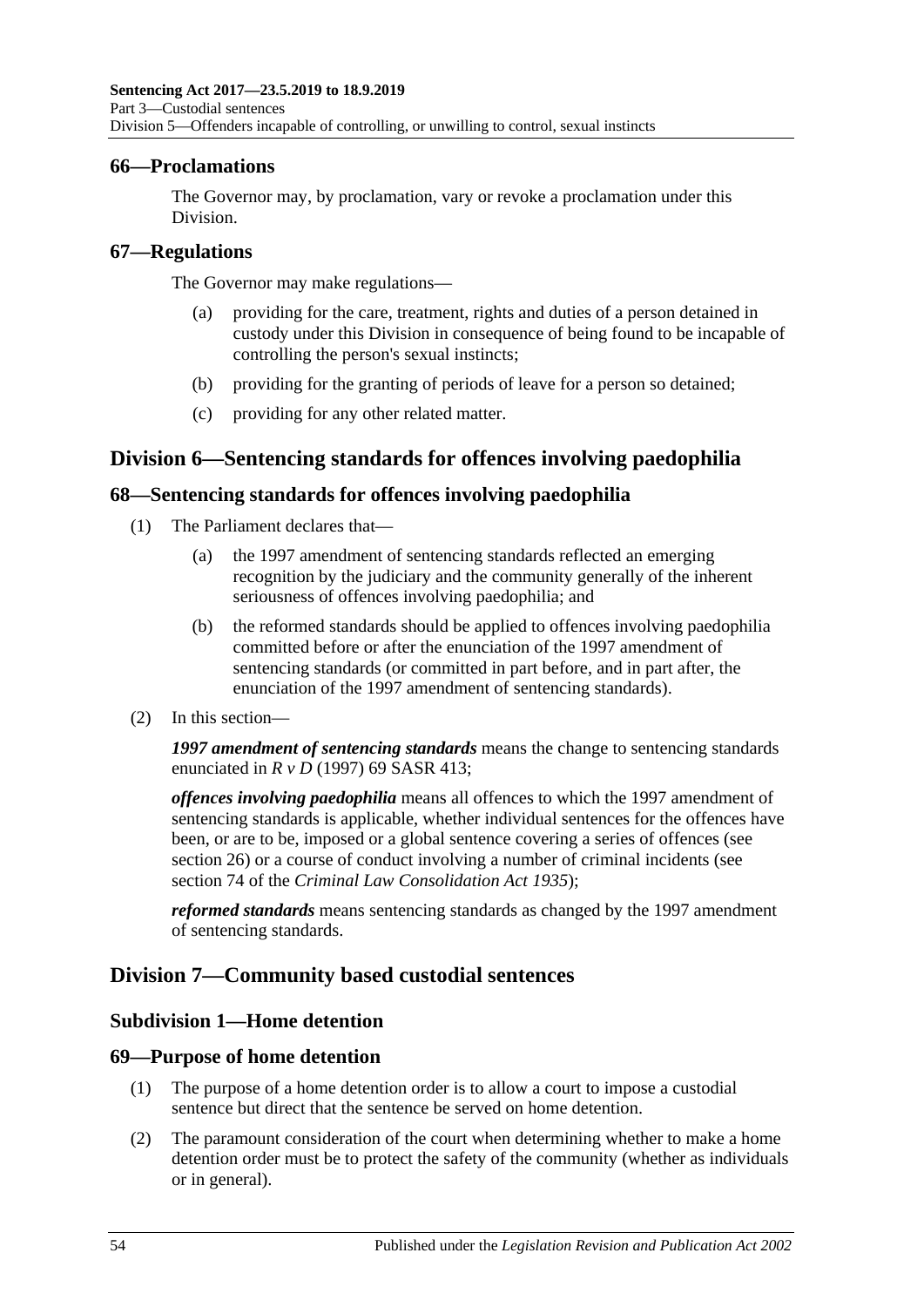### 66—Proclamations

The Governor may, by proclamation, vary or revoke a proclamation under this Division.

### 67—Regulations

The Governor may make regulations—

(a) providing for the care, treatment, rights and duties of a person detained in custody under this Division in consequence of being found to be incapable of controlling the person's sexual instincts;

(b) providing for the granting of periods of leave for a person so detained;

(c) providing for any other related matter.

## Division 6—Sentencing standards for offences involving paedophilia

### 68—Sentencing standards for offences involving paedophilia

(1) The Parliament declares that—

(a) the 1997 amendment of sentencing standards reflected an emerging recognition by the judiciary and the community generally of the inherent seriousness of offences involving paedophilia; and

(b) the reformed standards should be applied to offences involving paedophilia committed before or after the enunciation of the 1997 amendment of sentencing standards (or committed in part before, and in part after, the enunciation of the 1997 amendment of sentencing standards).

(2) In this section—

***1997 amendment of sentencing standards*** means the change to sentencing standards enunciated in *R v D* (1997) 69 SASR 413;

***offences involving paedophilia*** means all offences to which the 1997 amendment of sentencing standards is applicable, whether individual sentences for the offences have been, or are to be, imposed or a global sentence covering a series of offences (see section 26) or a course of conduct involving a number of criminal incidents (see section 74 of the *Criminal Law Consolidation Act 1935*);

***reformed standards*** means sentencing standards as changed by the 1997 amendment of sentencing standards.

## Division 7—Community based custodial sentences

### Subdivision 1—Home detention

### 69—Purpose of home detention

(1) The purpose of a home detention order is to allow a court to impose a custodial sentence but direct that the sentence be served on home detention.

(2) The paramount consideration of the court when determining whether to make a home detention order must be to protect the safety of the community (whether as individuals or in general).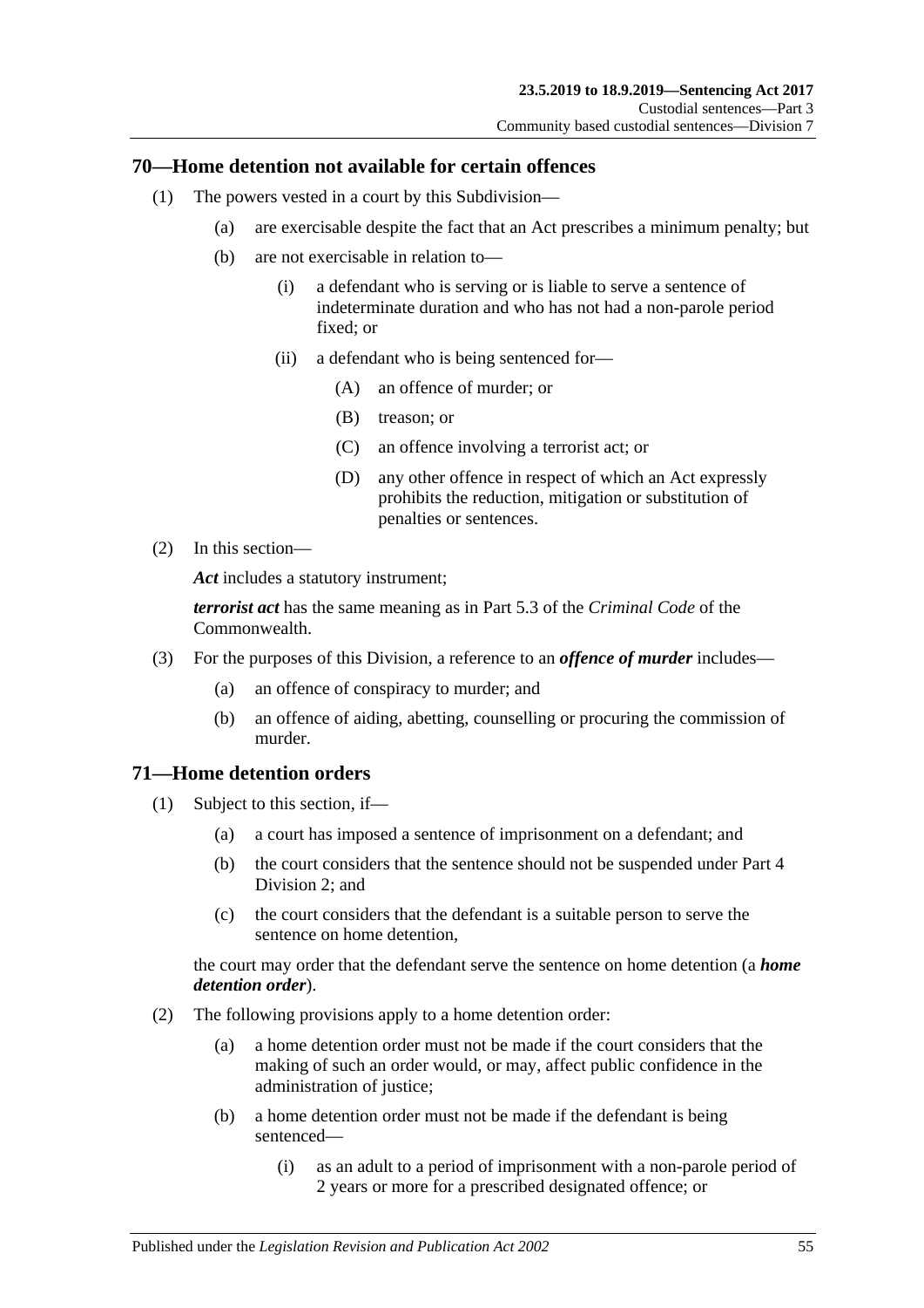## 70—Home detention not available for certain offences

(1) The powers vested in a court by this Subdivision—

 (a) are exercisable despite the fact that an Act prescribes a minimum penalty; but

 (b) are not exercisable in relation to—

  (i) a defendant who is serving or is liable to serve a sentence of indeterminate duration and who has not had a non-parole period fixed; or

  (ii) a defendant who is being sentenced for—

   (A) an offence of murder; or

   (B) treason; or

   (C) an offence involving a terrorist act; or

   (D) any other offence in respect of which an Act expressly prohibits the reduction, mitigation or substitution of penalties or sentences.

(2) In this section—

***Act*** includes a statutory instrument;

***terrorist act*** has the same meaning as in Part 5.3 of the *Criminal Code* of the Commonwealth.

(3) For the purposes of this Division, a reference to an ***offence of murder*** includes—

 (a) an offence of conspiracy to murder; and

 (b) an offence of aiding, abetting, counselling or procuring the commission of murder.

## 71—Home detention orders

(1) Subject to this section, if—

 (a) a court has imposed a sentence of imprisonment on a defendant; and

 (b) the court considers that the sentence should not be suspended under Part 4 Division 2; and

 (c) the court considers that the defendant is a suitable person to serve the sentence on home detention,

the court may order that the defendant serve the sentence on home detention (a ***home detention order***).

(2) The following provisions apply to a home detention order:

 (a) a home detention order must not be made if the court considers that the making of such an order would, or may, affect public confidence in the administration of justice;

 (b) a home detention order must not be made if the defendant is being sentenced—

  (i) as an adult to a period of imprisonment with a non-parole period of 2 years or more for a prescribed designated offence; or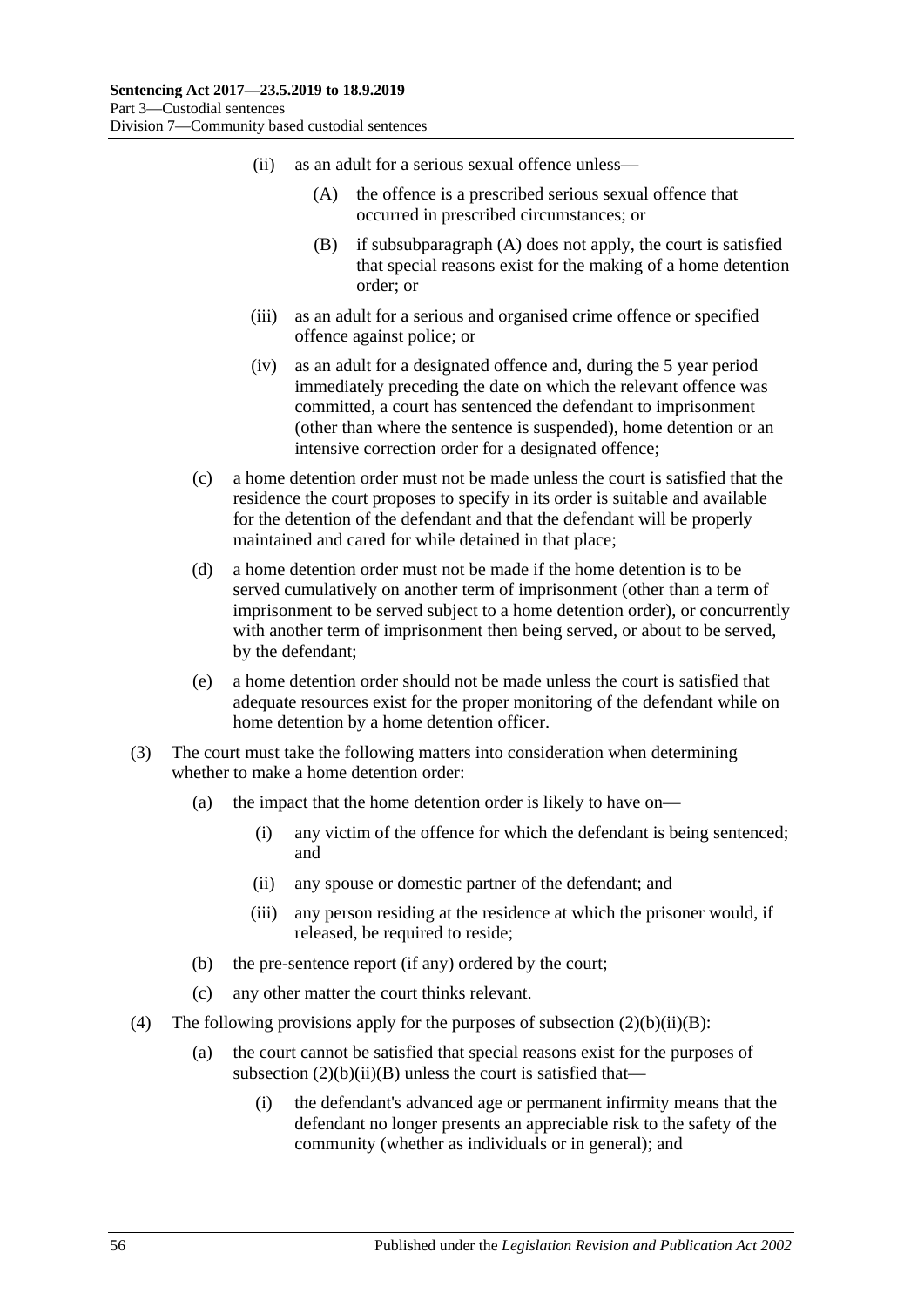(ii) as an adult for a serious sexual offence unless—

(A) the offence is a prescribed serious sexual offence that occurred in prescribed circumstances; or

(B) if subsubparagraph (A) does not apply, the court is satisfied that special reasons exist for the making of a home detention order; or

(iii) as an adult for a serious and organised crime offence or specified offence against police; or

(iv) as an adult for a designated offence and, during the 5 year period immediately preceding the date on which the relevant offence was committed, a court has sentenced the defendant to imprisonment (other than where the sentence is suspended), home detention or an intensive correction order for a designated offence;

(c) a home detention order must not be made unless the court is satisfied that the residence the court proposes to specify in its order is suitable and available for the detention of the defendant and that the defendant will be properly maintained and cared for while detained in that place;

(d) a home detention order must not be made if the home detention is to be served cumulatively on another term of imprisonment (other than a term of imprisonment to be served subject to a home detention order), or concurrently with another term of imprisonment then being served, or about to be served, by the defendant;

(e) a home detention order should not be made unless the court is satisfied that adequate resources exist for the proper monitoring of the defendant while on home detention by a home detention officer.

(3) The court must take the following matters into consideration when determining whether to make a home detention order:

(a) the impact that the home detention order is likely to have on—

(i) any victim of the offence for which the defendant is being sentenced; and

(ii) any spouse or domestic partner of the defendant; and

(iii) any person residing at the residence at which the prisoner would, if released, be required to reside;

(b) the pre-sentence report (if any) ordered by the court;

(c) any other matter the court thinks relevant.

(4) The following provisions apply for the purposes of subsection (2)(b)(ii)(B):

(a) the court cannot be satisfied that special reasons exist for the purposes of subsection (2)(b)(ii)(B) unless the court is satisfied that—

(i) the defendant's advanced age or permanent infirmity means that the defendant no longer presents an appreciable risk to the safety of the community (whether as individuals or in general); and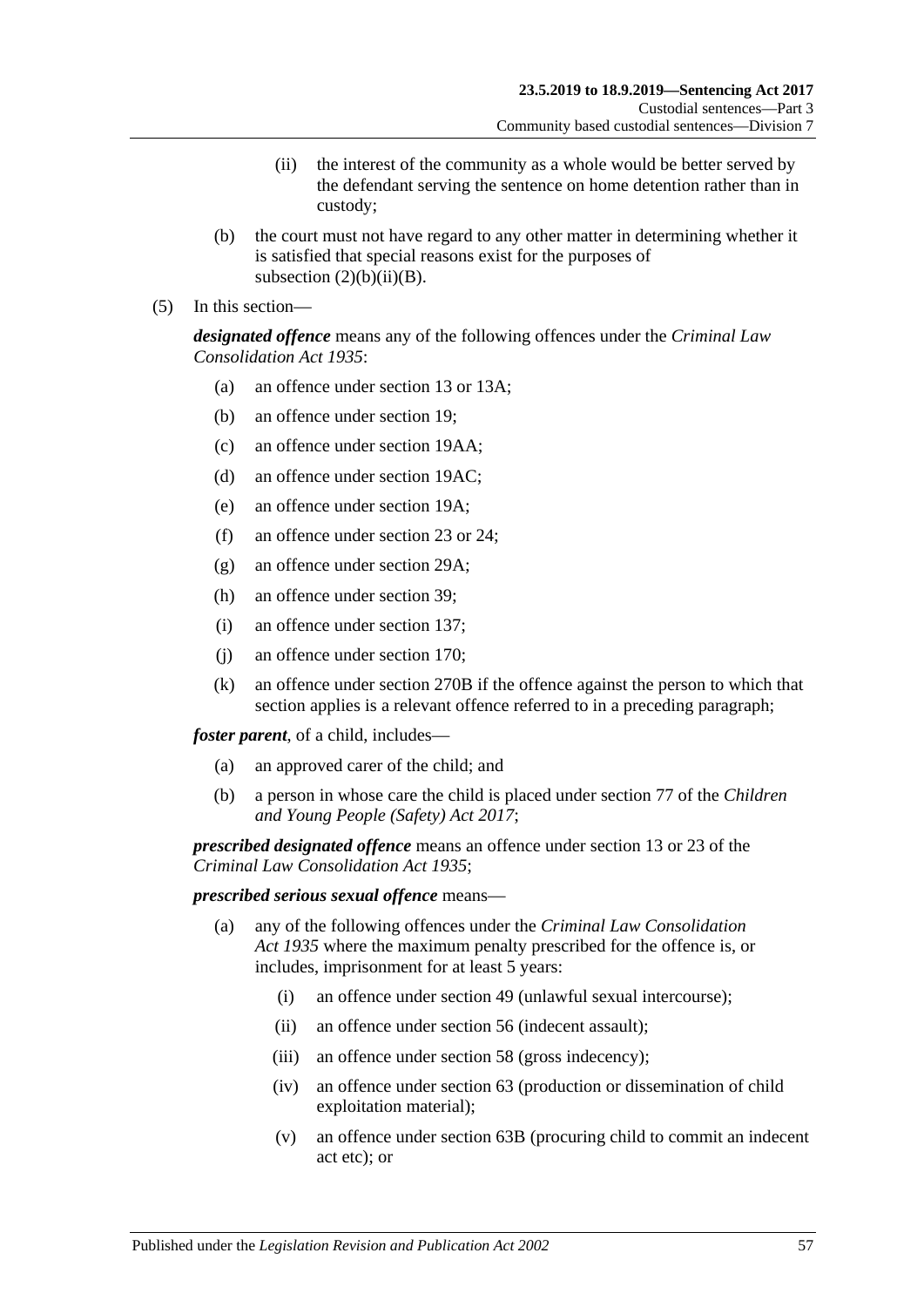(ii) the interest of the community as a whole would be better served by the defendant serving the sentence on home detention rather than in custody;

(b) the court must not have regard to any other matter in determining whether it is satisfied that special reasons exist for the purposes of subsection (2)(b)(ii)(B).

(5) In this section—

***designated offence*** means any of the following offences under the *Criminal Law Consolidation Act 1935*:

(a) an offence under section 13 or 13A;

(b) an offence under section 19;

(c) an offence under section 19AA;

(d) an offence under section 19AC;

(e) an offence under section 19A;

(f) an offence under section 23 or 24;

(g) an offence under section 29A;

(h) an offence under section 39;

(i) an offence under section 137;

(j) an offence under section 170;

(k) an offence under section 270B if the offence against the person to which that section applies is a relevant offence referred to in a preceding paragraph;

***foster parent***, of a child, includes—

(a) an approved carer of the child; and

(b) a person in whose care the child is placed under section 77 of the *Children and Young People (Safety) Act 2017*;

***prescribed designated offence*** means an offence under section 13 or 23 of the *Criminal Law Consolidation Act 1935*;

***prescribed serious sexual offence*** means—

(a) any of the following offences under the *Criminal Law Consolidation Act 1935* where the maximum penalty prescribed for the offence is, or includes, imprisonment for at least 5 years:

(i) an offence under section 49 (unlawful sexual intercourse);

(ii) an offence under section 56 (indecent assault);

(iii) an offence under section 58 (gross indecency);

(iv) an offence under section 63 (production or dissemination of child exploitation material);

(v) an offence under section 63B (procuring child to commit an indecent act etc); or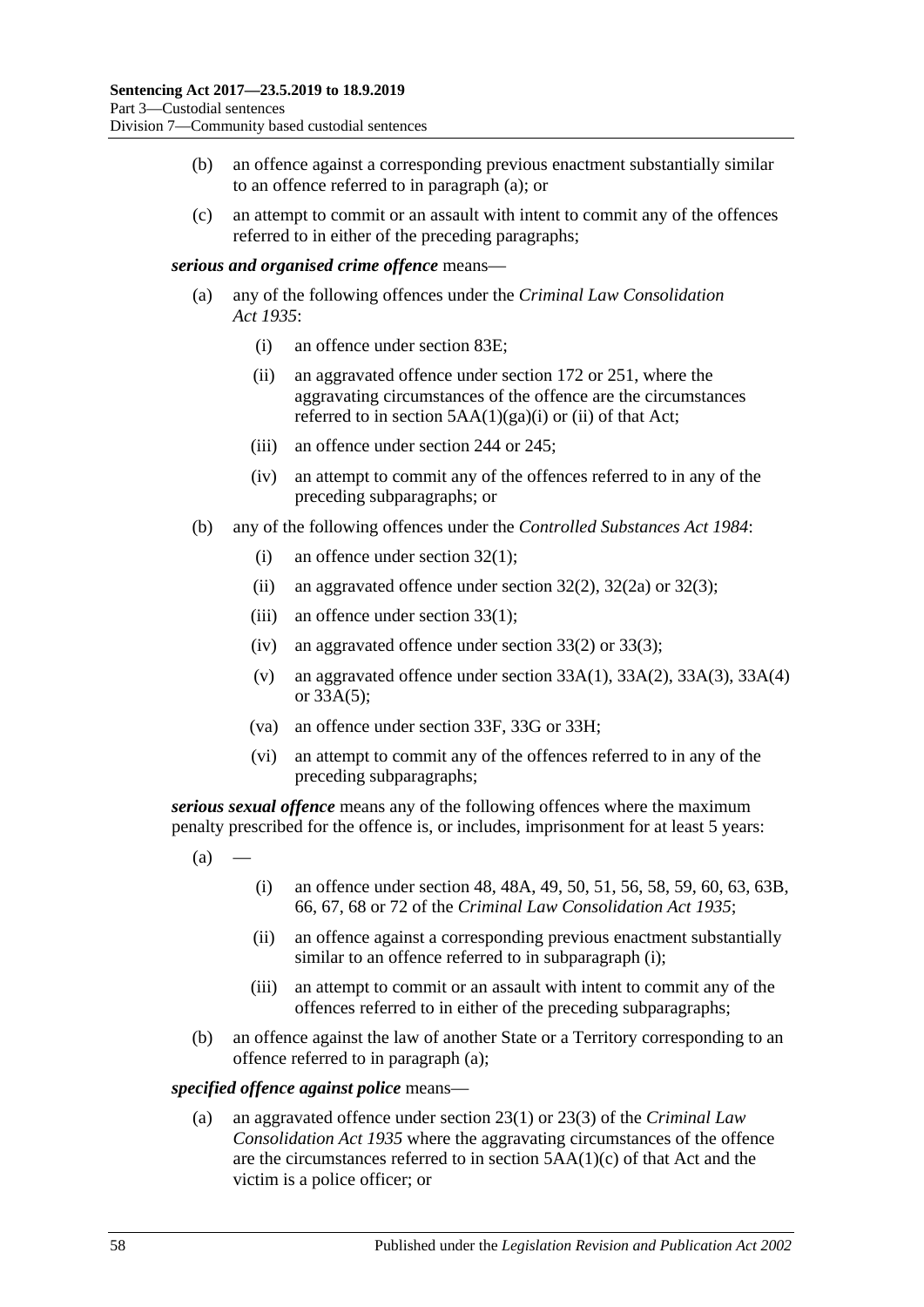(b) an offence against a corresponding previous enactment substantially similar to an offence referred to in paragraph (a); or

(c) an attempt to commit or an assault with intent to commit any of the offences referred to in either of the preceding paragraphs;

***serious and organised crime offence*** means—

(a) any of the following offences under the *Criminal Law Consolidation Act 1935*:

  (i) an offence under section 83E;

  (ii) an aggravated offence under section 172 or 251, where the aggravating circumstances of the offence are the circumstances referred to in section 5AA(1)(ga)(i) or (ii) of that Act;

  (iii) an offence under section 244 or 245;

  (iv) an attempt to commit any of the offences referred to in any of the preceding subparagraphs; or

(b) any of the following offences under the *Controlled Substances Act 1984*:

  (i) an offence under section 32(1);

  (ii) an aggravated offence under section 32(2), 32(2a) or 32(3);

  (iii) an offence under section 33(1);

  (iv) an aggravated offence under section 33(2) or 33(3);

  (v) an aggravated offence under section 33A(1), 33A(2), 33A(3), 33A(4) or 33A(5);

  (va) an offence under section 33F, 33G or 33H;

  (vi) an attempt to commit any of the offences referred to in any of the preceding subparagraphs;

***serious sexual offence*** means any of the following offences where the maximum penalty prescribed for the offence is, or includes, imprisonment for at least 5 years:

(a) —

  (i) an offence under section 48, 48A, 49, 50, 51, 56, 58, 59, 60, 63, 63B, 66, 67, 68 or 72 of the *Criminal Law Consolidation Act 1935*;

  (ii) an offence against a corresponding previous enactment substantially similar to an offence referred to in subparagraph (i);

  (iii) an attempt to commit or an assault with intent to commit any of the offences referred to in either of the preceding subparagraphs;

(b) an offence against the law of another State or a Territory corresponding to an offence referred to in paragraph (a);

***specified offence against police*** means—

(a) an aggravated offence under section 23(1) or 23(3) of the *Criminal Law Consolidation Act 1935* where the aggravating circumstances of the offence are the circumstances referred to in section 5AA(1)(c) of that Act and the victim is a police officer; or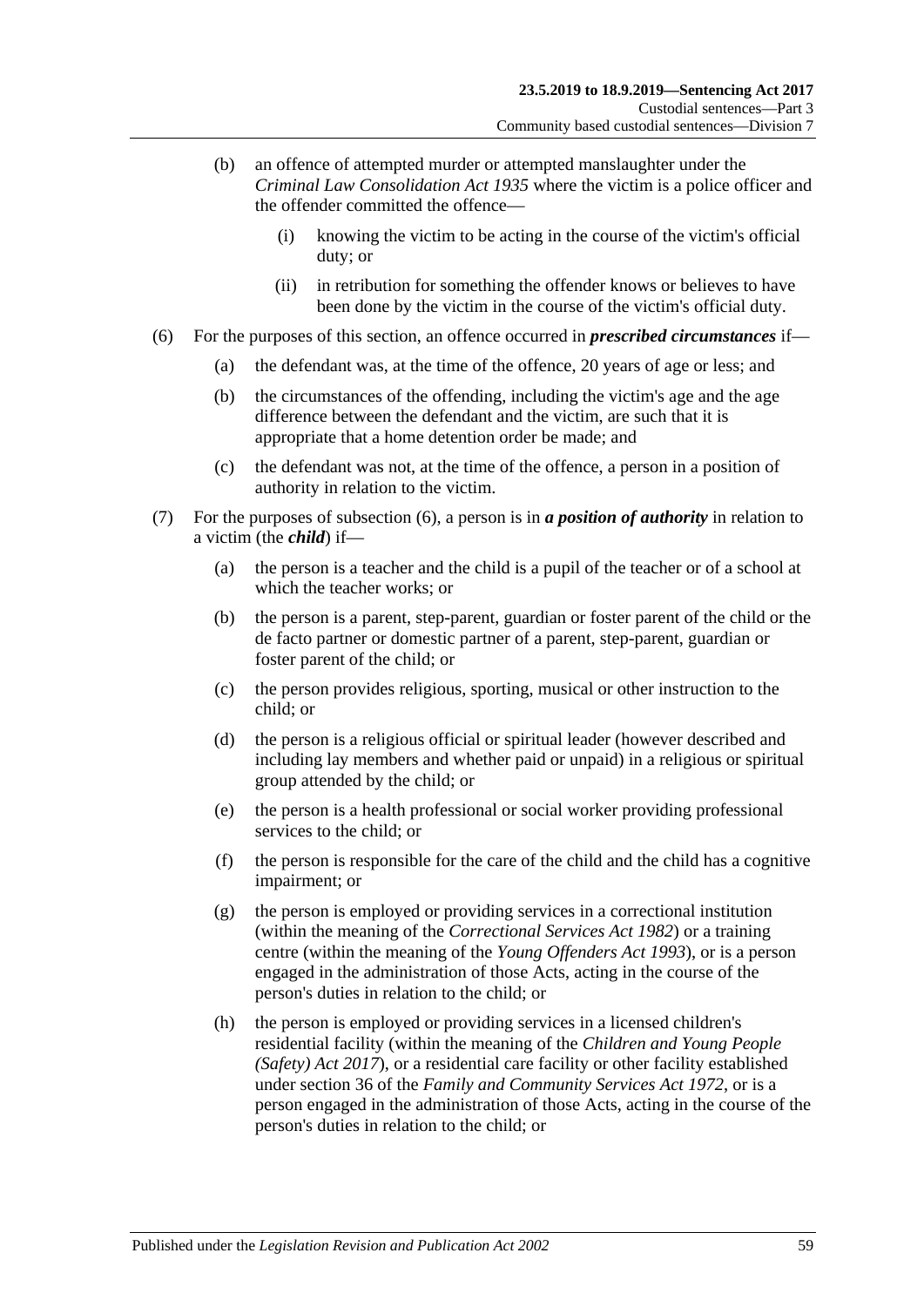(b) an offence of attempted murder or attempted manslaughter under the *Criminal Law Consolidation Act 1935* where the victim is a police officer and the offender committed the offence—

(i) knowing the victim to be acting in the course of the victim's official duty; or

(ii) in retribution for something the offender knows or believes to have been done by the victim in the course of the victim's official duty.

(6) For the purposes of this section, an offence occurred in ***prescribed circumstances*** if—

(a) the defendant was, at the time of the offence, 20 years of age or less; and

(b) the circumstances of the offending, including the victim's age and the age difference between the defendant and the victim, are such that it is appropriate that a home detention order be made; and

(c) the defendant was not, at the time of the offence, a person in a position of authority in relation to the victim.

(7) For the purposes of subsection (6), a person is in ***a position of authority*** in relation to a victim (the ***child***) if—

(a) the person is a teacher and the child is a pupil of the teacher or of a school at which the teacher works; or

(b) the person is a parent, step-parent, guardian or foster parent of the child or the de facto partner or domestic partner of a parent, step-parent, guardian or foster parent of the child; or

(c) the person provides religious, sporting, musical or other instruction to the child; or

(d) the person is a religious official or spiritual leader (however described and including lay members and whether paid or unpaid) in a religious or spiritual group attended by the child; or

(e) the person is a health professional or social worker providing professional services to the child; or

(f) the person is responsible for the care of the child and the child has a cognitive impairment; or

(g) the person is employed or providing services in a correctional institution (within the meaning of the *Correctional Services Act 1982*) or a training centre (within the meaning of the *Young Offenders Act 1993*), or is a person engaged in the administration of those Acts, acting in the course of the person's duties in relation to the child; or

(h) the person is employed or providing services in a licensed children's residential facility (within the meaning of the *Children and Young People (Safety) Act 2017*), or a residential care facility or other facility established under section 36 of the *Family and Community Services Act 1972*, or is a person engaged in the administration of those Acts, acting in the course of the person's duties in relation to the child; or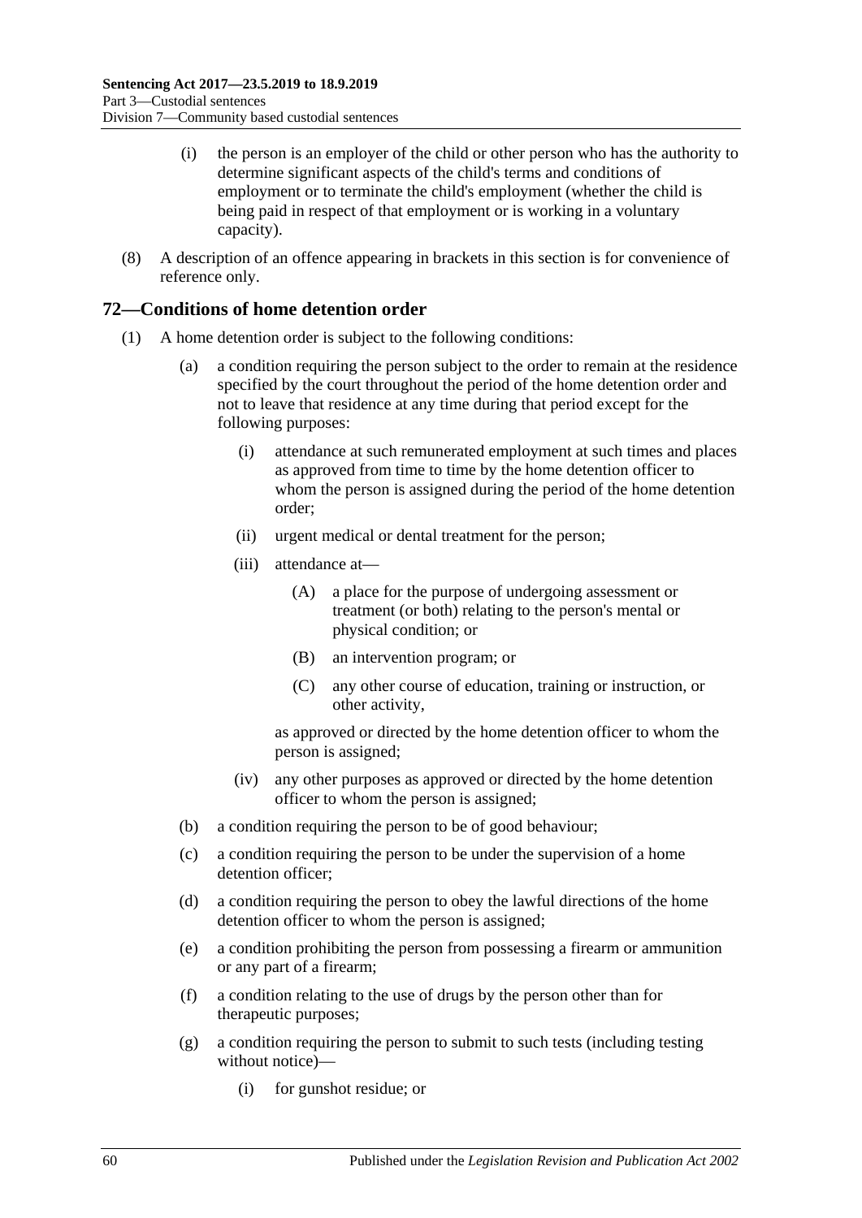(i) the person is an employer of the child or other person who has the authority to determine significant aspects of the child's terms and conditions of employment or to terminate the child's employment (whether the child is being paid in respect of that employment or is working in a voluntary capacity).

(8) A description of an offence appearing in brackets in this section is for convenience of reference only.

## 72—Conditions of home detention order

(1) A home detention order is subject to the following conditions:

(a) a condition requiring the person subject to the order to remain at the residence specified by the court throughout the period of the home detention order and not to leave that residence at any time during that period except for the following purposes:

(i) attendance at such remunerated employment at such times and places as approved from time to time by the home detention officer to whom the person is assigned during the period of the home detention order;

(ii) urgent medical or dental treatment for the person;

(iii) attendance at—

(A) a place for the purpose of undergoing assessment or treatment (or both) relating to the person's mental or physical condition; or

(B) an intervention program; or

(C) any other course of education, training or instruction, or other activity,

as approved or directed by the home detention officer to whom the person is assigned;

(iv) any other purposes as approved or directed by the home detention officer to whom the person is assigned;

(b) a condition requiring the person to be of good behaviour;

(c) a condition requiring the person to be under the supervision of a home detention officer;

(d) a condition requiring the person to obey the lawful directions of the home detention officer to whom the person is assigned;

(e) a condition prohibiting the person from possessing a firearm or ammunition or any part of a firearm;

(f) a condition relating to the use of drugs by the person other than for therapeutic purposes;

(g) a condition requiring the person to submit to such tests (including testing without notice)—

(i) for gunshot residue; or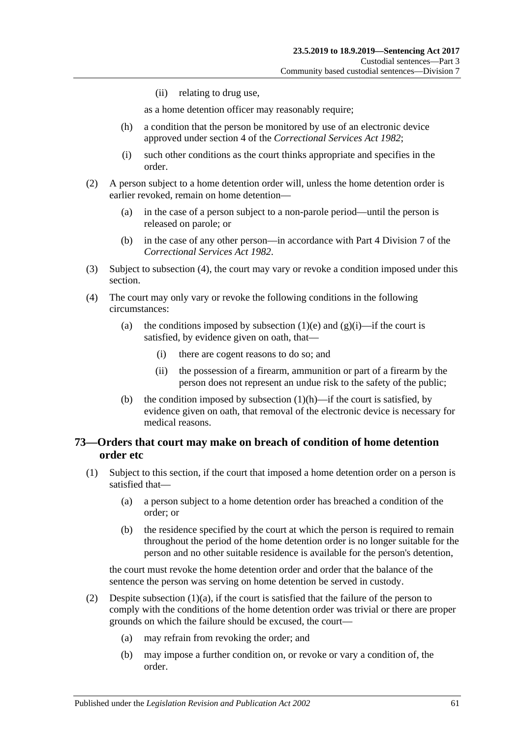(ii) relating to drug use,

as a home detention officer may reasonably require;

(h) a condition that the person be monitored by use of an electronic device approved under section 4 of the *Correctional Services Act 1982*;

(i) such other conditions as the court thinks appropriate and specifies in the order.

(2) A person subject to a home detention order will, unless the home detention order is earlier revoked, remain on home detention—

(a) in the case of a person subject to a non-parole period—until the person is released on parole; or

(b) in the case of any other person—in accordance with Part 4 Division 7 of the *Correctional Services Act 1982*.

(3) Subject to subsection (4), the court may vary or revoke a condition imposed under this section.

(4) The court may only vary or revoke the following conditions in the following circumstances:

(a) the conditions imposed by subsection (1)(e) and (g)(i)—if the court is satisfied, by evidence given on oath, that—

(i) there are cogent reasons to do so; and

(ii) the possession of a firearm, ammunition or part of a firearm by the person does not represent an undue risk to the safety of the public;

(b) the condition imposed by subsection (1)(h)—if the court is satisfied, by evidence given on oath, that removal of the electronic device is necessary for medical reasons.

## 73—Orders that court may make on breach of condition of home detention order etc

(1) Subject to this section, if the court that imposed a home detention order on a person is satisfied that—

(a) a person subject to a home detention order has breached a condition of the order; or

(b) the residence specified by the court at which the person is required to remain throughout the period of the home detention order is no longer suitable for the person and no other suitable residence is available for the person's detention,

the court must revoke the home detention order and order that the balance of the sentence the person was serving on home detention be served in custody.

(2) Despite subsection (1)(a), if the court is satisfied that the failure of the person to comply with the conditions of the home detention order was trivial or there are proper grounds on which the failure should be excused, the court—

(a) may refrain from revoking the order; and

(b) may impose a further condition on, or revoke or vary a condition of, the order.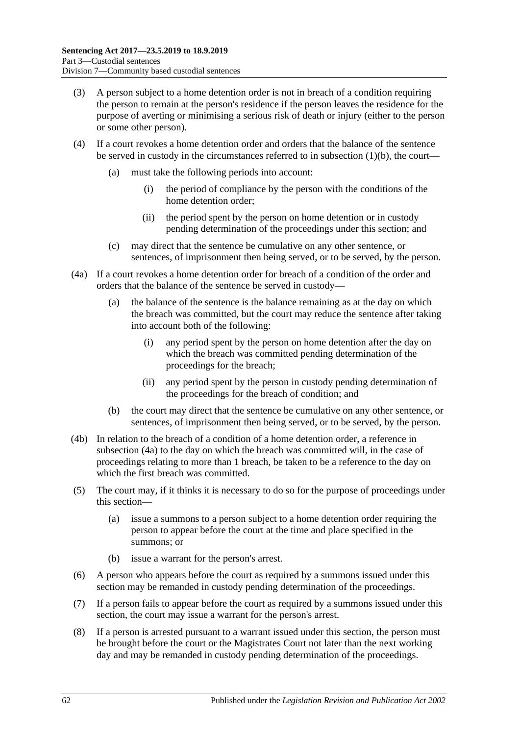(3) A person subject to a home detention order is not in breach of a condition requiring the person to remain at the person's residence if the person leaves the residence for the purpose of averting or minimising a serious risk of death or injury (either to the person or some other person).

(4) If a court revokes a home detention order and orders that the balance of the sentence be served in custody in the circumstances referred to in subsection (1)(b), the court—

(a) must take the following periods into account:

(i) the period of compliance by the person with the conditions of the home detention order;

(ii) the period spent by the person on home detention or in custody pending determination of the proceedings under this section; and

(c) may direct that the sentence be cumulative on any other sentence, or sentences, of imprisonment then being served, or to be served, by the person.

(4a) If a court revokes a home detention order for breach of a condition of the order and orders that the balance of the sentence be served in custody—

(a) the balance of the sentence is the balance remaining as at the day on which the breach was committed, but the court may reduce the sentence after taking into account both of the following:

(i) any period spent by the person on home detention after the day on which the breach was committed pending determination of the proceedings for the breach;

(ii) any period spent by the person in custody pending determination of the proceedings for the breach of condition; and

(b) the court may direct that the sentence be cumulative on any other sentence, or sentences, of imprisonment then being served, or to be served, by the person.

(4b) In relation to the breach of a condition of a home detention order, a reference in subsection (4a) to the day on which the breach was committed will, in the case of proceedings relating to more than 1 breach, be taken to be a reference to the day on which the first breach was committed.

(5) The court may, if it thinks it is necessary to do so for the purpose of proceedings under this section—

(a) issue a summons to a person subject to a home detention order requiring the person to appear before the court at the time and place specified in the summons; or

(b) issue a warrant for the person's arrest.

(6) A person who appears before the court as required by a summons issued under this section may be remanded in custody pending determination of the proceedings.

(7) If a person fails to appear before the court as required by a summons issued under this section, the court may issue a warrant for the person's arrest.

(8) If a person is arrested pursuant to a warrant issued under this section, the person must be brought before the court or the Magistrates Court not later than the next working day and may be remanded in custody pending determination of the proceedings.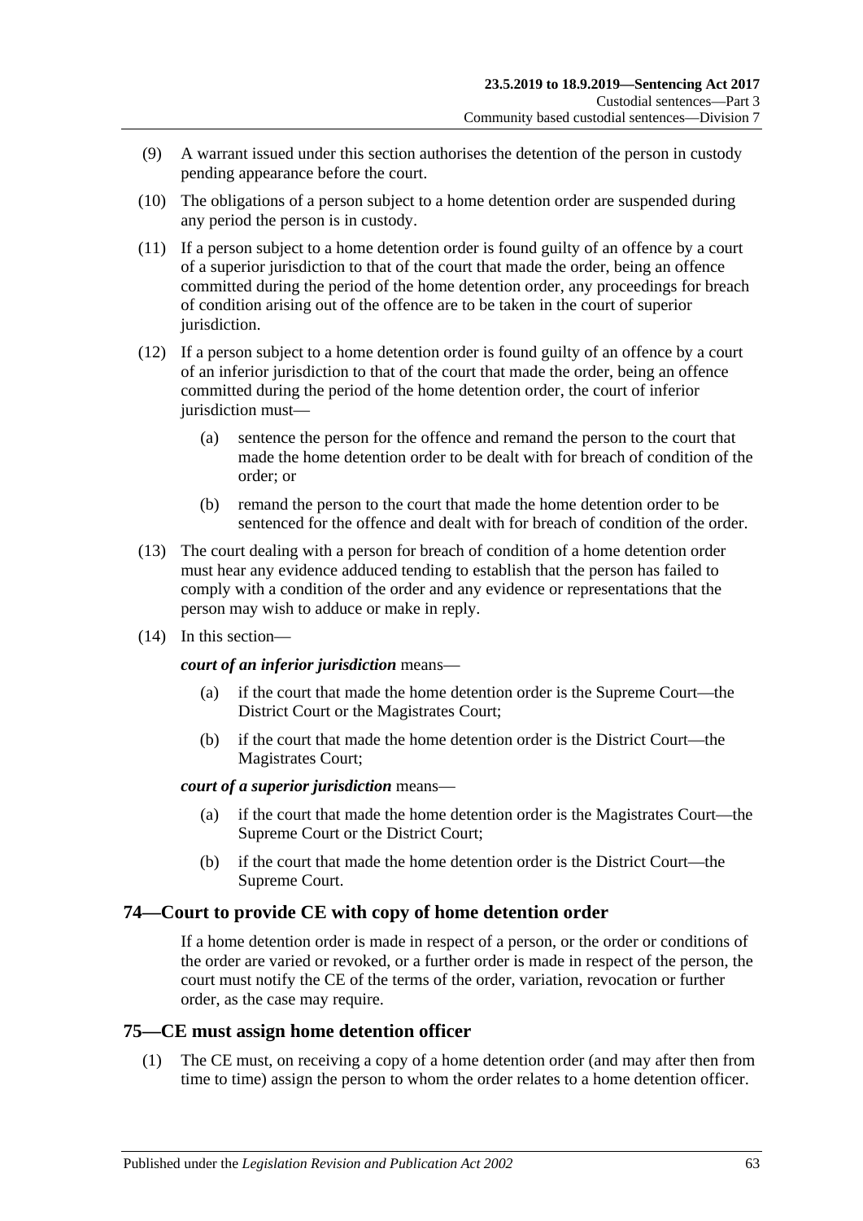(9) A warrant issued under this section authorises the detention of the person in custody pending appearance before the court.

(10) The obligations of a person subject to a home detention order are suspended during any period the person is in custody.

(11) If a person subject to a home detention order is found guilty of an offence by a court of a superior jurisdiction to that of the court that made the order, being an offence committed during the period of the home detention order, any proceedings for breach of condition arising out of the offence are to be taken in the court of superior jurisdiction.

(12) If a person subject to a home detention order is found guilty of an offence by a court of an inferior jurisdiction to that of the court that made the order, being an offence committed during the period of the home detention order, the court of inferior jurisdiction must—

(a) sentence the person for the offence and remand the person to the court that made the home detention order to be dealt with for breach of condition of the order; or

(b) remand the person to the court that made the home detention order to be sentenced for the offence and dealt with for breach of condition of the order.

(13) The court dealing with a person for breach of condition of a home detention order must hear any evidence adduced tending to establish that the person has failed to comply with a condition of the order and any evidence or representations that the person may wish to adduce or make in reply.

(14) In this section—

***court of an inferior jurisdiction*** means—

(a) if the court that made the home detention order is the Supreme Court—the District Court or the Magistrates Court;

(b) if the court that made the home detention order is the District Court—the Magistrates Court;

***court of a superior jurisdiction*** means—

(a) if the court that made the home detention order is the Magistrates Court—the Supreme Court or the District Court;

(b) if the court that made the home detention order is the District Court—the Supreme Court.

## 74—Court to provide CE with copy of home detention order

If a home detention order is made in respect of a person, or the order or conditions of the order are varied or revoked, or a further order is made in respect of the person, the court must notify the CE of the terms of the order, variation, revocation or further order, as the case may require.

## 75—CE must assign home detention officer

(1) The CE must, on receiving a copy of a home detention order (and may after then from time to time) assign the person to whom the order relates to a home detention officer.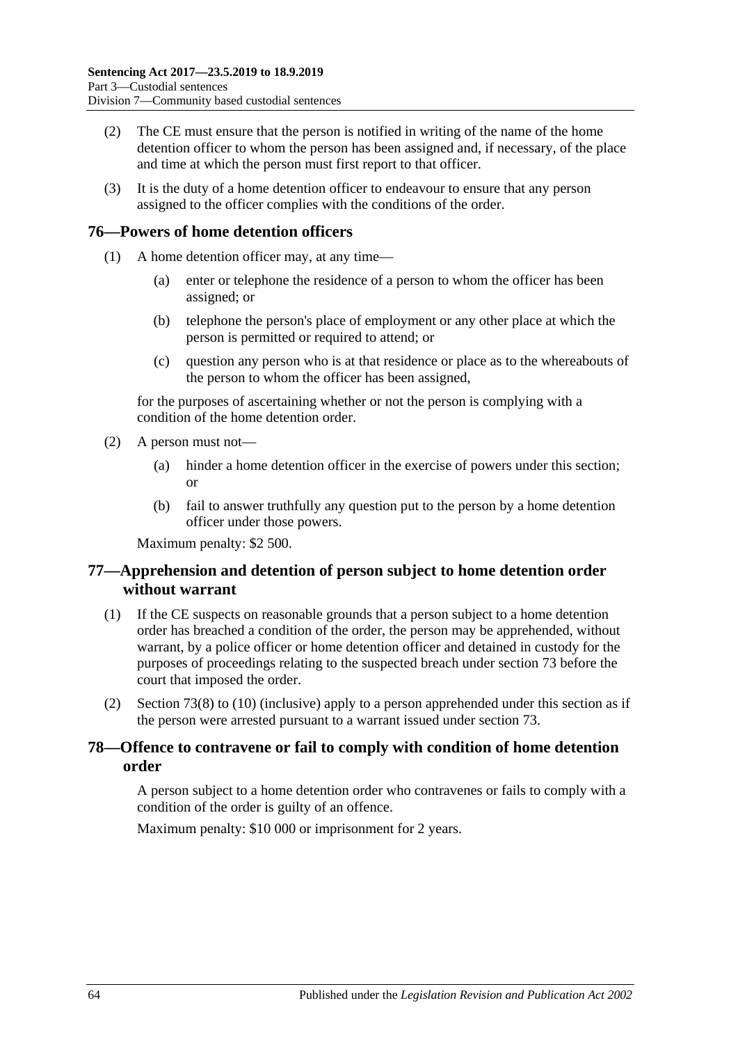(2) The CE must ensure that the person is notified in writing of the name of the home detention officer to whom the person has been assigned and, if necessary, of the place and time at which the person must first report to that officer.

(3) It is the duty of a home detention officer to endeavour to ensure that any person assigned to the officer complies with the conditions of the order.

## 76—Powers of home detention officers

(1) A home detention officer may, at any time—

  (a) enter or telephone the residence of a person to whom the officer has been assigned; or

  (b) telephone the person's place of employment or any other place at which the person is permitted or required to attend; or

  (c) question any person who is at that residence or place as to the whereabouts of the person to whom the officer has been assigned,

for the purposes of ascertaining whether or not the person is complying with a condition of the home detention order.

(2) A person must not—

  (a) hinder a home detention officer in the exercise of powers under this section; or

  (b) fail to answer truthfully any question put to the person by a home detention officer under those powers.

Maximum penalty: $2 500.

## 77—Apprehension and detention of person subject to home detention order without warrant

(1) If the CE suspects on reasonable grounds that a person subject to a home detention order has breached a condition of the order, the person may be apprehended, without warrant, by a police officer or home detention officer and detained in custody for the purposes of proceedings relating to the suspected breach under section 73 before the court that imposed the order.

(2) Section 73(8) to (10) (inclusive) apply to a person apprehended under this section as if the person were arrested pursuant to a warrant issued under section 73.

## 78—Offence to contravene or fail to comply with condition of home detention order

A person subject to a home detention order who contravenes or fails to comply with a condition of the order is guilty of an offence.

Maximum penalty: $10 000 or imprisonment for 2 years.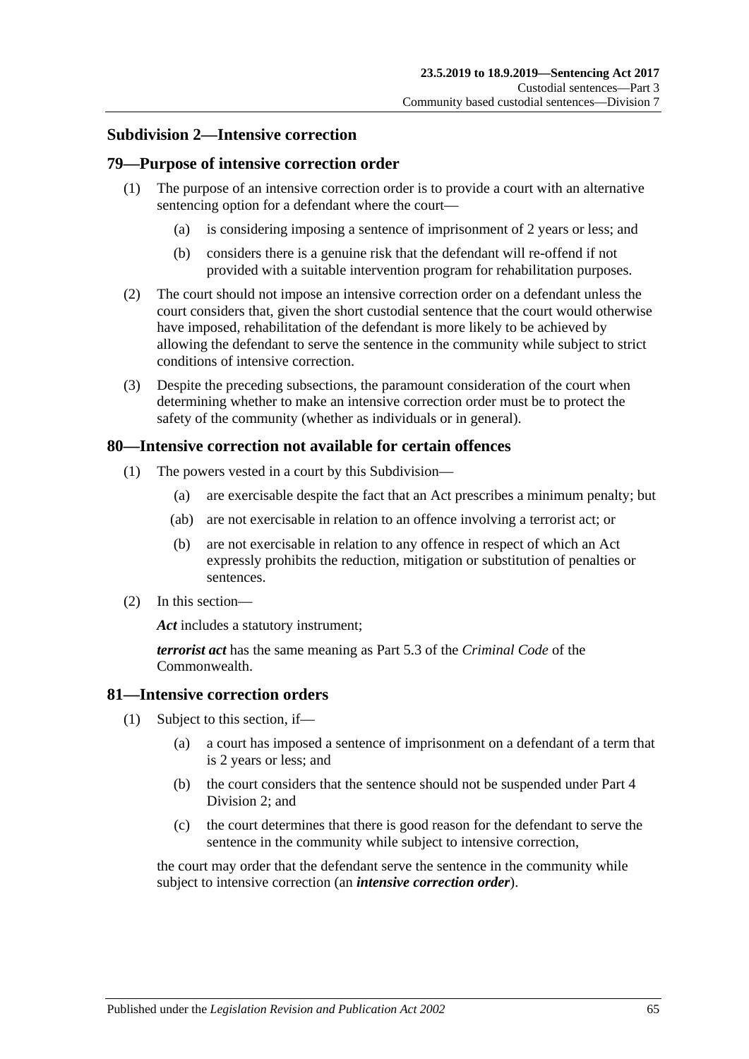## Subdivision 2—Intensive correction

### 79—Purpose of intensive correction order

(1) The purpose of an intensive correction order is to provide a court with an alternative sentencing option for a defendant where the court—

(a) is considering imposing a sentence of imprisonment of 2 years or less; and

(b) considers there is a genuine risk that the defendant will re-offend if not provided with a suitable intervention program for rehabilitation purposes.

(2) The court should not impose an intensive correction order on a defendant unless the court considers that, given the short custodial sentence that the court would otherwise have imposed, rehabilitation of the defendant is more likely to be achieved by allowing the defendant to serve the sentence in the community while subject to strict conditions of intensive correction.

(3) Despite the preceding subsections, the paramount consideration of the court when determining whether to make an intensive correction order must be to protect the safety of the community (whether as individuals or in general).

### 80—Intensive correction not available for certain offences

(1) The powers vested in a court by this Subdivision—

(a) are exercisable despite the fact that an Act prescribes a minimum penalty; but

(ab) are not exercisable in relation to an offence involving a terrorist act; or

(b) are not exercisable in relation to any offence in respect of which an Act expressly prohibits the reduction, mitigation or substitution of penalties or sentences.

(2) In this section—

***Act*** includes a statutory instrument;

***terrorist act*** has the same meaning as Part 5.3 of the *Criminal Code* of the Commonwealth.

### 81—Intensive correction orders

(1) Subject to this section, if—

(a) a court has imposed a sentence of imprisonment on a defendant of a term that is 2 years or less; and

(b) the court considers that the sentence should not be suspended under Part 4 Division 2; and

(c) the court determines that there is good reason for the defendant to serve the sentence in the community while subject to intensive correction,

the court may order that the defendant serve the sentence in the community while subject to intensive correction (an ***intensive correction order***).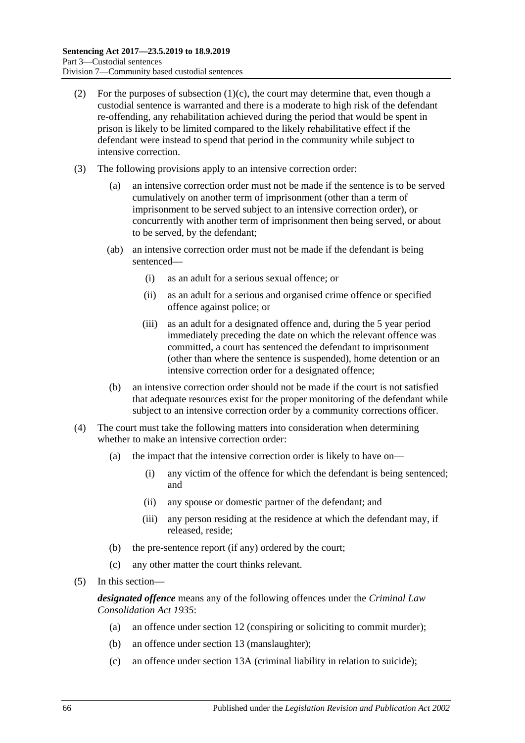(2) For the purposes of subsection (1)(c), the court may determine that, even though a custodial sentence is warranted and there is a moderate to high risk of the defendant re-offending, any rehabilitation achieved during the period that would be spent in prison is likely to be limited compared to the likely rehabilitative effect if the defendant were instead to spend that period in the community while subject to intensive correction.

(3) The following provisions apply to an intensive correction order:

- (a) an intensive correction order must not be made if the sentence is to be served cumulatively on another term of imprisonment (other than a term of imprisonment to be served subject to an intensive correction order), or concurrently with another term of imprisonment then being served, or about to be served, by the defendant;
- (ab) an intensive correction order must not be made if the defendant is being sentenced—
  - (i) as an adult for a serious sexual offence; or
  - (ii) as an adult for a serious and organised crime offence or specified offence against police; or
  - (iii) as an adult for a designated offence and, during the 5 year period immediately preceding the date on which the relevant offence was committed, a court has sentenced the defendant to imprisonment (other than where the sentence is suspended), home detention or an intensive correction order for a designated offence;
- (b) an intensive correction order should not be made if the court is not satisfied that adequate resources exist for the proper monitoring of the defendant while subject to an intensive correction order by a community corrections officer.

(4) The court must take the following matters into consideration when determining whether to make an intensive correction order:

- (a) the impact that the intensive correction order is likely to have on—
  - (i) any victim of the offence for which the defendant is being sentenced; and
  - (ii) any spouse or domestic partner of the defendant; and
  - (iii) any person residing at the residence at which the defendant may, if released, reside;
- (b) the pre-sentence report (if any) ordered by the court;
- (c) any other matter the court thinks relevant.

(5) In this section—

***designated offence*** means any of the following offences under the *Criminal Law Consolidation Act 1935*:

- (a) an offence under section 12 (conspiring or soliciting to commit murder);
- (b) an offence under section 13 (manslaughter);
- (c) an offence under section 13A (criminal liability in relation to suicide);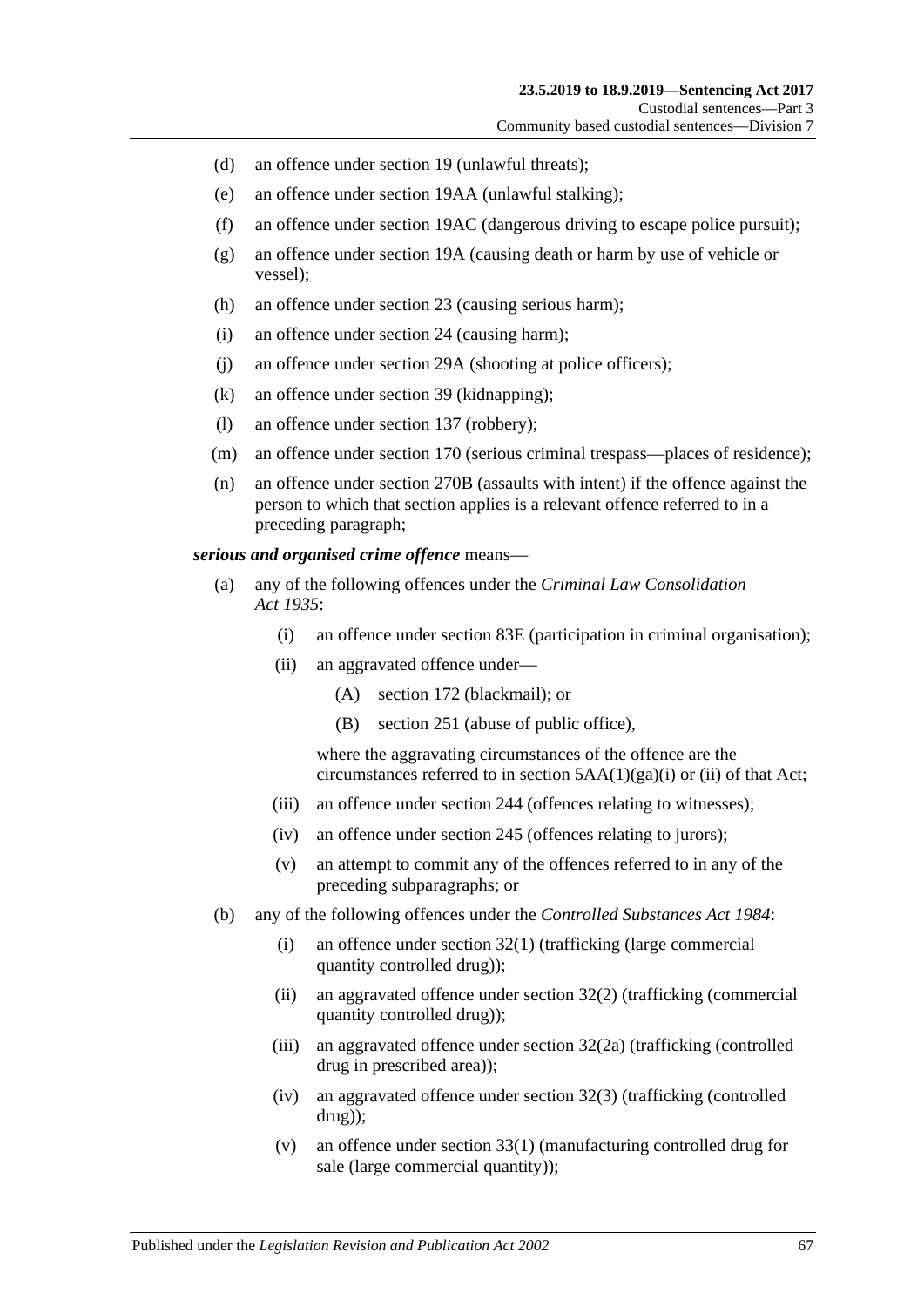(d) an offence under section 19 (unlawful threats);

(e) an offence under section 19AA (unlawful stalking);

(f) an offence under section 19AC (dangerous driving to escape police pursuit);

(g) an offence under section 19A (causing death or harm by use of vehicle or vessel);

(h) an offence under section 23 (causing serious harm);

(i) an offence under section 24 (causing harm);

(j) an offence under section 29A (shooting at police officers);

(k) an offence under section 39 (kidnapping);

(l) an offence under section 137 (robbery);

(m) an offence under section 170 (serious criminal trespass—places of residence);

(n) an offence under section 270B (assaults with intent) if the offence against the person to which that section applies is a relevant offence referred to in a preceding paragraph;

***serious and organised crime offence*** means—

(a) any of the following offences under the *Criminal Law Consolidation Act 1935*:

  (i) an offence under section 83E (participation in criminal organisation);

  (ii) an aggravated offence under—

    (A) section 172 (blackmail); or

    (B) section 251 (abuse of public office),

  where the aggravating circumstances of the offence are the circumstances referred to in section 5AA(1)(ga)(i) or (ii) of that Act;

  (iii) an offence under section 244 (offences relating to witnesses);

  (iv) an offence under section 245 (offences relating to jurors);

  (v) an attempt to commit any of the offences referred to in any of the preceding subparagraphs; or

(b) any of the following offences under the *Controlled Substances Act 1984*:

  (i) an offence under section 32(1) (trafficking (large commercial quantity controlled drug));

  (ii) an aggravated offence under section 32(2) (trafficking (commercial quantity controlled drug));

  (iii) an aggravated offence under section 32(2a) (trafficking (controlled drug in prescribed area));

  (iv) an aggravated offence under section 32(3) (trafficking (controlled drug));

  (v) an offence under section 33(1) (manufacturing controlled drug for sale (large commercial quantity));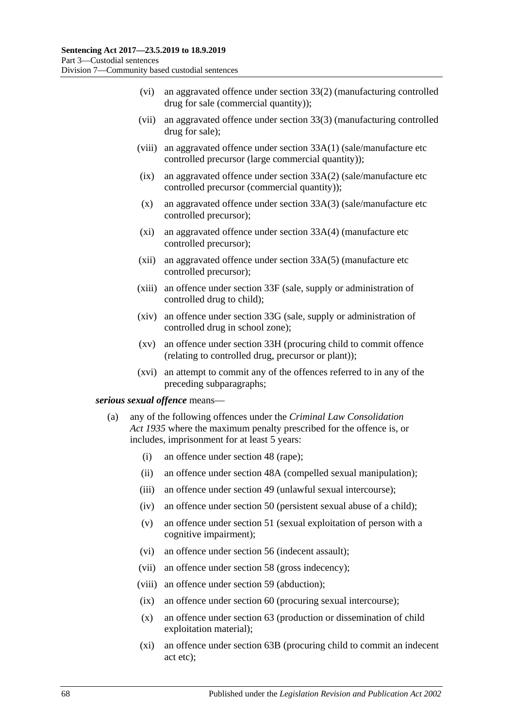(vi) an aggravated offence under section 33(2) (manufacturing controlled drug for sale (commercial quantity));

(vii) an aggravated offence under section 33(3) (manufacturing controlled drug for sale);

(viii) an aggravated offence under section 33A(1) (sale/manufacture etc controlled precursor (large commercial quantity));

(ix) an aggravated offence under section 33A(2) (sale/manufacture etc controlled precursor (commercial quantity));

(x) an aggravated offence under section 33A(3) (sale/manufacture etc controlled precursor);

(xi) an aggravated offence under section 33A(4) (manufacture etc controlled precursor);

(xii) an aggravated offence under section 33A(5) (manufacture etc controlled precursor);

(xiii) an offence under section 33F (sale, supply or administration of controlled drug to child);

(xiv) an offence under section 33G (sale, supply or administration of controlled drug in school zone);

(xv) an offence under section 33H (procuring child to commit offence (relating to controlled drug, precursor or plant));

(xvi) an attempt to commit any of the offences referred to in any of the preceding subparagraphs;

***serious sexual offence*** means—

(a) any of the following offences under the *Criminal Law Consolidation Act 1935* where the maximum penalty prescribed for the offence is, or includes, imprisonment for at least 5 years:

(i) an offence under section 48 (rape);

(ii) an offence under section 48A (compelled sexual manipulation);

(iii) an offence under section 49 (unlawful sexual intercourse);

(iv) an offence under section 50 (persistent sexual abuse of a child);

(v) an offence under section 51 (sexual exploitation of person with a cognitive impairment);

(vi) an offence under section 56 (indecent assault);

(vii) an offence under section 58 (gross indecency);

(viii) an offence under section 59 (abduction);

(ix) an offence under section 60 (procuring sexual intercourse);

(x) an offence under section 63 (production or dissemination of child exploitation material);

(xi) an offence under section 63B (procuring child to commit an indecent act etc);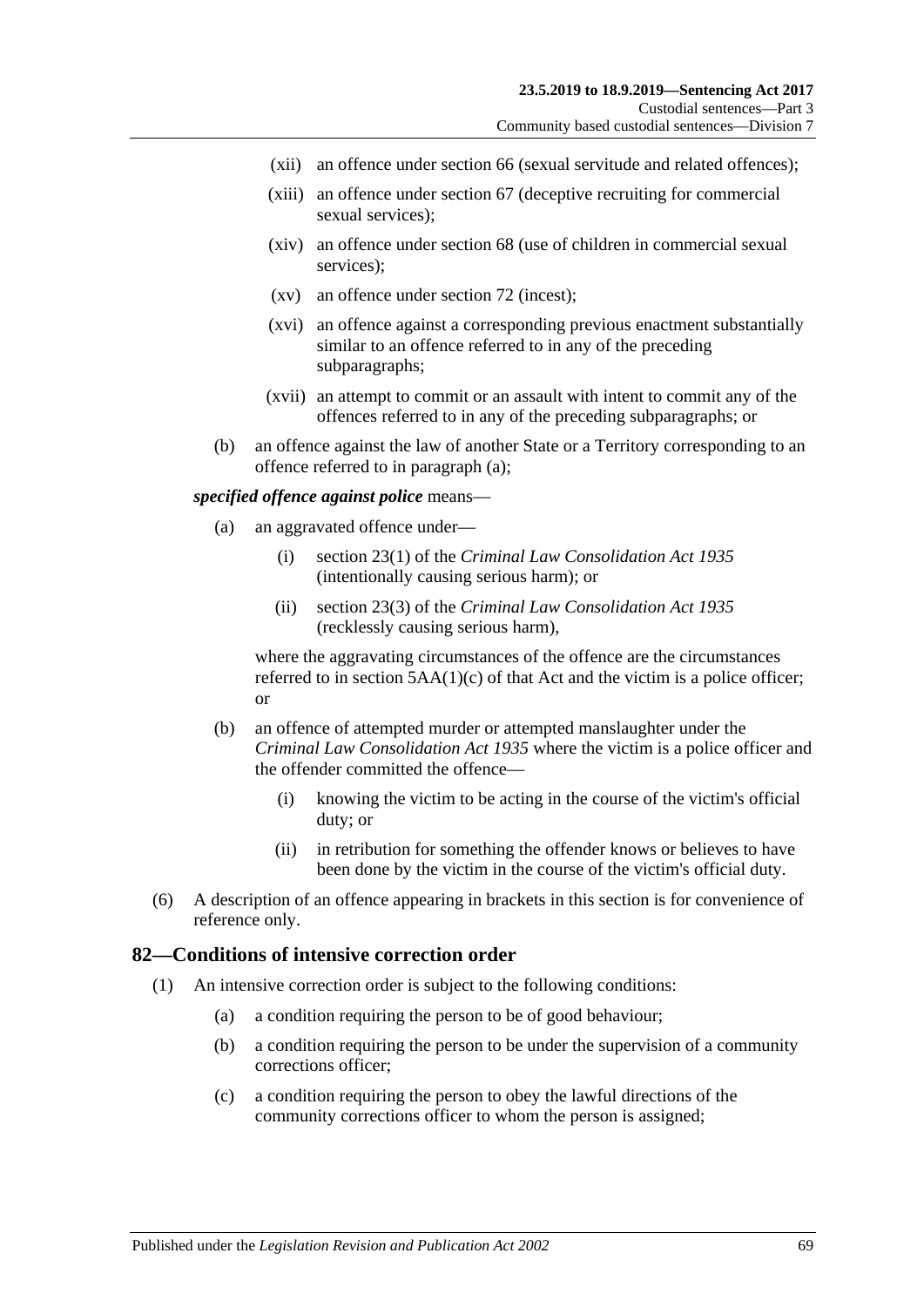- (xii) an offence under section 66 (sexual servitude and related offences);
- (xiii) an offence under section 67 (deceptive recruiting for commercial sexual services);
- (xiv) an offence under section 68 (use of children in commercial sexual services);
- (xv) an offence under section 72 (incest);
- (xvi) an offence against a corresponding previous enactment substantially similar to an offence referred to in any of the preceding subparagraphs;
- (xvii) an attempt to commit or an assault with intent to commit any of the offences referred to in any of the preceding subparagraphs; or

(b) an offence against the law of another State or a Territory corresponding to an offence referred to in paragraph (a);

***specified offence against police*** means—

(a) an aggravated offence under—

- (i) section 23(1) of the *Criminal Law Consolidation Act 1935* (intentionally causing serious harm); or
- (ii) section 23(3) of the *Criminal Law Consolidation Act 1935* (recklessly causing serious harm),

where the aggravating circumstances of the offence are the circumstances referred to in section 5AA(1)(c) of that Act and the victim is a police officer; or

(b) an offence of attempted murder or attempted manslaughter under the *Criminal Law Consolidation Act 1935* where the victim is a police officer and the offender committed the offence—

- (i) knowing the victim to be acting in the course of the victim's official duty; or
- (ii) in retribution for something the offender knows or believes to have been done by the victim in the course of the victim's official duty.

(6) A description of an offence appearing in brackets in this section is for convenience of reference only.

## 82—Conditions of intensive correction order

(1) An intensive correction order is subject to the following conditions:

- (a) a condition requiring the person to be of good behaviour;
- (b) a condition requiring the person to be under the supervision of a community corrections officer;
- (c) a condition requiring the person to obey the lawful directions of the community corrections officer to whom the person is assigned;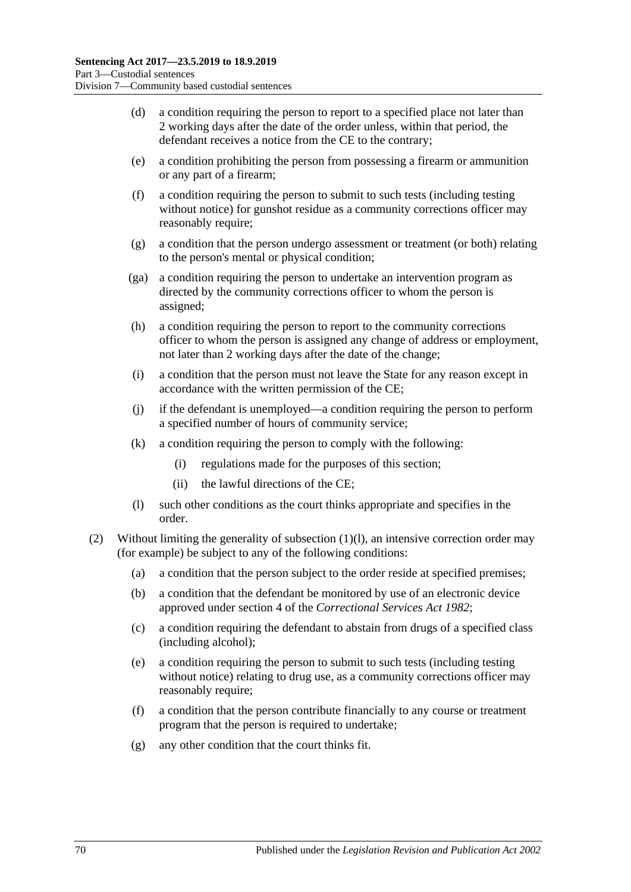(d) a condition requiring the person to report to a specified place not later than 2 working days after the date of the order unless, within that period, the defendant receives a notice from the CE to the contrary;

(e) a condition prohibiting the person from possessing a firearm or ammunition or any part of a firearm;

(f) a condition requiring the person to submit to such tests (including testing without notice) for gunshot residue as a community corrections officer may reasonably require;

(g) a condition that the person undergo assessment or treatment (or both) relating to the person's mental or physical condition;

(ga) a condition requiring the person to undertake an intervention program as directed by the community corrections officer to whom the person is assigned;

(h) a condition requiring the person to report to the community corrections officer to whom the person is assigned any change of address or employment, not later than 2 working days after the date of the change;

(i) a condition that the person must not leave the State for any reason except in accordance with the written permission of the CE;

(j) if the defendant is unemployed—a condition requiring the person to perform a specified number of hours of community service;

(k) a condition requiring the person to comply with the following:

   (i) regulations made for the purposes of this section;

   (ii) the lawful directions of the CE;

(l) such other conditions as the court thinks appropriate and specifies in the order.

(2) Without limiting the generality of subsection (1)(l), an intensive correction order may (for example) be subject to any of the following conditions:

(a) a condition that the person subject to the order reside at specified premises;

(b) a condition that the defendant be monitored by use of an electronic device approved under section 4 of the *Correctional Services Act 1982*;

(c) a condition requiring the defendant to abstain from drugs of a specified class (including alcohol);

(e) a condition requiring the person to submit to such tests (including testing without notice) relating to drug use, as a community corrections officer may reasonably require;

(f) a condition that the person contribute financially to any course or treatment program that the person is required to undertake;

(g) any other condition that the court thinks fit.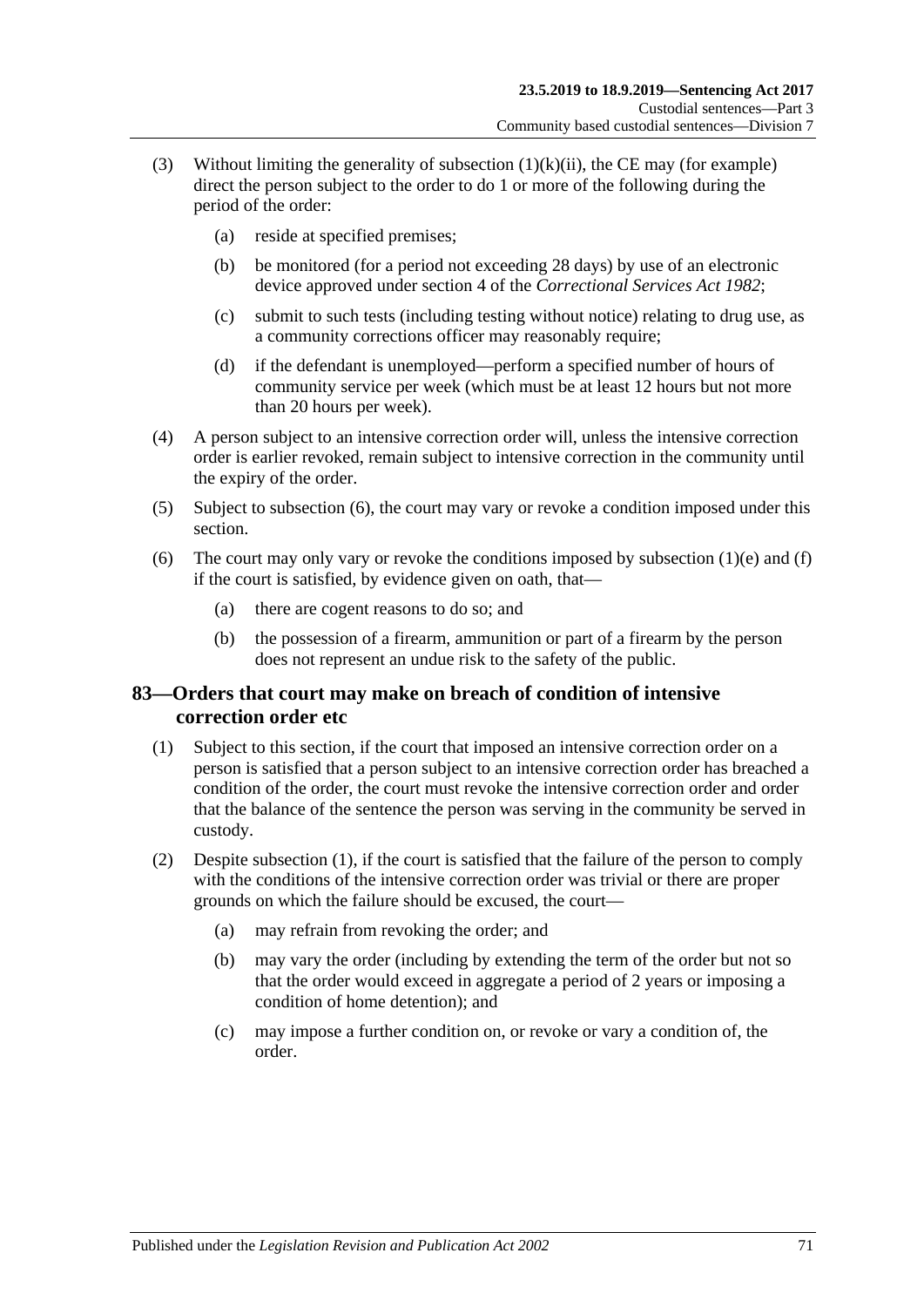(3) Without limiting the generality of subsection (1)(k)(ii), the CE may (for example) direct the person subject to the order to do 1 or more of the following during the period of the order:

  (a) reside at specified premises;

  (b) be monitored (for a period not exceeding 28 days) by use of an electronic device approved under section 4 of the *Correctional Services Act 1982*;

  (c) submit to such tests (including testing without notice) relating to drug use, as a community corrections officer may reasonably require;

  (d) if the defendant is unemployed—perform a specified number of hours of community service per week (which must be at least 12 hours but not more than 20 hours per week).

(4) A person subject to an intensive correction order will, unless the intensive correction order is earlier revoked, remain subject to intensive correction in the community until the expiry of the order.

(5) Subject to subsection (6), the court may vary or revoke a condition imposed under this section.

(6) The court may only vary or revoke the conditions imposed by subsection (1)(e) and (f) if the court is satisfied, by evidence given on oath, that—

  (a) there are cogent reasons to do so; and

  (b) the possession of a firearm, ammunition or part of a firearm by the person does not represent an undue risk to the safety of the public.

## 83—Orders that court may make on breach of condition of intensive correction order etc

(1) Subject to this section, if the court that imposed an intensive correction order on a person is satisfied that a person subject to an intensive correction order has breached a condition of the order, the court must revoke the intensive correction order and order that the balance of the sentence the person was serving in the community be served in custody.

(2) Despite subsection (1), if the court is satisfied that the failure of the person to comply with the conditions of the intensive correction order was trivial or there are proper grounds on which the failure should be excused, the court—

  (a) may refrain from revoking the order; and

  (b) may vary the order (including by extending the term of the order but not so that the order would exceed in aggregate a period of 2 years or imposing a condition of home detention); and

  (c) may impose a further condition on, or revoke or vary a condition of, the order.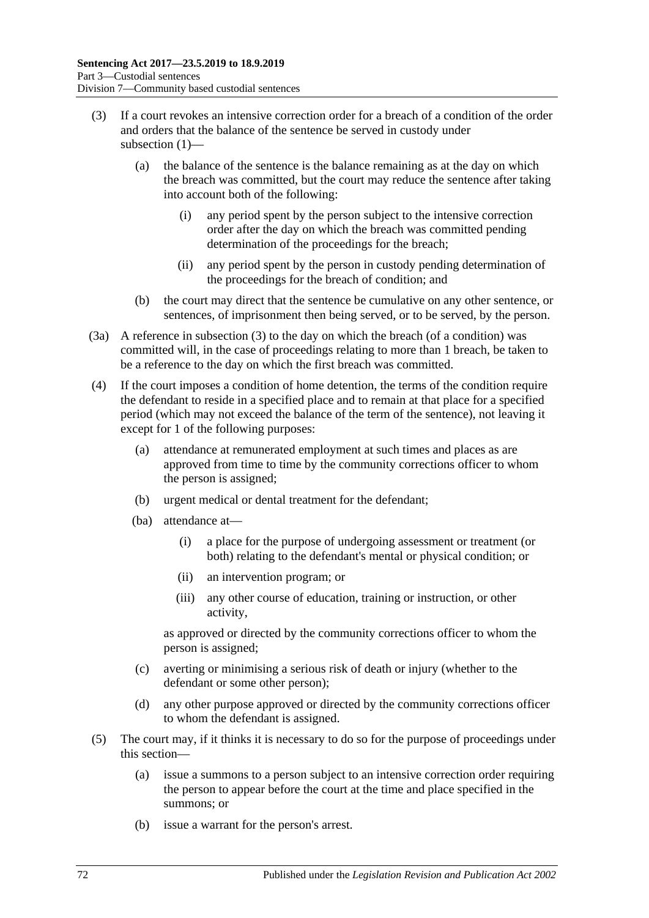(3) If a court revokes an intensive correction order for a breach of a condition of the order and orders that the balance of the sentence be served in custody under subsection (1)—

(a) the balance of the sentence is the balance remaining as at the day on which the breach was committed, but the court may reduce the sentence after taking into account both of the following:

(i) any period spent by the person subject to the intensive correction order after the day on which the breach was committed pending determination of the proceedings for the breach;

(ii) any period spent by the person in custody pending determination of the proceedings for the breach of condition; and

(b) the court may direct that the sentence be cumulative on any other sentence, or sentences, of imprisonment then being served, or to be served, by the person.

(3a) A reference in subsection (3) to the day on which the breach (of a condition) was committed will, in the case of proceedings relating to more than 1 breach, be taken to be a reference to the day on which the first breach was committed.

(4) If the court imposes a condition of home detention, the terms of the condition require the defendant to reside in a specified place and to remain at that place for a specified period (which may not exceed the balance of the term of the sentence), not leaving it except for 1 of the following purposes:

(a) attendance at remunerated employment at such times and places as are approved from time to time by the community corrections officer to whom the person is assigned;

(b) urgent medical or dental treatment for the defendant;

(ba) attendance at—

(i) a place for the purpose of undergoing assessment or treatment (or both) relating to the defendant's mental or physical condition; or

(ii) an intervention program; or

(iii) any other course of education, training or instruction, or other activity,

as approved or directed by the community corrections officer to whom the person is assigned;

(c) averting or minimising a serious risk of death or injury (whether to the defendant or some other person);

(d) any other purpose approved or directed by the community corrections officer to whom the defendant is assigned.

(5) The court may, if it thinks it is necessary to do so for the purpose of proceedings under this section—

(a) issue a summons to a person subject to an intensive correction order requiring the person to appear before the court at the time and place specified in the summons; or

(b) issue a warrant for the person's arrest.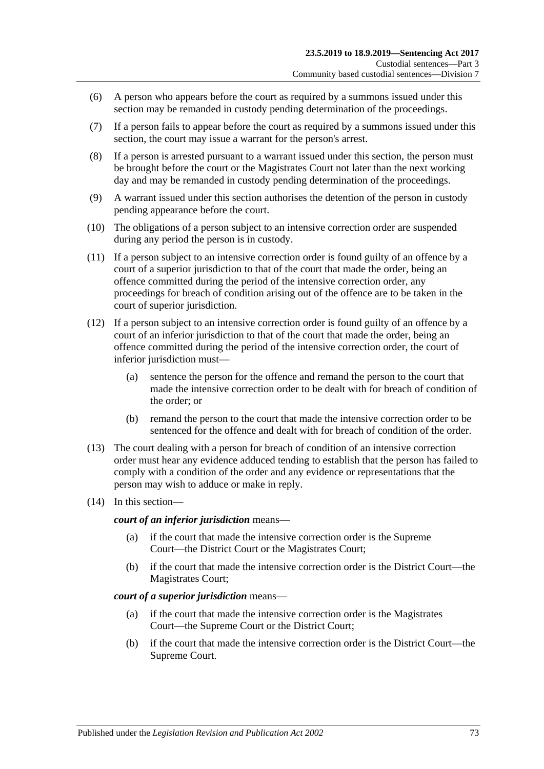(6) A person who appears before the court as required by a summons issued under this section may be remanded in custody pending determination of the proceedings.

(7) If a person fails to appear before the court as required by a summons issued under this section, the court may issue a warrant for the person's arrest.

(8) If a person is arrested pursuant to a warrant issued under this section, the person must be brought before the court or the Magistrates Court not later than the next working day and may be remanded in custody pending determination of the proceedings.

(9) A warrant issued under this section authorises the detention of the person in custody pending appearance before the court.

(10) The obligations of a person subject to an intensive correction order are suspended during any period the person is in custody.

(11) If a person subject to an intensive correction order is found guilty of an offence by a court of a superior jurisdiction to that of the court that made the order, being an offence committed during the period of the intensive correction order, any proceedings for breach of condition arising out of the offence are to be taken in the court of superior jurisdiction.

(12) If a person subject to an intensive correction order is found guilty of an offence by a court of an inferior jurisdiction to that of the court that made the order, being an offence committed during the period of the intensive correction order, the court of inferior jurisdiction must—

(a) sentence the person for the offence and remand the person to the court that made the intensive correction order to be dealt with for breach of condition of the order; or

(b) remand the person to the court that made the intensive correction order to be sentenced for the offence and dealt with for breach of condition of the order.

(13) The court dealing with a person for breach of condition of an intensive correction order must hear any evidence adduced tending to establish that the person has failed to comply with a condition of the order and any evidence or representations that the person may wish to adduce or make in reply.

(14) In this section—

***court of an inferior jurisdiction*** means—

(a) if the court that made the intensive correction order is the Supreme Court—the District Court or the Magistrates Court;

(b) if the court that made the intensive correction order is the District Court—the Magistrates Court;

***court of a superior jurisdiction*** means—

(a) if the court that made the intensive correction order is the Magistrates Court—the Supreme Court or the District Court;

(b) if the court that made the intensive correction order is the District Court—the Supreme Court.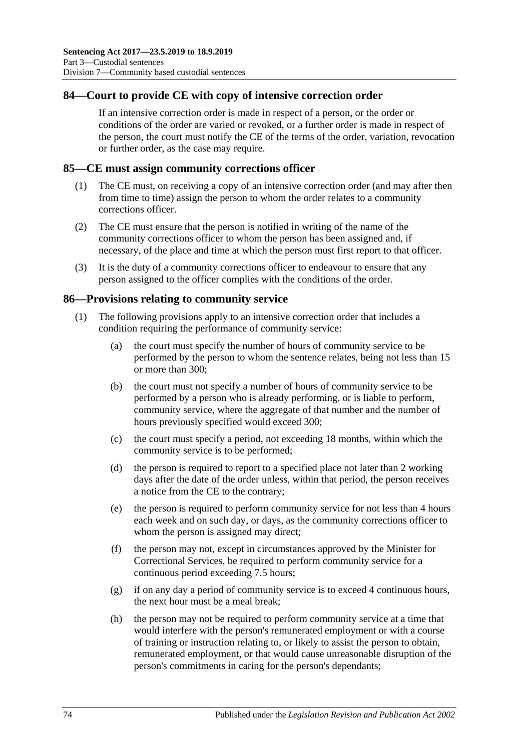## 84—Court to provide CE with copy of intensive correction order

If an intensive correction order is made in respect of a person, or the order or conditions of the order are varied or revoked, or a further order is made in respect of the person, the court must notify the CE of the terms of the order, variation, revocation or further order, as the case may require.

## 85—CE must assign community corrections officer

(1) The CE must, on receiving a copy of an intensive correction order (and may after then from time to time) assign the person to whom the order relates to a community corrections officer.

(2) The CE must ensure that the person is notified in writing of the name of the community corrections officer to whom the person has been assigned and, if necessary, of the place and time at which the person must first report to that officer.

(3) It is the duty of a community corrections officer to endeavour to ensure that any person assigned to the officer complies with the conditions of the order.

## 86—Provisions relating to community service

(1) The following provisions apply to an intensive correction order that includes a condition requiring the performance of community service:

(a) the court must specify the number of hours of community service to be performed by the person to whom the sentence relates, being not less than 15 or more than 300;

(b) the court must not specify a number of hours of community service to be performed by a person who is already performing, or is liable to perform, community service, where the aggregate of that number and the number of hours previously specified would exceed 300;

(c) the court must specify a period, not exceeding 18 months, within which the community service is to be performed;

(d) the person is required to report to a specified place not later than 2 working days after the date of the order unless, within that period, the person receives a notice from the CE to the contrary;

(e) the person is required to perform community service for not less than 4 hours each week and on such day, or days, as the community corrections officer to whom the person is assigned may direct;

(f) the person may not, except in circumstances approved by the Minister for Correctional Services, be required to perform community service for a continuous period exceeding 7.5 hours;

(g) if on any day a period of community service is to exceed 4 continuous hours, the next hour must be a meal break;

(h) the person may not be required to perform community service at a time that would interfere with the person's remunerated employment or with a course of training or instruction relating to, or likely to assist the person to obtain, remunerated employment, or that would cause unreasonable disruption of the person's commitments in caring for the person's dependants;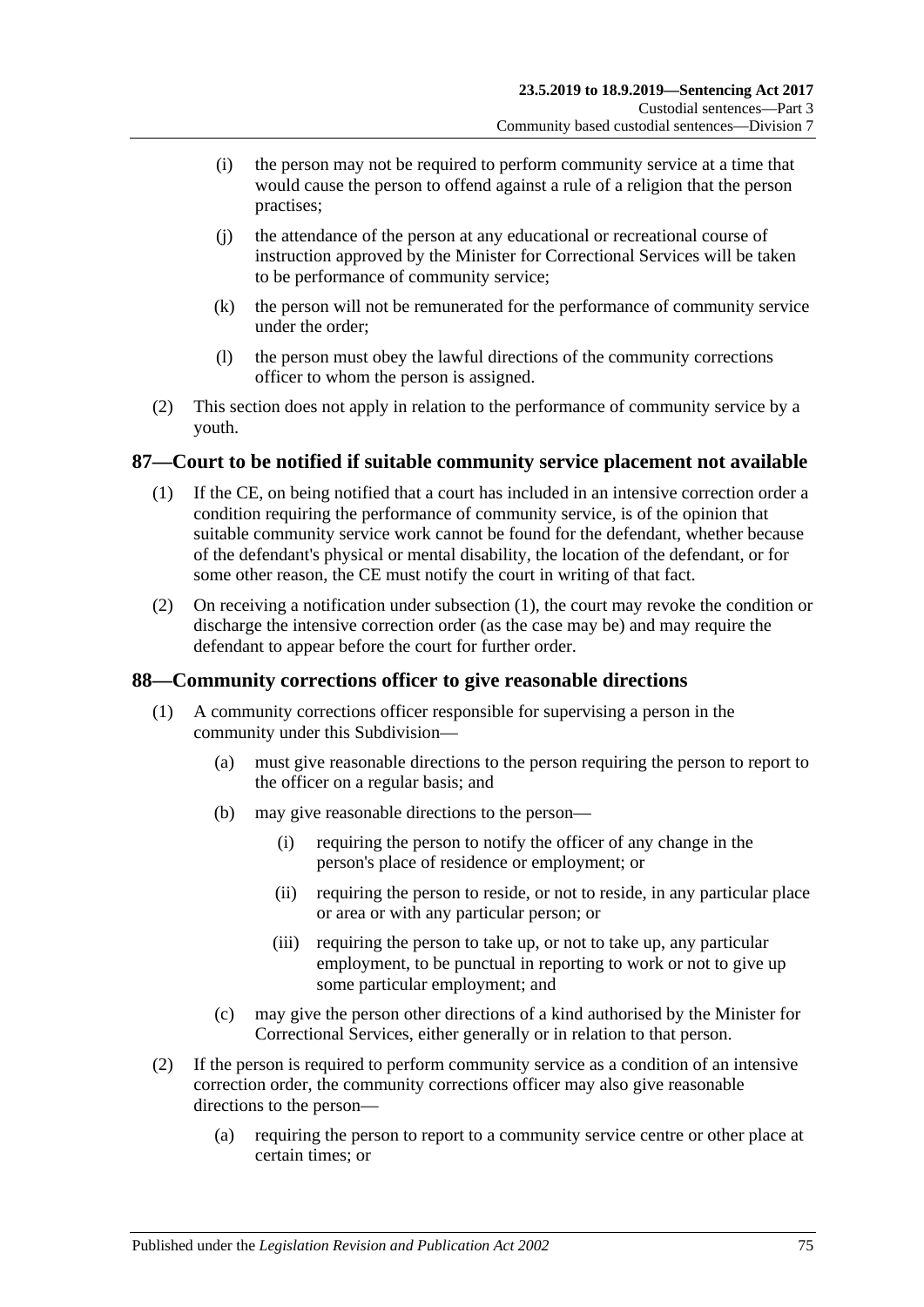(i) the person may not be required to perform community service at a time that would cause the person to offend against a rule of a religion that the person practises;

(j) the attendance of the person at any educational or recreational course of instruction approved by the Minister for Correctional Services will be taken to be performance of community service;

(k) the person will not be remunerated for the performance of community service under the order;

(l) the person must obey the lawful directions of the community corrections officer to whom the person is assigned.

(2) This section does not apply in relation to the performance of community service by a youth.

## 87—Court to be notified if suitable community service placement not available

(1) If the CE, on being notified that a court has included in an intensive correction order a condition requiring the performance of community service, is of the opinion that suitable community service work cannot be found for the defendant, whether because of the defendant's physical or mental disability, the location of the defendant, or for some other reason, the CE must notify the court in writing of that fact.

(2) On receiving a notification under subsection (1), the court may revoke the condition or discharge the intensive correction order (as the case may be) and may require the defendant to appear before the court for further order.

## 88—Community corrections officer to give reasonable directions

(1) A community corrections officer responsible for supervising a person in the community under this Subdivision—

(a) must give reasonable directions to the person requiring the person to report to the officer on a regular basis; and

(b) may give reasonable directions to the person—

(i) requiring the person to notify the officer of any change in the person's place of residence or employment; or

(ii) requiring the person to reside, or not to reside, in any particular place or area or with any particular person; or

(iii) requiring the person to take up, or not to take up, any particular employment, to be punctual in reporting to work or not to give up some particular employment; and

(c) may give the person other directions of a kind authorised by the Minister for Correctional Services, either generally or in relation to that person.

(2) If the person is required to perform community service as a condition of an intensive correction order, the community corrections officer may also give reasonable directions to the person—

(a) requiring the person to report to a community service centre or other place at certain times; or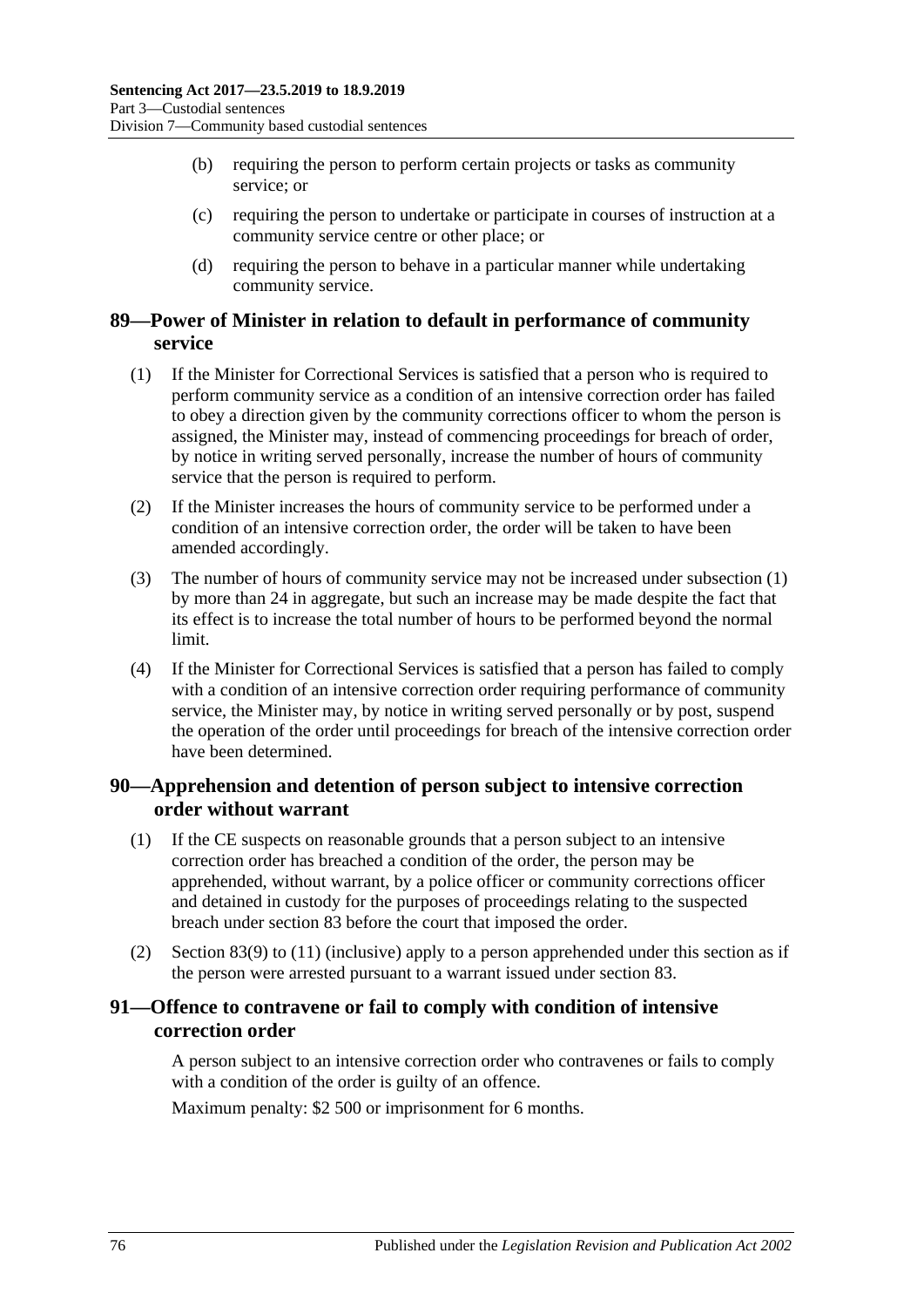(b) requiring the person to perform certain projects or tasks as community service; or

(c) requiring the person to undertake or participate in courses of instruction at a community service centre or other place; or

(d) requiring the person to behave in a particular manner while undertaking community service.

## 89—Power of Minister in relation to default in performance of community service

(1) If the Minister for Correctional Services is satisfied that a person who is required to perform community service as a condition of an intensive correction order has failed to obey a direction given by the community corrections officer to whom the person is assigned, the Minister may, instead of commencing proceedings for breach of order, by notice in writing served personally, increase the number of hours of community service that the person is required to perform.

(2) If the Minister increases the hours of community service to be performed under a condition of an intensive correction order, the order will be taken to have been amended accordingly.

(3) The number of hours of community service may not be increased under subsection (1) by more than 24 in aggregate, but such an increase may be made despite the fact that its effect is to increase the total number of hours to be performed beyond the normal limit.

(4) If the Minister for Correctional Services is satisfied that a person has failed to comply with a condition of an intensive correction order requiring performance of community service, the Minister may, by notice in writing served personally or by post, suspend the operation of the order until proceedings for breach of the intensive correction order have been determined.

## 90—Apprehension and detention of person subject to intensive correction order without warrant

(1) If the CE suspects on reasonable grounds that a person subject to an intensive correction order has breached a condition of the order, the person may be apprehended, without warrant, by a police officer or community corrections officer and detained in custody for the purposes of proceedings relating to the suspected breach under section 83 before the court that imposed the order.

(2) Section 83(9) to (11) (inclusive) apply to a person apprehended under this section as if the person were arrested pursuant to a warrant issued under section 83.

## 91—Offence to contravene or fail to comply with condition of intensive correction order

A person subject to an intensive correction order who contravenes or fails to comply with a condition of the order is guilty of an offence.

Maximum penalty: $2 500 or imprisonment for 6 months.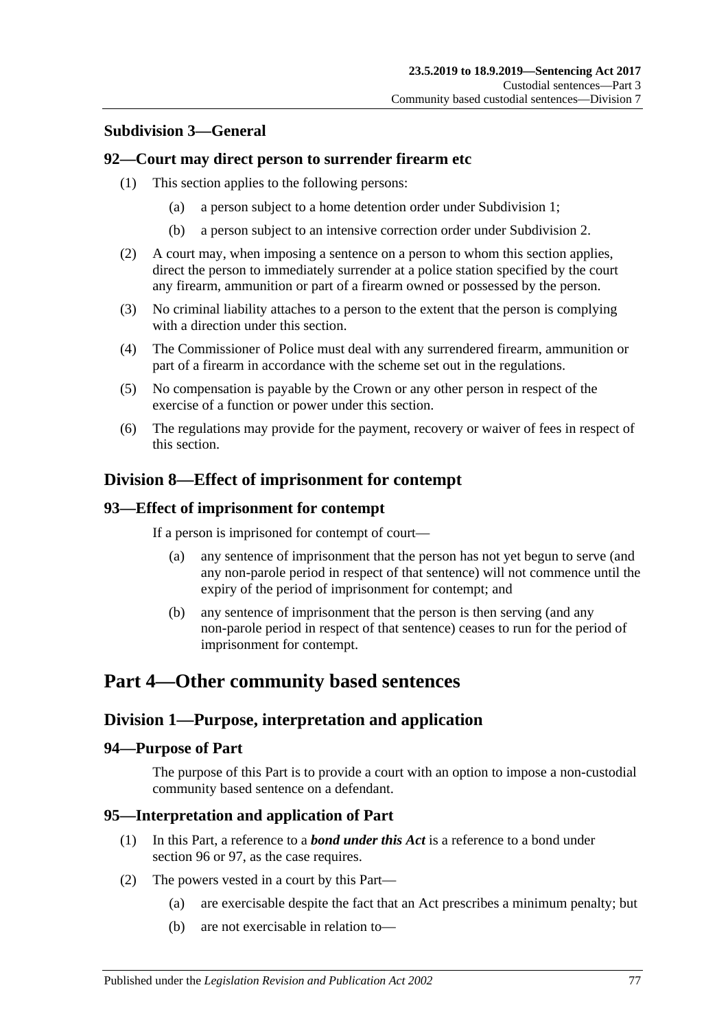### Subdivision 3—General

#### 92—Court may direct person to surrender firearm etc

(1) This section applies to the following persons:

  (a) a person subject to a home detention order under Subdivision 1;

  (b) a person subject to an intensive correction order under Subdivision 2.

(2) A court may, when imposing a sentence on a person to whom this section applies, direct the person to immediately surrender at a police station specified by the court any firearm, ammunition or part of a firearm owned or possessed by the person.

(3) No criminal liability attaches to a person to the extent that the person is complying with a direction under this section.

(4) The Commissioner of Police must deal with any surrendered firearm, ammunition or part of a firearm in accordance with the scheme set out in the regulations.

(5) No compensation is payable by the Crown or any other person in respect of the exercise of a function or power under this section.

(6) The regulations may provide for the payment, recovery or waiver of fees in respect of this section.

## Division 8—Effect of imprisonment for contempt

#### 93—Effect of imprisonment for contempt

If a person is imprisoned for contempt of court—

  (a) any sentence of imprisonment that the person has not yet begun to serve (and any non-parole period in respect of that sentence) will not commence until the expiry of the period of imprisonment for contempt; and

  (b) any sentence of imprisonment that the person is then serving (and any non-parole period in respect of that sentence) ceases to run for the period of imprisonment for contempt.

# Part 4—Other community based sentences

## Division 1—Purpose, interpretation and application

#### 94—Purpose of Part

The purpose of this Part is to provide a court with an option to impose a non-custodial community based sentence on a defendant.

#### 95—Interpretation and application of Part

(1) In this Part, a reference to a ***bond under this Act*** is a reference to a bond under section 96 or 97, as the case requires.

(2) The powers vested in a court by this Part—

  (a) are exercisable despite the fact that an Act prescribes a minimum penalty; but

  (b) are not exercisable in relation to—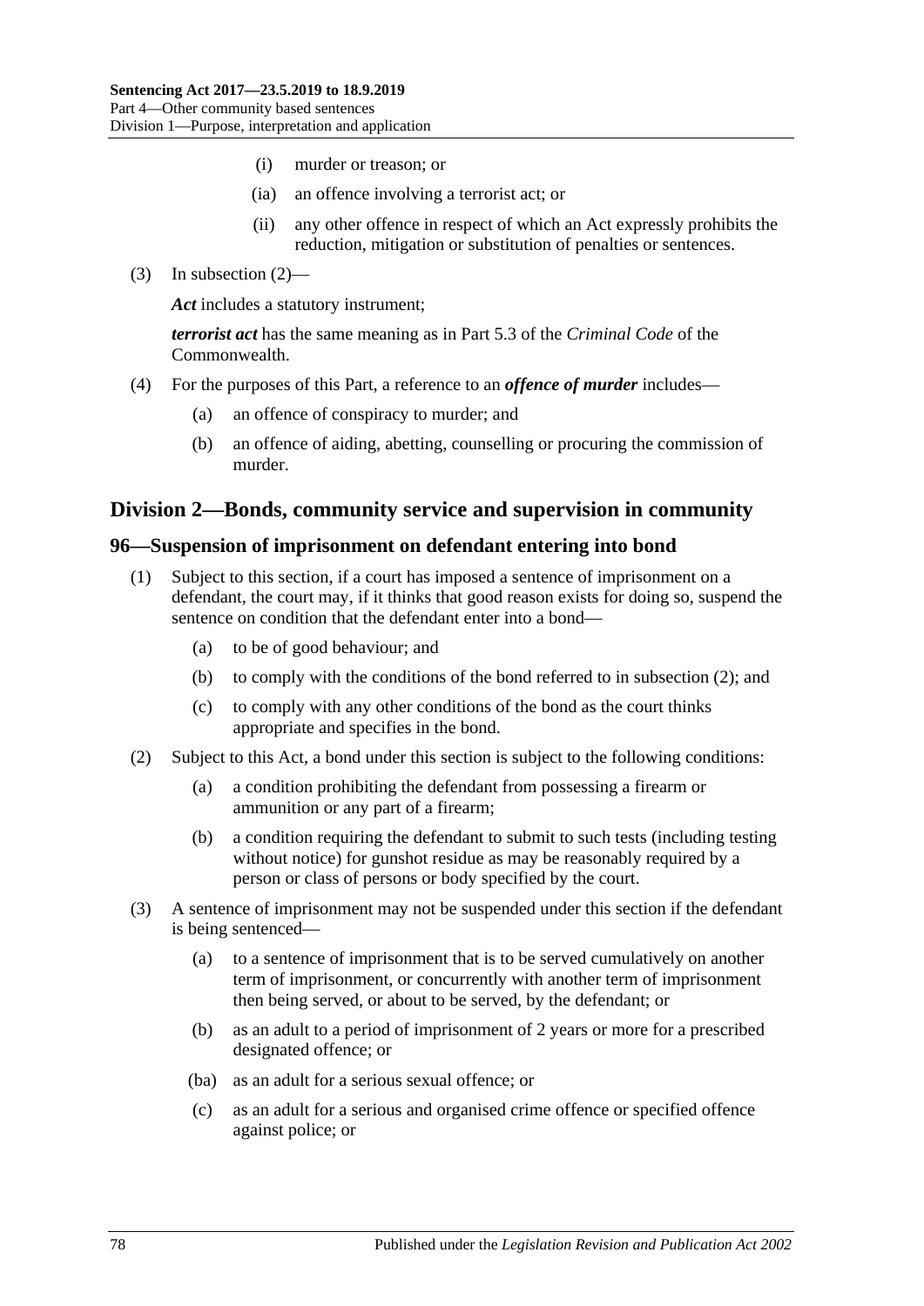(i) murder or treason; or

(ia) an offence involving a terrorist act; or

(ii) any other offence in respect of which an Act expressly prohibits the reduction, mitigation or substitution of penalties or sentences.

(3) In subsection (2)—

***Act*** includes a statutory instrument;

***terrorist act*** has the same meaning as in Part 5.3 of the *Criminal Code* of the Commonwealth.

(4) For the purposes of this Part, a reference to an ***offence of murder*** includes—

(a) an offence of conspiracy to murder; and

(b) an offence of aiding, abetting, counselling or procuring the commission of murder.

## Division 2—Bonds, community service and supervision in community

### 96—Suspension of imprisonment on defendant entering into bond

(1) Subject to this section, if a court has imposed a sentence of imprisonment on a defendant, the court may, if it thinks that good reason exists for doing so, suspend the sentence on condition that the defendant enter into a bond—

(a) to be of good behaviour; and

(b) to comply with the conditions of the bond referred to in subsection (2); and

(c) to comply with any other conditions of the bond as the court thinks appropriate and specifies in the bond.

(2) Subject to this Act, a bond under this section is subject to the following conditions:

(a) a condition prohibiting the defendant from possessing a firearm or ammunition or any part of a firearm;

(b) a condition requiring the defendant to submit to such tests (including testing without notice) for gunshot residue as may be reasonably required by a person or class of persons or body specified by the court.

(3) A sentence of imprisonment may not be suspended under this section if the defendant is being sentenced—

(a) to a sentence of imprisonment that is to be served cumulatively on another term of imprisonment, or concurrently with another term of imprisonment then being served, or about to be served, by the defendant; or

(b) as an adult to a period of imprisonment of 2 years or more for a prescribed designated offence; or

(ba) as an adult for a serious sexual offence; or

(c) as an adult for a serious and organised crime offence or specified offence against police; or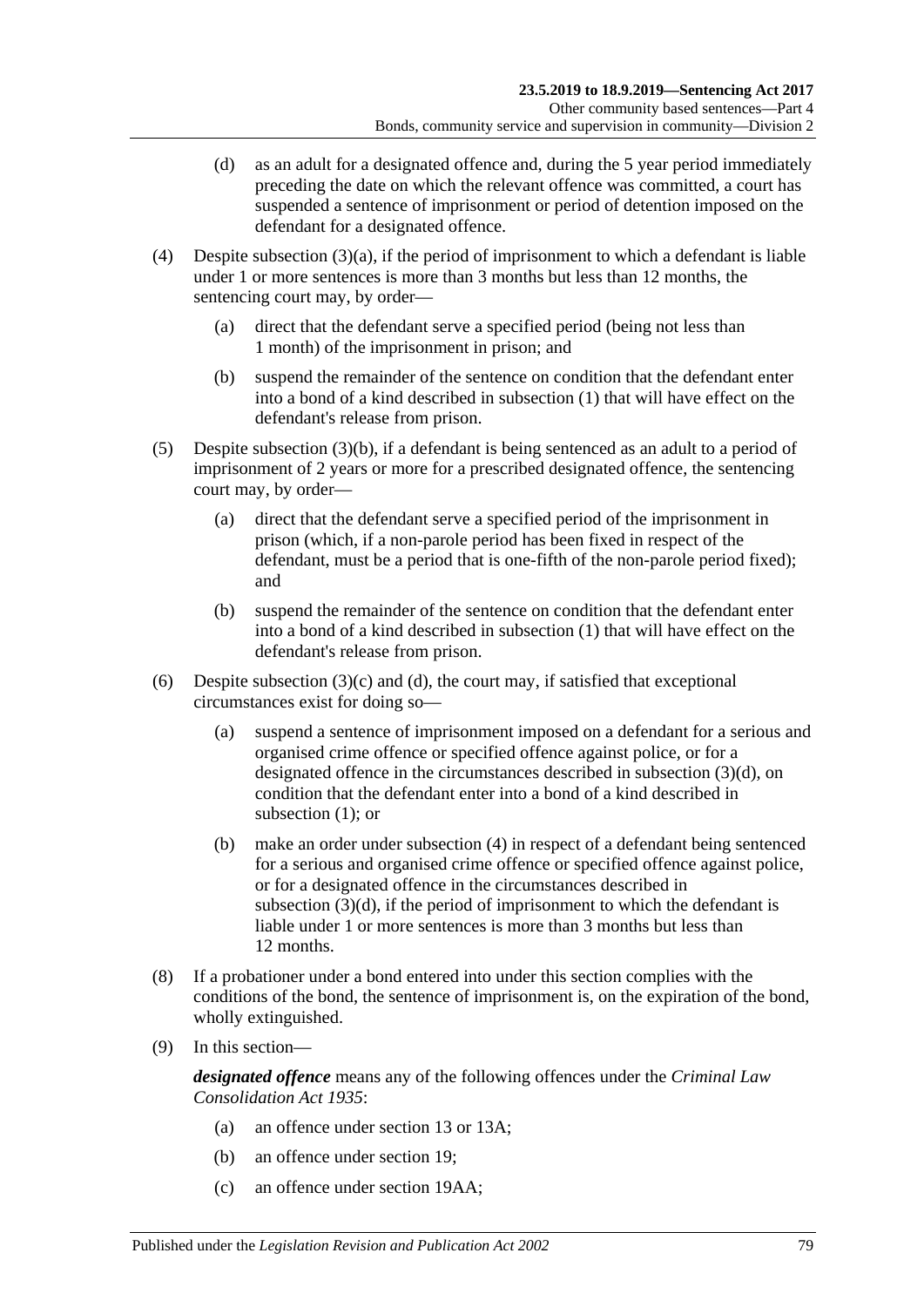(d) as an adult for a designated offence and, during the 5 year period immediately preceding the date on which the relevant offence was committed, a court has suspended a sentence of imprisonment or period of detention imposed on the defendant for a designated offence.

(4) Despite subsection (3)(a), if the period of imprisonment to which a defendant is liable under 1 or more sentences is more than 3 months but less than 12 months, the sentencing court may, by order—

(a) direct that the defendant serve a specified period (being not less than 1 month) of the imprisonment in prison; and

(b) suspend the remainder of the sentence on condition that the defendant enter into a bond of a kind described in subsection (1) that will have effect on the defendant's release from prison.

(5) Despite subsection (3)(b), if a defendant is being sentenced as an adult to a period of imprisonment of 2 years or more for a prescribed designated offence, the sentencing court may, by order—

(a) direct that the defendant serve a specified period of the imprisonment in prison (which, if a non-parole period has been fixed in respect of the defendant, must be a period that is one-fifth of the non-parole period fixed); and

(b) suspend the remainder of the sentence on condition that the defendant enter into a bond of a kind described in subsection (1) that will have effect on the defendant's release from prison.

(6) Despite subsection (3)(c) and (d), the court may, if satisfied that exceptional circumstances exist for doing so—

(a) suspend a sentence of imprisonment imposed on a defendant for a serious and organised crime offence or specified offence against police, or for a designated offence in the circumstances described in subsection (3)(d), on condition that the defendant enter into a bond of a kind described in subsection (1); or

(b) make an order under subsection (4) in respect of a defendant being sentenced for a serious and organised crime offence or specified offence against police, or for a designated offence in the circumstances described in subsection (3)(d), if the period of imprisonment to which the defendant is liable under 1 or more sentences is more than 3 months but less than 12 months.

(8) If a probationer under a bond entered into under this section complies with the conditions of the bond, the sentence of imprisonment is, on the expiration of the bond, wholly extinguished.

(9) In this section—

***designated offence*** means any of the following offences under the *Criminal Law Consolidation Act 1935*:

(a) an offence under section 13 or 13A;

(b) an offence under section 19;

(c) an offence under section 19AA;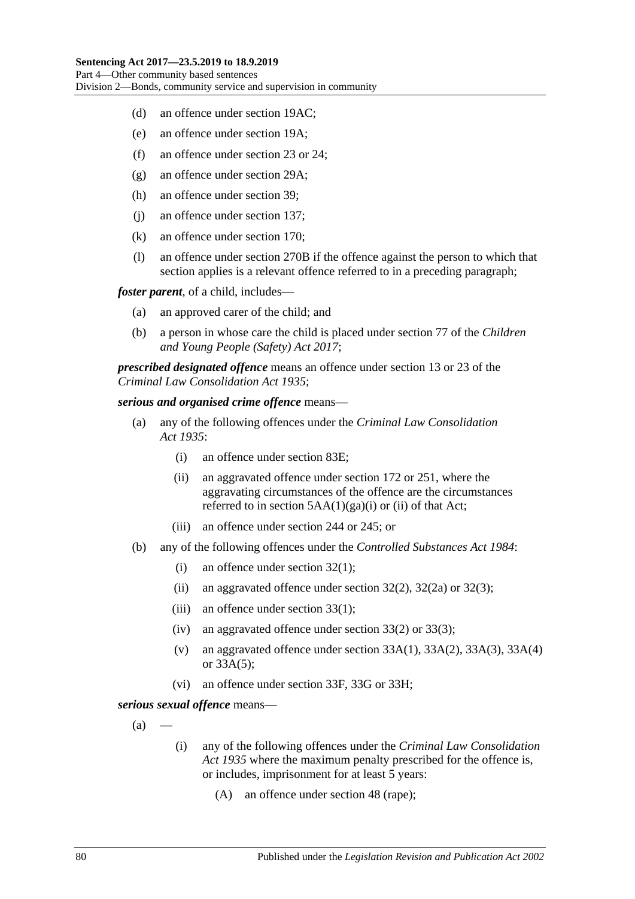(d) an offence under section 19AC;

(e) an offence under section 19A;

(f) an offence under section 23 or 24;

(g) an offence under section 29A;

(h) an offence under section 39;

(j) an offence under section 137;

(k) an offence under section 170;

(l) an offence under section 270B if the offence against the person to which that section applies is a relevant offence referred to in a preceding paragraph;

***foster parent***, of a child, includes—

(a) an approved carer of the child; and

(b) a person in whose care the child is placed under section 77 of the *Children and Young People (Safety) Act 2017*;

***prescribed designated offence*** means an offence under section 13 or 23 of the *Criminal Law Consolidation Act 1935*;

***serious and organised crime offence*** means—

(a) any of the following offences under the *Criminal Law Consolidation Act 1935*:

(i) an offence under section 83E;

(ii) an aggravated offence under section 172 or 251, where the aggravating circumstances of the offence are the circumstances referred to in section 5AA(1)(ga)(i) or (ii) of that Act;

(iii) an offence under section 244 or 245; or

(b) any of the following offences under the *Controlled Substances Act 1984*:

(i) an offence under section 32(1);

(ii) an aggravated offence under section 32(2), 32(2a) or 32(3);

(iii) an offence under section 33(1);

(iv) an aggravated offence under section 33(2) or 33(3);

(v) an aggravated offence under section 33A(1), 33A(2), 33A(3), 33A(4) or 33A(5);

(vi) an offence under section 33F, 33G or 33H;

***serious sexual offence*** means—

(a) —

(i) any of the following offences under the *Criminal Law Consolidation Act 1935* where the maximum penalty prescribed for the offence is, or includes, imprisonment for at least 5 years:

(A) an offence under section 48 (rape);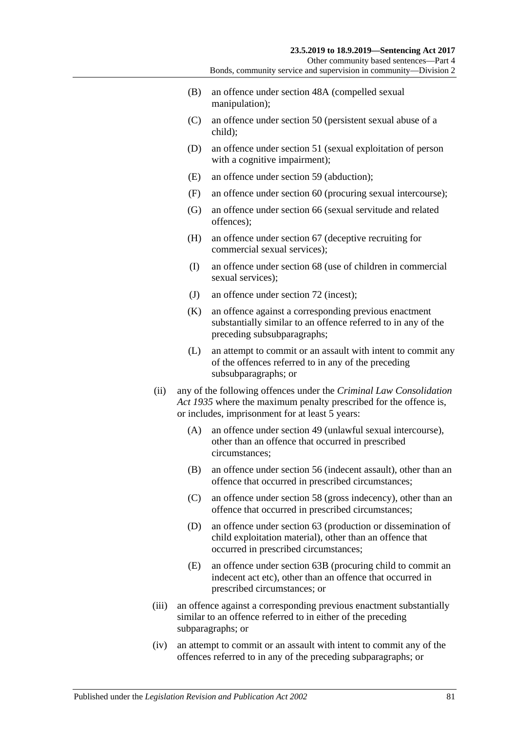(B) an offence under section 48A (compelled sexual manipulation);

(C) an offence under section 50 (persistent sexual abuse of a child);

(D) an offence under section 51 (sexual exploitation of person with a cognitive impairment);

(E) an offence under section 59 (abduction);

(F) an offence under section 60 (procuring sexual intercourse);

(G) an offence under section 66 (sexual servitude and related offences);

(H) an offence under section 67 (deceptive recruiting for commercial sexual services);

(I) an offence under section 68 (use of children in commercial sexual services);

(J) an offence under section 72 (incest);

(K) an offence against a corresponding previous enactment substantially similar to an offence referred to in any of the preceding subsubparagraphs;

(L) an attempt to commit or an assault with intent to commit any of the offences referred to in any of the preceding subsubparagraphs; or

(ii) any of the following offences under the *Criminal Law Consolidation Act 1935* where the maximum penalty prescribed for the offence is, or includes, imprisonment for at least 5 years:

(A) an offence under section 49 (unlawful sexual intercourse), other than an offence that occurred in prescribed circumstances;

(B) an offence under section 56 (indecent assault), other than an offence that occurred in prescribed circumstances;

(C) an offence under section 58 (gross indecency), other than an offence that occurred in prescribed circumstances;

(D) an offence under section 63 (production or dissemination of child exploitation material), other than an offence that occurred in prescribed circumstances;

(E) an offence under section 63B (procuring child to commit an indecent act etc), other than an offence that occurred in prescribed circumstances; or

(iii) an offence against a corresponding previous enactment substantially similar to an offence referred to in either of the preceding subparagraphs; or

(iv) an attempt to commit or an assault with intent to commit any of the offences referred to in any of the preceding subparagraphs; or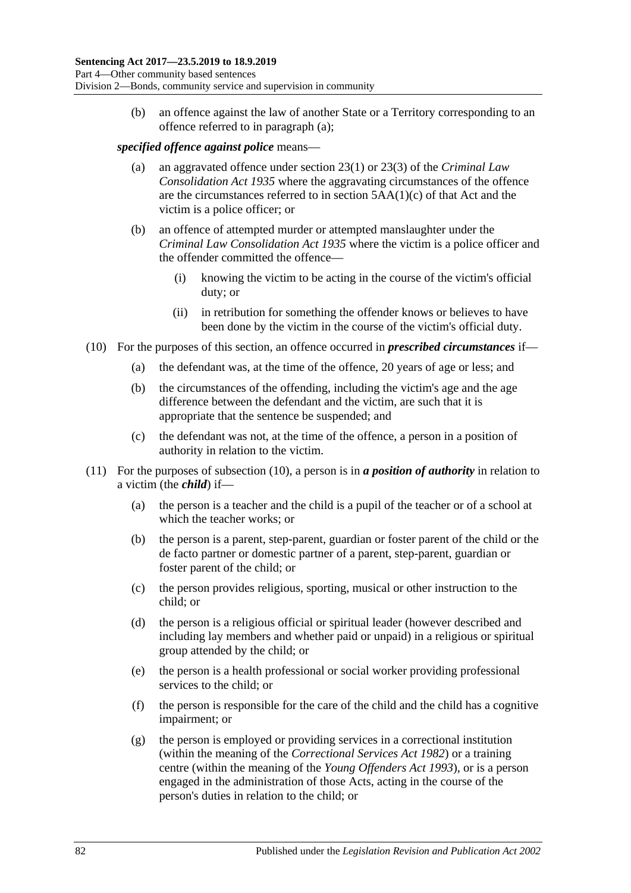(b) an offence against the law of another State or a Territory corresponding to an offence referred to in paragraph (a);

***specified offence against police*** means—

(a) an aggravated offence under section 23(1) or 23(3) of the *Criminal Law Consolidation Act 1935* where the aggravating circumstances of the offence are the circumstances referred to in section 5AA(1)(c) of that Act and the victim is a police officer; or

(b) an offence of attempted murder or attempted manslaughter under the *Criminal Law Consolidation Act 1935* where the victim is a police officer and the offender committed the offence—

(i) knowing the victim to be acting in the course of the victim's official duty; or

(ii) in retribution for something the offender knows or believes to have been done by the victim in the course of the victim's official duty.

(10) For the purposes of this section, an offence occurred in ***prescribed circumstances*** if—

(a) the defendant was, at the time of the offence, 20 years of age or less; and

(b) the circumstances of the offending, including the victim's age and the age difference between the defendant and the victim, are such that it is appropriate that the sentence be suspended; and

(c) the defendant was not, at the time of the offence, a person in a position of authority in relation to the victim.

(11) For the purposes of subsection (10), a person is in ***a position of authority*** in relation to a victim (the ***child***) if—

(a) the person is a teacher and the child is a pupil of the teacher or of a school at which the teacher works; or

(b) the person is a parent, step-parent, guardian or foster parent of the child or the de facto partner or domestic partner of a parent, step-parent, guardian or foster parent of the child; or

(c) the person provides religious, sporting, musical or other instruction to the child; or

(d) the person is a religious official or spiritual leader (however described and including lay members and whether paid or unpaid) in a religious or spiritual group attended by the child; or

(e) the person is a health professional or social worker providing professional services to the child; or

(f) the person is responsible for the care of the child and the child has a cognitive impairment; or

(g) the person is employed or providing services in a correctional institution (within the meaning of the *Correctional Services Act 1982*) or a training centre (within the meaning of the *Young Offenders Act 1993*), or is a person engaged in the administration of those Acts, acting in the course of the person's duties in relation to the child; or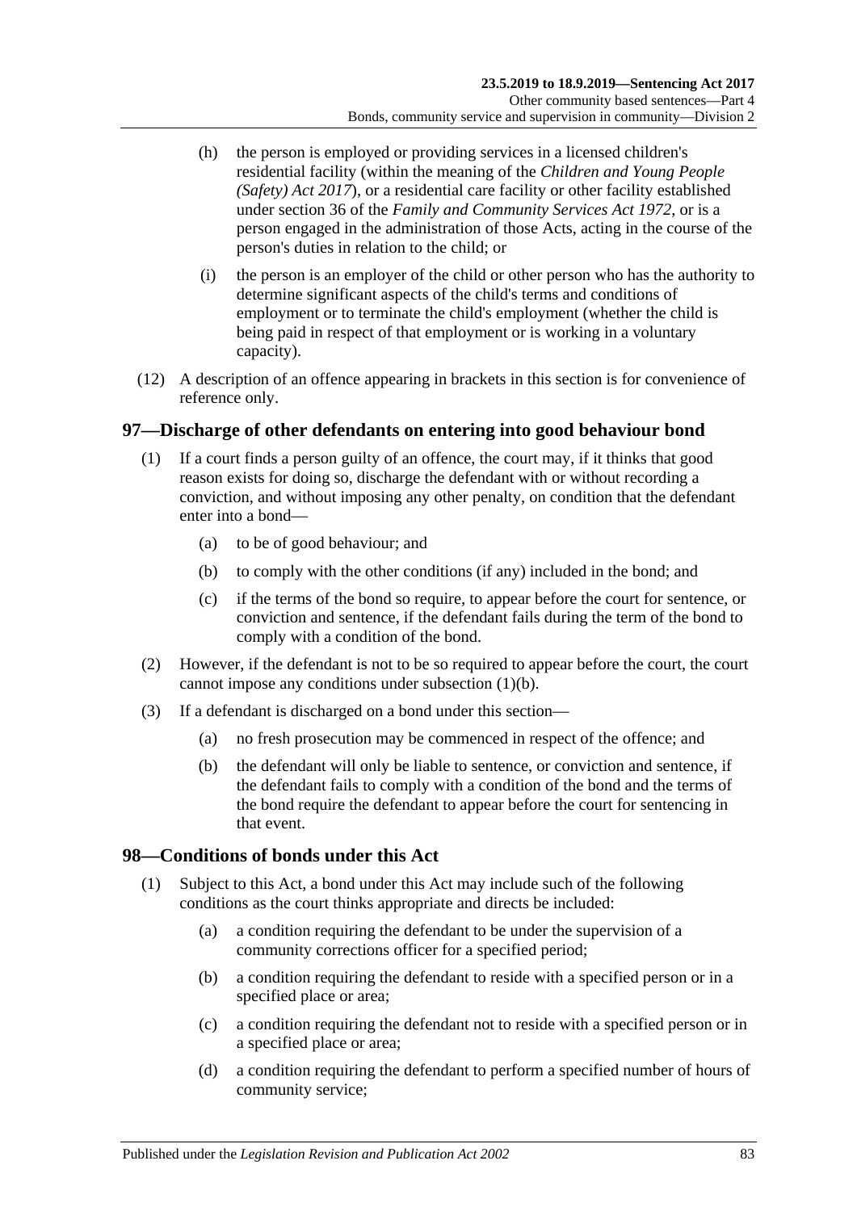(h) the person is employed or providing services in a licensed children's residential facility (within the meaning of the *Children and Young People (Safety) Act 2017*), or a residential care facility or other facility established under section 36 of the *Family and Community Services Act 1972*, or is a person engaged in the administration of those Acts, acting in the course of the person's duties in relation to the child; or

(i) the person is an employer of the child or other person who has the authority to determine significant aspects of the child's terms and conditions of employment or to terminate the child's employment (whether the child is being paid in respect of that employment or is working in a voluntary capacity).

(12) A description of an offence appearing in brackets in this section is for convenience of reference only.

## 97—Discharge of other defendants on entering into good behaviour bond

(1) If a court finds a person guilty of an offence, the court may, if it thinks that good reason exists for doing so, discharge the defendant with or without recording a conviction, and without imposing any other penalty, on condition that the defendant enter into a bond—

(a) to be of good behaviour; and

(b) to comply with the other conditions (if any) included in the bond; and

(c) if the terms of the bond so require, to appear before the court for sentence, or conviction and sentence, if the defendant fails during the term of the bond to comply with a condition of the bond.

(2) However, if the defendant is not to be so required to appear before the court, the court cannot impose any conditions under subsection (1)(b).

(3) If a defendant is discharged on a bond under this section—

(a) no fresh prosecution may be commenced in respect of the offence; and

(b) the defendant will only be liable to sentence, or conviction and sentence, if the defendant fails to comply with a condition of the bond and the terms of the bond require the defendant to appear before the court for sentencing in that event.

## 98—Conditions of bonds under this Act

(1) Subject to this Act, a bond under this Act may include such of the following conditions as the court thinks appropriate and directs be included:

(a) a condition requiring the defendant to be under the supervision of a community corrections officer for a specified period;

(b) a condition requiring the defendant to reside with a specified person or in a specified place or area;

(c) a condition requiring the defendant not to reside with a specified person or in a specified place or area;

(d) a condition requiring the defendant to perform a specified number of hours of community service;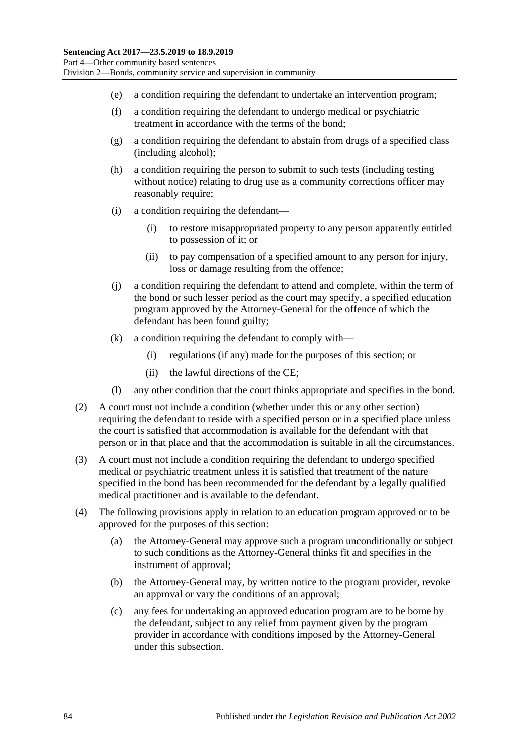(e) a condition requiring the defendant to undertake an intervention program;

(f) a condition requiring the defendant to undergo medical or psychiatric treatment in accordance with the terms of the bond;

(g) a condition requiring the defendant to abstain from drugs of a specified class (including alcohol);

(h) a condition requiring the person to submit to such tests (including testing without notice) relating to drug use as a community corrections officer may reasonably require;

(i) a condition requiring the defendant—

  (i) to restore misappropriated property to any person apparently entitled to possession of it; or

  (ii) to pay compensation of a specified amount to any person for injury, loss or damage resulting from the offence;

(j) a condition requiring the defendant to attend and complete, within the term of the bond or such lesser period as the court may specify, a specified education program approved by the Attorney-General for the offence of which the defendant has been found guilty;

(k) a condition requiring the defendant to comply with—

  (i) regulations (if any) made for the purposes of this section; or

  (ii) the lawful directions of the CE;

(l) any other condition that the court thinks appropriate and specifies in the bond.

(2) A court must not include a condition (whether under this or any other section) requiring the defendant to reside with a specified person or in a specified place unless the court is satisfied that accommodation is available for the defendant with that person or in that place and that the accommodation is suitable in all the circumstances.

(3) A court must not include a condition requiring the defendant to undergo specified medical or psychiatric treatment unless it is satisfied that treatment of the nature specified in the bond has been recommended for the defendant by a legally qualified medical practitioner and is available to the defendant.

(4) The following provisions apply in relation to an education program approved or to be approved for the purposes of this section:

(a) the Attorney-General may approve such a program unconditionally or subject to such conditions as the Attorney-General thinks fit and specifies in the instrument of approval;

(b) the Attorney-General may, by written notice to the program provider, revoke an approval or vary the conditions of an approval;

(c) any fees for undertaking an approved education program are to be borne by the defendant, subject to any relief from payment given by the program provider in accordance with conditions imposed by the Attorney-General under this subsection.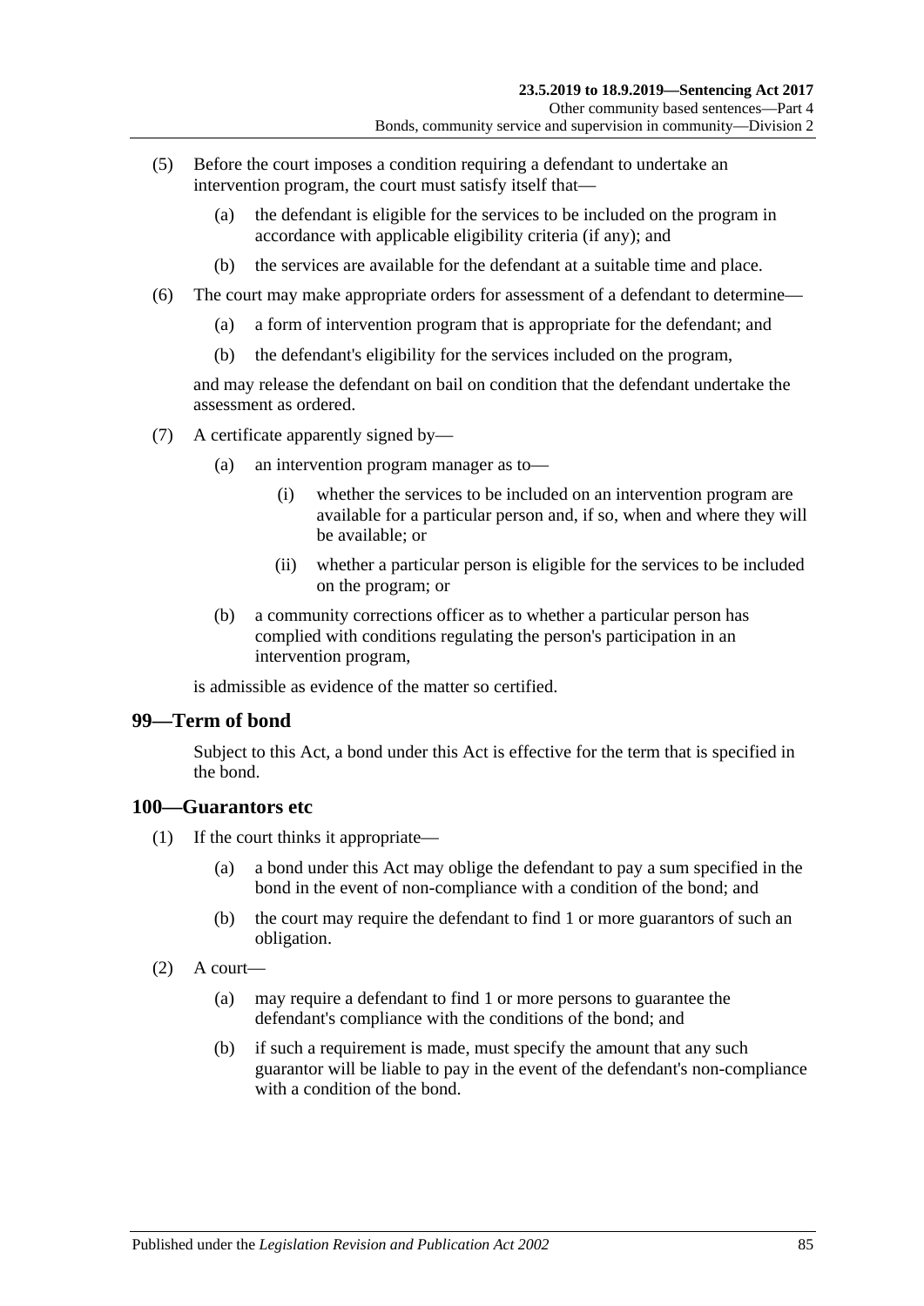(5) Before the court imposes a condition requiring a defendant to undertake an intervention program, the court must satisfy itself that—

  (a) the defendant is eligible for the services to be included on the program in accordance with applicable eligibility criteria (if any); and

  (b) the services are available for the defendant at a suitable time and place.

(6) The court may make appropriate orders for assessment of a defendant to determine—

  (a) a form of intervention program that is appropriate for the defendant; and

  (b) the defendant's eligibility for the services included on the program,

and may release the defendant on bail on condition that the defendant undertake the assessment as ordered.

(7) A certificate apparently signed by—

  (a) an intervention program manager as to—

    (i) whether the services to be included on an intervention program are available for a particular person and, if so, when and where they will be available; or

    (ii) whether a particular person is eligible for the services to be included on the program; or

  (b) a community corrections officer as to whether a particular person has complied with conditions regulating the person's participation in an intervention program,

is admissible as evidence of the matter so certified.

## 99—Term of bond

Subject to this Act, a bond under this Act is effective for the term that is specified in the bond.

## 100—Guarantors etc

(1) If the court thinks it appropriate—

  (a) a bond under this Act may oblige the defendant to pay a sum specified in the bond in the event of non-compliance with a condition of the bond; and

  (b) the court may require the defendant to find 1 or more guarantors of such an obligation.

(2) A court—

  (a) may require a defendant to find 1 or more persons to guarantee the defendant's compliance with the conditions of the bond; and

  (b) if such a requirement is made, must specify the amount that any such guarantor will be liable to pay in the event of the defendant's non-compliance with a condition of the bond.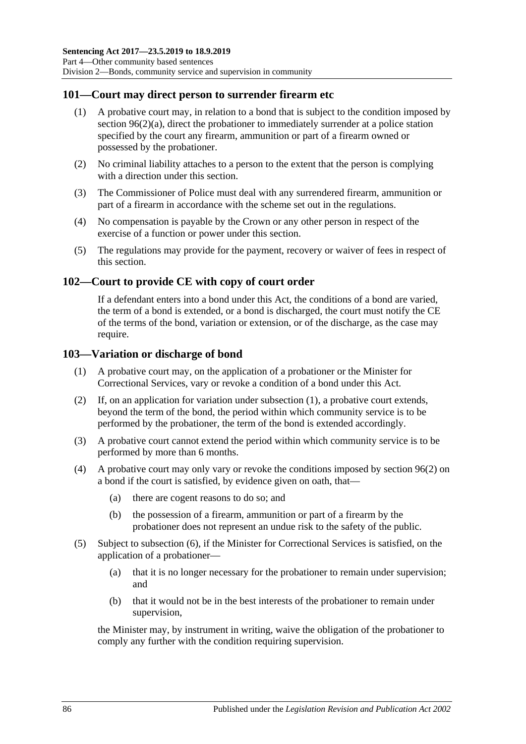## 101—Court may direct person to surrender firearm etc

(1) A probative court may, in relation to a bond that is subject to the condition imposed by section 96(2)(a), direct the probationer to immediately surrender at a police station specified by the court any firearm, ammunition or part of a firearm owned or possessed by the probationer.

(2) No criminal liability attaches to a person to the extent that the person is complying with a direction under this section.

(3) The Commissioner of Police must deal with any surrendered firearm, ammunition or part of a firearm in accordance with the scheme set out in the regulations.

(4) No compensation is payable by the Crown or any other person in respect of the exercise of a function or power under this section.

(5) The regulations may provide for the payment, recovery or waiver of fees in respect of this section.

## 102—Court to provide CE with copy of court order

If a defendant enters into a bond under this Act, the conditions of a bond are varied, the term of a bond is extended, or a bond is discharged, the court must notify the CE of the terms of the bond, variation or extension, or of the discharge, as the case may require.

## 103—Variation or discharge of bond

(1) A probative court may, on the application of a probationer or the Minister for Correctional Services, vary or revoke a condition of a bond under this Act.

(2) If, on an application for variation under subsection (1), a probative court extends, beyond the term of the bond, the period within which community service is to be performed by the probationer, the term of the bond is extended accordingly.

(3) A probative court cannot extend the period within which community service is to be performed by more than 6 months.

(4) A probative court may only vary or revoke the conditions imposed by section 96(2) on a bond if the court is satisfied, by evidence given on oath, that—

- (a) there are cogent reasons to do so; and
- (b) the possession of a firearm, ammunition or part of a firearm by the probationer does not represent an undue risk to the safety of the public.

(5) Subject to subsection (6), if the Minister for Correctional Services is satisfied, on the application of a probationer—

- (a) that it is no longer necessary for the probationer to remain under supervision; and
- (b) that it would not be in the best interests of the probationer to remain under supervision,

the Minister may, by instrument in writing, waive the obligation of the probationer to comply any further with the condition requiring supervision.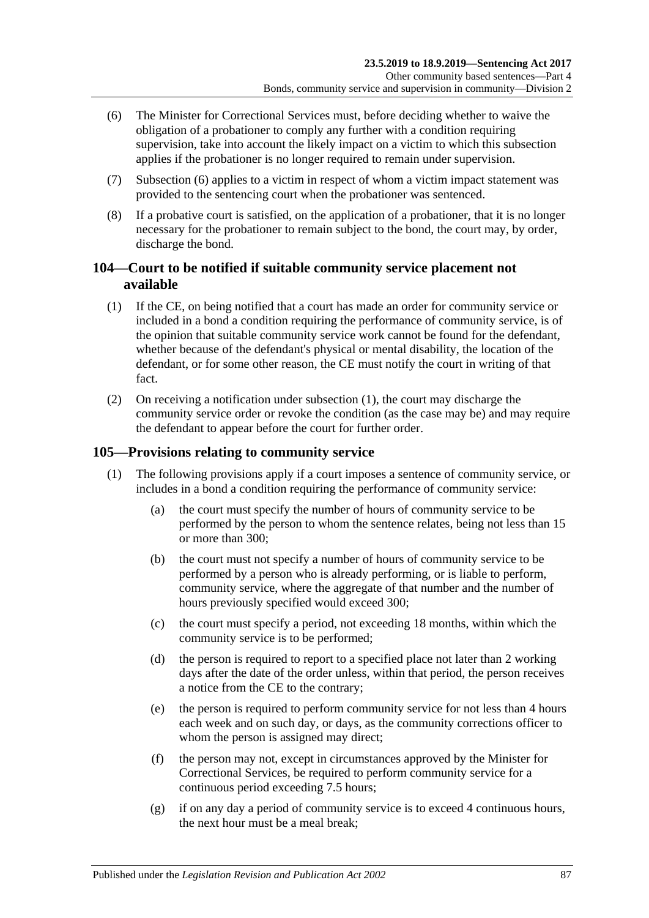(6) The Minister for Correctional Services must, before deciding whether to waive the obligation of a probationer to comply any further with a condition requiring supervision, take into account the likely impact on a victim to which this subsection applies if the probationer is no longer required to remain under supervision.

(7) Subsection (6) applies to a victim in respect of whom a victim impact statement was provided to the sentencing court when the probationer was sentenced.

(8) If a probative court is satisfied, on the application of a probationer, that it is no longer necessary for the probationer to remain subject to the bond, the court may, by order, discharge the bond.

## 104—Court to be notified if suitable community service placement not available

(1) If the CE, on being notified that a court has made an order for community service or included in a bond a condition requiring the performance of community service, is of the opinion that suitable community service work cannot be found for the defendant, whether because of the defendant's physical or mental disability, the location of the defendant, or for some other reason, the CE must notify the court in writing of that fact.

(2) On receiving a notification under subsection (1), the court may discharge the community service order or revoke the condition (as the case may be) and may require the defendant to appear before the court for further order.

## 105—Provisions relating to community service

(1) The following provisions apply if a court imposes a sentence of community service, or includes in a bond a condition requiring the performance of community service:

(a) the court must specify the number of hours of community service to be performed by the person to whom the sentence relates, being not less than 15 or more than 300;

(b) the court must not specify a number of hours of community service to be performed by a person who is already performing, or is liable to perform, community service, where the aggregate of that number and the number of hours previously specified would exceed 300;

(c) the court must specify a period, not exceeding 18 months, within which the community service is to be performed;

(d) the person is required to report to a specified place not later than 2 working days after the date of the order unless, within that period, the person receives a notice from the CE to the contrary;

(e) the person is required to perform community service for not less than 4 hours each week and on such day, or days, as the community corrections officer to whom the person is assigned may direct;

(f) the person may not, except in circumstances approved by the Minister for Correctional Services, be required to perform community service for a continuous period exceeding 7.5 hours;

(g) if on any day a period of community service is to exceed 4 continuous hours, the next hour must be a meal break;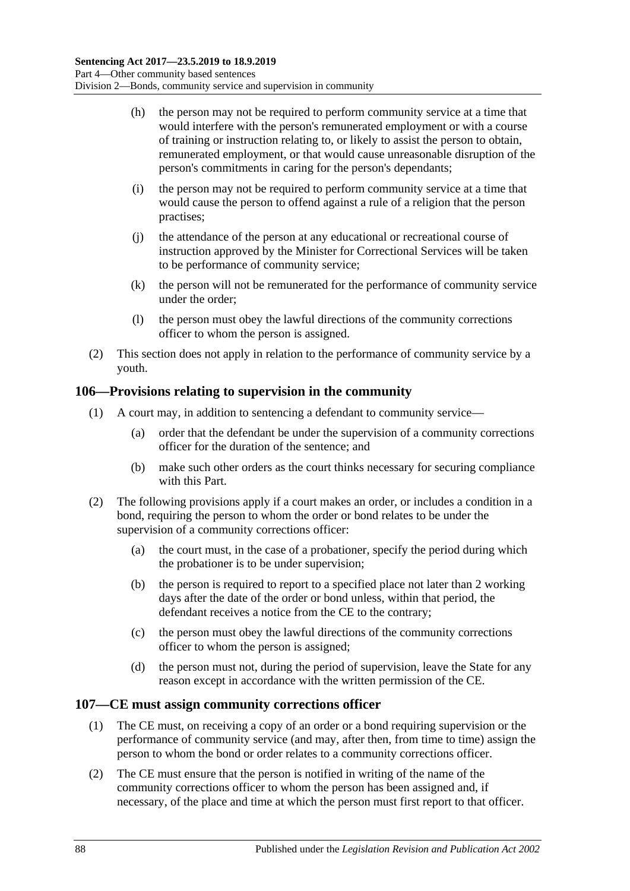(h) the person may not be required to perform community service at a time that would interfere with the person's remunerated employment or with a course of training or instruction relating to, or likely to assist the person to obtain, remunerated employment, or that would cause unreasonable disruption of the person's commitments in caring for the person's dependants;

(i) the person may not be required to perform community service at a time that would cause the person to offend against a rule of a religion that the person practises;

(j) the attendance of the person at any educational or recreational course of instruction approved by the Minister for Correctional Services will be taken to be performance of community service;

(k) the person will not be remunerated for the performance of community service under the order;

(l) the person must obey the lawful directions of the community corrections officer to whom the person is assigned.

(2) This section does not apply in relation to the performance of community service by a youth.

## 106—Provisions relating to supervision in the community

(1) A court may, in addition to sentencing a defendant to community service—

(a) order that the defendant be under the supervision of a community corrections officer for the duration of the sentence; and

(b) make such other orders as the court thinks necessary for securing compliance with this Part.

(2) The following provisions apply if a court makes an order, or includes a condition in a bond, requiring the person to whom the order or bond relates to be under the supervision of a community corrections officer:

(a) the court must, in the case of a probationer, specify the period during which the probationer is to be under supervision;

(b) the person is required to report to a specified place not later than 2 working days after the date of the order or bond unless, within that period, the defendant receives a notice from the CE to the contrary;

(c) the person must obey the lawful directions of the community corrections officer to whom the person is assigned;

(d) the person must not, during the period of supervision, leave the State for any reason except in accordance with the written permission of the CE.

## 107—CE must assign community corrections officer

(1) The CE must, on receiving a copy of an order or a bond requiring supervision or the performance of community service (and may, after then, from time to time) assign the person to whom the bond or order relates to a community corrections officer.

(2) The CE must ensure that the person is notified in writing of the name of the community corrections officer to whom the person has been assigned and, if necessary, of the place and time at which the person must first report to that officer.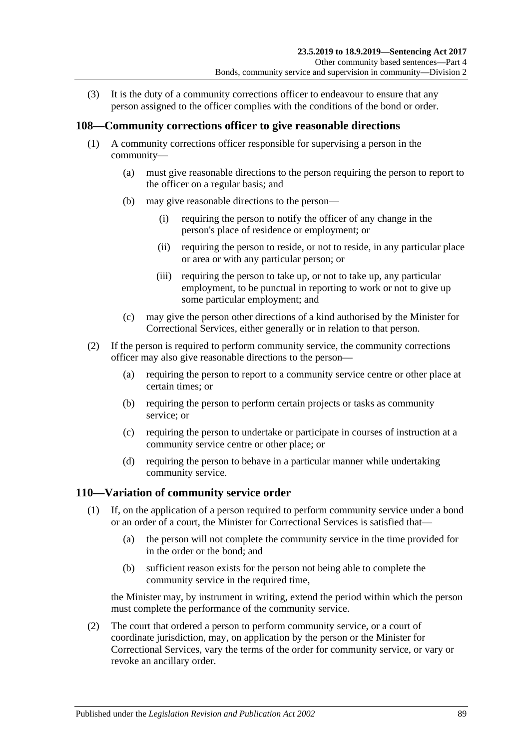(3) It is the duty of a community corrections officer to endeavour to ensure that any person assigned to the officer complies with the conditions of the bond or order.

## 108—Community corrections officer to give reasonable directions

(1) A community corrections officer responsible for supervising a person in the community—

(a) must give reasonable directions to the person requiring the person to report to the officer on a regular basis; and

(b) may give reasonable directions to the person—

(i) requiring the person to notify the officer of any change in the person's place of residence or employment; or

(ii) requiring the person to reside, or not to reside, in any particular place or area or with any particular person; or

(iii) requiring the person to take up, or not to take up, any particular employment, to be punctual in reporting to work or not to give up some particular employment; and

(c) may give the person other directions of a kind authorised by the Minister for Correctional Services, either generally or in relation to that person.

(2) If the person is required to perform community service, the community corrections officer may also give reasonable directions to the person—

(a) requiring the person to report to a community service centre or other place at certain times; or

(b) requiring the person to perform certain projects or tasks as community service; or

(c) requiring the person to undertake or participate in courses of instruction at a community service centre or other place; or

(d) requiring the person to behave in a particular manner while undertaking community service.

## 110—Variation of community service order

(1) If, on the application of a person required to perform community service under a bond or an order of a court, the Minister for Correctional Services is satisfied that—

(a) the person will not complete the community service in the time provided for in the order or the bond; and

(b) sufficient reason exists for the person not being able to complete the community service in the required time,

the Minister may, by instrument in writing, extend the period within which the person must complete the performance of the community service.

(2) The court that ordered a person to perform community service, or a court of coordinate jurisdiction, may, on application by the person or the Minister for Correctional Services, vary the terms of the order for community service, or vary or revoke an ancillary order.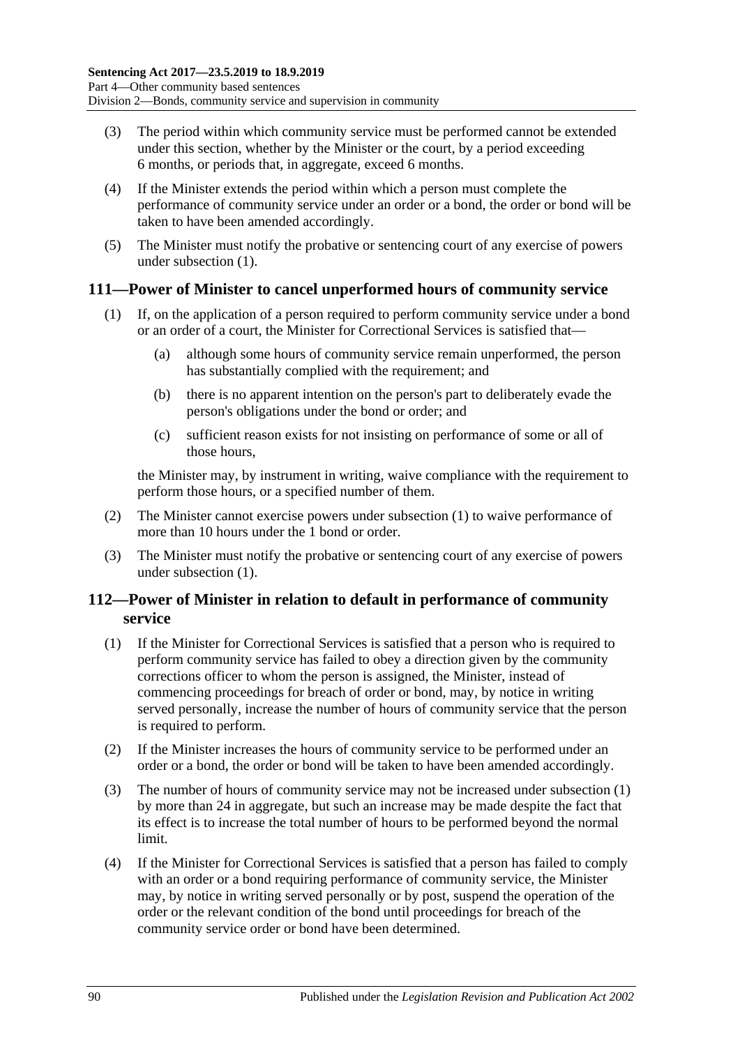(3) The period within which community service must be performed cannot be extended under this section, whether by the Minister or the court, by a period exceeding 6 months, or periods that, in aggregate, exceed 6 months.

(4) If the Minister extends the period within which a person must complete the performance of community service under an order or a bond, the order or bond will be taken to have been amended accordingly.

(5) The Minister must notify the probative or sentencing court of any exercise of powers under subsection (1).

## 111—Power of Minister to cancel unperformed hours of community service

(1) If, on the application of a person required to perform community service under a bond or an order of a court, the Minister for Correctional Services is satisfied that—

(a) although some hours of community service remain unperformed, the person has substantially complied with the requirement; and

(b) there is no apparent intention on the person's part to deliberately evade the person's obligations under the bond or order; and

(c) sufficient reason exists for not insisting on performance of some or all of those hours,

the Minister may, by instrument in writing, waive compliance with the requirement to perform those hours, or a specified number of them.

(2) The Minister cannot exercise powers under subsection (1) to waive performance of more than 10 hours under the 1 bond or order.

(3) The Minister must notify the probative or sentencing court of any exercise of powers under subsection (1).

## 112—Power of Minister in relation to default in performance of community service

(1) If the Minister for Correctional Services is satisfied that a person who is required to perform community service has failed to obey a direction given by the community corrections officer to whom the person is assigned, the Minister, instead of commencing proceedings for breach of order or bond, may, by notice in writing served personally, increase the number of hours of community service that the person is required to perform.

(2) If the Minister increases the hours of community service to be performed under an order or a bond, the order or bond will be taken to have been amended accordingly.

(3) The number of hours of community service may not be increased under subsection (1) by more than 24 in aggregate, but such an increase may be made despite the fact that its effect is to increase the total number of hours to be performed beyond the normal limit.

(4) If the Minister for Correctional Services is satisfied that a person has failed to comply with an order or a bond requiring performance of community service, the Minister may, by notice in writing served personally or by post, suspend the operation of the order or the relevant condition of the bond until proceedings for breach of the community service order or bond have been determined.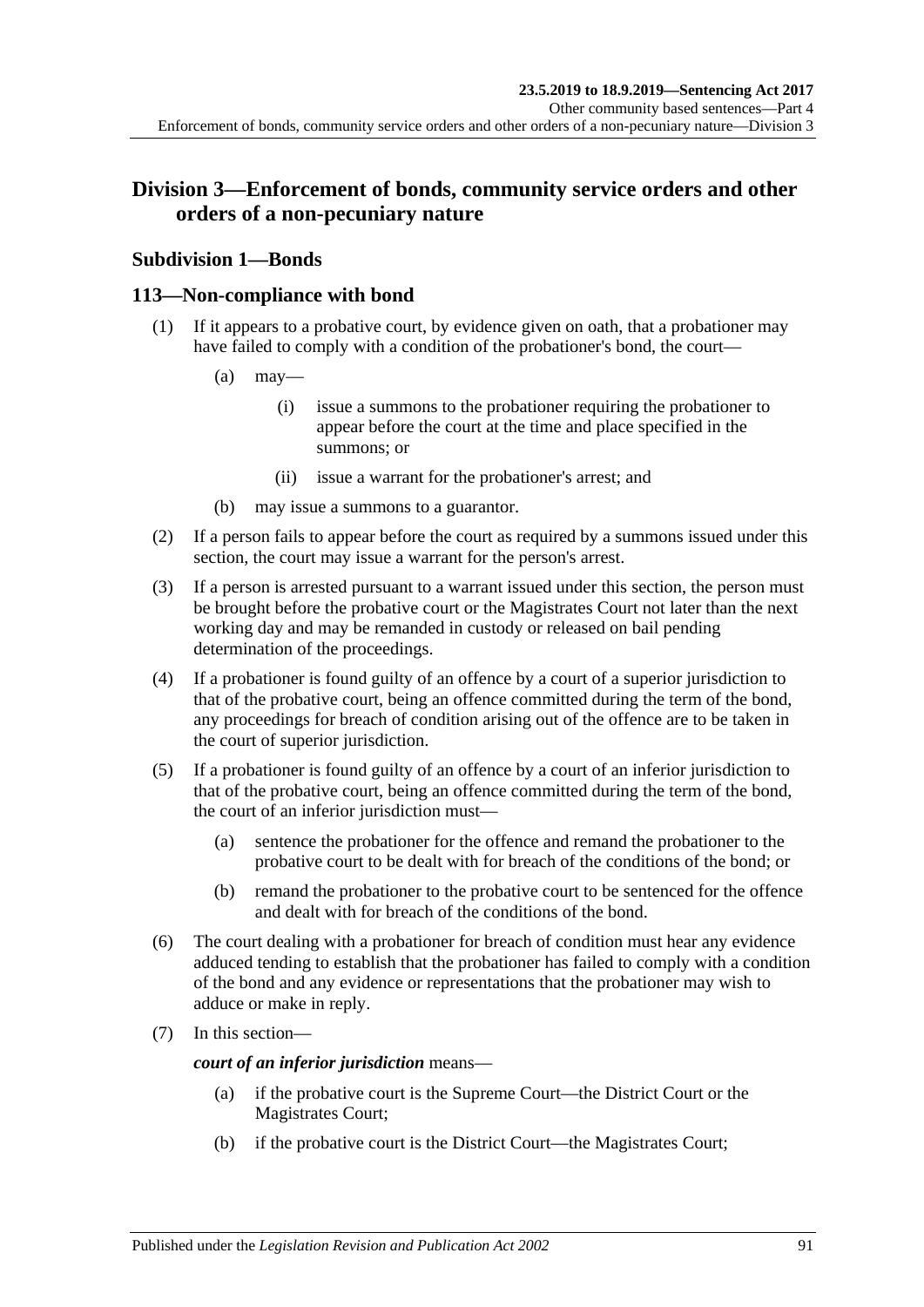## Division 3—Enforcement of bonds, community service orders and other orders of a non-pecuniary nature

### Subdivision 1—Bonds

### 113—Non-compliance with bond

(1) If it appears to a probative court, by evidence given on oath, that a probationer may have failed to comply with a condition of the probationer's bond, the court—

 (a) may—

  (i) issue a summons to the probationer requiring the probationer to appear before the court at the time and place specified in the summons; or

  (ii) issue a warrant for the probationer's arrest; and

 (b) may issue a summons to a guarantor.

(2) If a person fails to appear before the court as required by a summons issued under this section, the court may issue a warrant for the person's arrest.

(3) If a person is arrested pursuant to a warrant issued under this section, the person must be brought before the probative court or the Magistrates Court not later than the next working day and may be remanded in custody or released on bail pending determination of the proceedings.

(4) If a probationer is found guilty of an offence by a court of a superior jurisdiction to that of the probative court, being an offence committed during the term of the bond, any proceedings for breach of condition arising out of the offence are to be taken in the court of superior jurisdiction.

(5) If a probationer is found guilty of an offence by a court of an inferior jurisdiction to that of the probative court, being an offence committed during the term of the bond, the court of an inferior jurisdiction must—

 (a) sentence the probationer for the offence and remand the probationer to the probative court to be dealt with for breach of the conditions of the bond; or

 (b) remand the probationer to the probative court to be sentenced for the offence and dealt with for breach of the conditions of the bond.

(6) The court dealing with a probationer for breach of condition must hear any evidence adduced tending to establish that the probationer has failed to comply with a condition of the bond and any evidence or representations that the probationer may wish to adduce or make in reply.

(7) In this section—

***court of an inferior jurisdiction*** means—

 (a) if the probative court is the Supreme Court—the District Court or the Magistrates Court;

 (b) if the probative court is the District Court—the Magistrates Court;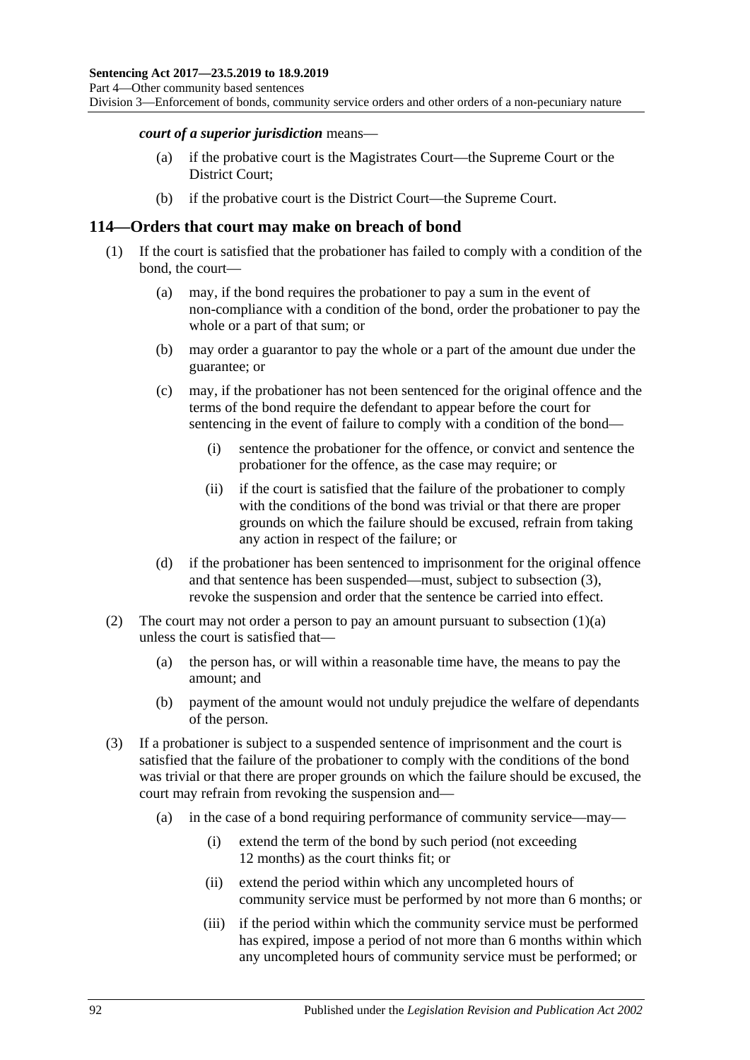***court of a superior jurisdiction*** means—

- (a) if the probative court is the Magistrates Court—the Supreme Court or the District Court;
- (b) if the probative court is the District Court—the Supreme Court.

## 114—Orders that court may make on breach of bond

- (1) If the court is satisfied that the probationer has failed to comply with a condition of the bond, the court—
  - (a) may, if the bond requires the probationer to pay a sum in the event of non-compliance with a condition of the bond, order the probationer to pay the whole or a part of that sum; or
  - (b) may order a guarantor to pay the whole or a part of the amount due under the guarantee; or
  - (c) may, if the probationer has not been sentenced for the original offence and the terms of the bond require the defendant to appear before the court for sentencing in the event of failure to comply with a condition of the bond—
    - (i) sentence the probationer for the offence, or convict and sentence the probationer for the offence, as the case may require; or
    - (ii) if the court is satisfied that the failure of the probationer to comply with the conditions of the bond was trivial or that there are proper grounds on which the failure should be excused, refrain from taking any action in respect of the failure; or
  - (d) if the probationer has been sentenced to imprisonment for the original offence and that sentence has been suspended—must, subject to subsection (3), revoke the suspension and order that the sentence be carried into effect.
- (2) The court may not order a person to pay an amount pursuant to subsection (1)(a) unless the court is satisfied that—
  - (a) the person has, or will within a reasonable time have, the means to pay the amount; and
  - (b) payment of the amount would not unduly prejudice the welfare of dependants of the person.
- (3) If a probationer is subject to a suspended sentence of imprisonment and the court is satisfied that the failure of the probationer to comply with the conditions of the bond was trivial or that there are proper grounds on which the failure should be excused, the court may refrain from revoking the suspension and—
  - (a) in the case of a bond requiring performance of community service—may—
    - (i) extend the term of the bond by such period (not exceeding 12 months) as the court thinks fit; or
    - (ii) extend the period within which any uncompleted hours of community service must be performed by not more than 6 months; or
    - (iii) if the period within which the community service must be performed has expired, impose a period of not more than 6 months within which any uncompleted hours of community service must be performed; or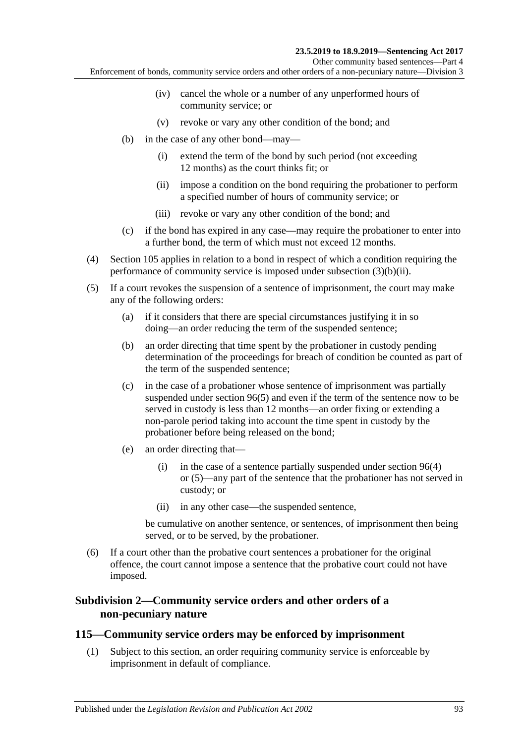(iv) cancel the whole or a number of any unperformed hours of community service; or

(v) revoke or vary any other condition of the bond; and

(b) in the case of any other bond—may—

(i) extend the term of the bond by such period (not exceeding 12 months) as the court thinks fit; or

(ii) impose a condition on the bond requiring the probationer to perform a specified number of hours of community service; or

(iii) revoke or vary any other condition of the bond; and

(c) if the bond has expired in any case—may require the probationer to enter into a further bond, the term of which must not exceed 12 months.

(4) Section 105 applies in relation to a bond in respect of which a condition requiring the performance of community service is imposed under subsection (3)(b)(ii).

(5) If a court revokes the suspension of a sentence of imprisonment, the court may make any of the following orders:

(a) if it considers that there are special circumstances justifying it in so doing—an order reducing the term of the suspended sentence;

(b) an order directing that time spent by the probationer in custody pending determination of the proceedings for breach of condition be counted as part of the term of the suspended sentence;

(c) in the case of a probationer whose sentence of imprisonment was partially suspended under section 96(5) and even if the term of the sentence now to be served in custody is less than 12 months—an order fixing or extending a non-parole period taking into account the time spent in custody by the probationer before being released on the bond;

(e) an order directing that—

(i) in the case of a sentence partially suspended under section 96(4) or (5)—any part of the sentence that the probationer has not served in custody; or

(ii) in any other case—the suspended sentence,

be cumulative on another sentence, or sentences, of imprisonment then being served, or to be served, by the probationer.

(6) If a court other than the probative court sentences a probationer for the original offence, the court cannot impose a sentence that the probative court could not have imposed.

### Subdivision 2—Community service orders and other orders of a non-pecuniary nature

### 115—Community service orders may be enforced by imprisonment

(1) Subject to this section, an order requiring community service is enforceable by imprisonment in default of compliance.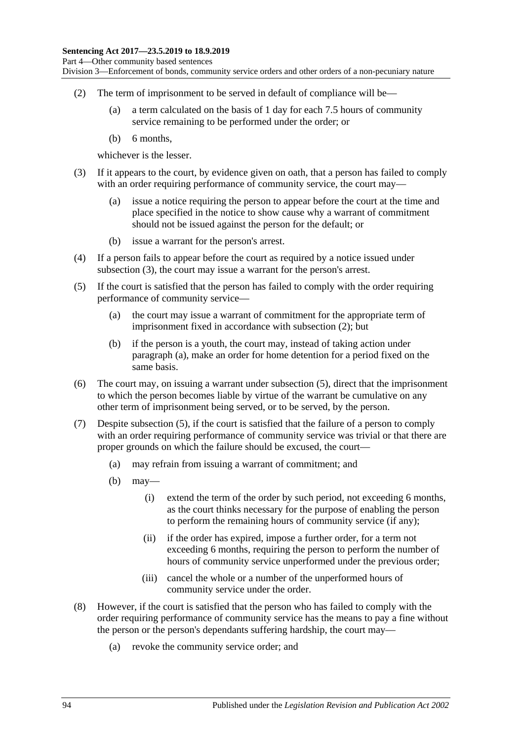(2) The term of imprisonment to be served in default of compliance will be—

(a) a term calculated on the basis of 1 day for each 7.5 hours of community service remaining to be performed under the order; or

(b) 6 months,

whichever is the lesser.

(3) If it appears to the court, by evidence given on oath, that a person has failed to comply with an order requiring performance of community service, the court may—

(a) issue a notice requiring the person to appear before the court at the time and place specified in the notice to show cause why a warrant of commitment should not be issued against the person for the default; or

(b) issue a warrant for the person's arrest.

(4) If a person fails to appear before the court as required by a notice issued under subsection (3), the court may issue a warrant for the person's arrest.

(5) If the court is satisfied that the person has failed to comply with the order requiring performance of community service—

(a) the court may issue a warrant of commitment for the appropriate term of imprisonment fixed in accordance with subsection (2); but

(b) if the person is a youth, the court may, instead of taking action under paragraph (a), make an order for home detention for a period fixed on the same basis.

(6) The court may, on issuing a warrant under subsection (5), direct that the imprisonment to which the person becomes liable by virtue of the warrant be cumulative on any other term of imprisonment being served, or to be served, by the person.

(7) Despite subsection (5), if the court is satisfied that the failure of a person to comply with an order requiring performance of community service was trivial or that there are proper grounds on which the failure should be excused, the court—

(a) may refrain from issuing a warrant of commitment; and

(b) may—

(i) extend the term of the order by such period, not exceeding 6 months, as the court thinks necessary for the purpose of enabling the person to perform the remaining hours of community service (if any);

(ii) if the order has expired, impose a further order, for a term not exceeding 6 months, requiring the person to perform the number of hours of community service unperformed under the previous order;

(iii) cancel the whole or a number of the unperformed hours of community service under the order.

(8) However, if the court is satisfied that the person who has failed to comply with the order requiring performance of community service has the means to pay a fine without the person or the person's dependants suffering hardship, the court may—

(a) revoke the community service order; and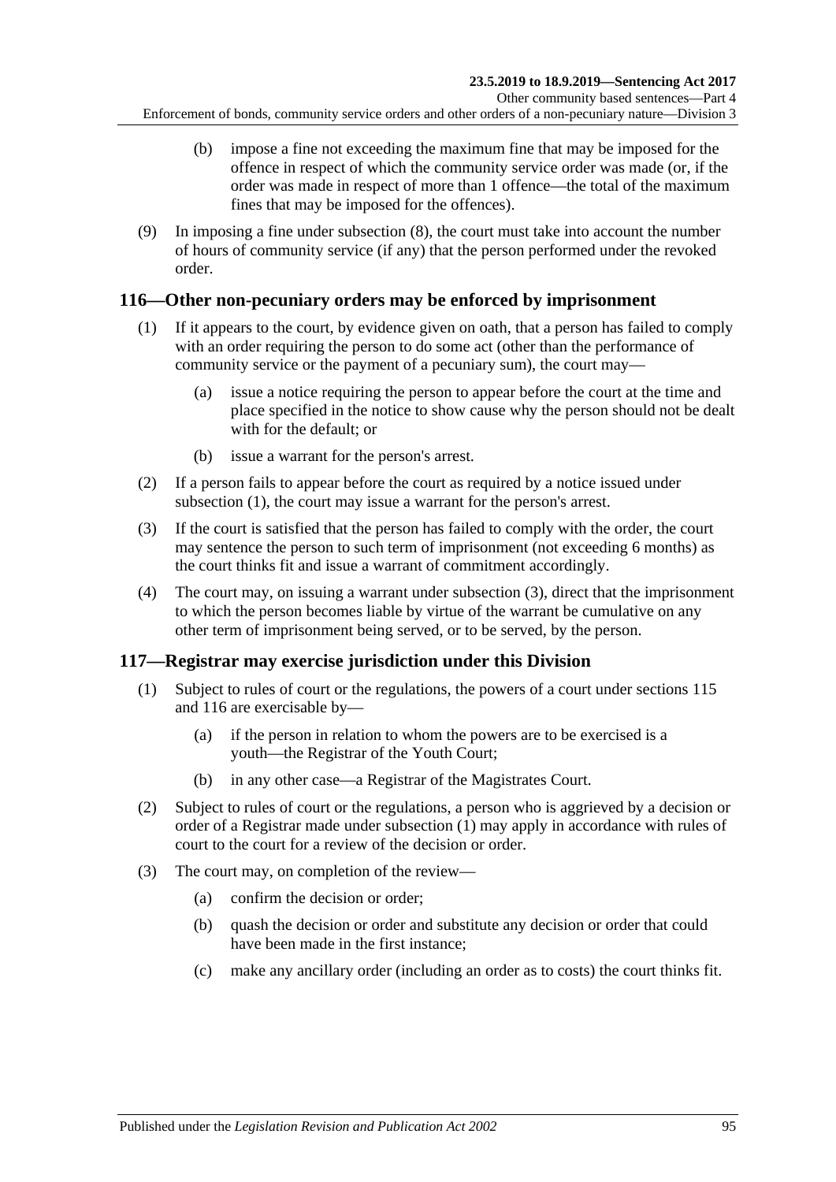(b) impose a fine not exceeding the maximum fine that may be imposed for the offence in respect of which the community service order was made (or, if the order was made in respect of more than 1 offence—the total of the maximum fines that may be imposed for the offences).

(9) In imposing a fine under subsection (8), the court must take into account the number of hours of community service (if any) that the person performed under the revoked order.

## 116—Other non-pecuniary orders may be enforced by imprisonment

(1) If it appears to the court, by evidence given on oath, that a person has failed to comply with an order requiring the person to do some act (other than the performance of community service or the payment of a pecuniary sum), the court may—

(a) issue a notice requiring the person to appear before the court at the time and place specified in the notice to show cause why the person should not be dealt with for the default; or

(b) issue a warrant for the person's arrest.

(2) If a person fails to appear before the court as required by a notice issued under subsection (1), the court may issue a warrant for the person's arrest.

(3) If the court is satisfied that the person has failed to comply with the order, the court may sentence the person to such term of imprisonment (not exceeding 6 months) as the court thinks fit and issue a warrant of commitment accordingly.

(4) The court may, on issuing a warrant under subsection (3), direct that the imprisonment to which the person becomes liable by virtue of the warrant be cumulative on any other term of imprisonment being served, or to be served, by the person.

## 117—Registrar may exercise jurisdiction under this Division

(1) Subject to rules of court or the regulations, the powers of a court under sections 115 and 116 are exercisable by—

(a) if the person in relation to whom the powers are to be exercised is a youth—the Registrar of the Youth Court;

(b) in any other case—a Registrar of the Magistrates Court.

(2) Subject to rules of court or the regulations, a person who is aggrieved by a decision or order of a Registrar made under subsection (1) may apply in accordance with rules of court to the court for a review of the decision or order.

(3) The court may, on completion of the review—

(a) confirm the decision or order;

(b) quash the decision or order and substitute any decision or order that could have been made in the first instance;

(c) make any ancillary order (including an order as to costs) the court thinks fit.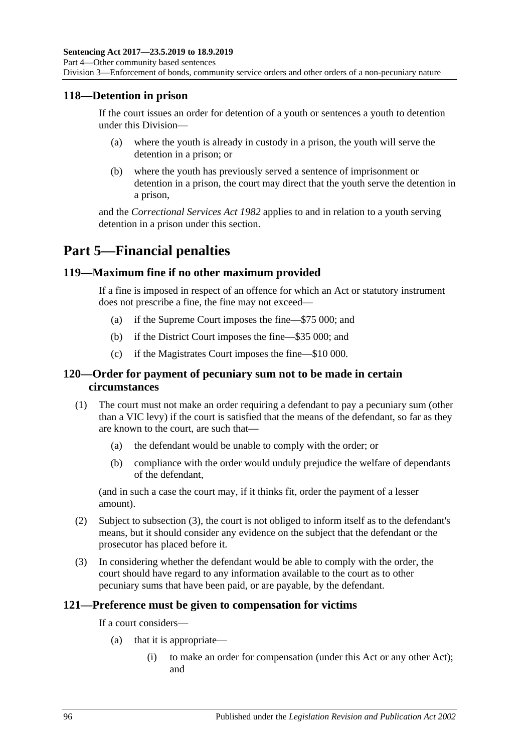### 118—Detention in prison

If the court issues an order for detention of a youth or sentences a youth to detention under this Division—

- (a) where the youth is already in custody in a prison, the youth will serve the detention in a prison; or
- (b) where the youth has previously served a sentence of imprisonment or detention in a prison, the court may direct that the youth serve the detention in a prison,

and the *Correctional Services Act 1982* applies to and in relation to a youth serving detention in a prison under this section.

## Part 5—Financial penalties

### 119—Maximum fine if no other maximum provided

If a fine is imposed in respect of an offence for which an Act or statutory instrument does not prescribe a fine, the fine may not exceed—

- (a) if the Supreme Court imposes the fine—$75 000; and
- (b) if the District Court imposes the fine—$35 000; and
- (c) if the Magistrates Court imposes the fine—$10 000.

### 120—Order for payment of pecuniary sum not to be made in certain circumstances

(1) The court must not make an order requiring a defendant to pay a pecuniary sum (other than a VIC levy) if the court is satisfied that the means of the defendant, so far as they are known to the court, are such that—

- (a) the defendant would be unable to comply with the order; or
- (b) compliance with the order would unduly prejudice the welfare of dependants of the defendant,

(and in such a case the court may, if it thinks fit, order the payment of a lesser amount).

(2) Subject to subsection (3), the court is not obliged to inform itself as to the defendant's means, but it should consider any evidence on the subject that the defendant or the prosecutor has placed before it.

(3) In considering whether the defendant would be able to comply with the order, the court should have regard to any information available to the court as to other pecuniary sums that have been paid, or are payable, by the defendant.

### 121—Preference must be given to compensation for victims

If a court considers—

- (a) that it is appropriate—
  - (i) to make an order for compensation (under this Act or any other Act); and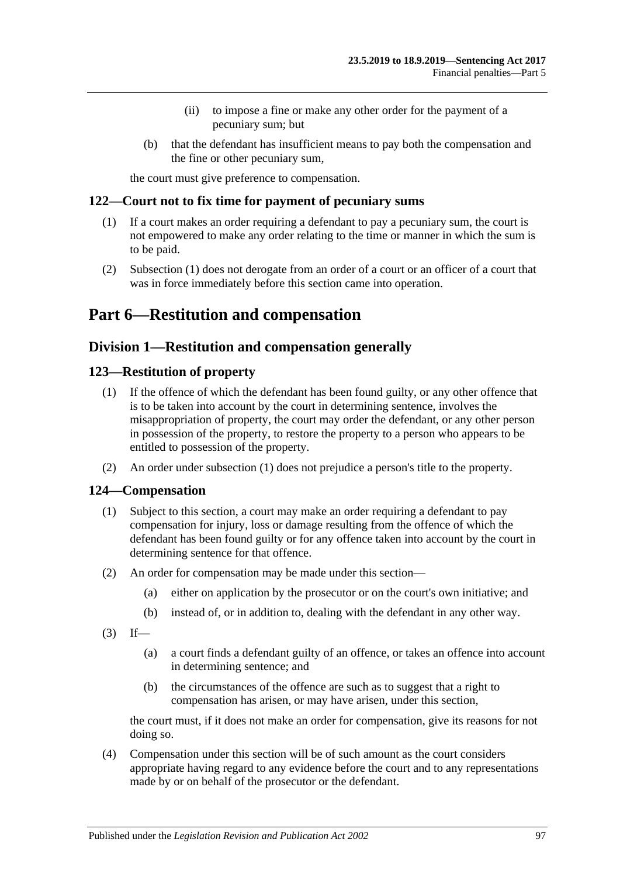(ii) to impose a fine or make any other order for the payment of a pecuniary sum; but

(b) that the defendant has insufficient means to pay both the compensation and the fine or other pecuniary sum,

the court must give preference to compensation.

### 122—Court not to fix time for payment of pecuniary sums

(1) If a court makes an order requiring a defendant to pay a pecuniary sum, the court is not empowered to make any order relating to the time or manner in which the sum is to be paid.

(2) Subsection (1) does not derogate from an order of a court or an officer of a court that was in force immediately before this section came into operation.

# Part 6—Restitution and compensation

## Division 1—Restitution and compensation generally

### 123—Restitution of property

(1) If the offence of which the defendant has been found guilty, or any other offence that is to be taken into account by the court in determining sentence, involves the misappropriation of property, the court may order the defendant, or any other person in possession of the property, to restore the property to a person who appears to be entitled to possession of the property.

(2) An order under subsection (1) does not prejudice a person's title to the property.

### 124—Compensation

(1) Subject to this section, a court may make an order requiring a defendant to pay compensation for injury, loss or damage resulting from the offence of which the defendant has been found guilty or for any offence taken into account by the court in determining sentence for that offence.

(2) An order for compensation may be made under this section—

(a) either on application by the prosecutor or on the court's own initiative; and

(b) instead of, or in addition to, dealing with the defendant in any other way.

(3) If—

(a) a court finds a defendant guilty of an offence, or takes an offence into account in determining sentence; and

(b) the circumstances of the offence are such as to suggest that a right to compensation has arisen, or may have arisen, under this section,

the court must, if it does not make an order for compensation, give its reasons for not doing so.

(4) Compensation under this section will be of such amount as the court considers appropriate having regard to any evidence before the court and to any representations made by or on behalf of the prosecutor or the defendant.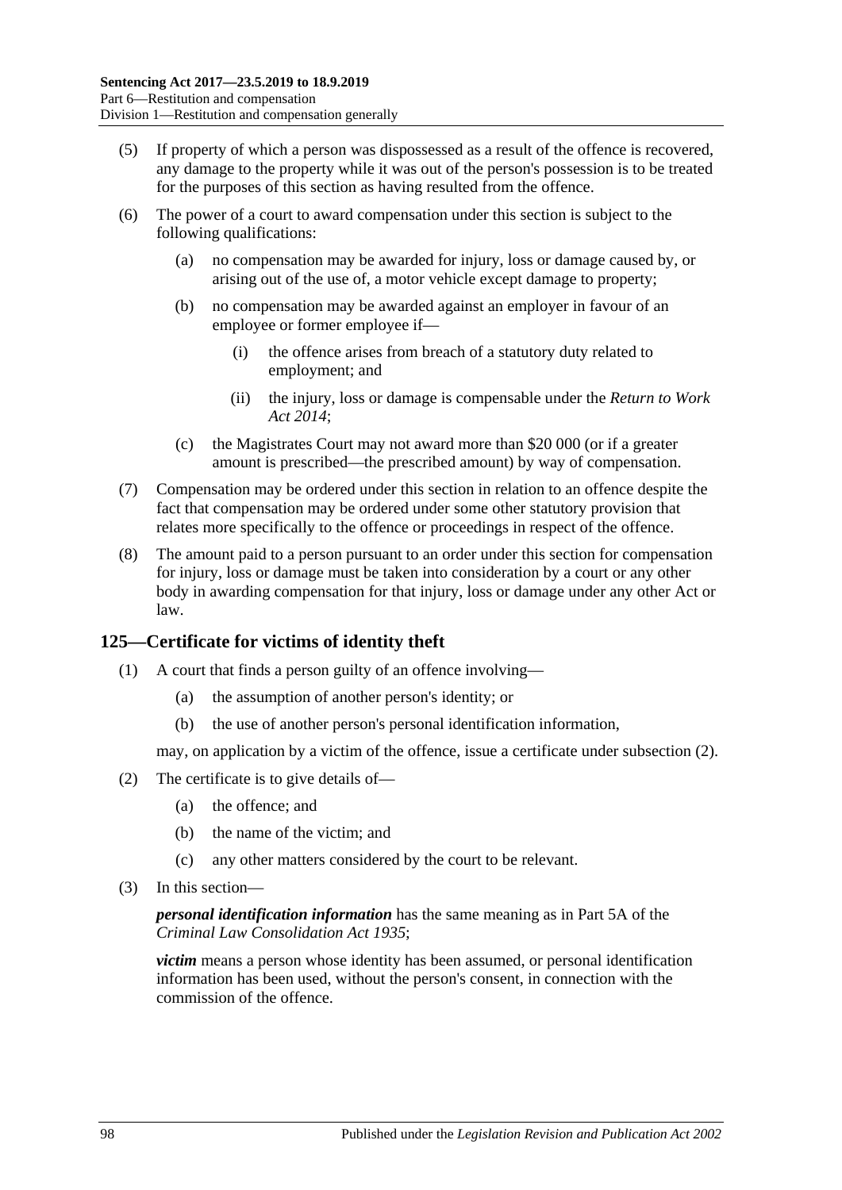(5) If property of which a person was dispossessed as a result of the offence is recovered, any damage to the property while it was out of the person's possession is to be treated for the purposes of this section as having resulted from the offence.

(6) The power of a court to award compensation under this section is subject to the following qualifications:

  (a) no compensation may be awarded for injury, loss or damage caused by, or arising out of the use of, a motor vehicle except damage to property;

  (b) no compensation may be awarded against an employer in favour of an employee or former employee if—

    (i) the offence arises from breach of a statutory duty related to employment; and

    (ii) the injury, loss or damage is compensable under the *Return to Work Act 2014*;

  (c) the Magistrates Court may not award more than $20 000 (or if a greater amount is prescribed—the prescribed amount) by way of compensation.

(7) Compensation may be ordered under this section in relation to an offence despite the fact that compensation may be ordered under some other statutory provision that relates more specifically to the offence or proceedings in respect of the offence.

(8) The amount paid to a person pursuant to an order under this section for compensation for injury, loss or damage must be taken into consideration by a court or any other body in awarding compensation for that injury, loss or damage under any other Act or law.

## 125—Certificate for victims of identity theft

(1) A court that finds a person guilty of an offence involving—

  (a) the assumption of another person's identity; or

  (b) the use of another person's personal identification information,

may, on application by a victim of the offence, issue a certificate under subsection (2).

(2) The certificate is to give details of—

  (a) the offence; and

  (b) the name of the victim; and

  (c) any other matters considered by the court to be relevant.

(3) In this section—

***personal identification information*** has the same meaning as in Part 5A of the *Criminal Law Consolidation Act 1935*;

***victim*** means a person whose identity has been assumed, or personal identification information has been used, without the person's consent, in connection with the commission of the offence.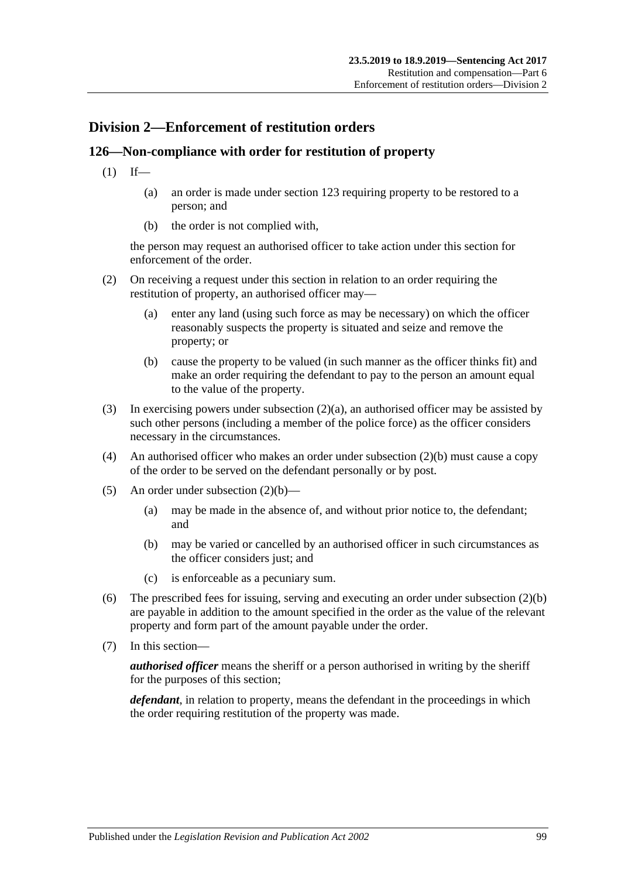## Division 2—Enforcement of restitution orders

### 126—Non-compliance with order for restitution of property

(1) If—

(a) an order is made under section 123 requiring property to be restored to a person; and

(b) the order is not complied with,

the person may request an authorised officer to take action under this section for enforcement of the order.

(2) On receiving a request under this section in relation to an order requiring the restitution of property, an authorised officer may—

(a) enter any land (using such force as may be necessary) on which the officer reasonably suspects the property is situated and seize and remove the property; or

(b) cause the property to be valued (in such manner as the officer thinks fit) and make an order requiring the defendant to pay to the person an amount equal to the value of the property.

(3) In exercising powers under subsection (2)(a), an authorised officer may be assisted by such other persons (including a member of the police force) as the officer considers necessary in the circumstances.

(4) An authorised officer who makes an order under subsection (2)(b) must cause a copy of the order to be served on the defendant personally or by post.

(5) An order under subsection (2)(b)—

(a) may be made in the absence of, and without prior notice to, the defendant; and

(b) may be varied or cancelled by an authorised officer in such circumstances as the officer considers just; and

(c) is enforceable as a pecuniary sum.

(6) The prescribed fees for issuing, serving and executing an order under subsection (2)(b) are payable in addition to the amount specified in the order as the value of the relevant property and form part of the amount payable under the order.

(7) In this section—

***authorised officer*** means the sheriff or a person authorised in writing by the sheriff for the purposes of this section;

***defendant***, in relation to property, means the defendant in the proceedings in which the order requiring restitution of the property was made.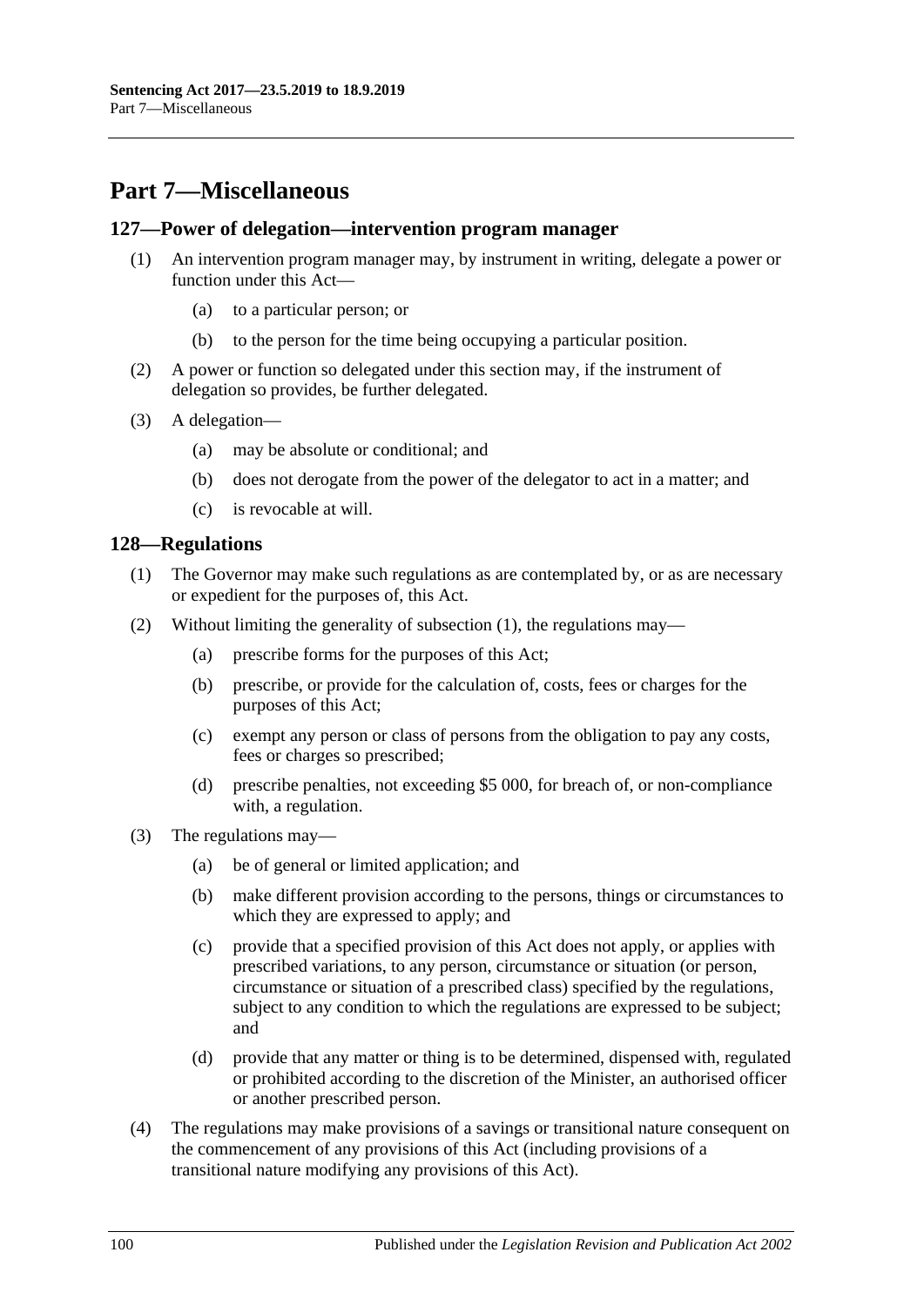# Part 7—Miscellaneous

## 127—Power of delegation—intervention program manager

(1) An intervention program manager may, by instrument in writing, delegate a power or function under this Act—

(a) to a particular person; or

(b) to the person for the time being occupying a particular position.

(2) A power or function so delegated under this section may, if the instrument of delegation so provides, be further delegated.

(3) A delegation—

(a) may be absolute or conditional; and

(b) does not derogate from the power of the delegator to act in a matter; and

(c) is revocable at will.

## 128—Regulations

(1) The Governor may make such regulations as are contemplated by, or as are necessary or expedient for the purposes of, this Act.

(2) Without limiting the generality of subsection (1), the regulations may—

(a) prescribe forms for the purposes of this Act;

(b) prescribe, or provide for the calculation of, costs, fees or charges for the purposes of this Act;

(c) exempt any person or class of persons from the obligation to pay any costs, fees or charges so prescribed;

(d) prescribe penalties, not exceeding $5 000, for breach of, or non-compliance with, a regulation.

(3) The regulations may—

(a) be of general or limited application; and

(b) make different provision according to the persons, things or circumstances to which they are expressed to apply; and

(c) provide that a specified provision of this Act does not apply, or applies with prescribed variations, to any person, circumstance or situation (or person, circumstance or situation of a prescribed class) specified by the regulations, subject to any condition to which the regulations are expressed to be subject; and

(d) provide that any matter or thing is to be determined, dispensed with, regulated or prohibited according to the discretion of the Minister, an authorised officer or another prescribed person.

(4) The regulations may make provisions of a savings or transitional nature consequent on the commencement of any provisions of this Act (including provisions of a transitional nature modifying any provisions of this Act).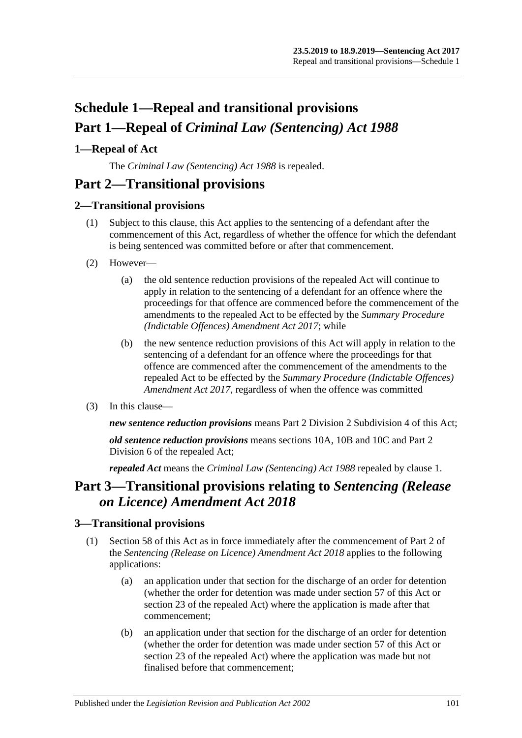# Schedule 1—Repeal and transitional provisions

# Part 1—Repeal of *Criminal Law (Sentencing) Act 1988*

## 1—Repeal of Act

The *Criminal Law (Sentencing) Act 1988* is repealed.

# Part 2—Transitional provisions

## 2—Transitional provisions

(1) Subject to this clause, this Act applies to the sentencing of a defendant after the commencement of this Act, regardless of whether the offence for which the defendant is being sentenced was committed before or after that commencement.

(2) However—

(a) the old sentence reduction provisions of the repealed Act will continue to apply in relation to the sentencing of a defendant for an offence where the proceedings for that offence are commenced before the commencement of the amendments to the repealed Act to be effected by the *Summary Procedure (Indictable Offences) Amendment Act 2017*; while

(b) the new sentence reduction provisions of this Act will apply in relation to the sentencing of a defendant for an offence where the proceedings for that offence are commenced after the commencement of the amendments to the repealed Act to be effected by the *Summary Procedure (Indictable Offences) Amendment Act 2017*, regardless of when the offence was committed

(3) In this clause—

***new sentence reduction provisions*** means Part 2 Division 2 Subdivision 4 of this Act;

***old sentence reduction provisions*** means sections 10A, 10B and 10C and Part 2 Division 6 of the repealed Act;

***repealed Act*** means the *Criminal Law (Sentencing) Act 1988* repealed by clause 1.

# Part 3—Transitional provisions relating to *Sentencing (Release on Licence) Amendment Act 2018*

## 3—Transitional provisions

(1) Section 58 of this Act as in force immediately after the commencement of Part 2 of the *Sentencing (Release on Licence) Amendment Act 2018* applies to the following applications:

(a) an application under that section for the discharge of an order for detention (whether the order for detention was made under section 57 of this Act or section 23 of the repealed Act) where the application is made after that commencement;

(b) an application under that section for the discharge of an order for detention (whether the order for detention was made under section 57 of this Act or section 23 of the repealed Act) where the application was made but not finalised before that commencement;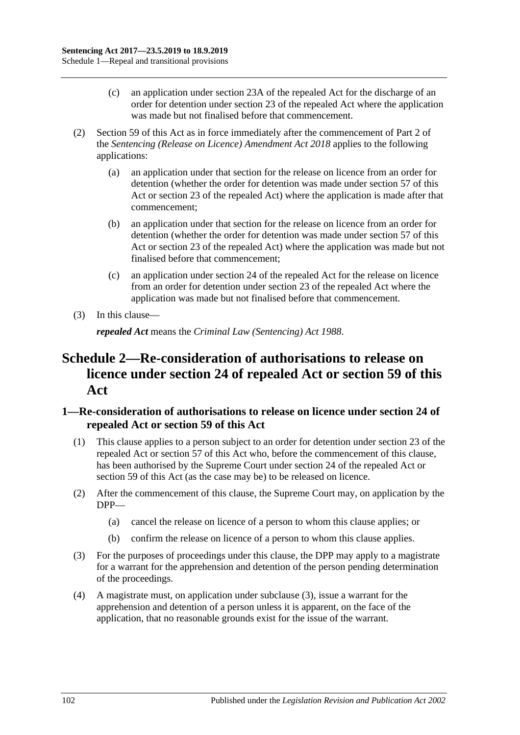(c) an application under section 23A of the repealed Act for the discharge of an order for detention under section 23 of the repealed Act where the application was made but not finalised before that commencement.

(2) Section 59 of this Act as in force immediately after the commencement of Part 2 of the *Sentencing (Release on Licence) Amendment Act 2018* applies to the following applications:

(a) an application under that section for the release on licence from an order for detention (whether the order for detention was made under section 57 of this Act or section 23 of the repealed Act) where the application is made after that commencement;

(b) an application under that section for the release on licence from an order for detention (whether the order for detention was made under section 57 of this Act or section 23 of the repealed Act) where the application was made but not finalised before that commencement;

(c) an application under section 24 of the repealed Act for the release on licence from an order for detention under section 23 of the repealed Act where the application was made but not finalised before that commencement.

(3) In this clause—

***repealed Act*** means the *Criminal Law (Sentencing) Act 1988*.

# Schedule 2—Re-consideration of authorisations to release on licence under section 24 of repealed Act or section 59 of this Act

## 1—Re-consideration of authorisations to release on licence under section 24 of repealed Act or section 59 of this Act

(1) This clause applies to a person subject to an order for detention under section 23 of the repealed Act or section 57 of this Act who, before the commencement of this clause, has been authorised by the Supreme Court under section 24 of the repealed Act or section 59 of this Act (as the case may be) to be released on licence.

(2) After the commencement of this clause, the Supreme Court may, on application by the DPP—

(a) cancel the release on licence of a person to whom this clause applies; or

(b) confirm the release on licence of a person to whom this clause applies.

(3) For the purposes of proceedings under this clause, the DPP may apply to a magistrate for a warrant for the apprehension and detention of the person pending determination of the proceedings.

(4) A magistrate must, on application under subclause (3), issue a warrant for the apprehension and detention of a person unless it is apparent, on the face of the application, that no reasonable grounds exist for the issue of the warrant.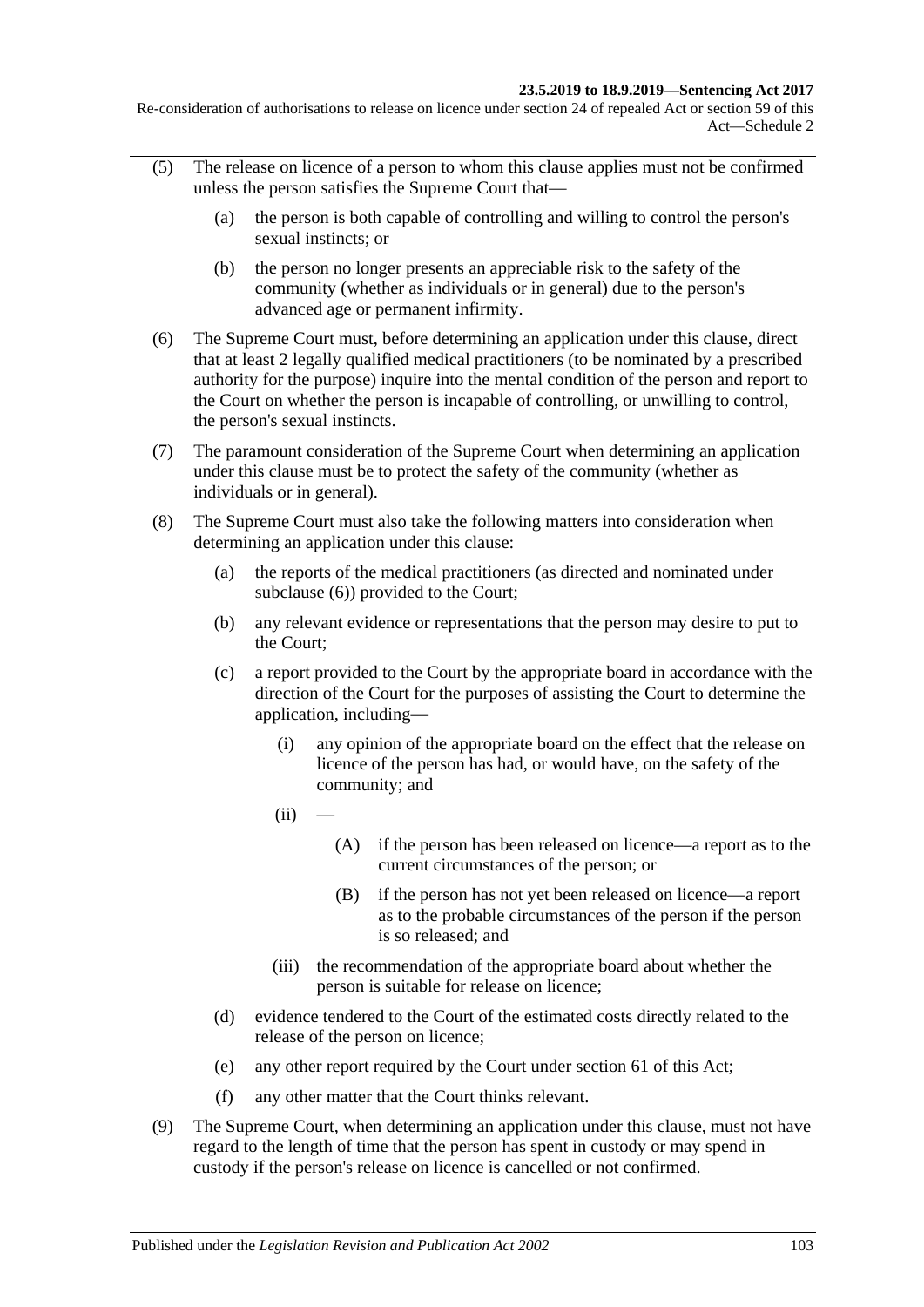(5) The release on licence of a person to whom this clause applies must not be confirmed unless the person satisfies the Supreme Court that—

(a) the person is both capable of controlling and willing to control the person's sexual instincts; or

(b) the person no longer presents an appreciable risk to the safety of the community (whether as individuals or in general) due to the person's advanced age or permanent infirmity.

(6) The Supreme Court must, before determining an application under this clause, direct that at least 2 legally qualified medical practitioners (to be nominated by a prescribed authority for the purpose) inquire into the mental condition of the person and report to the Court on whether the person is incapable of controlling, or unwilling to control, the person's sexual instincts.

(7) The paramount consideration of the Supreme Court when determining an application under this clause must be to protect the safety of the community (whether as individuals or in general).

(8) The Supreme Court must also take the following matters into consideration when determining an application under this clause:

(a) the reports of the medical practitioners (as directed and nominated under subclause (6)) provided to the Court;

(b) any relevant evidence or representations that the person may desire to put to the Court;

(c) a report provided to the Court by the appropriate board in accordance with the direction of the Court for the purposes of assisting the Court to determine the application, including—

(i) any opinion of the appropriate board on the effect that the release on licence of the person has had, or would have, on the safety of the community; and

(ii) —

(A) if the person has been released on licence—a report as to the current circumstances of the person; or

(B) if the person has not yet been released on licence—a report as to the probable circumstances of the person if the person is so released; and

(iii) the recommendation of the appropriate board about whether the person is suitable for release on licence;

(d) evidence tendered to the Court of the estimated costs directly related to the release of the person on licence;

(e) any other report required by the Court under section 61 of this Act;

(f) any other matter that the Court thinks relevant.

(9) The Supreme Court, when determining an application under this clause, must not have regard to the length of time that the person has spent in custody or may spend in custody if the person's release on licence is cancelled or not confirmed.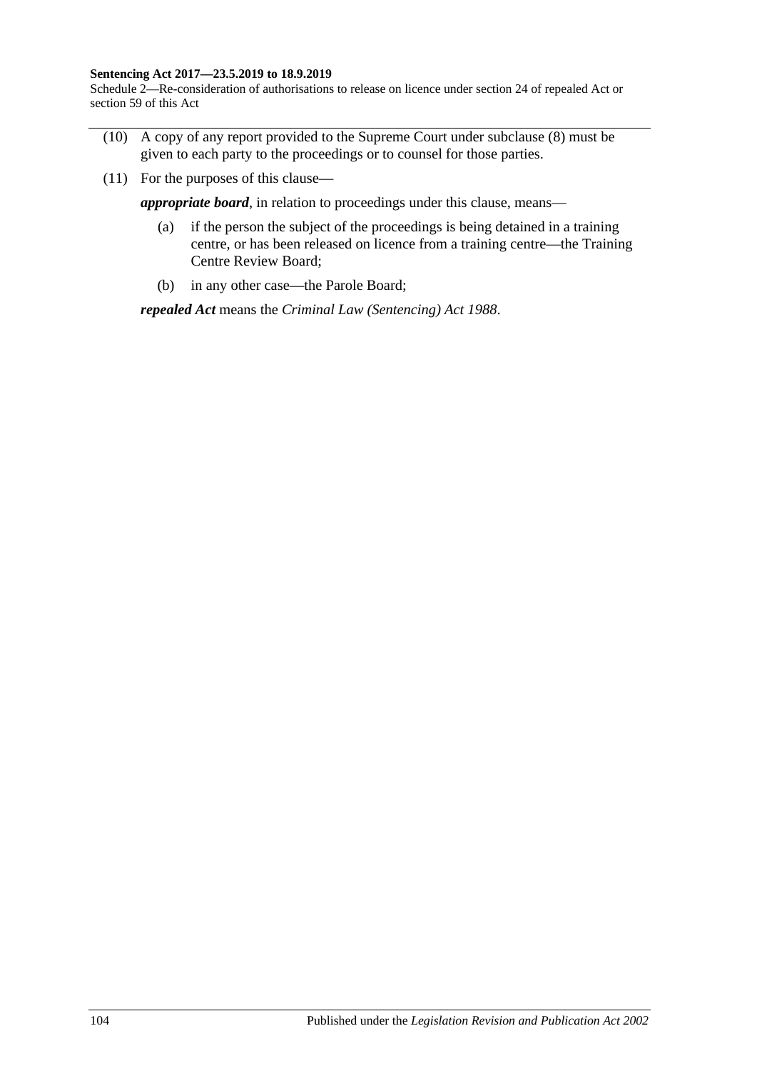(10) A copy of any report provided to the Supreme Court under subclause (8) must be given to each party to the proceedings or to counsel for those parties.

(11) For the purposes of this clause—

***appropriate board***, in relation to proceedings under this clause, means—

- (a) if the person the subject of the proceedings is being detained in a training centre, or has been released on licence from a training centre—the Training Centre Review Board;
- (b) in any other case—the Parole Board;

***repealed Act*** means the *Criminal Law (Sentencing) Act 1988*.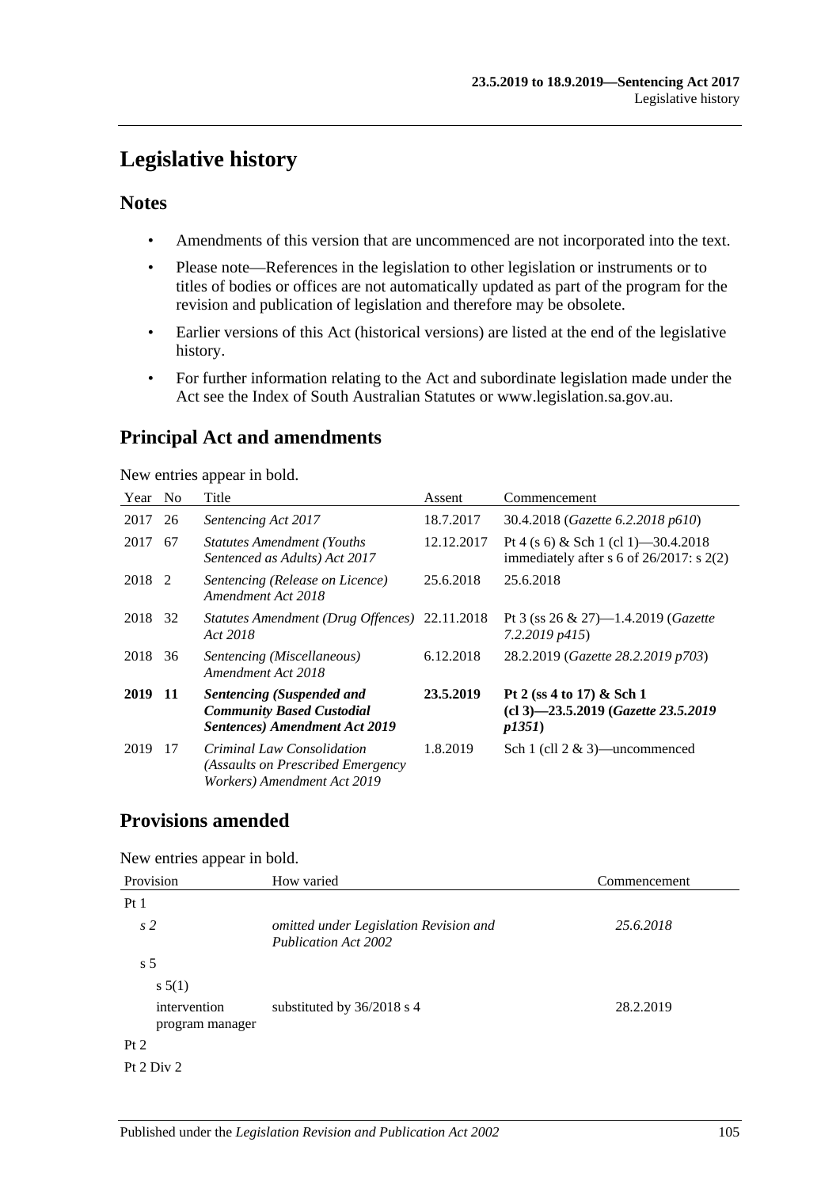# Legislative history

## Notes

- Amendments of this version that are uncommenced are not incorporated into the text.
- Please note—References in the legislation to other legislation or instruments or to titles of bodies or offices are not automatically updated as part of the program for the revision and publication of legislation and therefore may be obsolete.
- Earlier versions of this Act (historical versions) are listed at the end of the legislative history.
- For further information relating to the Act and subordinate legislation made under the Act see the Index of South Australian Statutes or www.legislation.sa.gov.au.

## Principal Act and amendments

New entries appear in bold.

| Year | No | Title | Assent | Commencement |
|---|---|---|---|---|
| 2017 | 26 | *Sentencing Act 2017* | 18.7.2017 | 30.4.2018 (*Gazette 6.2.2018 p610*) |
| 2017 | 67 | *Statutes Amendment (Youths Sentenced as Adults) Act 2017* | 12.12.2017 | Pt 4 (s 6) & Sch 1 (cl 1)—30.4.2018 immediately after s 6 of 26/2017: s 2(2) |
| 2018 | 2 | *Sentencing (Release on Licence) Amendment Act 2018* | 25.6.2018 | 25.6.2018 |
| 2018 | 32 | *Statutes Amendment (Drug Offences) Act 2018* | 22.11.2018 | Pt 3 (ss 26 & 27)—1.4.2019 (*Gazette 7.2.2019 p415*) |
| 2018 | 36 | *Sentencing (Miscellaneous) Amendment Act 2018* | 6.12.2018 | 28.2.2019 (*Gazette 28.2.2019 p703*) |
| **2019** | **11** | ***Sentencing (Suspended and Community Based Custodial Sentences) Amendment Act 2019*** | **23.5.2019** | **Pt 2 (ss 4 to 17) & Sch 1 (cl 3)—23.5.2019 (*Gazette 23.5.2019 p1351*)** |
| 2019 | 17 | *Criminal Law Consolidation (Assaults on Prescribed Emergency Workers) Amendment Act 2019* | 1.8.2019 | Sch 1 (cll 2 & 3)—uncommenced |

## Provisions amended

New entries appear in bold.

| Provision | How varied | Commencement |
|---|---|---|
| Pt 1 | | |
| *s 2* | *omitted under Legislation Revision and Publication Act 2002* | *25.6.2018* |
| s 5 | | |
| s 5(1) | | |
| intervention program manager | substituted by 36/2018 s 4 | 28.2.2019 |
| Pt 2 | | |
| Pt 2 Div 2 | | |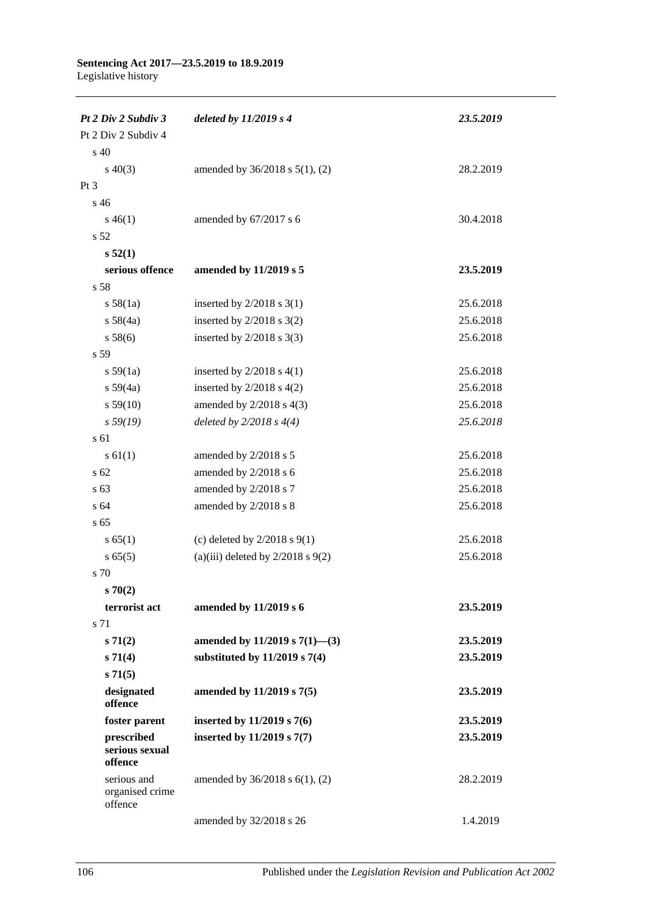| | | |
|---|---|---|
| ***Pt 2 Div 2 Subdiv 3*** | ***deleted by 11/2019 s 4*** | ***23.5.2019*** |
| Pt 2 Div 2 Subdiv 4 | | |
| s 40 | | |
| s 40(3) | amended by 36/2018 s 5(1), (2) | 28.2.2019 |
| Pt 3 | | |
| s 46 | | |
| s 46(1) | amended by 67/2017 s 6 | 30.4.2018 |
| s 52 | | |
| **s 52(1)** | | |
| **serious offence** | **amended by 11/2019 s 5** | **23.5.2019** |
| s 58 | | |
| s 58(1a) | inserted by 2/2018 s 3(1) | 25.6.2018 |
| s 58(4a) | inserted by 2/2018 s 3(2) | 25.6.2018 |
| s 58(6) | inserted by 2/2018 s 3(3) | 25.6.2018 |
| s 59 | | |
| s 59(1a) | inserted by 2/2018 s 4(1) | 25.6.2018 |
| s 59(4a) | inserted by 2/2018 s 4(2) | 25.6.2018 |
| s 59(10) | amended by 2/2018 s 4(3) | 25.6.2018 |
| *s 59(19)* | *deleted by 2/2018 s 4(4)* | *25.6.2018* |
| s 61 | | |
| s 61(1) | amended by 2/2018 s 5 | 25.6.2018 |
| s 62 | amended by 2/2018 s 6 | 25.6.2018 |
| s 63 | amended by 2/2018 s 7 | 25.6.2018 |
| s 64 | amended by 2/2018 s 8 | 25.6.2018 |
| s 65 | | |
| s 65(1) | (c) deleted by 2/2018 s 9(1) | 25.6.2018 |
| s 65(5) | (a)(iii) deleted by 2/2018 s 9(2) | 25.6.2018 |
| s 70 | | |
| **s 70(2)** | | |
| **terrorist act** | **amended by 11/2019 s 6** | **23.5.2019** |
| s 71 | | |
| **s 71(2)** | **amended by 11/2019 s 7(1)—(3)** | **23.5.2019** |
| **s 71(4)** | **substituted by 11/2019 s 7(4)** | **23.5.2019** |
| **s 71(5)** | | |
| **designated offence** | **amended by 11/2019 s 7(5)** | **23.5.2019** |
| **foster parent** | **inserted by 11/2019 s 7(6)** | **23.5.2019** |
| **prescribed serious sexual offence** | **inserted by 11/2019 s 7(7)** | **23.5.2019** |
| serious and organised crime offence | amended by 36/2018 s 6(1), (2) | 28.2.2019 |
| | amended by 32/2018 s 26 | 1.4.2019 |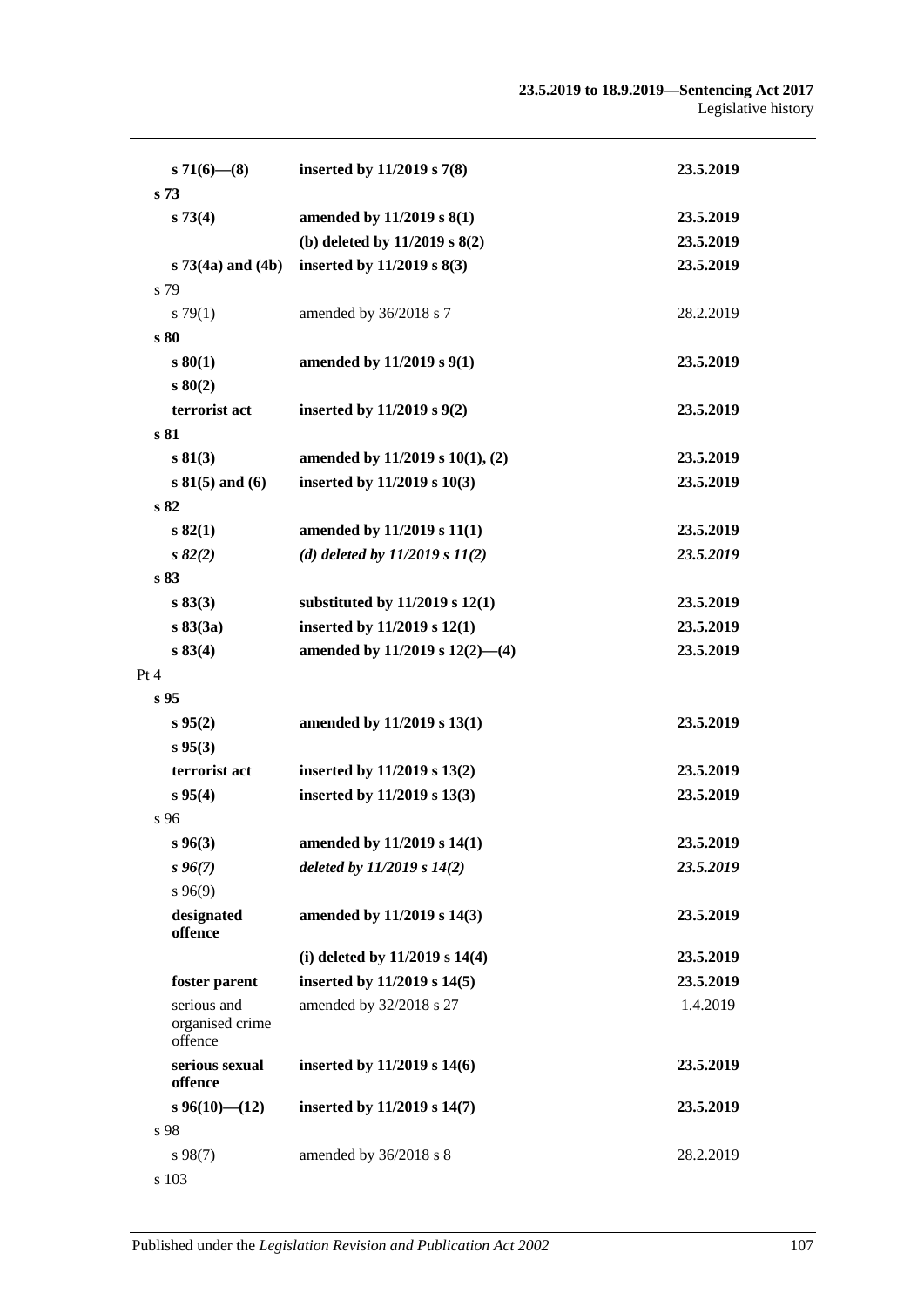| | | |
|---|---|---|
| **s 71(6)—(8)** | **inserted by 11/2019 s 7(8)** | **23.5.2019** |
| **s 73** | | |
| **s 73(4)** | **amended by 11/2019 s 8(1)** | **23.5.2019** |
| | **(b) deleted by 11/2019 s 8(2)** | **23.5.2019** |
| **s 73(4a) and (4b)** | **inserted by 11/2019 s 8(3)** | **23.5.2019** |
| s 79 | | |
| s 79(1) | amended by 36/2018 s 7 | 28.2.2019 |
| **s 80** | | |
| **s 80(1)** | **amended by 11/2019 s 9(1)** | **23.5.2019** |
| **s 80(2)** | | |
| **terrorist act** | **inserted by 11/2019 s 9(2)** | **23.5.2019** |
| **s 81** | | |
| **s 81(3)** | **amended by 11/2019 s 10(1), (2)** | **23.5.2019** |
| **s 81(5) and (6)** | **inserted by 11/2019 s 10(3)** | **23.5.2019** |
| **s 82** | | |
| **s 82(1)** | **amended by 11/2019 s 11(1)** | **23.5.2019** |
| ***s 82(2)*** | ***(d) deleted by 11/2019 s 11(2)*** | ***23.5.2019*** |
| **s 83** | | |
| **s 83(3)** | **substituted by 11/2019 s 12(1)** | **23.5.2019** |
| **s 83(3a)** | **inserted by 11/2019 s 12(1)** | **23.5.2019** |
| **s 83(4)** | **amended by 11/2019 s 12(2)—(4)** | **23.5.2019** |
| Pt 4 | | |
| **s 95** | | |
| **s 95(2)** | **amended by 11/2019 s 13(1)** | **23.5.2019** |
| **s 95(3)** | | |
| **terrorist act** | **inserted by 11/2019 s 13(2)** | **23.5.2019** |
| **s 95(4)** | **inserted by 11/2019 s 13(3)** | **23.5.2019** |
| s 96 | | |
| **s 96(3)** | **amended by 11/2019 s 14(1)** | **23.5.2019** |
| ***s 96(7)*** | ***deleted by 11/2019 s 14(2)*** | ***23.5.2019*** |
| s 96(9) | | |
| **designated offence** | **amended by 11/2019 s 14(3)** | **23.5.2019** |
| | **(i) deleted by 11/2019 s 14(4)** | **23.5.2019** |
| **foster parent** | **inserted by 11/2019 s 14(5)** | **23.5.2019** |
| serious and organised crime offence | amended by 32/2018 s 27 | 1.4.2019 |
| **serious sexual offence** | **inserted by 11/2019 s 14(6)** | **23.5.2019** |
| **s 96(10)—(12)** | **inserted by 11/2019 s 14(7)** | **23.5.2019** |
| s 98 | | |
| s 98(7) | amended by 36/2018 s 8 | 28.2.2019 |
| s 103 | | |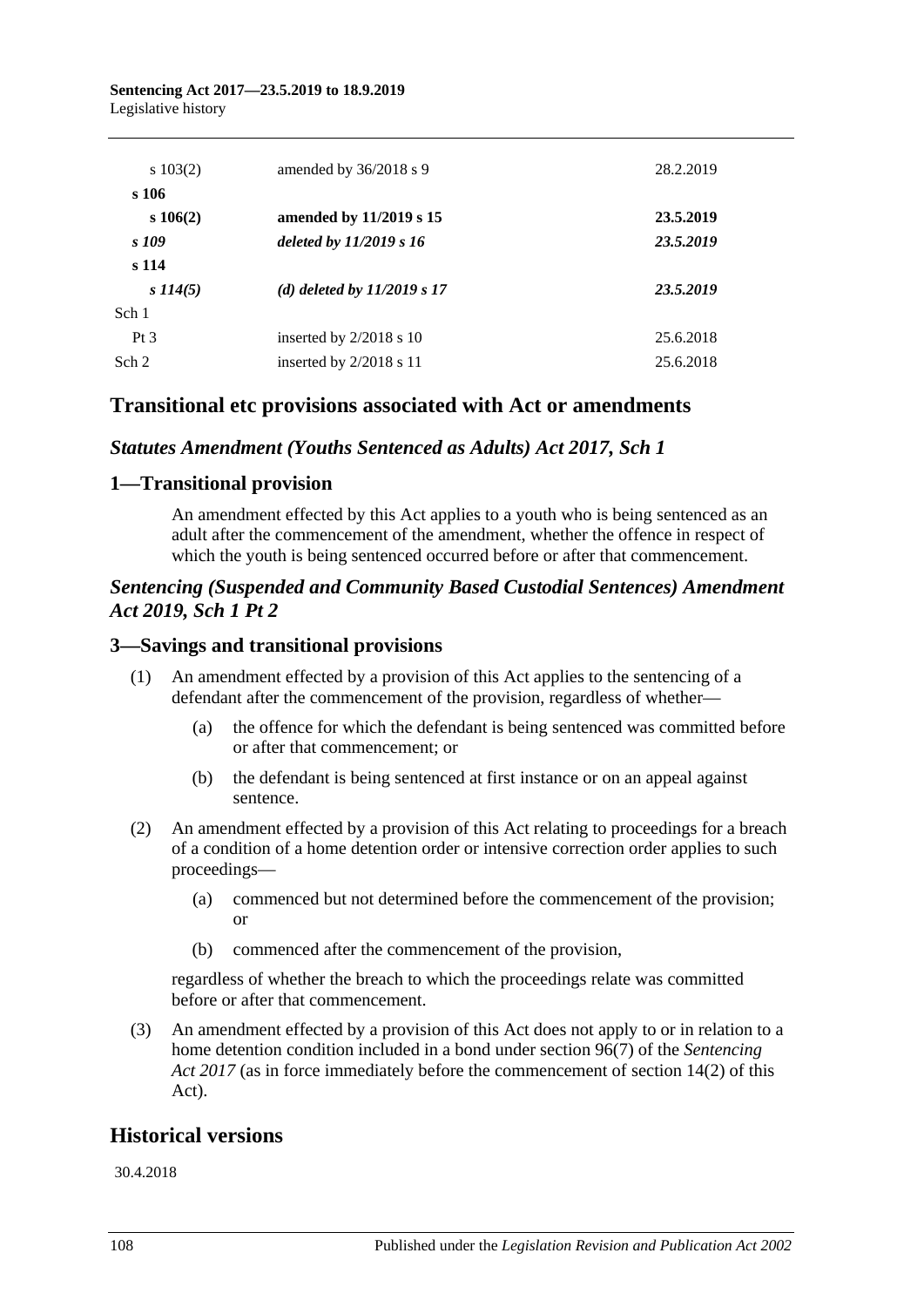| | | |
|---|---|---|
| s 103(2) | amended by 36/2018 s 9 | 28.2.2019 |
| **s 106** | | |
| **s 106(2)** | **amended by 11/2019 s 15** | **23.5.2019** |
| ***s 109*** | ***deleted by 11/2019 s 16*** | ***23.5.2019*** |
| **s 114** | | |
| ***s 114(5)*** | ***(d) deleted by 11/2019 s 17*** | ***23.5.2019*** |
| Sch 1 | | |
| Pt 3 | inserted by 2/2018 s 10 | 25.6.2018 |
| Sch 2 | inserted by 2/2018 s 11 | 25.6.2018 |

## Transitional etc provisions associated with Act or amendments

### *Statutes Amendment (Youths Sentenced as Adults) Act 2017, Sch 1*

## 1—Transitional provision

An amendment effected by this Act applies to a youth who is being sentenced as an adult after the commencement of the amendment, whether the offence in respect of which the youth is being sentenced occurred before or after that commencement.

### *Sentencing (Suspended and Community Based Custodial Sentences) Amendment Act 2019, Sch 1 Pt 2*

## 3—Savings and transitional provisions

(1) An amendment effected by a provision of this Act applies to the sentencing of a defendant after the commencement of the provision, regardless of whether—

(a) the offence for which the defendant is being sentenced was committed before or after that commencement; or

(b) the defendant is being sentenced at first instance or on an appeal against sentence.

(2) An amendment effected by a provision of this Act relating to proceedings for a breach of a condition of a home detention order or intensive correction order applies to such proceedings—

(a) commenced but not determined before the commencement of the provision; or

(b) commenced after the commencement of the provision,

regardless of whether the breach to which the proceedings relate was committed before or after that commencement.

(3) An amendment effected by a provision of this Act does not apply to or in relation to a home detention condition included in a bond under section 96(7) of the *Sentencing Act 2017* (as in force immediately before the commencement of section 14(2) of this Act).

## Historical versions

30.4.2018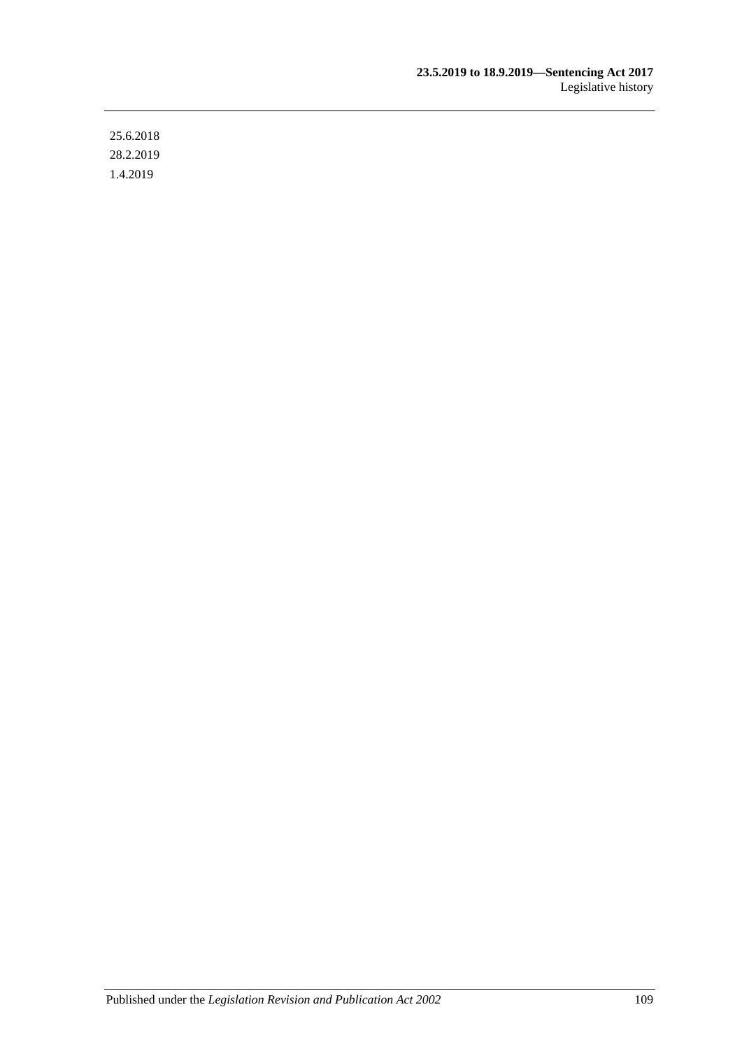25.6.2018

28.2.2019

1.4.2019